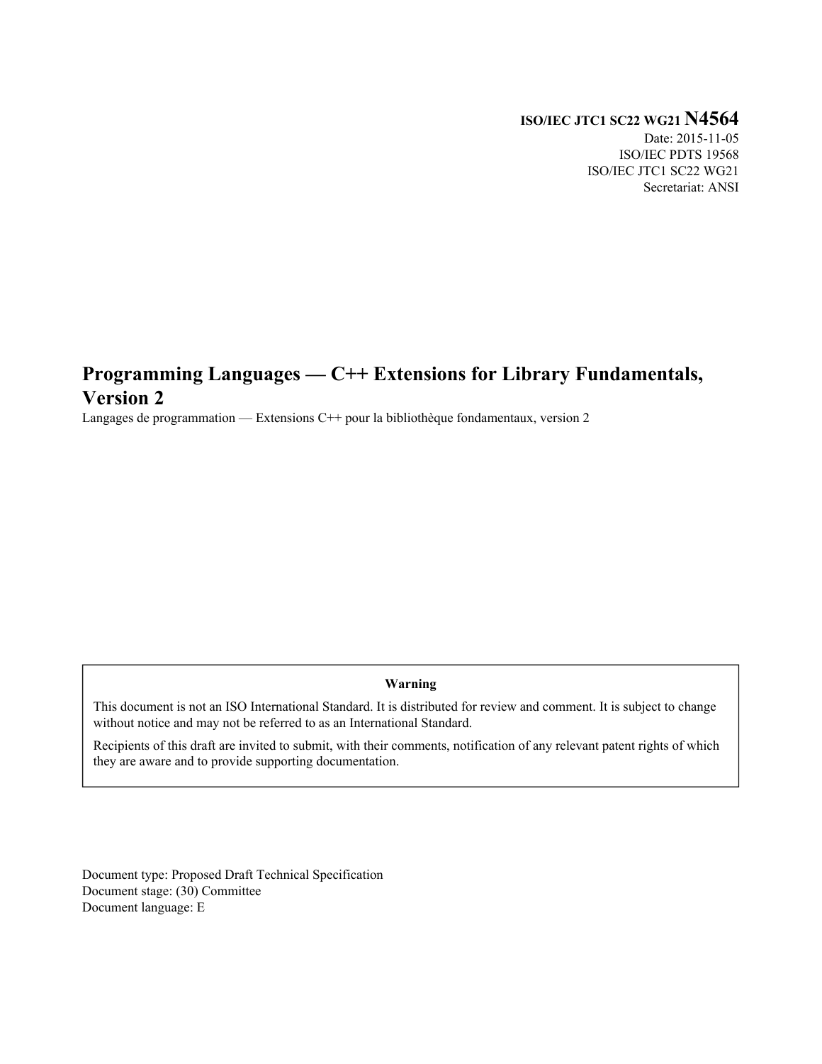**ISO/IEC JTC1 SC22 WG21 N4564**
Date: 2015-11-05
ISO/IEC PDTS 19568
ISO/IEC JTC1 SC22 WG21
Secretariat: ANSI

# Programming Languages — C++ Extensions for Library Fundamentals, Version 2

Langages de programmation — Extensions C++ pour la bibliothèque fondamentaux, version 2

**Warning**

This document is not an ISO International Standard. It is distributed for review and comment. It is subject to change without notice and may not be referred to as an International Standard.

Recipients of this draft are invited to submit, with their comments, notification of any relevant patent rights of which they are aware and to provide supporting documentation.

Document type: Proposed Draft Technical Specification
Document stage: (30) Committee
Document language: E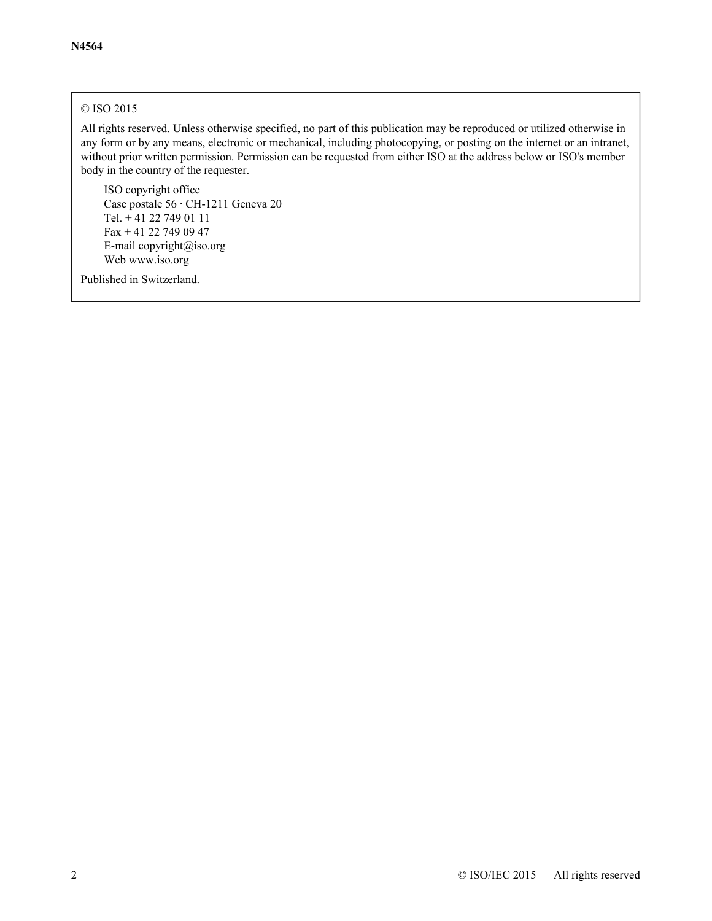© ISO 2015

All rights reserved. Unless otherwise specified, no part of this publication may be reproduced or utilized otherwise in any form or by any means, electronic or mechanical, including photocopying, or posting on the internet or an intranet, without prior written permission. Permission can be requested from either ISO at the address below or ISO's member body in the country of the requester.

ISO copyright office
Case postale 56 · CH-1211 Geneva 20
Tel. + 41 22 749 01 11
Fax + 41 22 749 09 47
E-mail copyright@iso.org
Web www.iso.org

Published in Switzerland.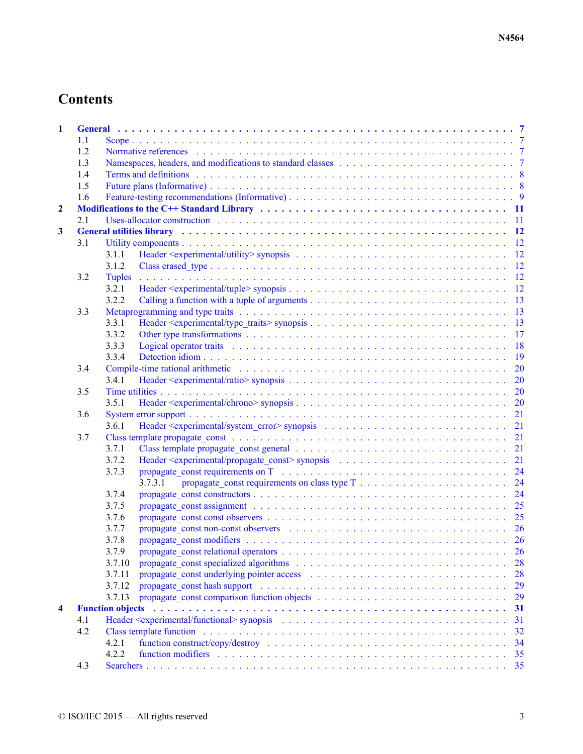# Contents

- **1 General** — 7
  - 1.1 Scope — 7
  - 1.2 Normative references — 7
  - 1.3 Namespaces, headers, and modifications to standard classes — 7
  - 1.4 Terms and definitions — 8
  - 1.5 Future plans (Informative) — 8
  - 1.6 Feature-testing recommendations (Informative) — 9
- **2 Modifications to the C++ Standard Library** — 11
  - 2.1 Uses-allocator construction — 11
- **3 General utilities library** — 12
  - 3.1 Utility components — 12
    - 3.1.1 Header <experimental/utility> synopsis — 12
    - 3.1.2 Class erased_type — 12
  - 3.2 Tuples — 12
    - 3.2.1 Header <experimental/tuple> synopsis — 12
    - 3.2.2 Calling a function with a tuple of arguments — 13
  - 3.3 Metaprogramming and type traits — 13
    - 3.3.1 Header <experimental/type_traits> synopsis — 13
    - 3.3.2 Other type transformations — 17
    - 3.3.3 Logical operator traits — 18
    - 3.3.4 Detection idiom — 19
  - 3.4 Compile-time rational arithmetic — 20
    - 3.4.1 Header <experimental/ratio> synopsis — 20
  - 3.5 Time utilities — 20
    - 3.5.1 Header <experimental/chrono> synopsis — 20
  - 3.6 System error support — 21
    - 3.6.1 Header <experimental/system_error> synopsis — 21
  - 3.7 Class template propagate_const — 21
    - 3.7.1 Class template propagate_const general — 21
    - 3.7.2 Header <experimental/propagate_const> synopsis — 21
    - 3.7.3 propagate_const requirements on T — 24
      - 3.7.3.1 propagate_const requirements on class type T — 24
    - 3.7.4 propagate_const constructors — 24
    - 3.7.5 propagate_const assignment — 25
    - 3.7.6 propagate_const const observers — 25
    - 3.7.7 propagate_const non-const observers — 26
    - 3.7.8 propagate_const modifiers — 26
    - 3.7.9 propagate_const relational operators — 26
    - 3.7.10 propagate_const specialized algorithms — 28
    - 3.7.11 propagate_const underlying pointer access — 28
    - 3.7.12 propagate_const hash support — 29
    - 3.7.13 propagate_const comparison function objects — 29
- **4 Function objects** — 31
  - 4.1 Header <experimental/functional> synopsis — 31
  - 4.2 Class template function — 32
    - 4.2.1 function construct/copy/destroy — 34
    - 4.2.2 function modifiers — 35
  - 4.3 Searchers — 35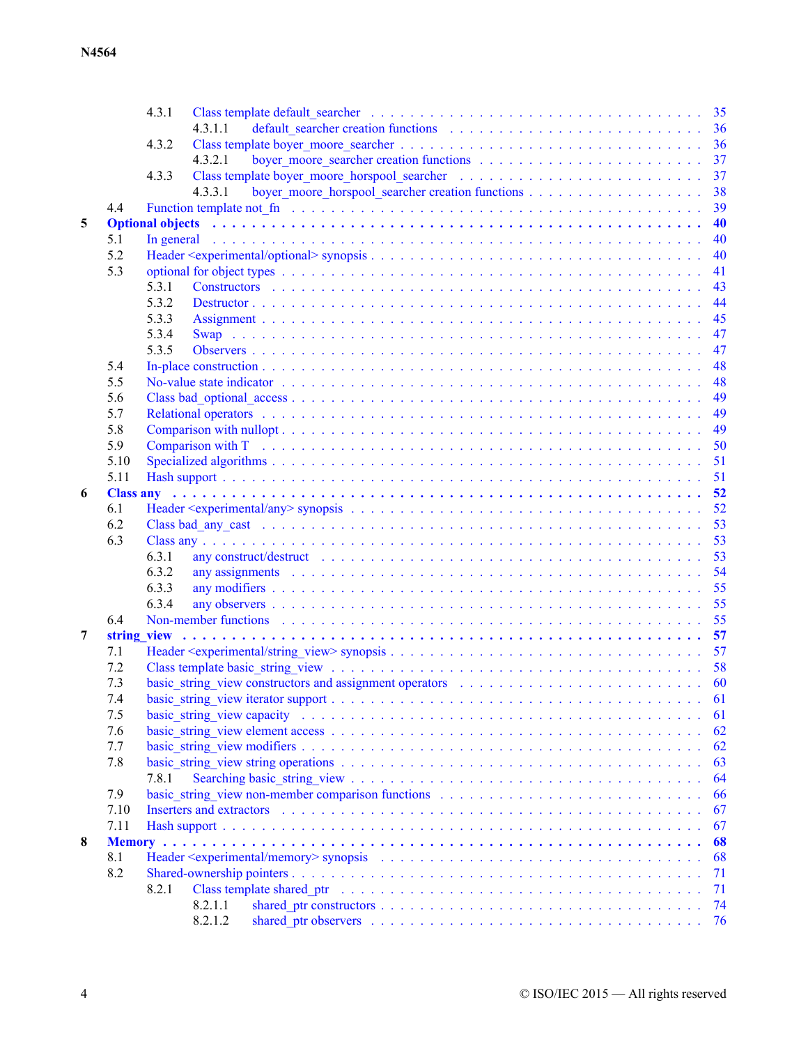- 4.3.1 Class template default_searcher . . . 35
  - 4.3.1.1 default_searcher creation functions . . . 36
- 4.3.2 Class template boyer_moore_searcher . . . 36
  - 4.3.2.1 boyer_moore_searcher creation functions . . . 37
- 4.3.3 Class template boyer_moore_horspool_searcher . . . 37
  - 4.3.3.1 boyer_moore_horspool_searcher creation functions . . . 38
- 4.4 Function template not_fn . . . 39

**5 Optional objects . . . 40**

- 5.1 In general . . . 40
- 5.2 Header <experimental/optional> synopsis . . . 40
- 5.3 optional for object types . . . 41
  - 5.3.1 Constructors . . . 43
  - 5.3.2 Destructor . . . 44
  - 5.3.3 Assignment . . . 45
  - 5.3.4 Swap . . . 47
  - 5.3.5 Observers . . . 47
- 5.4 In-place construction . . . 48
- 5.5 No-value state indicator . . . 48
- 5.6 Class bad_optional_access . . . 49
- 5.7 Relational operators . . . 49
- 5.8 Comparison with nullopt . . . 49
- 5.9 Comparison with T . . . 50
- 5.10 Specialized algorithms . . . 51
- 5.11 Hash support . . . 51

**6 Class any . . . 52**

- 6.1 Header <experimental/any> synopsis . . . 52
- 6.2 Class bad_any_cast . . . 53
- 6.3 Class any . . . 53
  - 6.3.1 any construct/destruct . . . 53
  - 6.3.2 any assignments . . . 54
  - 6.3.3 any modifiers . . . 55
  - 6.3.4 any observers . . . 55
- 6.4 Non-member functions . . . 55

**7 string_view . . . 57**

- 7.1 Header <experimental/string_view> synopsis . . . 57
- 7.2 Class template basic_string_view . . . 58
- 7.3 basic_string_view constructors and assignment operators . . . 60
- 7.4 basic_string_view iterator support . . . 61
- 7.5 basic_string_view capacity . . . 61
- 7.6 basic_string_view element access . . . 62
- 7.7 basic_string_view modifiers . . . 62
- 7.8 basic_string_view string operations . . . 63
  - 7.8.1 Searching basic_string_view . . . 64
- 7.9 basic_string_view non-member comparison functions . . . 66
- 7.10 Inserters and extractors . . . 67
- 7.11 Hash support . . . 67

**8 Memory . . . 68**

- 8.1 Header <experimental/memory> synopsis . . . 68
- 8.2 Shared-ownership pointers . . . 71
  - 8.2.1 Class template shared_ptr . . . 71
    - 8.2.1.1 shared_ptr constructors . . . 74
    - 8.2.1.2 shared_ptr observers . . . 76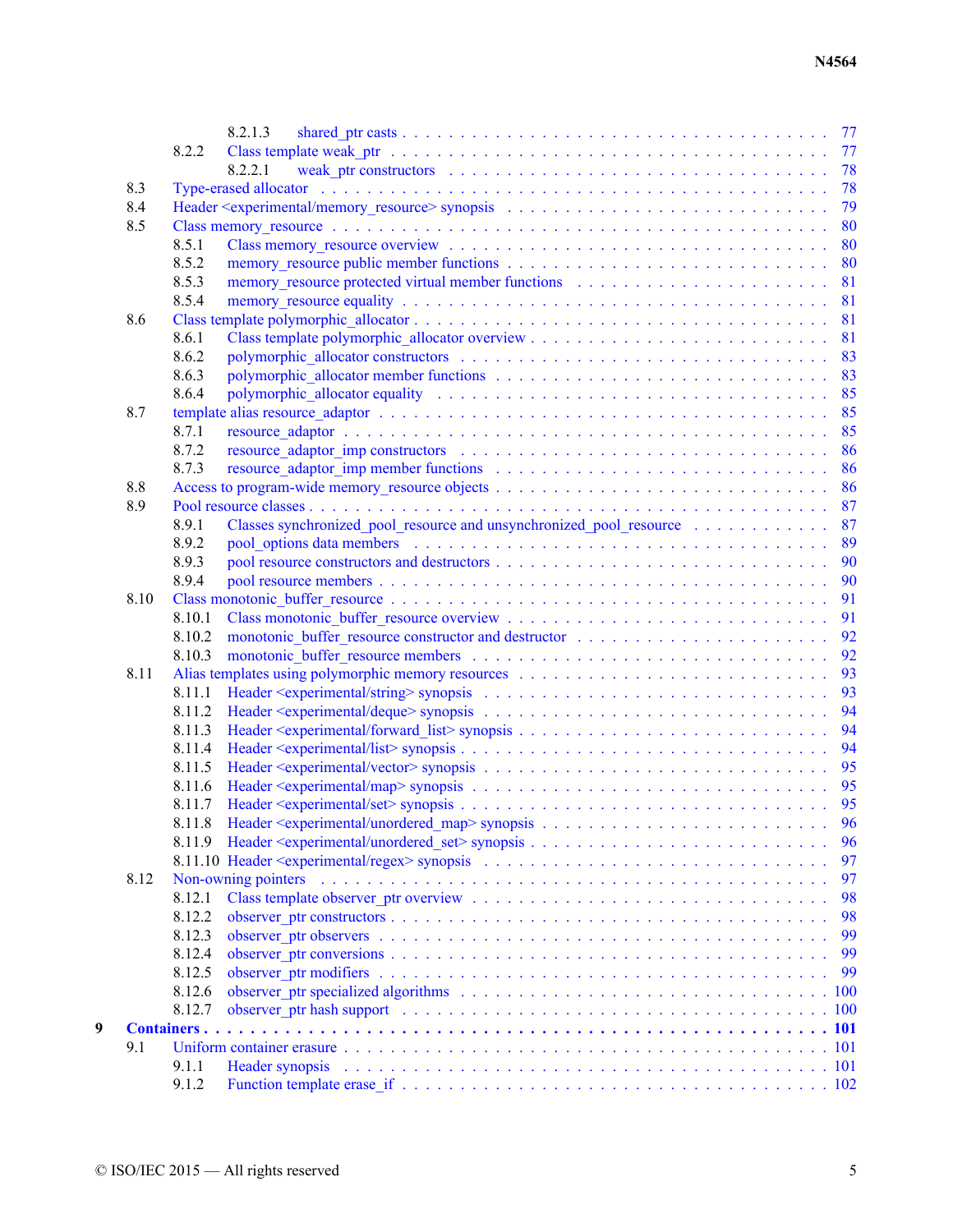- 8.2.1.3 shared_ptr casts . . . 77
- 8.2.2 Class template weak_ptr . . . 77
  - 8.2.2.1 weak_ptr constructors . . . 78
- 8.3 Type-erased allocator . . . 78
- 8.4 Header <experimental/memory_resource> synopsis . . . 79
- 8.5 Class memory_resource . . . 80
  - 8.5.1 Class memory_resource overview . . . 80
  - 8.5.2 memory_resource public member functions . . . 80
  - 8.5.3 memory_resource protected virtual member functions . . . 81
  - 8.5.4 memory_resource equality . . . 81
- 8.6 Class template polymorphic_allocator . . . 81
  - 8.6.1 Class template polymorphic_allocator overview . . . 81
  - 8.6.2 polymorphic_allocator constructors . . . 83
  - 8.6.3 polymorphic_allocator member functions . . . 83
  - 8.6.4 polymorphic_allocator equality . . . 85
- 8.7 template alias resource_adaptor . . . 85
  - 8.7.1 resource_adaptor . . . 85
  - 8.7.2 resource_adaptor_imp constructors . . . 86
  - 8.7.3 resource_adaptor_imp member functions . . . 86
- 8.8 Access to program-wide memory_resource objects . . . 86
- 8.9 Pool resource classes . . . 87
  - 8.9.1 Classes synchronized_pool_resource and unsynchronized_pool_resource . . . 87
  - 8.9.2 pool_options data members . . . 89
  - 8.9.3 pool resource constructors and destructors . . . 90
  - 8.9.4 pool resource members . . . 90
- 8.10 Class monotonic_buffer_resource . . . 91
  - 8.10.1 Class monotonic_buffer_resource overview . . . 91
  - 8.10.2 monotonic_buffer_resource constructor and destructor . . . 92
  - 8.10.3 monotonic_buffer_resource members . . . 92
- 8.11 Alias templates using polymorphic memory resources . . . 93
  - 8.11.1 Header <experimental/string> synopsis . . . 93
  - 8.11.2 Header <experimental/deque> synopsis . . . 94
  - 8.11.3 Header <experimental/forward_list> synopsis . . . 94
  - 8.11.4 Header <experimental/list> synopsis . . . 94
  - 8.11.5 Header <experimental/vector> synopsis . . . 95
  - 8.11.6 Header <experimental/map> synopsis . . . 95
  - 8.11.7 Header <experimental/set> synopsis . . . 95
  - 8.11.8 Header <experimental/unordered_map> synopsis . . . 96
  - 8.11.9 Header <experimental/unordered_set> synopsis . . . 96
  - 8.11.10 Header <experimental/regex> synopsis . . . 97
- 8.12 Non-owning pointers . . . 97
  - 8.12.1 Class template observer_ptr overview . . . 98
  - 8.12.2 observer_ptr constructors . . . 98
  - 8.12.3 observer_ptr observers . . . 99
  - 8.12.4 observer_ptr conversions . . . 99
  - 8.12.5 observer_ptr modifiers . . . 99
  - 8.12.6 observer_ptr specialized algorithms . . . 100
  - 8.12.7 observer_ptr hash support . . . 100

**9 Containers . . . 101**

- 9.1 Uniform container erasure . . . 101
  - 9.1.1 Header synopsis . . . 101
  - 9.1.2 Function template erase_if . . . 102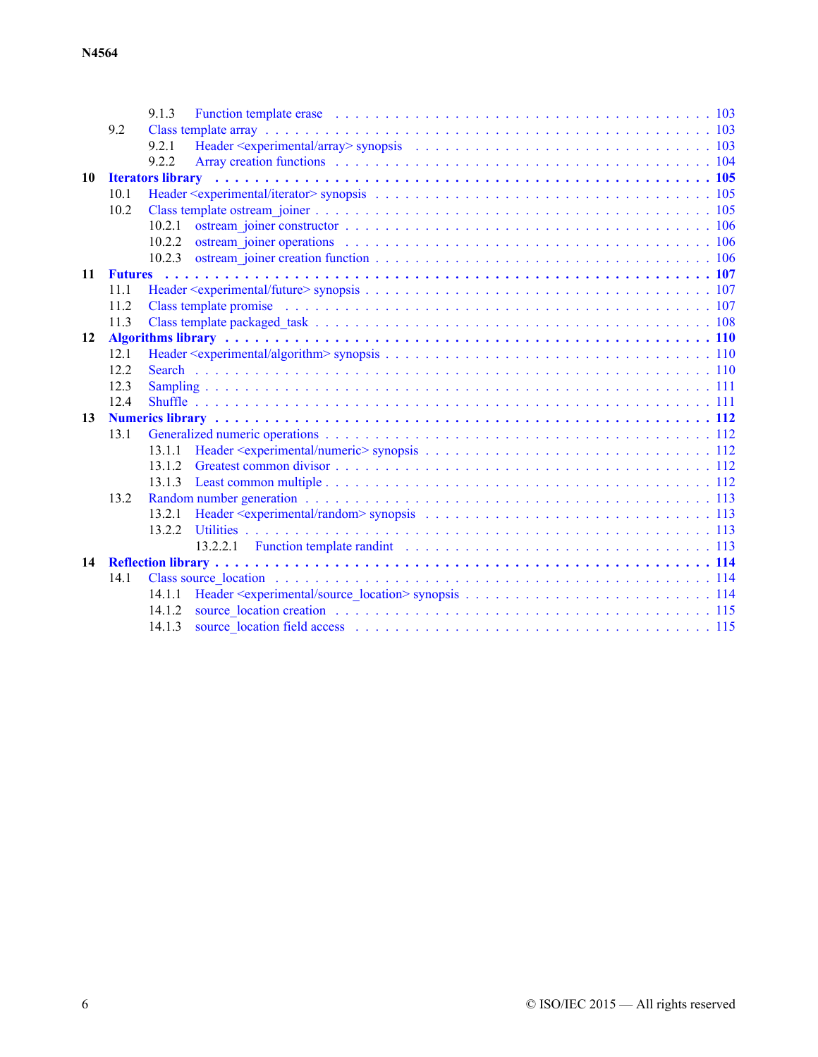9.1.3 Function template erase . . . . . . . . . . . . . . . . . . . . . . . . . . . . . . . . . . . . 103
9.2 Class template array . . . . . . . . . . . . . . . . . . . . . . . . . . . . . . . . . . . . . . . 103
9.2.1 Header <experimental/array> synopsis . . . . . . . . . . . . . . . . . . . . . . . . . 103
9.2.2 Array creation functions . . . . . . . . . . . . . . . . . . . . . . . . . . . . . . . . . . 104

**10 Iterators library . . . . . . . . . . . . . . . . . . . . . . . . . . . . . . . . . . . . . . . . 105**

10.1 Header <experimental/iterator> synopsis . . . . . . . . . . . . . . . . . . . . . . . . . . 105
10.2 Class template ostream_joiner . . . . . . . . . . . . . . . . . . . . . . . . . . . . . . . . 105
10.2.1 ostream_joiner constructor . . . . . . . . . . . . . . . . . . . . . . . . . . . . . . . 106
10.2.2 ostream_joiner operations . . . . . . . . . . . . . . . . . . . . . . . . . . . . . . . . 106
10.2.3 ostream_joiner creation function . . . . . . . . . . . . . . . . . . . . . . . . . . . . 106

**11 Futures . . . . . . . . . . . . . . . . . . . . . . . . . . . . . . . . . . . . . . . . . . . . . 107**

11.1 Header <experimental/future> synopsis . . . . . . . . . . . . . . . . . . . . . . . . . . . 107
11.2 Class template promise . . . . . . . . . . . . . . . . . . . . . . . . . . . . . . . . . . . . 107
11.3 Class template packaged_task . . . . . . . . . . . . . . . . . . . . . . . . . . . . . . . . 108

**12 Algorithms library . . . . . . . . . . . . . . . . . . . . . . . . . . . . . . . . . . . . . . . 110**

12.1 Header <experimental/algorithm> synopsis . . . . . . . . . . . . . . . . . . . . . . . . . 110
12.2 Search . . . . . . . . . . . . . . . . . . . . . . . . . . . . . . . . . . . . . . . . . . . . . 110
12.3 Sampling . . . . . . . . . . . . . . . . . . . . . . . . . . . . . . . . . . . . . . . . . . . . 111
12.4 Shuffle . . . . . . . . . . . . . . . . . . . . . . . . . . . . . . . . . . . . . . . . . . . . . 111

**13 Numerics library . . . . . . . . . . . . . . . . . . . . . . . . . . . . . . . . . . . . . . . . 112**

13.1 Generalized numeric operations . . . . . . . . . . . . . . . . . . . . . . . . . . . . . . . 112
13.1.1 Header <experimental/numeric> synopsis . . . . . . . . . . . . . . . . . . . . . . . . 112
13.1.2 Greatest common divisor . . . . . . . . . . . . . . . . . . . . . . . . . . . . . . . . . 112
13.1.3 Least common multiple . . . . . . . . . . . . . . . . . . . . . . . . . . . . . . . . . . 112
13.2 Random number generation . . . . . . . . . . . . . . . . . . . . . . . . . . . . . . . . . . 113
13.2.1 Header <experimental/random> synopsis . . . . . . . . . . . . . . . . . . . . . . . . 113
13.2.2 Utilities . . . . . . . . . . . . . . . . . . . . . . . . . . . . . . . . . . . . . . . . . . 113
13.2.2.1 Function template randint . . . . . . . . . . . . . . . . . . . . . . . . . . . . . 113

**14 Reflection library . . . . . . . . . . . . . . . . . . . . . . . . . . . . . . . . . . . . . . . 114**

14.1 Class source_location . . . . . . . . . . . . . . . . . . . . . . . . . . . . . . . . . . . . 114
14.1.1 Header <experimental/source_location> synopsis . . . . . . . . . . . . . . . . . . . . 114
14.1.2 source_location creation . . . . . . . . . . . . . . . . . . . . . . . . . . . . . . . . . 115
14.1.3 source_location field access . . . . . . . . . . . . . . . . . . . . . . . . . . . . . . . 115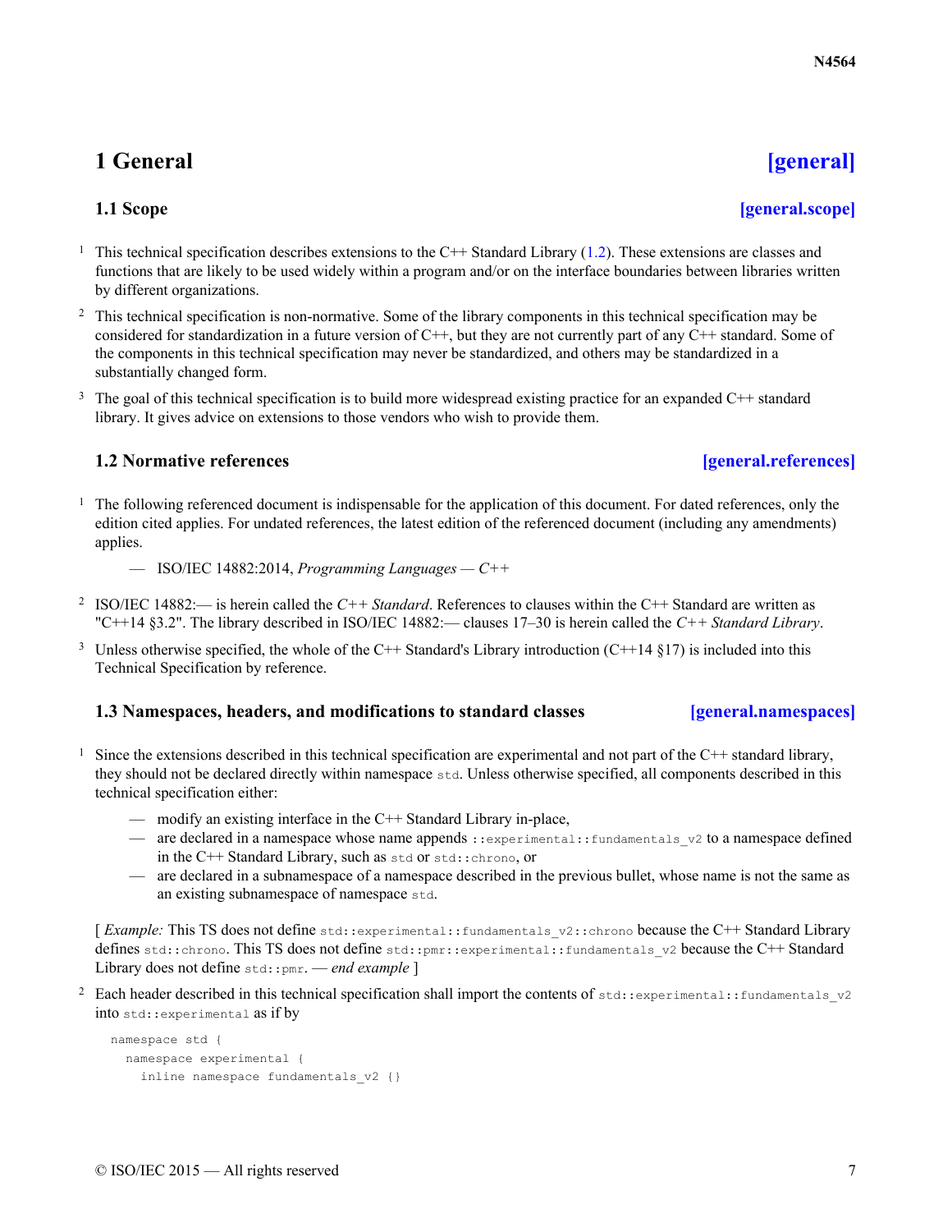# 1 General [general]

## 1.1 Scope [general.scope]

1 This technical specification describes extensions to the C++ Standard Library (1.2). These extensions are classes and functions that are likely to be used widely within a program and/or on the interface boundaries between libraries written by different organizations.

2 This technical specification is non-normative. Some of the library components in this technical specification may be considered for standardization in a future version of C++, but they are not currently part of any C++ standard. Some of the components in this technical specification may never be standardized, and others may be standardized in a substantially changed form.

3 The goal of this technical specification is to build more widespread existing practice for an expanded C++ standard library. It gives advice on extensions to those vendors who wish to provide them.

## 1.2 Normative references [general.references]

1 The following referenced document is indispensable for the application of this document. For dated references, only the edition cited applies. For undated references, the latest edition of the referenced document (including any amendments) applies.

— ISO/IEC 14882:2014, *Programming Languages — C++*

2 ISO/IEC 14882:— is herein called the *C++ Standard*. References to clauses within the C++ Standard are written as "C++14 §3.2". The library described in ISO/IEC 14882:— clauses 17–30 is herein called the *C++ Standard Library*.

3 Unless otherwise specified, the whole of the C++ Standard's Library introduction (C++14 §17) is included into this Technical Specification by reference.

## 1.3 Namespaces, headers, and modifications to standard classes [general.namespaces]

1 Since the extensions described in this technical specification are experimental and not part of the C++ standard library, they should not be declared directly within namespace `std`. Unless otherwise specified, all components described in this technical specification either:

— modify an existing interface in the C++ Standard Library in-place,
— are declared in a namespace whose name appends `::experimental::fundamentals_v2` to a namespace defined in the C++ Standard Library, such as `std` or `std::chrono`, or
— are declared in a subnamespace of a namespace described in the previous bullet, whose name is not the same as an existing subnamespace of namespace `std`.

[ *Example:* This TS does not define `std::experimental::fundamentals_v2::chrono` because the C++ Standard Library defines `std::chrono`. This TS does not define `std::pmr::experimental::fundamentals_v2` because the C++ Standard Library does not define `std::pmr`. — *end example* ]

2 Each header described in this technical specification shall import the contents of `std::experimental::fundamentals_v2` into `std::experimental` as if by

```
namespace std {
  namespace experimental {
    inline namespace fundamentals_v2 {}
```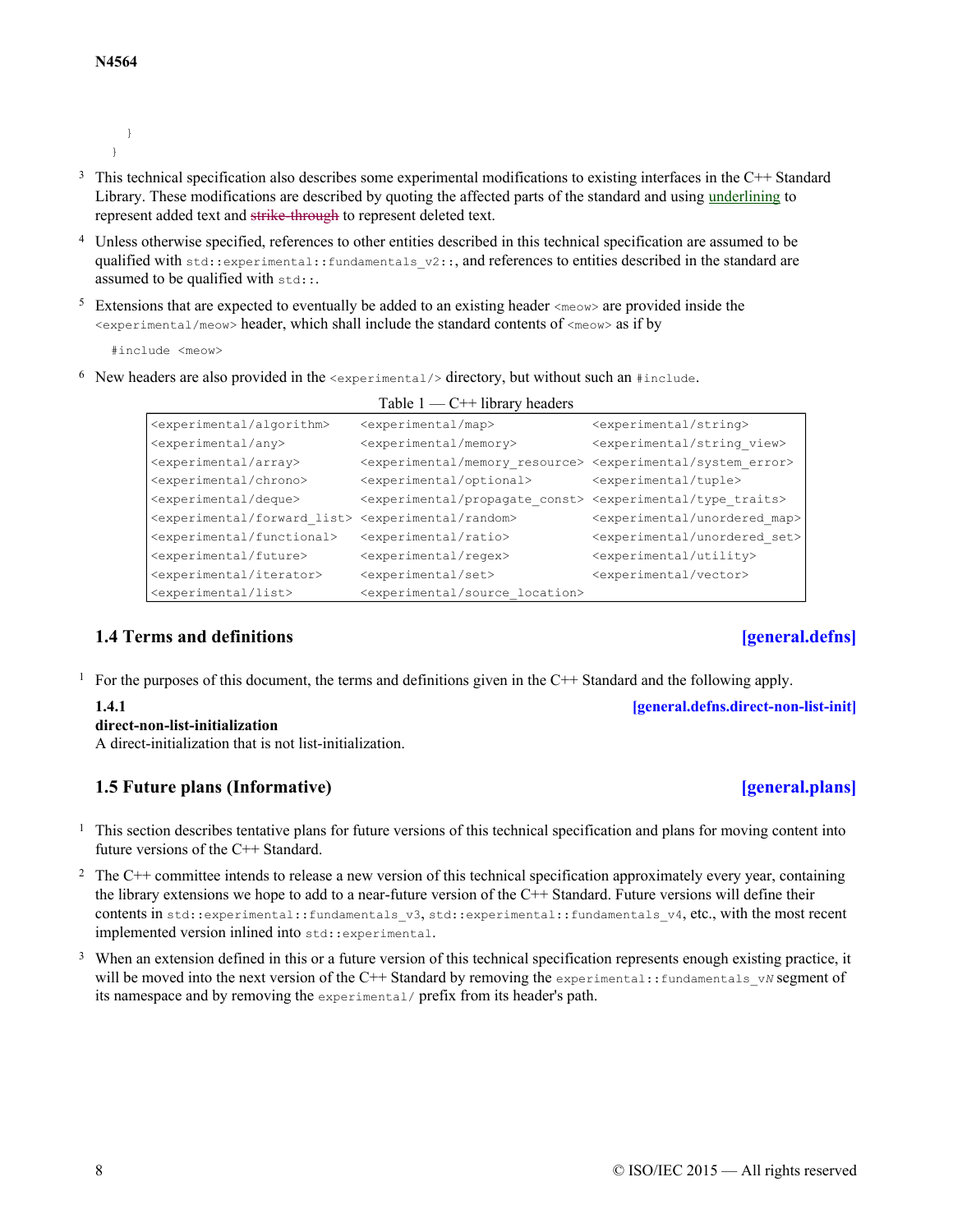```
    }
  }
```

[3] This technical specification also describes some experimental modifications to existing interfaces in the C++ Standard Library. These modifications are described by quoting the affected parts of the standard and using underlining to represent added text and ~~strike-through~~ to represent deleted text.

[4] Unless otherwise specified, references to other entities described in this technical specification are assumed to be qualified with `std::experimental::fundamentals_v2::`, and references to entities described in the standard are assumed to be qualified with `std::`.

[5] Extensions that are expected to eventually be added to an existing header `<meow>` are provided inside the `<experimental/meow>` header, which shall include the standard contents of `<meow>` as if by

```
#include <meow>
```

[6] New headers are also provided in the `<experimental/>` directory, but without such an `#include`.

Table 1 — C++ library headers

| | | |
|---|---|---|
| `<experimental/algorithm>` | `<experimental/map>` | `<experimental/string>` |
| `<experimental/any>` | `<experimental/memory>` | `<experimental/string_view>` |
| `<experimental/array>` | `<experimental/memory_resource>` | `<experimental/system_error>` |
| `<experimental/chrono>` | `<experimental/optional>` | `<experimental/tuple>` |
| `<experimental/deque>` | `<experimental/propagate_const>` | `<experimental/type_traits>` |
| `<experimental/forward_list>` | `<experimental/random>` | `<experimental/unordered_map>` |
| `<experimental/functional>` | `<experimental/ratio>` | `<experimental/unordered_set>` |
| `<experimental/future>` | `<experimental/regex>` | `<experimental/utility>` |
| `<experimental/iterator>` | `<experimental/set>` | `<experimental/vector>` |
| `<experimental/list>` | `<experimental/source_location>` | |

## 1.4 Terms and definitions [general.defns]

[1] For the purposes of this document, the terms and definitions given in the C++ Standard and the following apply.

**1.4.1** [general.defns.direct-non-list-init]
**direct-non-list-initialization**
A direct-initialization that is not list-initialization.

## 1.5 Future plans (Informative) [general.plans]

[1] This section describes tentative plans for future versions of this technical specification and plans for moving content into future versions of the C++ Standard.

[2] The C++ committee intends to release a new version of this technical specification approximately every year, containing the library extensions we hope to add to a near-future version of the C++ Standard. Future versions will define their contents in `std::experimental::fundamentals_v3`, `std::experimental::fundamentals_v4`, etc., with the most recent implemented version inlined into `std::experimental`.

[3] When an extension defined in this or a future version of this technical specification represents enough existing practice, it will be moved into the next version of the C++ Standard by removing the `experimental::fundamentals_vN` segment of its namespace and by removing the `experimental/` prefix from its header's path.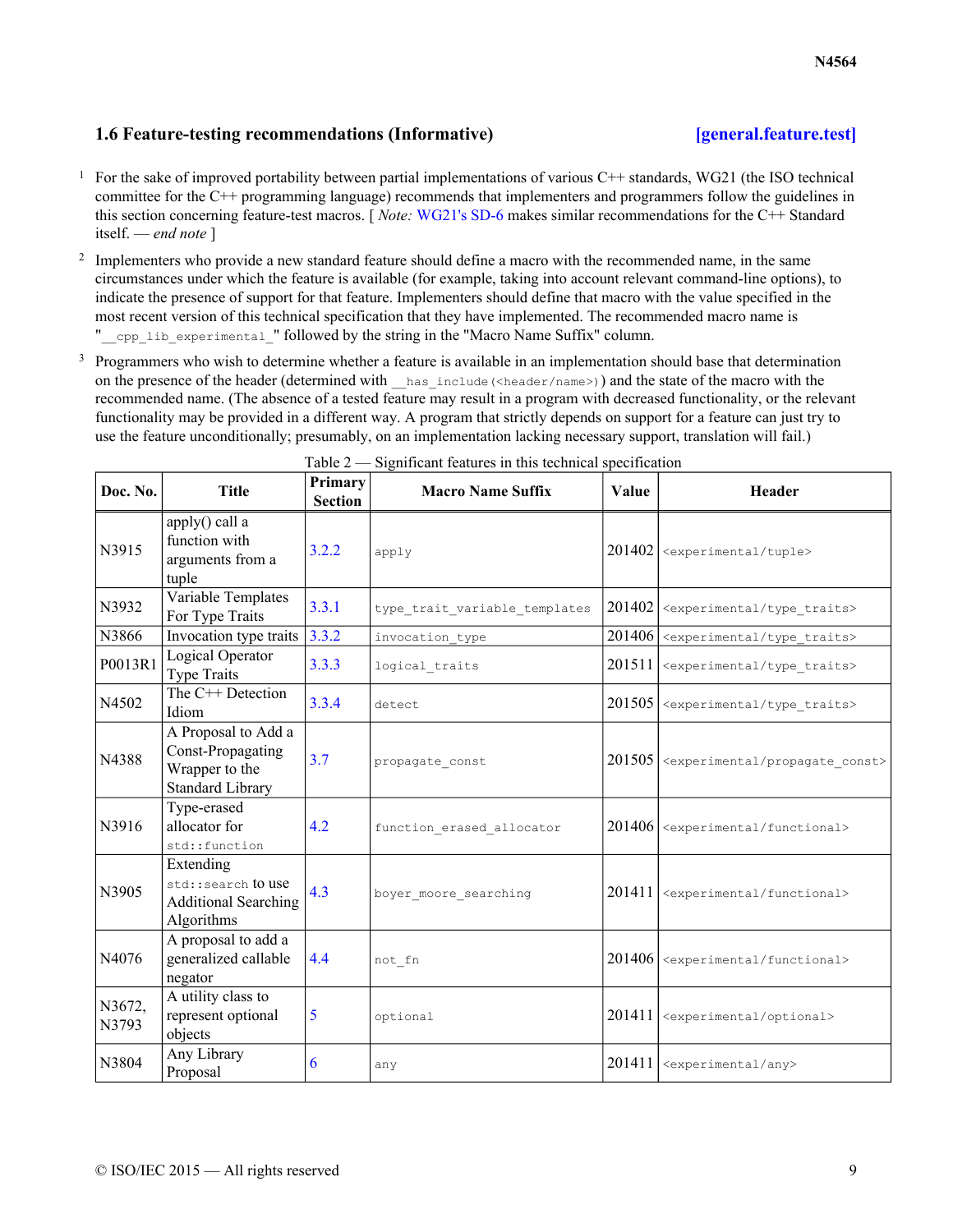## 1.6 Feature-testing recommendations (Informative) [general.feature.test]

1 For the sake of improved portability between partial implementations of various C++ standards, WG21 (the ISO technical committee for the C++ programming language) recommends that implementers and programmers follow the guidelines in this section concerning feature-test macros. [ *Note:* WG21's SD-6 makes similar recommendations for the C++ Standard itself. — *end note* ]

2 Implementers who provide a new standard feature should define a macro with the recommended name, in the same circumstances under which the feature is available (for example, taking into account relevant command-line options), to indicate the presence of support for that feature. Implementers should define that macro with the value specified in the most recent version of this technical specification that they have implemented. The recommended macro name is "`__cpp_lib_experimental_`" followed by the string in the "Macro Name Suffix" column.

3 Programmers who wish to determine whether a feature is available in an implementation should base that determination on the presence of the header (determined with `__has_include(<header/name>)`) and the state of the macro with the recommended name. (The absence of a tested feature may result in a program with decreased functionality, or the relevant functionality may be provided in a different way. A program that strictly depends on support for a feature can just try to use the feature unconditionally; presumably, on an implementation lacking necessary support, translation will fail.)

Table 2 — Significant features in this technical specification

| Doc. No. | Title | Primary Section | Macro Name Suffix | Value | Header |
|---|---|---|---|---|---|
| N3915 | apply() call a function with arguments from a tuple | 3.2.2 | `apply` | 201402 | `<experimental/tuple>` |
| N3932 | Variable Templates For Type Traits | 3.3.1 | `type_trait_variable_templates` | 201402 | `<experimental/type_traits>` |
| N3866 | Invocation type traits | 3.3.2 | `invocation_type` | 201406 | `<experimental/type_traits>` |
| P0013R1 | Logical Operator Type Traits | 3.3.3 | `logical_traits` | 201511 | `<experimental/type_traits>` |
| N4502 | The C++ Detection Idiom | 3.3.4 | `detect` | 201505 | `<experimental/type_traits>` |
| N4388 | A Proposal to Add a Const-Propagating Wrapper to the Standard Library | 3.7 | `propagate_const` | 201505 | `<experimental/propagate_const>` |
| N3916 | Type-erased allocator for `std::function` | 4.2 | `function_erased_allocator` | 201406 | `<experimental/functional>` |
| N3905 | Extending `std::search` to use Additional Searching Algorithms | 4.3 | `boyer_moore_searching` | 201411 | `<experimental/functional>` |
| N4076 | A proposal to add a generalized callable negator | 4.4 | `not_fn` | 201406 | `<experimental/functional>` |
| N3672, N3793 | A utility class to represent optional objects | 5 | `optional` | 201411 | `<experimental/optional>` |
| N3804 | Any Library Proposal | 6 | `any` | 201411 | `<experimental/any>` |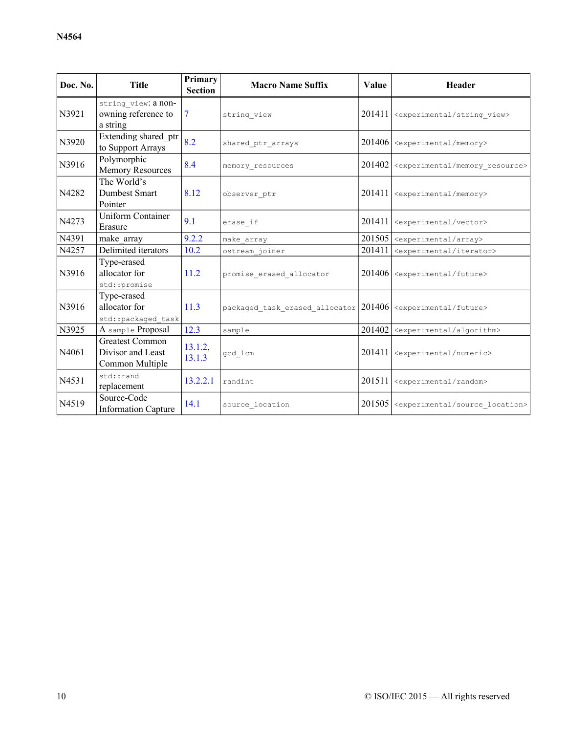| Doc. No. | Title | Primary Section | Macro Name Suffix | Value | Header |
|---|---|---|---|---|---|
| N3921 | `string_view`: a non-owning reference to a string | 7 | `string_view` | 201411 | `<experimental/string_view>` |
| N3920 | Extending shared_ptr to Support Arrays | 8.2 | `shared_ptr_arrays` | 201406 | `<experimental/memory>` |
| N3916 | Polymorphic Memory Resources | 8.4 | `memory_resources` | 201402 | `<experimental/memory_resource>` |
| N4282 | The World's Dumbest Smart Pointer | 8.12 | `observer_ptr` | 201411 | `<experimental/memory>` |
| N4273 | Uniform Container Erasure | 9.1 | `erase_if` | 201411 | `<experimental/vector>` |
| N4391 | make_array | 9.2.2 | `make_array` | 201505 | `<experimental/array>` |
| N4257 | Delimited iterators | 10.2 | `ostream_joiner` | 201411 | `<experimental/iterator>` |
| N3916 | Type-erased allocator for `std::promise` | 11.2 | `promise_erased_allocator` | 201406 | `<experimental/future>` |
| N3916 | Type-erased allocator for `std::packaged_task` | 11.3 | `packaged_task_erased_allocator` | 201406 | `<experimental/future>` |
| N3925 | A `sample` Proposal | 12.3 | `sample` | 201402 | `<experimental/algorithm>` |
| N4061 | Greatest Common Divisor and Least Common Multiple | 13.1.2, 13.1.3 | `gcd_lcm` | 201411 | `<experimental/numeric>` |
| N4531 | `std::rand` replacement | 13.2.2.1 | `randint` | 201511 | `<experimental/random>` |
| N4519 | Source-Code Information Capture | 14.1 | `source_location` | 201505 | `<experimental/source_location>` |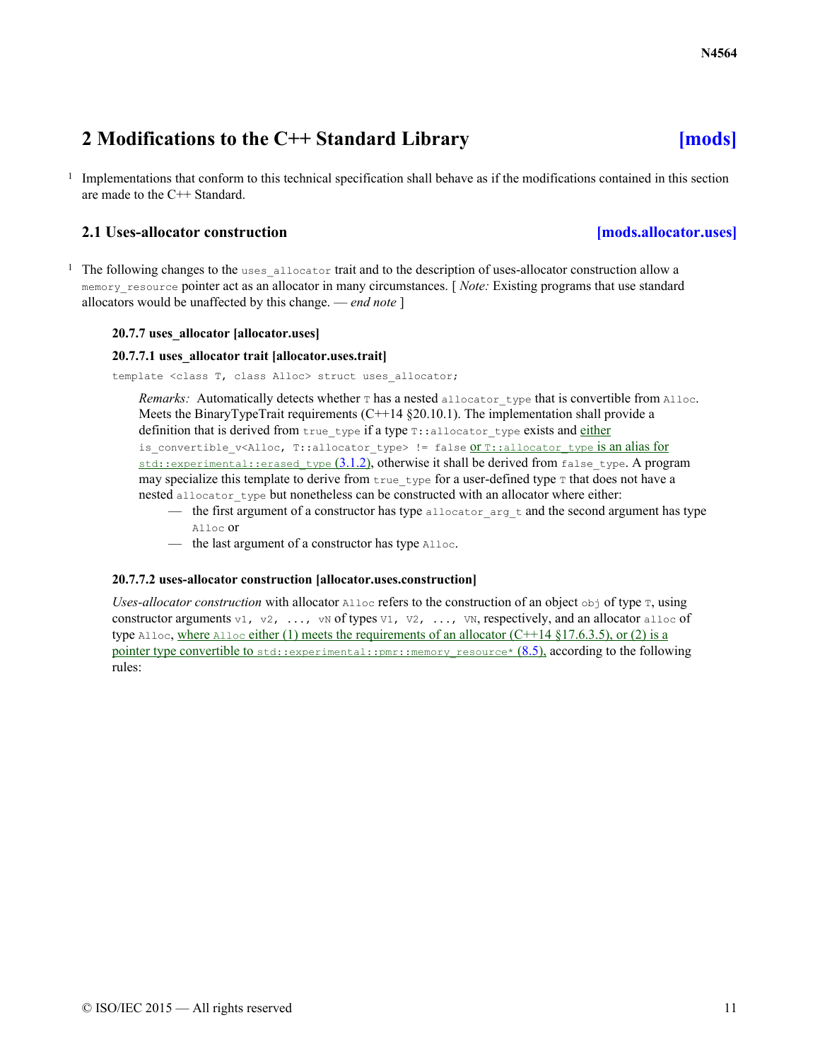# 2 Modifications to the C++ Standard Library [mods]

1 Implementations that conform to this technical specification shall behave as if the modifications contained in this section are made to the C++ Standard.

## 2.1 Uses-allocator construction [mods.allocator.uses]

1 The following changes to the `uses_allocator` trait and to the description of uses-allocator construction allow a `memory_resource` pointer act as an allocator in many circumstances. [ *Note:* Existing programs that use standard allocators would be unaffected by this change. — *end note* ]

**20.7.7 uses_allocator [allocator.uses]**

**20.7.7.1 uses_allocator trait [allocator.uses.trait]**

```
template <class T, class Alloc> struct uses_allocator;
```

*Remarks:* Automatically detects whether `T` has a nested `allocator_type` that is convertible from `Alloc`. Meets the BinaryTypeTrait requirements (C++14 §20.10.1). The implementation shall provide a definition that is derived from `true_type` if a type `T::allocator_type` exists and either `is_convertible_v<Alloc, T::allocator_type> != false` or `T::allocator_type` is an alias for `std::experimental::erased_type` (3.1.2), otherwise it shall be derived from `false_type`. A program may specialize this template to derive from `true_type` for a user-defined type `T` that does not have a nested `allocator_type` but nonetheless can be constructed with an allocator where either:

- the first argument of a constructor has type `allocator_arg_t` and the second argument has type `Alloc` or
- the last argument of a constructor has type `Alloc`.

**20.7.7.2 uses-allocator construction [allocator.uses.construction]**

*Uses-allocator construction* with allocator `Alloc` refers to the construction of an object `obj` of type `T`, using constructor arguments `v1, v2, ..., vN` of types `V1, V2, ..., VN`, respectively, and an allocator `alloc` of type `Alloc`, where `Alloc` either (1) meets the requirements of an allocator (C++14 §17.6.3.5), or (2) is a pointer type convertible to `std::experimental::pmr::memory_resource*` (8.5), according to the following rules: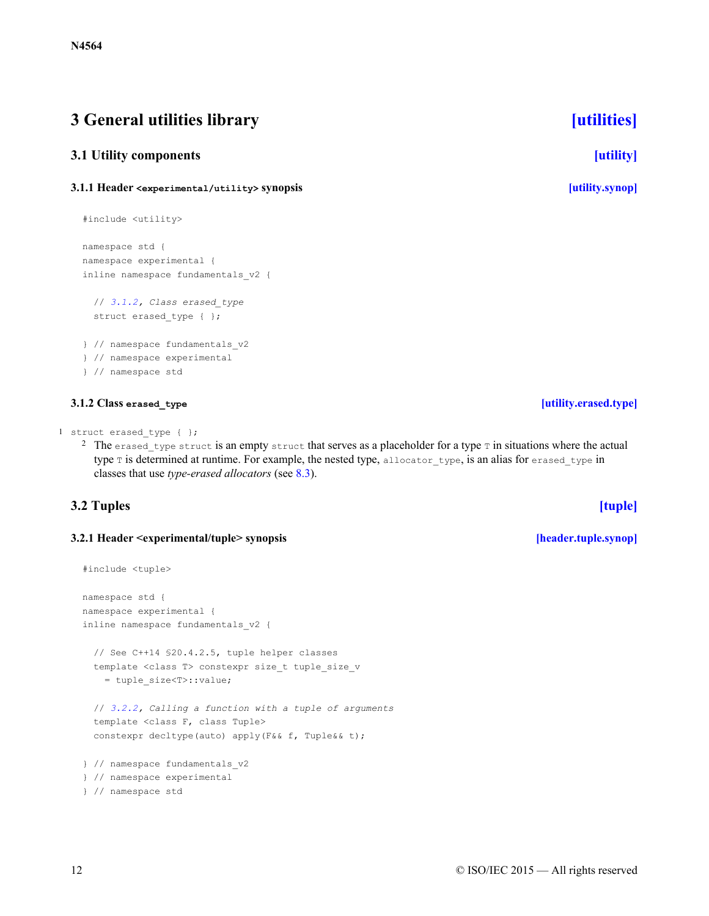# 3 General utilities library [utilities]

## 3.1 Utility components [utility]

### 3.1.1 Header `<experimental/utility>` synopsis [utility.synop]

```
#include <utility>

namespace std {
namespace experimental {
inline namespace fundamentals_v2 {

  // 3.1.2, Class erased_type
  struct erased_type { };

} // namespace fundamentals_v2
} // namespace experimental
} // namespace std
```

### 3.1.2 Class `erased_type` [utility.erased.type]

1 `struct erased_type { };`

2 The `erased_type` `struct` is an empty `struct` that serves as a placeholder for a type `T` in situations where the actual type `T` is determined at runtime. For example, the nested type, `allocator_type`, is an alias for `erased_type` in classes that use *type-erased allocators* (see 8.3).

## 3.2 Tuples [tuple]

### 3.2.1 Header <experimental/tuple> synopsis [header.tuple.synop]

```
#include <tuple>

namespace std {
namespace experimental {
inline namespace fundamentals_v2 {

  // See C++14 §20.4.2.5, tuple helper classes
  template <class T> constexpr size_t tuple_size_v
    = tuple_size<T>::value;

  // 3.2.2, Calling a function with a tuple of arguments
  template <class F, class Tuple>
  constexpr decltype(auto) apply(F&& f, Tuple&& t);

} // namespace fundamentals_v2
} // namespace experimental
} // namespace std
```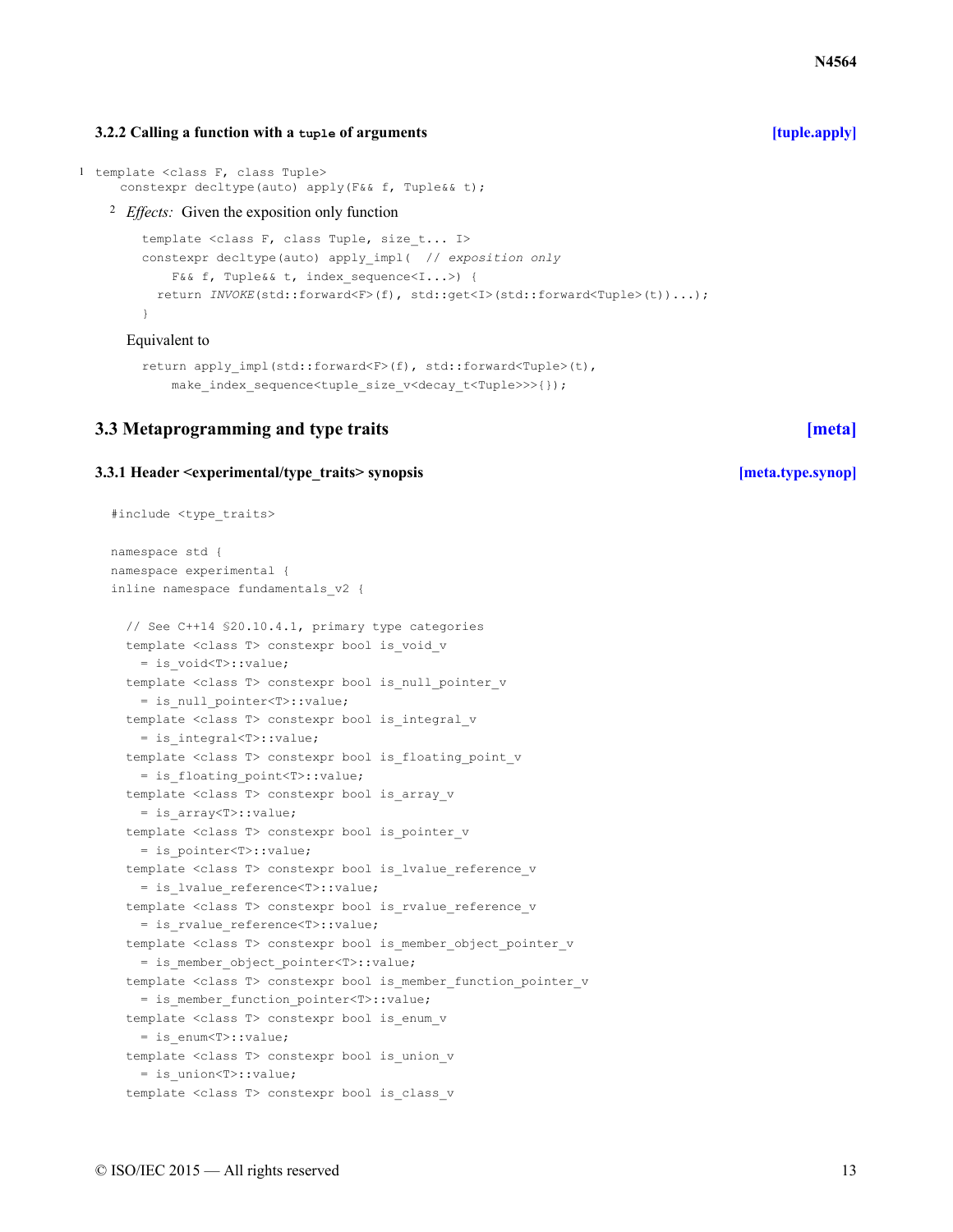### 3.2.2 Calling a function with a `tuple` of arguments [tuple.apply]

1
```
template <class F, class Tuple>
  constexpr decltype(auto) apply(F&& f, Tuple&& t);
```

2 *Effects:* Given the exposition only function

```
template <class F, class Tuple, size_t... I>
constexpr decltype(auto) apply_impl(  // exposition only
    F&& f, Tuple&& t, index_sequence<I...>) {
  return INVOKE(std::forward<F>(f), std::get<I>(std::forward<Tuple>(t))...);
}
```

Equivalent to

```
return apply_impl(std::forward<F>(f), std::forward<Tuple>(t),
    make_index_sequence<tuple_size_v<decay_t<Tuple>>>{});
```

## 3.3 Metaprogramming and type traits [meta]

### 3.3.1 Header <experimental/type_traits> synopsis [meta.type.synop]

```
#include <type_traits>

namespace std {
namespace experimental {
inline namespace fundamentals_v2 {

  // See C++14 §20.10.4.1, primary type categories
  template <class T> constexpr bool is_void_v
    = is_void<T>::value;
  template <class T> constexpr bool is_null_pointer_v
    = is_null_pointer<T>::value;
  template <class T> constexpr bool is_integral_v
    = is_integral<T>::value;
  template <class T> constexpr bool is_floating_point_v
    = is_floating_point<T>::value;
  template <class T> constexpr bool is_array_v
    = is_array<T>::value;
  template <class T> constexpr bool is_pointer_v
    = is_pointer<T>::value;
  template <class T> constexpr bool is_lvalue_reference_v
    = is_lvalue_reference<T>::value;
  template <class T> constexpr bool is_rvalue_reference_v
    = is_rvalue_reference<T>::value;
  template <class T> constexpr bool is_member_object_pointer_v
    = is_member_object_pointer<T>::value;
  template <class T> constexpr bool is_member_function_pointer_v
    = is_member_function_pointer<T>::value;
  template <class T> constexpr bool is_enum_v
    = is_enum<T>::value;
  template <class T> constexpr bool is_union_v
    = is_union<T>::value;
  template <class T> constexpr bool is_class_v
```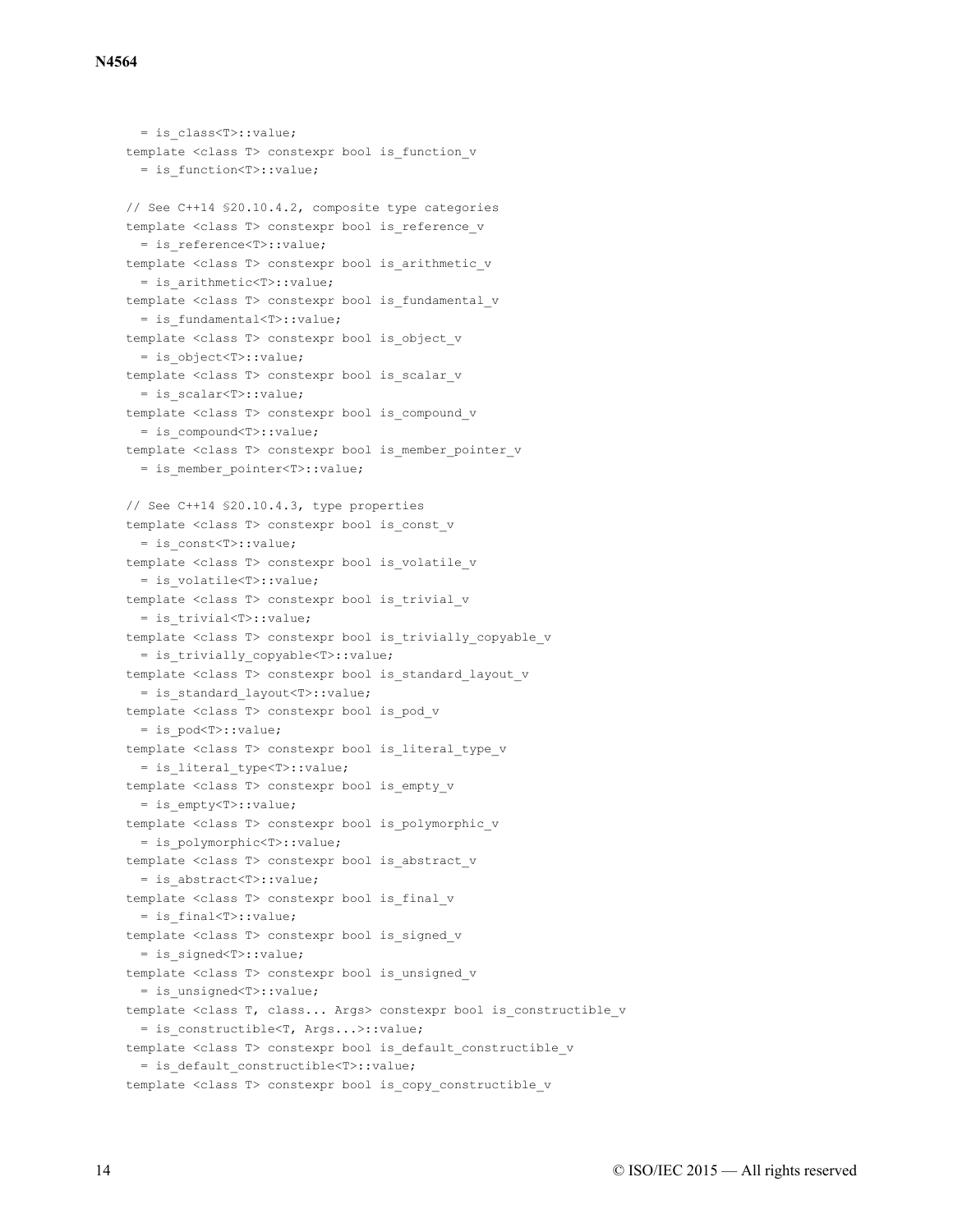```
  = is_class<T>::value;
template <class T> constexpr bool is_function_v
  = is_function<T>::value;

// See C++14 §20.10.4.2, composite type categories
template <class T> constexpr bool is_reference_v
  = is_reference<T>::value;
template <class T> constexpr bool is_arithmetic_v
  = is_arithmetic<T>::value;
template <class T> constexpr bool is_fundamental_v
  = is_fundamental<T>::value;
template <class T> constexpr bool is_object_v
  = is_object<T>::value;
template <class T> constexpr bool is_scalar_v
  = is_scalar<T>::value;
template <class T> constexpr bool is_compound_v
  = is_compound<T>::value;
template <class T> constexpr bool is_member_pointer_v
  = is_member_pointer<T>::value;

// See C++14 §20.10.4.3, type properties
template <class T> constexpr bool is_const_v
  = is_const<T>::value;
template <class T> constexpr bool is_volatile_v
  = is_volatile<T>::value;
template <class T> constexpr bool is_trivial_v
  = is_trivial<T>::value;
template <class T> constexpr bool is_trivially_copyable_v
  = is_trivially_copyable<T>::value;
template <class T> constexpr bool is_standard_layout_v
  = is_standard_layout<T>::value;
template <class T> constexpr bool is_pod_v
  = is_pod<T>::value;
template <class T> constexpr bool is_literal_type_v
  = is_literal_type<T>::value;
template <class T> constexpr bool is_empty_v
  = is_empty<T>::value;
template <class T> constexpr bool is_polymorphic_v
  = is_polymorphic<T>::value;
template <class T> constexpr bool is_abstract_v
  = is_abstract<T>::value;
template <class T> constexpr bool is_final_v
  = is_final<T>::value;
template <class T> constexpr bool is_signed_v
  = is_signed<T>::value;
template <class T> constexpr bool is_unsigned_v
  = is_unsigned<T>::value;
template <class T, class... Args> constexpr bool is_constructible_v
  = is_constructible<T, Args...>::value;
template <class T> constexpr bool is_default_constructible_v
  = is_default_constructible<T>::value;
template <class T> constexpr bool is_copy_constructible_v
```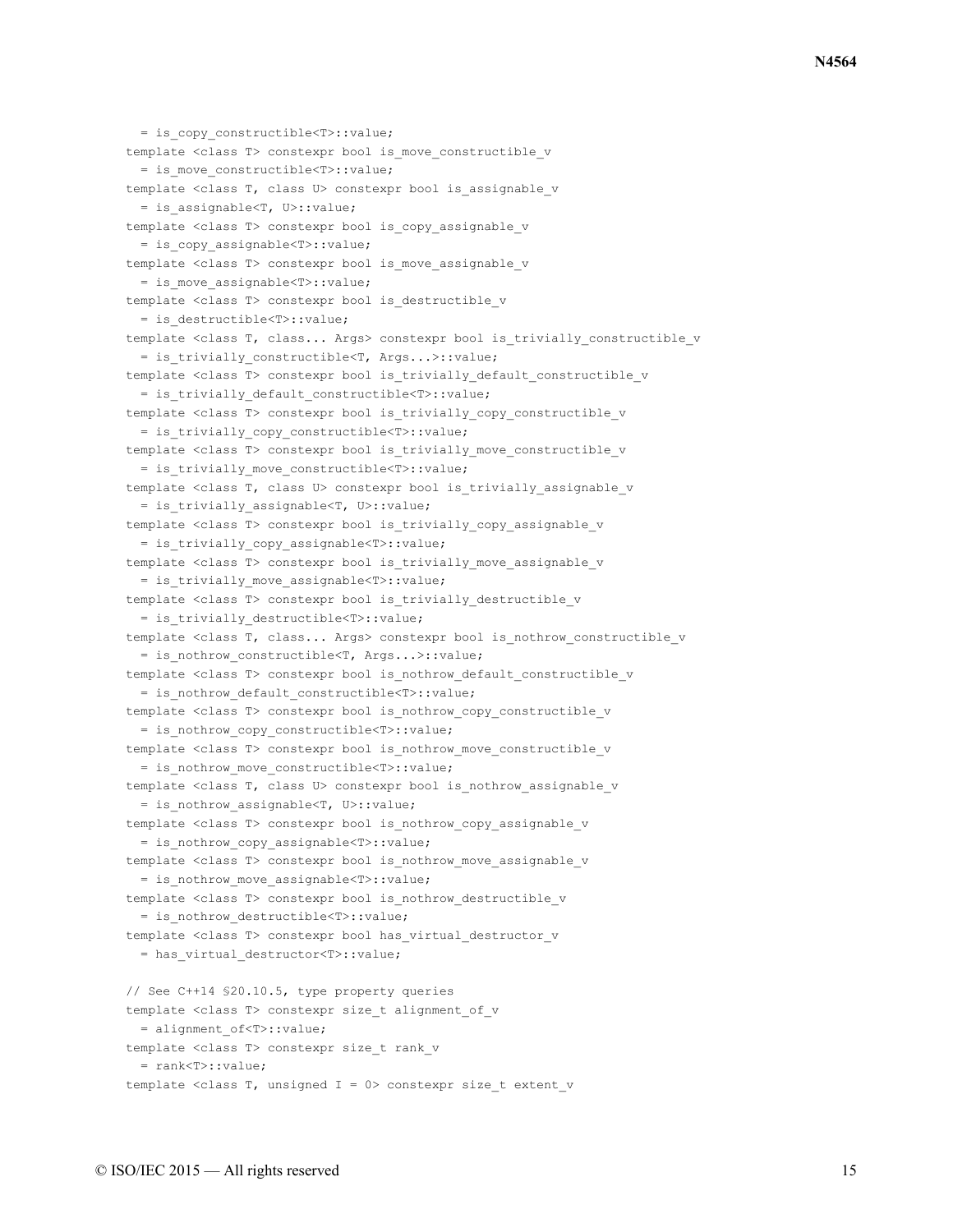```
  = is_copy_constructible<T>::value;
template <class T> constexpr bool is_move_constructible_v
  = is_move_constructible<T>::value;
template <class T, class U> constexpr bool is_assignable_v
  = is_assignable<T, U>::value;
template <class T> constexpr bool is_copy_assignable_v
  = is_copy_assignable<T>::value;
template <class T> constexpr bool is_move_assignable_v
  = is_move_assignable<T>::value;
template <class T> constexpr bool is_destructible_v
  = is_destructible<T>::value;
template <class T, class... Args> constexpr bool is_trivially_constructible_v
  = is_trivially_constructible<T, Args...>::value;
template <class T> constexpr bool is_trivially_default_constructible_v
  = is_trivially_default_constructible<T>::value;
template <class T> constexpr bool is_trivially_copy_constructible_v
  = is_trivially_copy_constructible<T>::value;
template <class T> constexpr bool is_trivially_move_constructible_v
  = is_trivially_move_constructible<T>::value;
template <class T, class U> constexpr bool is_trivially_assignable_v
  = is_trivially_assignable<T, U>::value;
template <class T> constexpr bool is_trivially_copy_assignable_v
  = is_trivially_copy_assignable<T>::value;
template <class T> constexpr bool is_trivially_move_assignable_v
  = is_trivially_move_assignable<T>::value;
template <class T> constexpr bool is_trivially_destructible_v
  = is_trivially_destructible<T>::value;
template <class T, class... Args> constexpr bool is_nothrow_constructible_v
  = is_nothrow_constructible<T, Args...>::value;
template <class T> constexpr bool is_nothrow_default_constructible_v
  = is_nothrow_default_constructible<T>::value;
template <class T> constexpr bool is_nothrow_copy_constructible_v
  = is_nothrow_copy_constructible<T>::value;
template <class T> constexpr bool is_nothrow_move_constructible_v
  = is_nothrow_move_constructible<T>::value;
template <class T, class U> constexpr bool is_nothrow_assignable_v
  = is_nothrow_assignable<T, U>::value;
template <class T> constexpr bool is_nothrow_copy_assignable_v
  = is_nothrow_copy_assignable<T>::value;
template <class T> constexpr bool is_nothrow_move_assignable_v
  = is_nothrow_move_assignable<T>::value;
template <class T> constexpr bool is_nothrow_destructible_v
  = is_nothrow_destructible<T>::value;
template <class T> constexpr bool has_virtual_destructor_v
  = has_virtual_destructor<T>::value;

// See C++14 §20.10.5, type property queries
template <class T> constexpr size_t alignment_of_v
  = alignment_of<T>::value;
template <class T> constexpr size_t rank_v
  = rank<T>::value;
template <class T, unsigned I = 0> constexpr size_t extent_v
```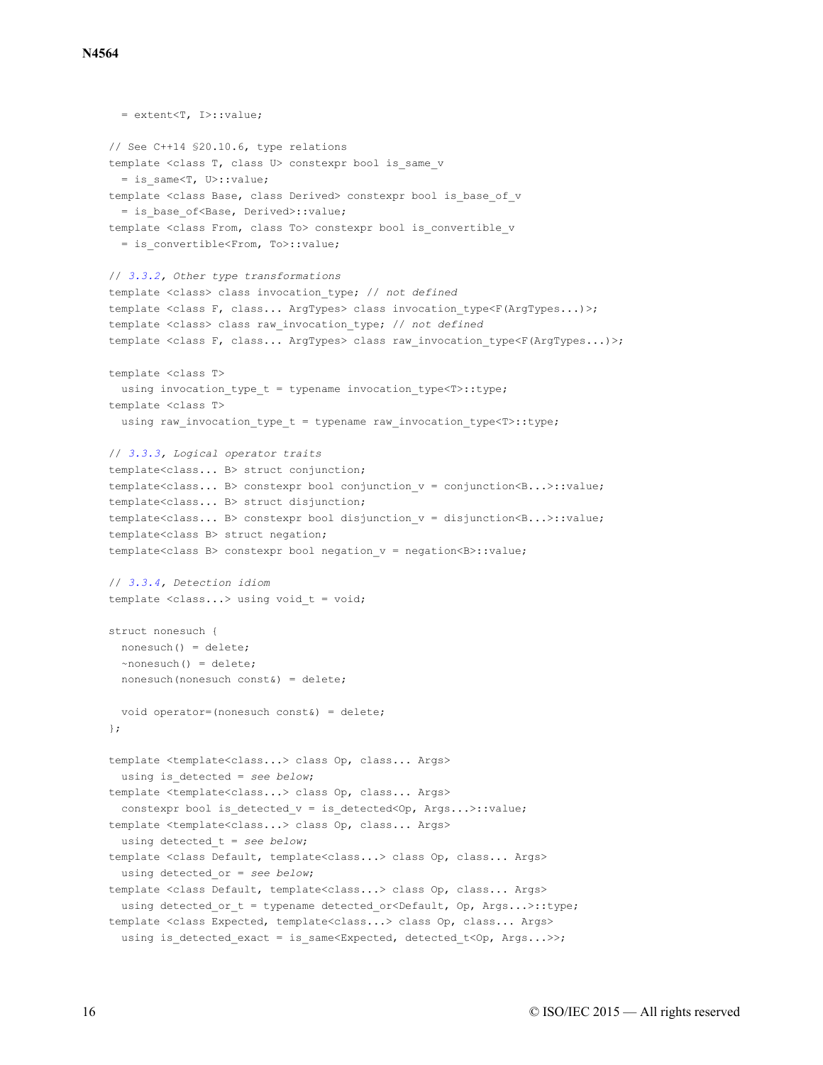```
  = extent<T, I>::value;

// See C++14 §20.10.6, type relations
template <class T, class U> constexpr bool is_same_v
  = is_same<T, U>::value;
template <class Base, class Derived> constexpr bool is_base_of_v
  = is_base_of<Base, Derived>::value;
template <class From, class To> constexpr bool is_convertible_v
  = is_convertible<From, To>::value;

// 3.3.2, Other type transformations
template <class> class invocation_type; // not defined
template <class F, class... ArgTypes> class invocation_type<F(ArgTypes...)>;
template <class> class raw_invocation_type; // not defined
template <class F, class... ArgTypes> class raw_invocation_type<F(ArgTypes...)>;

template <class T>
  using invocation_type_t = typename invocation_type<T>::type;
template <class T>
  using raw_invocation_type_t = typename raw_invocation_type<T>::type;

// 3.3.3, Logical operator traits
template<class... B> struct conjunction;
template<class... B> constexpr bool conjunction_v = conjunction<B...>::value;
template<class... B> struct disjunction;
template<class... B> constexpr bool disjunction_v = disjunction<B...>::value;
template<class B> struct negation;
template<class B> constexpr bool negation_v = negation<B>::value;

// 3.3.4, Detection idiom
template <class...> using void_t = void;

struct nonesuch {
  nonesuch() = delete;
  ~nonesuch() = delete;
  nonesuch(nonesuch const&) = delete;

  void operator=(nonesuch const&) = delete;
};

template <template<class...> class Op, class... Args>
  using is_detected = see below;
template <template<class...> class Op, class... Args>
  constexpr bool is_detected_v = is_detected<Op, Args...>::value;
template <template<class...> class Op, class... Args>
  using detected_t = see below;
template <class Default, template<class...> class Op, class... Args>
  using detected_or = see below;
template <class Default, template<class...> class Op, class... Args>
  using detected_or_t = typename detected_or<Default, Op, Args...>::type;
template <class Expected, template<class...> class Op, class... Args>
  using is_detected_exact = is_same<Expected, detected_t<Op, Args...>>;
```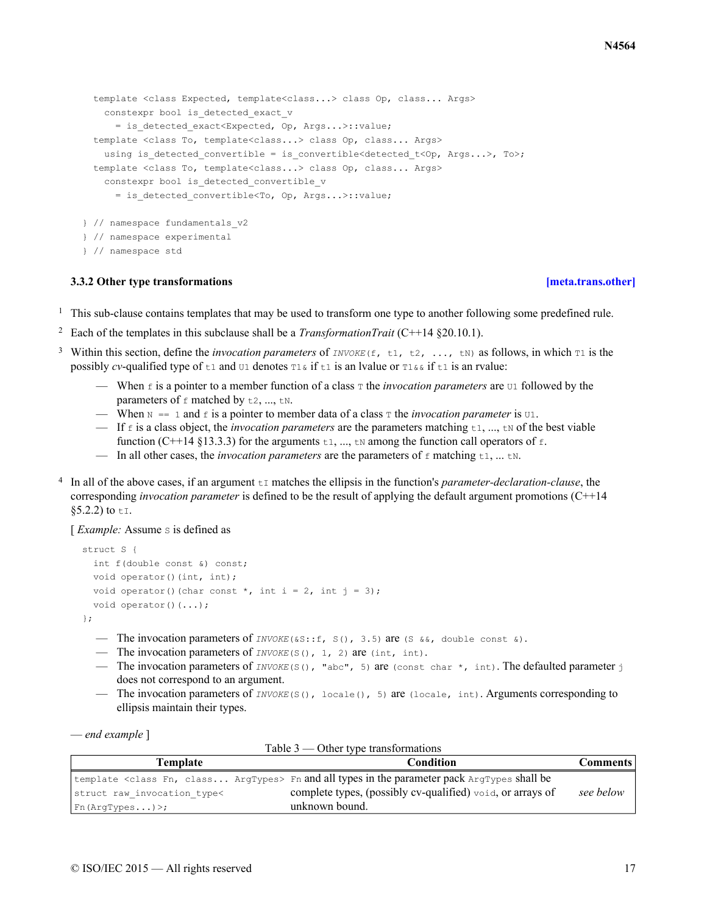```
  template <class Expected, template<class...> class Op, class... Args>
    constexpr bool is_detected_exact_v
      = is_detected_exact<Expected, Op, Args...>::value;
  template <class To, template<class...> class Op, class... Args>
    using is_detected_convertible = is_convertible<detected_t<Op, Args...>, To>;
  template <class To, template<class...> class Op, class... Args>
    constexpr bool is_detected_convertible_v
      = is_detected_convertible<To, Op, Args...>::value;

} // namespace fundamentals_v2
} // namespace experimental
} // namespace std
```

### 3.3.2 Other type transformations [meta.trans.other]

1 This sub-clause contains templates that may be used to transform one type to another following some predefined rule.

2 Each of the templates in this subclause shall be a *TransformationTrait* (C++14 §20.10.1).

3 Within this section, define the *invocation parameters* of `INVOKE(f, t1, t2, ..., tN)` as follows, in which `T1` is the possibly *cv*-qualified type of `t1` and `U1` denotes `T1&` if `t1` is an lvalue or `T1&&` if `t1` is an rvalue:

- When `f` is a pointer to a member function of a class `T` the *invocation parameters* are `U1` followed by the parameters of `f` matched by `t2`, ..., `tN`.
- When `N == 1` and `f` is a pointer to member data of a class `T` the *invocation parameter* is `U1`.
- If `f` is a class object, the *invocation parameters* are the parameters matching `t1`, ..., `tN` of the best viable function (C++14 §13.3.3) for the arguments `t1`, ..., `tN` among the function call operators of `f`.
- In all other cases, the *invocation parameters* are the parameters of `f` matching `t1`, ... `tN`.

4 In all of the above cases, if an argument `tI` matches the ellipsis in the function's *parameter-declaration-clause*, the corresponding *invocation parameter* is defined to be the result of applying the default argument promotions (C++14 §5.2.2) to `tI`.

[ *Example:* Assume `S` is defined as

```
struct S {
  int f(double const &) const;
  void operator()(int, int);
  void operator()(char const *, int i = 2, int j = 3);
  void operator()(...);
};
```

- The invocation parameters of `INVOKE(&S::f, S(), 3.5)` are `(S &&, double const &)`.
- The invocation parameters of `INVOKE(S(), 1, 2)` are `(int, int)`.
- The invocation parameters of `INVOKE(S(), "abc", 5)` are `(const char *, int)`. The defaulted parameter `j` does not correspond to an argument.
- The invocation parameters of `INVOKE(S(), locale(), 5)` are `(locale, int)`. Arguments corresponding to ellipsis maintain their types.

— *end example* ]

Table 3 — Other type transformations

| Template | Condition | Comments |
|---|---|---|
| `template <class Fn, class... ArgTypes> struct raw_invocation_type<Fn(ArgTypes...)>;` | `Fn` and all types in the parameter pack `ArgTypes` shall be complete types, (possibly cv-qualified) `void`, or arrays of unknown bound. | *see below* |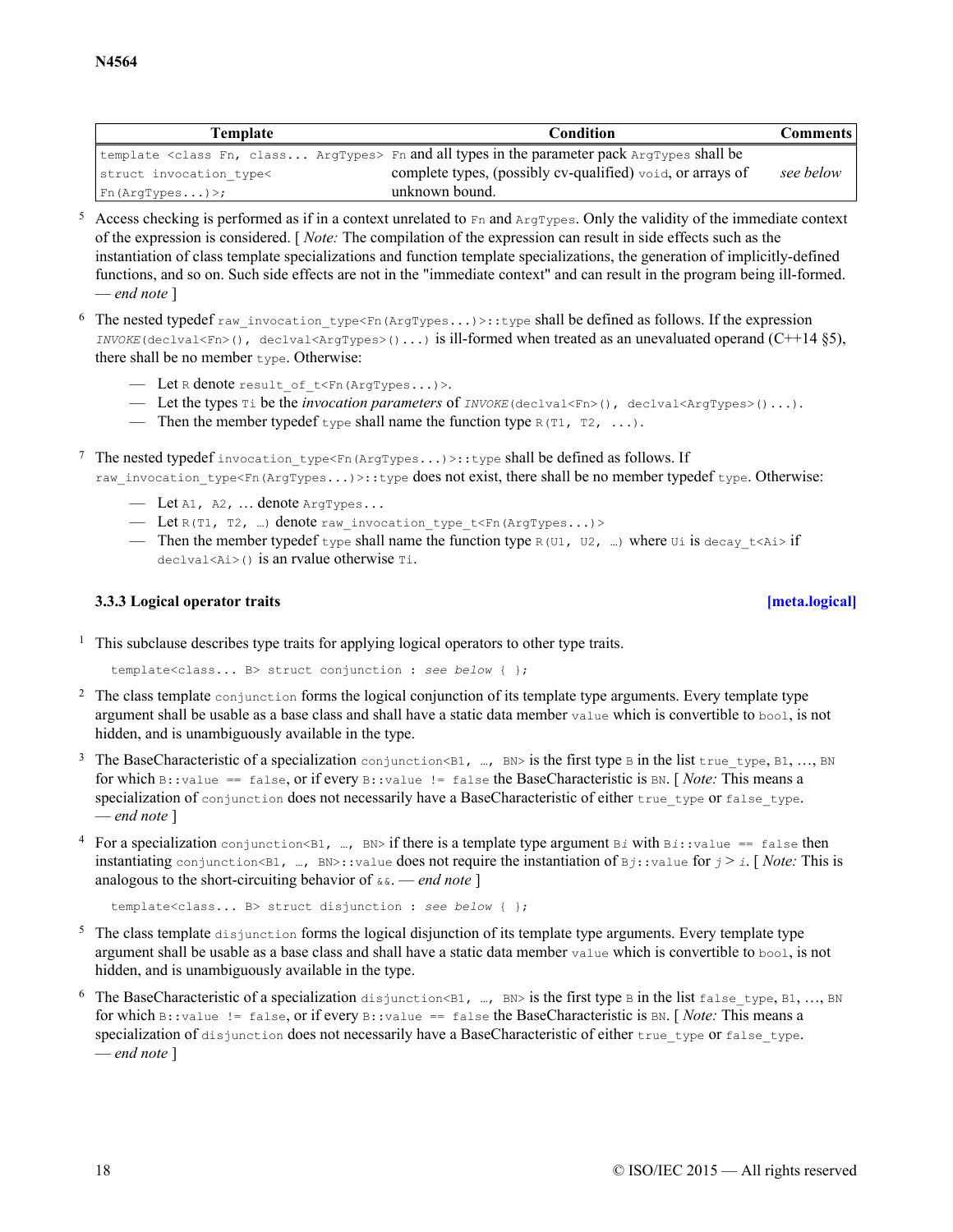| Template | Condition | Comments |
| --- | --- | --- |
| `template <class Fn, class... ArgTypes> struct invocation_type< Fn(ArgTypes...)>;` | `Fn` and all types in the parameter pack `ArgTypes` shall be complete types, (possibly cv-qualified) `void`, or arrays of unknown bound. | *see below* |

5 Access checking is performed as if in a context unrelated to `Fn` and `ArgTypes`. Only the validity of the immediate context of the expression is considered. [ *Note:* The compilation of the expression can result in side effects such as the instantiation of class template specializations and function template specializations, the generation of implicitly-defined functions, and so on. Such side effects are not in the "immediate context" and can result in the program being ill-formed. *— end note* ]

6 The nested typedef `raw_invocation_type<Fn(ArgTypes...)>::type` shall be defined as follows. If the expression `INVOKE(declval<Fn>(), declval<ArgTypes>()...)` is ill-formed when treated as an unevaluated operand (C++14 §5), there shall be no member `type`. Otherwise:

- Let `R` denote `result_of_t<Fn(ArgTypes...)>`.
- Let the types `Ti` be the *invocation parameters* of `INVOKE(declval<Fn>(), declval<ArgTypes>()...)`.
- Then the member typedef `type` shall name the function type `R(T1, T2, ...)`.

7 The nested typedef `invocation_type<Fn(ArgTypes...)>::type` shall be defined as follows. If `raw_invocation_type<Fn(ArgTypes...)>::type` does not exist, there shall be no member typedef `type`. Otherwise:

- Let `A1, A2,` … denote `ArgTypes...`
- Let `R(T1, T2, …)` denote `raw_invocation_type_t<Fn(ArgTypes...)>`
- Then the member typedef `type` shall name the function type `R(U1, U2, …)` where `Ui` is `decay_t<Ai>` if `declval<Ai>()` is an rvalue otherwise `Ti`.

### 3.3.3 Logical operator traits [meta.logical]

1 This subclause describes type traits for applying logical operators to other type traits.

```
template<class... B> struct conjunction : see below { };
```

2 The class template `conjunction` forms the logical conjunction of its template type arguments. Every template type argument shall be usable as a base class and shall have a static data member `value` which is convertible to `bool`, is not hidden, and is unambiguously available in the type.

3 The BaseCharacteristic of a specialization `conjunction<B1, …, BN>` is the first type `B` in the list `true_type`, `B1`, …, `BN` for which `B::value == false`, or if every `B::value != false` the BaseCharacteristic is `BN`. [ *Note:* This means a specialization of `conjunction` does not necessarily have a BaseCharacteristic of either `true_type` or `false_type`. *— end note* ]

4 For a specialization `conjunction<B1, …, BN>` if there is a template type argument `Bi` with `Bi::value == false` then instantiating `conjunction<B1, …, BN>::value` does not require the instantiation of `Bj::value` for *j* > *i*. [ *Note:* This is analogous to the short-circuiting behavior of `&&`. *— end note* ]

```
template<class... B> struct disjunction : see below { };
```

5 The class template `disjunction` forms the logical disjunction of its template type arguments. Every template type argument shall be usable as a base class and shall have a static data member `value` which is convertible to `bool`, is not hidden, and is unambiguously available in the type.

6 The BaseCharacteristic of a specialization `disjunction<B1, …, BN>` is the first type `B` in the list `false_type`, `B1`, …, `BN` for which `B::value != false`, or if every `B::value == false` the BaseCharacteristic is `BN`. [ *Note:* This means a specialization of `disjunction` does not necessarily have a BaseCharacteristic of either `true_type` or `false_type`. *— end note* ]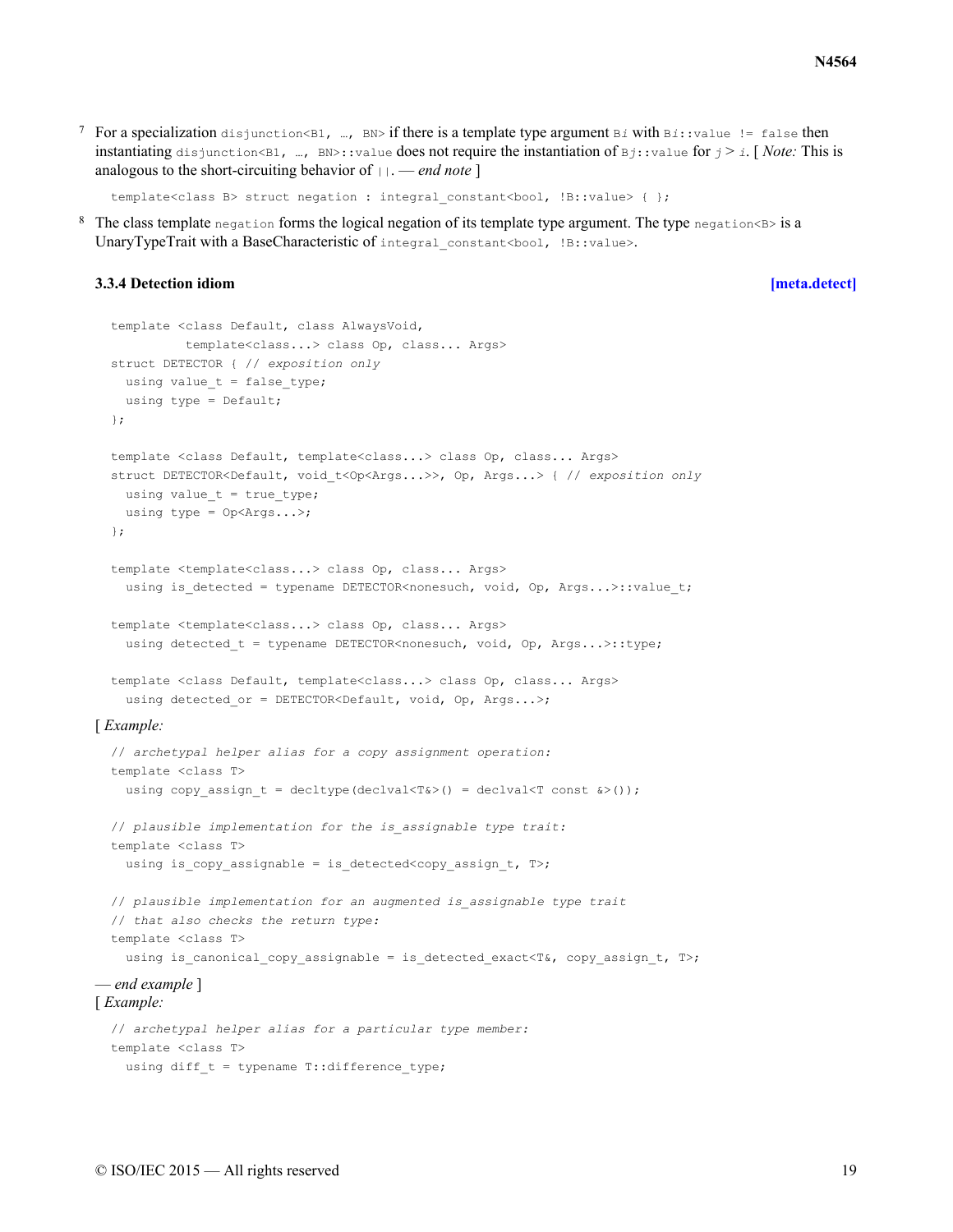7 For a specialization `disjunction<B1, …, BN>` if there is a template type argument `Bi` with `Bi::value != false` then instantiating `disjunction<B1, …, BN>::value` does not require the instantiation of `Bj::value` for $j > i$. [ *Note:* This is analogous to the short-circuiting behavior of `||`. — *end note* ]

```
template<class B> struct negation : integral_constant<bool, !B::value> { };
```

8 The class template `negation` forms the logical negation of its template type argument. The type `negation<B>` is a UnaryTypeTrait with a BaseCharacteristic of `integral_constant<bool, !B::value>`.

### 3.3.4 Detection idiom [meta.detect]

```
template <class Default, class AlwaysVoid,
          template<class...> class Op, class... Args>
struct DETECTOR { // exposition only
  using value_t = false_type;
  using type = Default;
};

template <class Default, template<class...> class Op, class... Args>
struct DETECTOR<Default, void_t<Op<Args...>>, Op, Args...> { // exposition only
  using value_t = true_type;
  using type = Op<Args...>;
};

template <template<class...> class Op, class... Args>
  using is_detected = typename DETECTOR<nonesuch, void, Op, Args...>::value_t;

template <template<class...> class Op, class... Args>
  using detected_t = typename DETECTOR<nonesuch, void, Op, Args...>::type;

template <class Default, template<class...> class Op, class... Args>
  using detected_or = DETECTOR<Default, void, Op, Args...>;
```

[ *Example:*

```
// archetypal helper alias for a copy assignment operation:
template <class T>
  using copy_assign_t = decltype(declval<T&>() = declval<T const &>());

// plausible implementation for the is_assignable type trait:
template <class T>
  using is_copy_assignable = is_detected<copy_assign_t, T>;

// plausible implementation for an augmented is_assignable type trait
// that also checks the return type:
template <class T>
  using is_canonical_copy_assignable = is_detected_exact<T&, copy_assign_t, T>;
```

— *end example* ]
[ *Example:*

```
// archetypal helper alias for a particular type member:
template <class T>
  using diff_t = typename T::difference_type;
```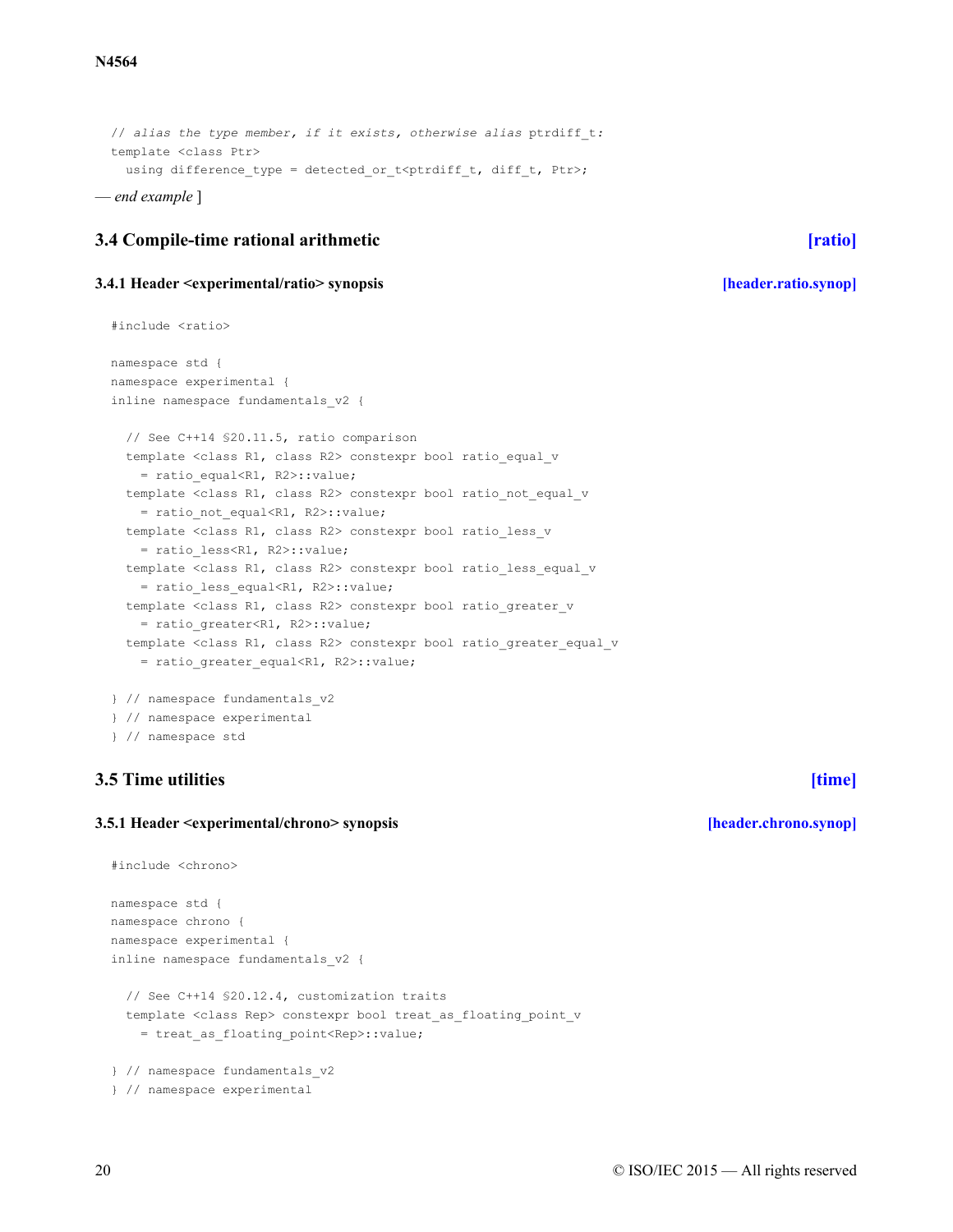```
// alias the type member, if it exists, otherwise alias ptrdiff_t:
template <class Ptr>
  using difference_type = detected_or_t<ptrdiff_t, diff_t, Ptr>;
```

— *end example* ]

## 3.4 Compile-time rational arithmetic [ratio]

### 3.4.1 Header <experimental/ratio> synopsis [header.ratio.synop]

```
#include <ratio>

namespace std {
namespace experimental {
inline namespace fundamentals_v2 {

  // See C++14 §20.11.5, ratio comparison
  template <class R1, class R2> constexpr bool ratio_equal_v
    = ratio_equal<R1, R2>::value;
  template <class R1, class R2> constexpr bool ratio_not_equal_v
    = ratio_not_equal<R1, R2>::value;
  template <class R1, class R2> constexpr bool ratio_less_v
    = ratio_less<R1, R2>::value;
  template <class R1, class R2> constexpr bool ratio_less_equal_v
    = ratio_less_equal<R1, R2>::value;
  template <class R1, class R2> constexpr bool ratio_greater_v
    = ratio_greater<R1, R2>::value;
  template <class R1, class R2> constexpr bool ratio_greater_equal_v
    = ratio_greater_equal<R1, R2>::value;

} // namespace fundamentals_v2
} // namespace experimental
} // namespace std
```

## 3.5 Time utilities [time]

### 3.5.1 Header <experimental/chrono> synopsis [header.chrono.synop]

```
#include <chrono>

namespace std {
namespace chrono {
namespace experimental {
inline namespace fundamentals_v2 {

  // See C++14 §20.12.4, customization traits
  template <class Rep> constexpr bool treat_as_floating_point_v
    = treat_as_floating_point<Rep>::value;

} // namespace fundamentals_v2
} // namespace experimental
```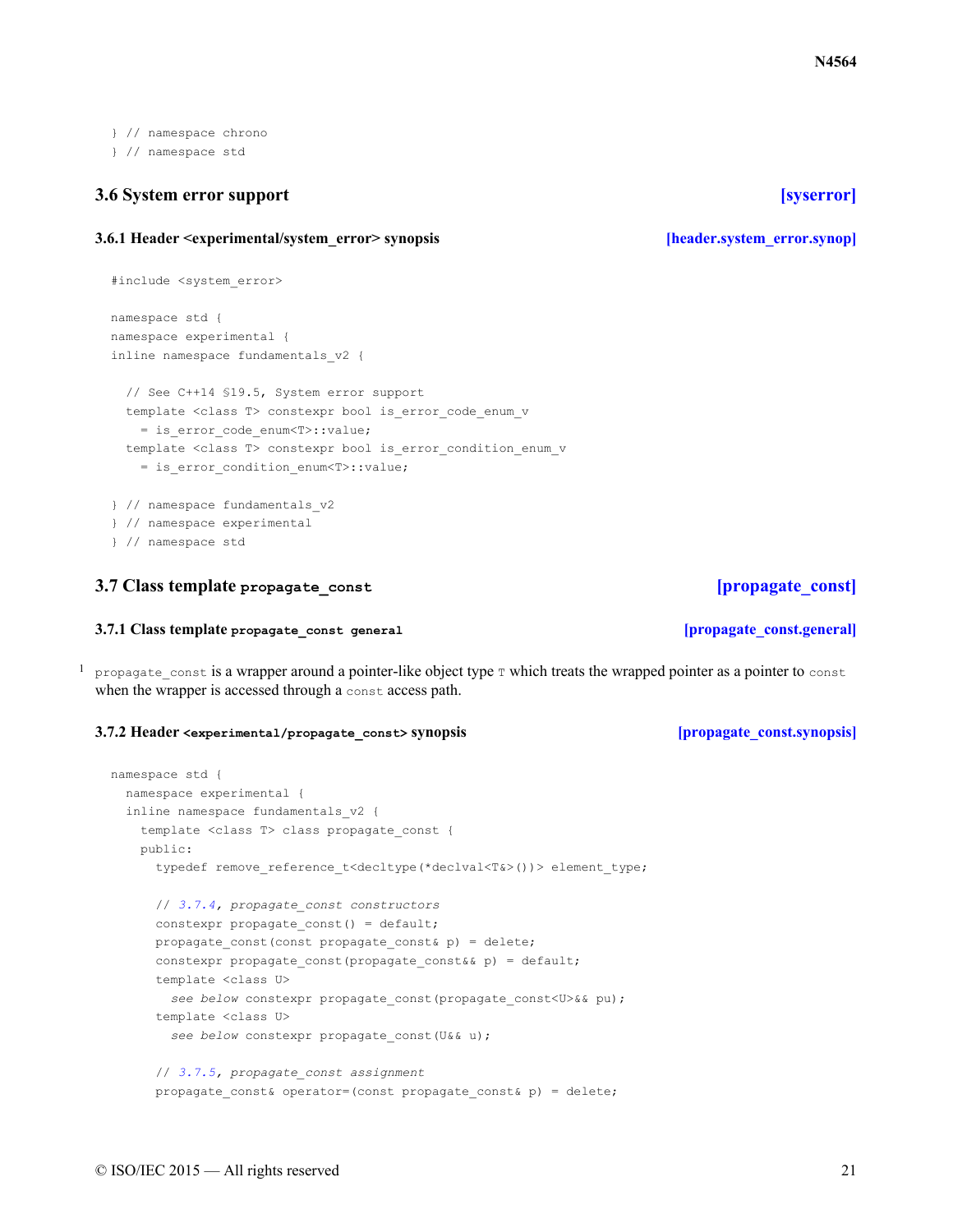```
} // namespace chrono
} // namespace std
```

## 3.6 System error support [syserror]

### 3.6.1 Header <experimental/system_error> synopsis [header.system_error.synop]

```
#include <system_error>

namespace std {
namespace experimental {
inline namespace fundamentals_v2 {

  // See C++14 §19.5, System error support
  template <class T> constexpr bool is_error_code_enum_v
    = is_error_code_enum<T>::value;
  template <class T> constexpr bool is_error_condition_enum_v
    = is_error_condition_enum<T>::value;

} // namespace fundamentals_v2
} // namespace experimental
} // namespace std
```

## 3.7 Class template `propagate_const` [propagate_const]

### 3.7.1 Class template `propagate_const general` [propagate_const.general]

1 `propagate_const` is a wrapper around a pointer-like object type `T` which treats the wrapped pointer as a pointer to `const` when the wrapper is accessed through a `const` access path.

### 3.7.2 Header `<experimental/propagate_const>` synopsis [propagate_const.synopsis]

```
namespace std {
  namespace experimental {
  inline namespace fundamentals_v2 {
    template <class T> class propagate_const {
    public:
      typedef remove_reference_t<decltype(*declval<T&>())> element_type;

      // 3.7.4, propagate_const constructors
      constexpr propagate_const() = default;
      propagate_const(const propagate_const& p) = delete;
      constexpr propagate_const(propagate_const&& p) = default;
      template <class U>
        see below constexpr propagate_const(propagate_const<U>&& pu);
      template <class U>
        see below constexpr propagate_const(U&& u);

      // 3.7.5, propagate_const assignment
      propagate_const& operator=(const propagate_const& p) = delete;
```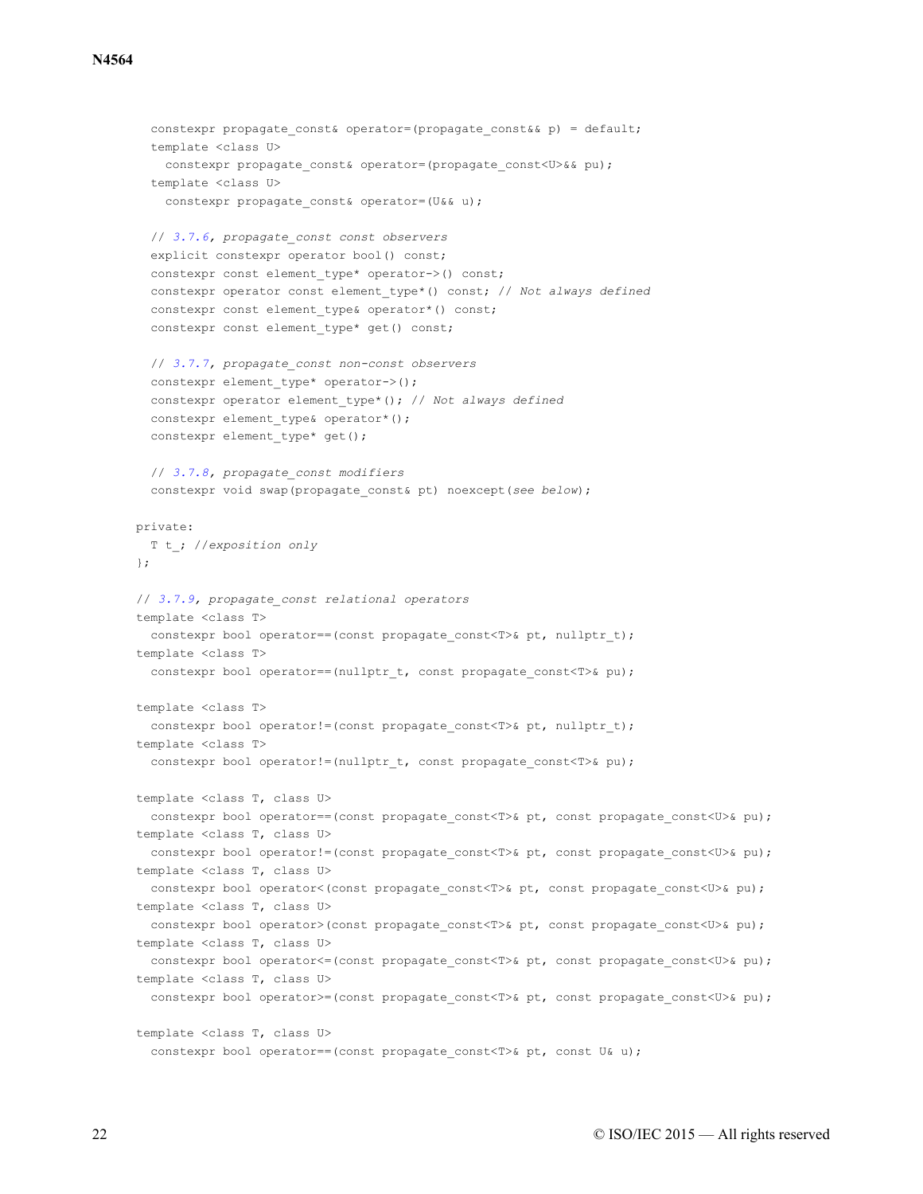```
  constexpr propagate_const& operator=(propagate_const&& p) = default;
  template <class U>
    constexpr propagate_const& operator=(propagate_const<U>&& pu);
  template <class U>
    constexpr propagate_const& operator=(U&& u);

  // 3.7.6, propagate_const const observers
  explicit constexpr operator bool() const;
  constexpr const element_type* operator->() const;
  constexpr operator const element_type*() const; // Not always defined
  constexpr const element_type& operator*() const;
  constexpr const element_type* get() const;

  // 3.7.7, propagate_const non-const observers
  constexpr element_type* operator->();
  constexpr operator element_type*(); // Not always defined
  constexpr element_type& operator*();
  constexpr element_type* get();

  // 3.7.8, propagate_const modifiers
  constexpr void swap(propagate_const& pt) noexcept(see below);

private:
  T t_; //exposition only
};

// 3.7.9, propagate_const relational operators
template <class T>
  constexpr bool operator==(const propagate_const<T>& pt, nullptr_t);
template <class T>
  constexpr bool operator==(nullptr_t, const propagate_const<T>& pu);

template <class T>
  constexpr bool operator!=(const propagate_const<T>& pt, nullptr_t);
template <class T>
  constexpr bool operator!=(nullptr_t, const propagate_const<T>& pu);

template <class T, class U>
  constexpr bool operator==(const propagate_const<T>& pt, const propagate_const<U>& pu);
template <class T, class U>
  constexpr bool operator!=(const propagate_const<T>& pt, const propagate_const<U>& pu);
template <class T, class U>
  constexpr bool operator<(const propagate_const<T>& pt, const propagate_const<U>& pu);
template <class T, class U>
  constexpr bool operator>(const propagate_const<T>& pt, const propagate_const<U>& pu);
template <class T, class U>
  constexpr bool operator<=(const propagate_const<T>& pt, const propagate_const<U>& pu);
template <class T, class U>
  constexpr bool operator>=(const propagate_const<T>& pt, const propagate_const<U>& pu);

template <class T, class U>
  constexpr bool operator==(const propagate_const<T>& pt, const U& u);
```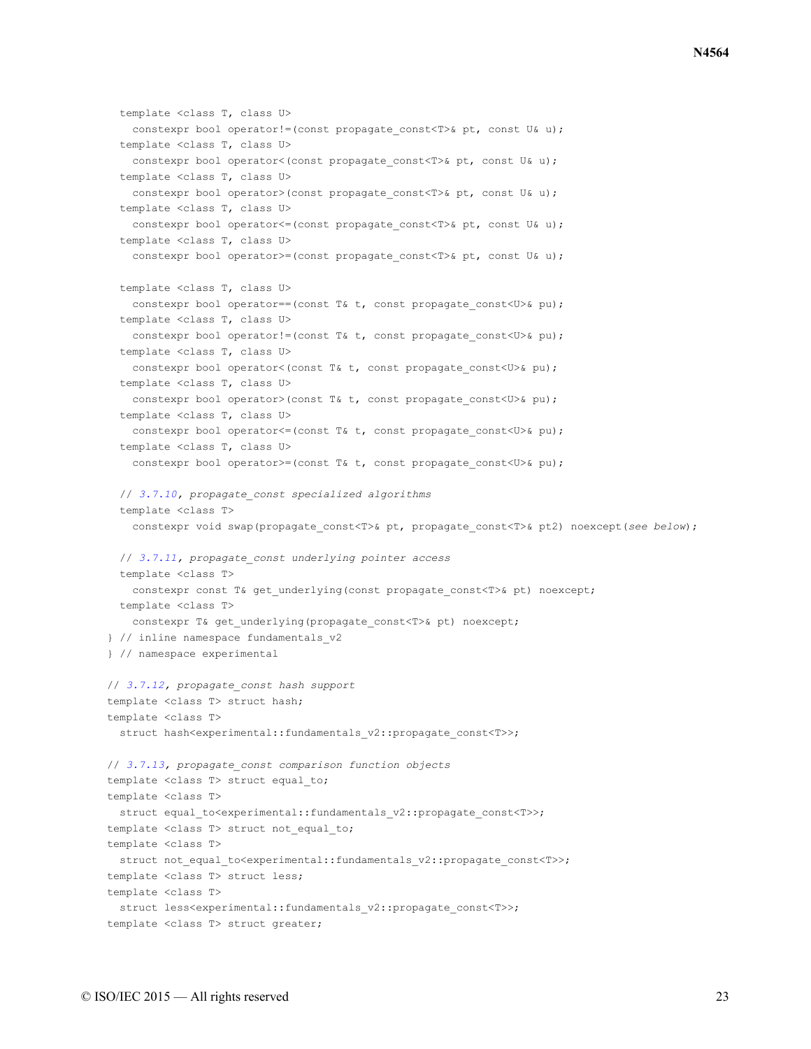```
  template <class T, class U>
    constexpr bool operator!=(const propagate_const<T>& pt, const U& u);
  template <class T, class U>
    constexpr bool operator<(const propagate_const<T>& pt, const U& u);
  template <class T, class U>
    constexpr bool operator>(const propagate_const<T>& pt, const U& u);
  template <class T, class U>
    constexpr bool operator<=(const propagate_const<T>& pt, const U& u);
  template <class T, class U>
    constexpr bool operator>=(const propagate_const<T>& pt, const U& u);

  template <class T, class U>
    constexpr bool operator==(const T& t, const propagate_const<U>& pu);
  template <class T, class U>
    constexpr bool operator!=(const T& t, const propagate_const<U>& pu);
  template <class T, class U>
    constexpr bool operator<(const T& t, const propagate_const<U>& pu);
  template <class T, class U>
    constexpr bool operator>(const T& t, const propagate_const<U>& pu);
  template <class T, class U>
    constexpr bool operator<=(const T& t, const propagate_const<U>& pu);
  template <class T, class U>
    constexpr bool operator>=(const T& t, const propagate_const<U>& pu);

  // 3.7.10, propagate_const specialized algorithms
  template <class T>
    constexpr void swap(propagate_const<T>& pt, propagate_const<T>& pt2) noexcept(see below);

  // 3.7.11, propagate_const underlying pointer access
  template <class T>
    constexpr const T& get_underlying(const propagate_const<T>& pt) noexcept;
  template <class T>
    constexpr T& get_underlying(propagate_const<T>& pt) noexcept;
} // inline namespace fundamentals_v2
} // namespace experimental

// 3.7.12, propagate_const hash support
template <class T> struct hash;
template <class T>
  struct hash<experimental::fundamentals_v2::propagate_const<T>>;

// 3.7.13, propagate_const comparison function objects
template <class T> struct equal_to;
template <class T>
  struct equal_to<experimental::fundamentals_v2::propagate_const<T>>;
template <class T> struct not_equal_to;
template <class T>
  struct not_equal_to<experimental::fundamentals_v2::propagate_const<T>>;
template <class T> struct less;
template <class T>
  struct less<experimental::fundamentals_v2::propagate_const<T>>;
template <class T> struct greater;
```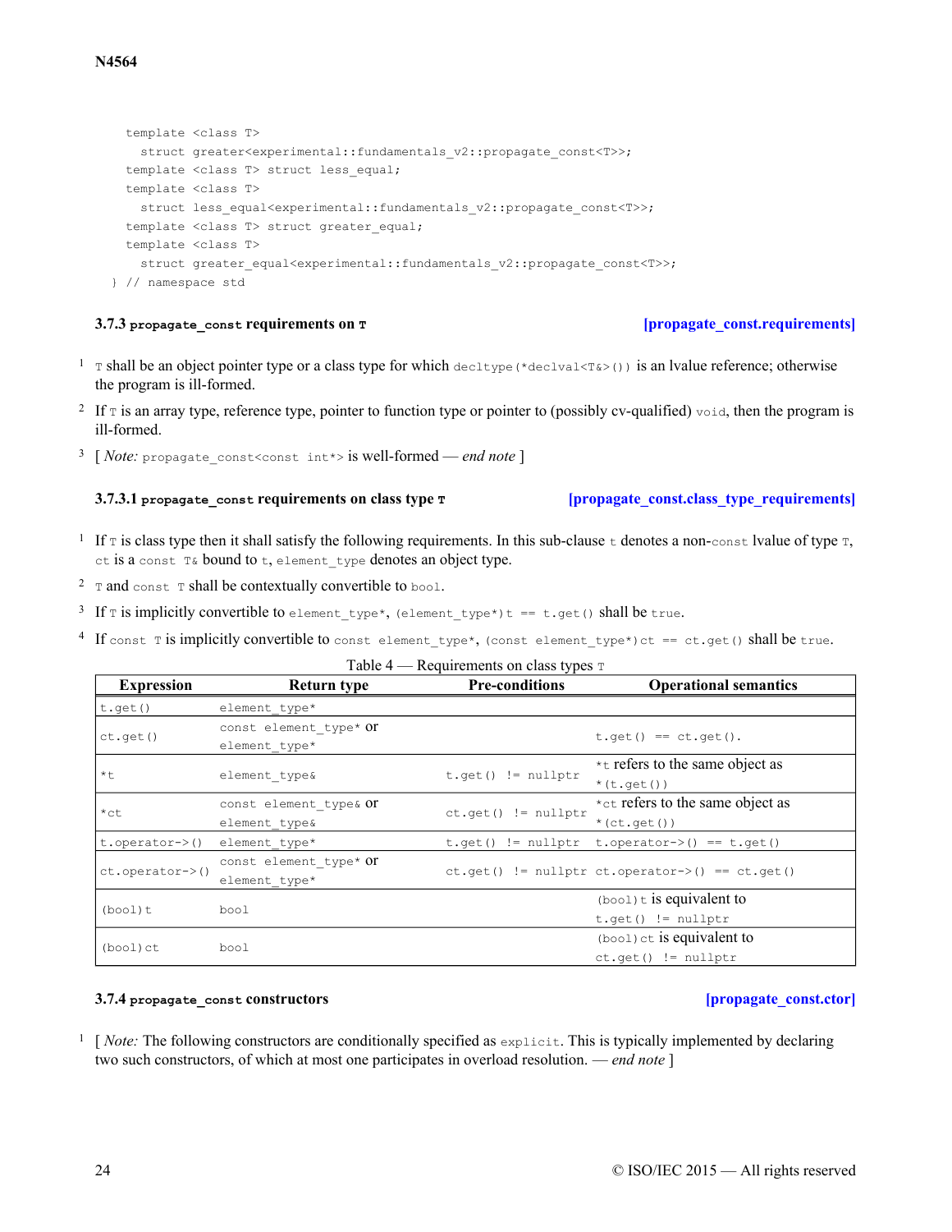```
template <class T>
  struct greater<experimental::fundamentals_v2::propagate_const<T>>;
template <class T> struct less_equal;
template <class T>
  struct less_equal<experimental::fundamentals_v2::propagate_const<T>>;
template <class T> struct greater_equal;
template <class T>
  struct greater_equal<experimental::fundamentals_v2::propagate_const<T>>;
} // namespace std
```

### 3.7.3 `propagate_const` requirements on `T` [propagate_const.requirements]

1 `T` shall be an object pointer type or a class type for which `decltype(*declval<T&>())` is an lvalue reference; otherwise the program is ill-formed.

2 If `T` is an array type, reference type, pointer to function type or pointer to (possibly cv-qualified) `void`, then the program is ill-formed.

3 [ *Note:* `propagate_const<const int*>` is well-formed — *end note* ]

#### 3.7.3.1 `propagate_const` requirements on class type `T` [propagate_const.class_type_requirements]

1 If `T` is class type then it shall satisfy the following requirements. In this sub-clause `t` denotes a non-`const` lvalue of type `T`, `ct` is a `const T&` bound to `t`, `element_type` denotes an object type.

2 `T` and `const T` shall be contextually convertible to `bool`.

3 If `T` is implicitly convertible to `element_type*`, `(element_type*)t == t.get()` shall be `true`.

4 If `const T` is implicitly convertible to `const element_type*`, `(const element_type*)ct == ct.get()` shall be `true`.

Table 4 — Requirements on class types `T`

| Expression | Return type | Pre-conditions | Operational semantics |
|---|---|---|---|
| `t.get()` | `element_type*` | | |
| `ct.get()` | `const element_type*` or `element_type*` | | `t.get() == ct.get()`. |
| `*t` | `element_type&` | `t.get() != nullptr` | `*t` refers to the same object as `*(t.get())` |
| `*ct` | `const element_type&` or `element_type&` | `ct.get() != nullptr` | `*ct` refers to the same object as `*(ct.get())` |
| `t.operator->()` | `element_type*` | `t.get() != nullptr` | `t.operator->() == t.get()` |
| `ct.operator->()` | `const element_type*` or `element_type*` | `ct.get() != nullptr` | `ct.operator->() == ct.get()` |
| `(bool)t` | `bool` | | `(bool)t` is equivalent to `t.get() != nullptr` |
| `(bool)ct` | `bool` | | `(bool)ct` is equivalent to `ct.get() != nullptr` |

### 3.7.4 `propagate_const` constructors [propagate_const.ctor]

1 [ *Note:* The following constructors are conditionally specified as `explicit`. This is typically implemented by declaring two such constructors, of which at most one participates in overload resolution. — *end note* ]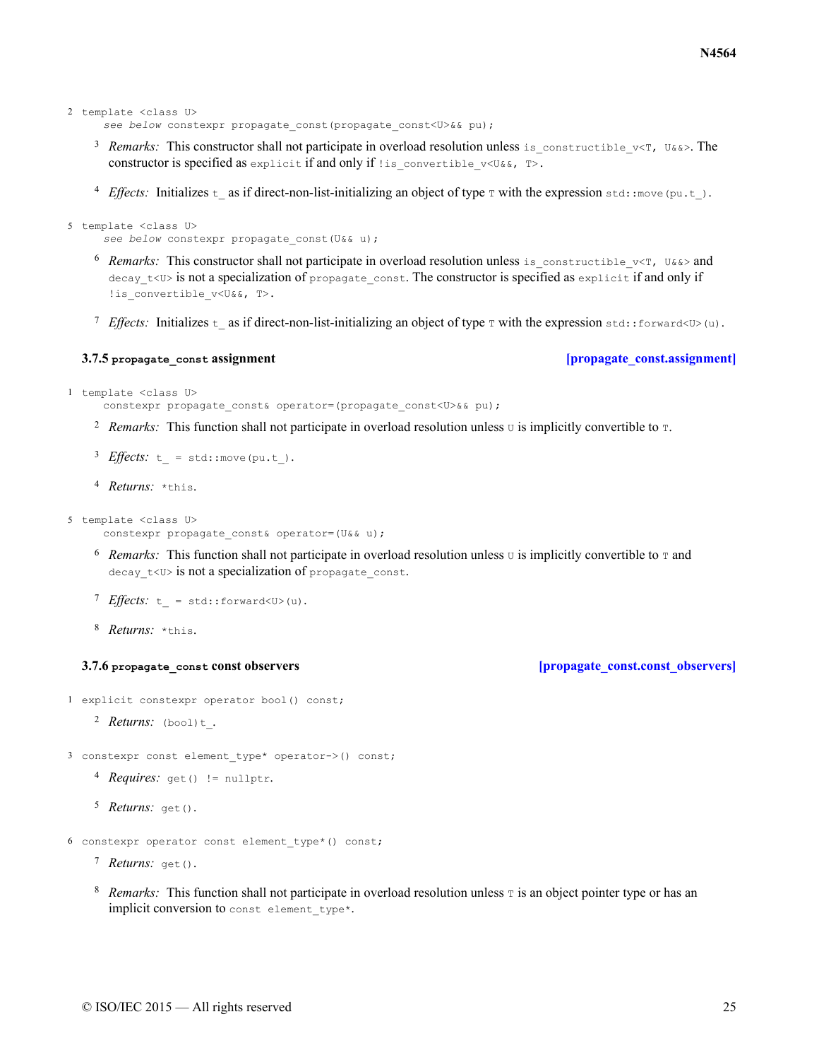2
```
template <class U>
  see below constexpr propagate_const(propagate_const<U>&& pu);
```

3 *Remarks:* This constructor shall not participate in overload resolution unless `is_constructible_v<T, U&&>`. The constructor is specified as `explicit` if and only if `!is_convertible_v<U&&, T>`.

4 *Effects:* Initializes `t_` as if direct-non-list-initializing an object of type `T` with the expression `std::move(pu.t_)`.

5
```
template <class U>
  see below constexpr propagate_const(U&& u);
```

6 *Remarks:* This constructor shall not participate in overload resolution unless `is_constructible_v<T, U&&>` and `decay_t<U>` is not a specialization of `propagate_const`. The constructor is specified as `explicit` if and only if `!is_convertible_v<U&&, T>`.

7 *Effects:* Initializes `t_` as if direct-non-list-initializing an object of type `T` with the expression `std::forward<U>(u)`.

### 3.7.5 `propagate_const` assignment [propagate_const.assignment]

1
```
template <class U>
  constexpr propagate_const& operator=(propagate_const<U>&& pu);
```

2 *Remarks:* This function shall not participate in overload resolution unless `U` is implicitly convertible to `T`.

3 *Effects:* `t_ = std::move(pu.t_)`.

4 *Returns:* `*this`.

5
```
template <class U>
  constexpr propagate_const& operator=(U&& u);
```

6 *Remarks:* This function shall not participate in overload resolution unless `U` is implicitly convertible to `T` and `decay_t<U>` is not a specialization of `propagate_const`.

7 *Effects:* `t_ = std::forward<U>(u)`.

8 *Returns:* `*this`.

### 3.7.6 `propagate_const` const observers [propagate_const.const_observers]

1
```
explicit constexpr operator bool() const;
```

2 *Returns:* `(bool)t_`.

3
```
constexpr const element_type* operator->() const;
```

4 *Requires:* `get() != nullptr`.

5 *Returns:* `get()`.

6
```
constexpr operator const element_type*() const;
```

7 *Returns:* `get()`.

8 *Remarks:* This function shall not participate in overload resolution unless `T` is an object pointer type or has an implicit conversion to `const element_type*`.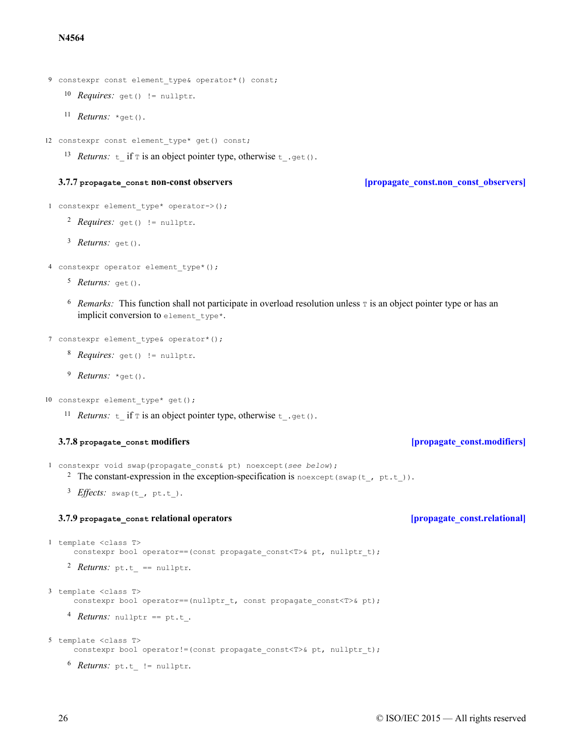9 `constexpr const element_type& operator*() const;`

10 *Requires:* `get() != nullptr`.

11 *Returns:* `*get()`.

12 `constexpr const element_type* get() const;`

13 *Returns:* `t_` if `T` is an object pointer type, otherwise `t_.get()`.

### 3.7.7 `propagate_const` non-const observers [propagate_const.non_const_observers]

1 `constexpr element_type* operator->();`

2 *Requires:* `get() != nullptr`.

3 *Returns:* `get()`.

4 `constexpr operator element_type*();`

5 *Returns:* `get()`.

6 *Remarks:* This function shall not participate in overload resolution unless `T` is an object pointer type or has an implicit conversion to `element_type*`.

7 `constexpr element_type& operator*();`

8 *Requires:* `get() != nullptr`.

9 *Returns:* `*get()`.

10 `constexpr element_type* get();`

11 *Returns:* `t_` if `T` is an object pointer type, otherwise `t_.get()`.

### 3.7.8 `propagate_const` modifiers [propagate_const.modifiers]

1 `constexpr void swap(propagate_const& pt) noexcept(see below);`

2 The constant-expression in the exception-specification is `noexcept(swap(t_, pt.t_))`.

3 *Effects:* `swap(t_, pt.t_)`.

### 3.7.9 `propagate_const` relational operators [propagate_const.relational]

1
```
template <class T>
  constexpr bool operator==(const propagate_const<T>& pt, nullptr_t);
```

2 *Returns:* `pt.t_ == nullptr`.

3
```
template <class T>
  constexpr bool operator==(nullptr_t, const propagate_const<T>& pt);
```

4 *Returns:* `nullptr == pt.t_`.

5
```
template <class T>
  constexpr bool operator!=(const propagate_const<T>& pt, nullptr_t);
```

6 *Returns:* `pt.t_ != nullptr`.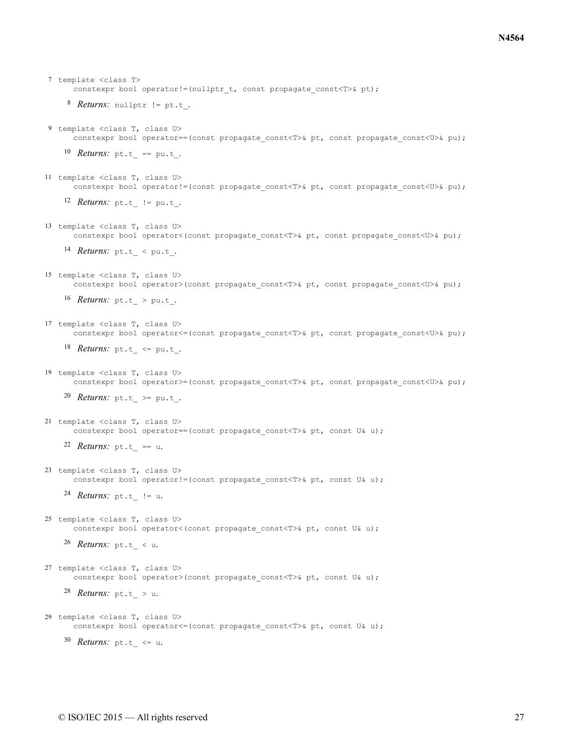7 
```
template <class T>
    constexpr bool operator!=(nullptr_t, const propagate_const<T>& pt);
```

8 *Returns:* `nullptr != pt.t_`.

9 
```
template <class T, class U>
    constexpr bool operator==(const propagate_const<T>& pt, const propagate_const<U>& pu);
```

10 *Returns:* `pt.t_ == pu.t_`.

11 
```
template <class T, class U>
    constexpr bool operator!=(const propagate_const<T>& pt, const propagate_const<U>& pu);
```

12 *Returns:* `pt.t_ != pu.t_`.

13 
```
template <class T, class U>
    constexpr bool operator<(const propagate_const<T>& pt, const propagate_const<U>& pu);
```

14 *Returns:* `pt.t_ < pu.t_`.

15 
```
template <class T, class U>
    constexpr bool operator>(const propagate_const<T>& pt, const propagate_const<U>& pu);
```

16 *Returns:* `pt.t_ > pu.t_`.

17 
```
template <class T, class U>
    constexpr bool operator<=(const propagate_const<T>& pt, const propagate_const<U>& pu);
```

18 *Returns:* `pt.t_ <= pu.t_`.

19 
```
template <class T, class U>
    constexpr bool operator>=(const propagate_const<T>& pt, const propagate_const<U>& pu);
```

20 *Returns:* `pt.t_ >= pu.t_`.

21 
```
template <class T, class U>
    constexpr bool operator==(const propagate_const<T>& pt, const U& u);
```

22 *Returns:* `pt.t_ == u`.

23 
```
template <class T, class U>
    constexpr bool operator!=(const propagate_const<T>& pt, const U& u);
```

24 *Returns:* `pt.t_ != u`.

25 
```
template <class T, class U>
    constexpr bool operator<(const propagate_const<T>& pt, const U& u);
```

26 *Returns:* `pt.t_ < u`.

27 
```
template <class T, class U>
    constexpr bool operator>(const propagate_const<T>& pt, const U& u);
```

28 *Returns:* `pt.t_ > u`.

29 
```
template <class T, class U>
    constexpr bool operator<=(const propagate_const<T>& pt, const U& u);
```

30 *Returns:* `pt.t_ <= u`.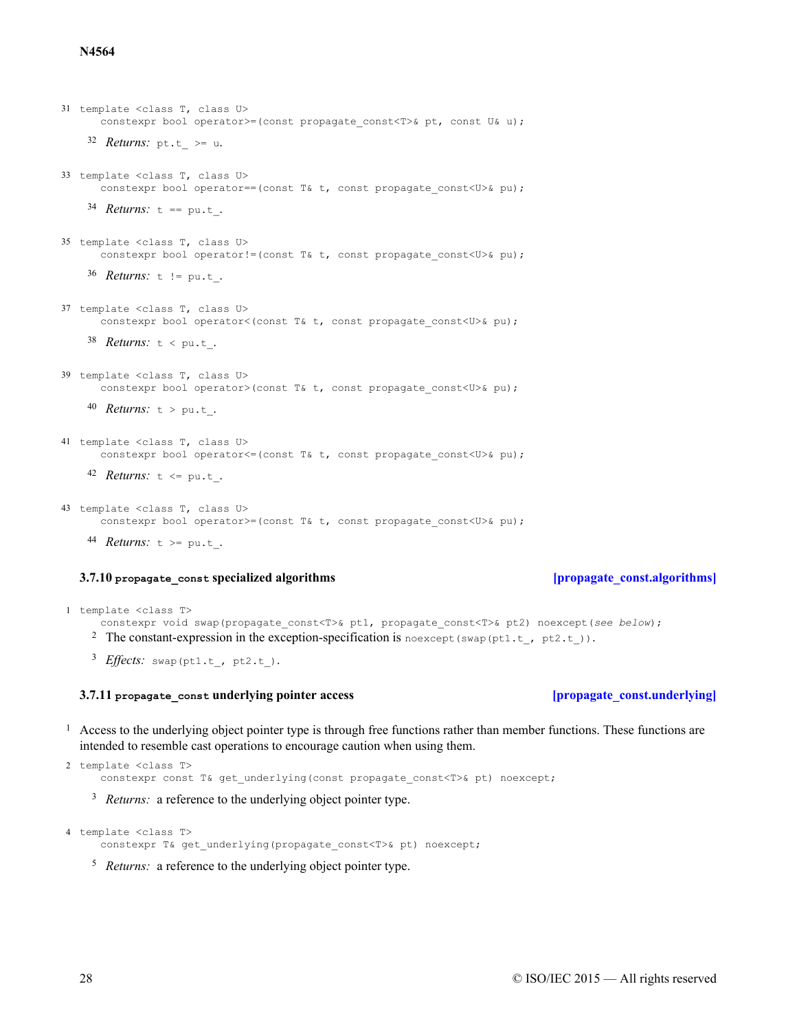31
```
template <class T, class U>
    constexpr bool operator>=(const propagate_const<T>& pt, const U& u);
```

32 *Returns:* `pt.t_ >= u`.

33
```
template <class T, class U>
    constexpr bool operator==(const T& t, const propagate_const<U>& pu);
```

34 *Returns:* `t == pu.t_`.

35
```
template <class T, class U>
    constexpr bool operator!=(const T& t, const propagate_const<U>& pu);
```

36 *Returns:* `t != pu.t_`.

37
```
template <class T, class U>
    constexpr bool operator<(const T& t, const propagate_const<U>& pu);
```

38 *Returns:* `t < pu.t_`.

39
```
template <class T, class U>
    constexpr bool operator>(const T& t, const propagate_const<U>& pu);
```

40 *Returns:* `t > pu.t_`.

41
```
template <class T, class U>
    constexpr bool operator<=(const T& t, const propagate_const<U>& pu);
```

42 *Returns:* `t <= pu.t_`.

43
```
template <class T, class U>
    constexpr bool operator>=(const T& t, const propagate_const<U>& pu);
```

44 *Returns:* `t >= pu.t_`.

### 3.7.10 `propagate_const` specialized algorithms [propagate_const.algorithms]

1
```
template <class T>
    constexpr void swap(propagate_const<T>& pt1, propagate_const<T>& pt2) noexcept(see below);
```

2 The constant-expression in the exception-specification is `noexcept(swap(pt1.t_, pt2.t_))`.

3 *Effects:* `swap(pt1.t_, pt2.t_)`.

### 3.7.11 `propagate_const` underlying pointer access [propagate_const.underlying]

1 Access to the underlying object pointer type is through free functions rather than member functions. These functions are intended to resemble cast operations to encourage caution when using them.

2
```
template <class T>
    constexpr const T& get_underlying(const propagate_const<T>& pt) noexcept;
```

3 *Returns:* a reference to the underlying object pointer type.

4
```
template <class T>
    constexpr T& get_underlying(propagate_const<T>& pt) noexcept;
```

5 *Returns:* a reference to the underlying object pointer type.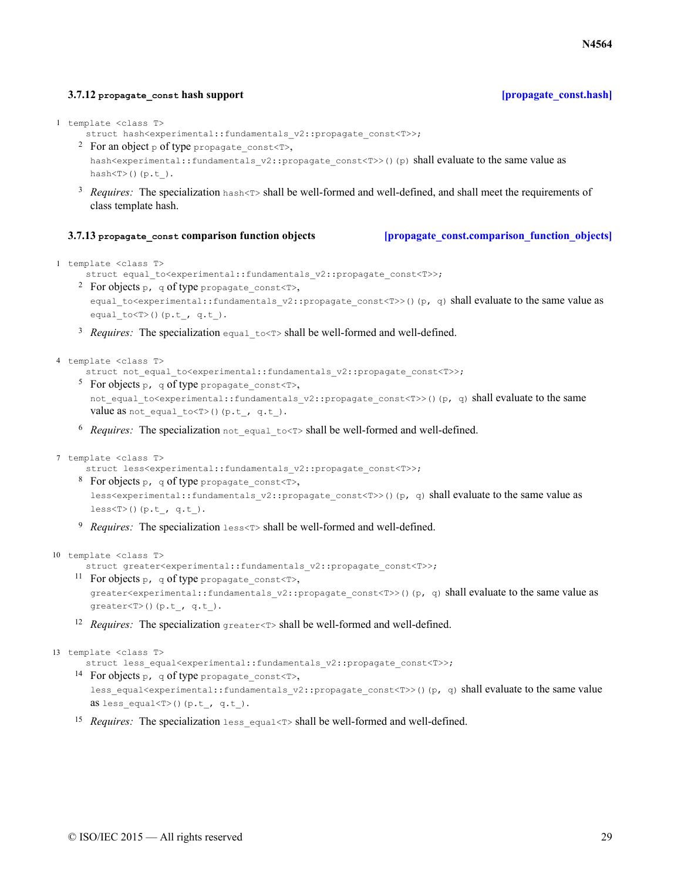### 3.7.12 `propagate_const` hash support [propagate_const.hash]

1
```
template <class T>
  struct hash<experimental::fundamentals_v2::propagate_const<T>>;
```

2 For an object `p` of type `propagate_const<T>`, `hash<experimental::fundamentals_v2::propagate_const<T>>()(p)` shall evaluate to the same value as `hash<T>()(p.t_)`.

3 *Requires:* The specialization `hash<T>` shall be well-formed and well-defined, and shall meet the requirements of class template hash.

### 3.7.13 `propagate_const` comparison function objects [propagate_const.comparison_function_objects]

1
```
template <class T>
  struct equal_to<experimental::fundamentals_v2::propagate_const<T>>;
```

2 For objects `p, q` of type `propagate_const<T>`, `equal_to<experimental::fundamentals_v2::propagate_const<T>>()(p, q)` shall evaluate to the same value as `equal_to<T>()(p.t_, q.t_)`.

3 *Requires:* The specialization `equal_to<T>` shall be well-formed and well-defined.

4
```
template <class T>
  struct not_equal_to<experimental::fundamentals_v2::propagate_const<T>>;
```

5 For objects `p, q` of type `propagate_const<T>`, `not_equal_to<experimental::fundamentals_v2::propagate_const<T>>()(p, q)` shall evaluate to the same value as `not_equal_to<T>()(p.t_, q.t_)`.

6 *Requires:* The specialization `not_equal_to<T>` shall be well-formed and well-defined.

7
```
template <class T>
  struct less<experimental::fundamentals_v2::propagate_const<T>>;
```

8 For objects `p, q` of type `propagate_const<T>`, `less<experimental::fundamentals_v2::propagate_const<T>>()(p, q)` shall evaluate to the same value as `less<T>()(p.t_, q.t_)`.

9 *Requires:* The specialization `less<T>` shall be well-formed and well-defined.

10
```
template <class T>
  struct greater<experimental::fundamentals_v2::propagate_const<T>>;
```

11 For objects `p, q` of type `propagate_const<T>`, `greater<experimental::fundamentals_v2::propagate_const<T>>()(p, q)` shall evaluate to the same value as `greater<T>()(p.t_, q.t_)`.

12 *Requires:* The specialization `greater<T>` shall be well-formed and well-defined.

13
```
template <class T>
  struct less_equal<experimental::fundamentals_v2::propagate_const<T>>;
```

14 For objects `p, q` of type `propagate_const<T>`, `less_equal<experimental::fundamentals_v2::propagate_const<T>>()(p, q)` shall evaluate to the same value as `less_equal<T>()(p.t_, q.t_)`.

15 *Requires:* The specialization `less_equal<T>` shall be well-formed and well-defined.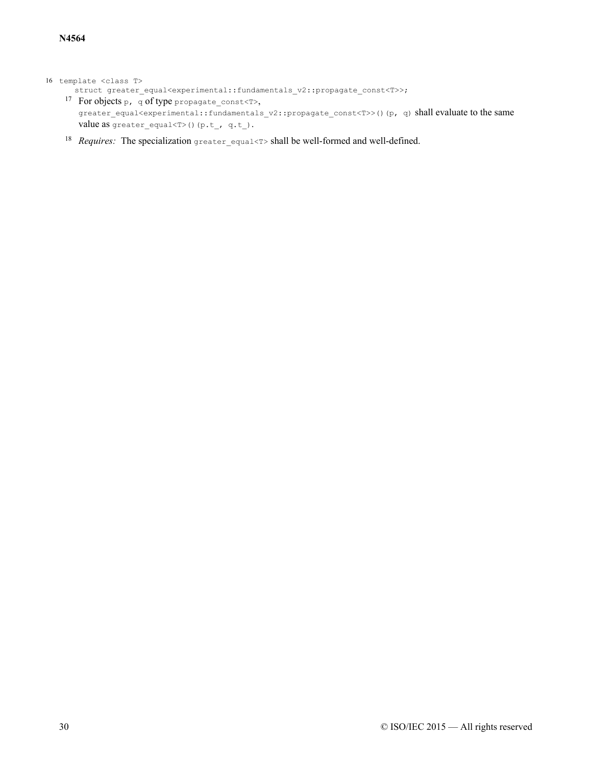16
```
template <class T>
  struct greater_equal<experimental::fundamentals_v2::propagate_const<T>>;
```

17 For objects `p, q` of type `propagate_const<T>`, `greater_equal<experimental::fundamentals_v2::propagate_const<T>>()(p, q)` shall evaluate to the same value as `greater_equal<T>()(p.t_, q.t_)`.

18 *Requires:* The specialization `greater_equal<T>` shall be well-formed and well-defined.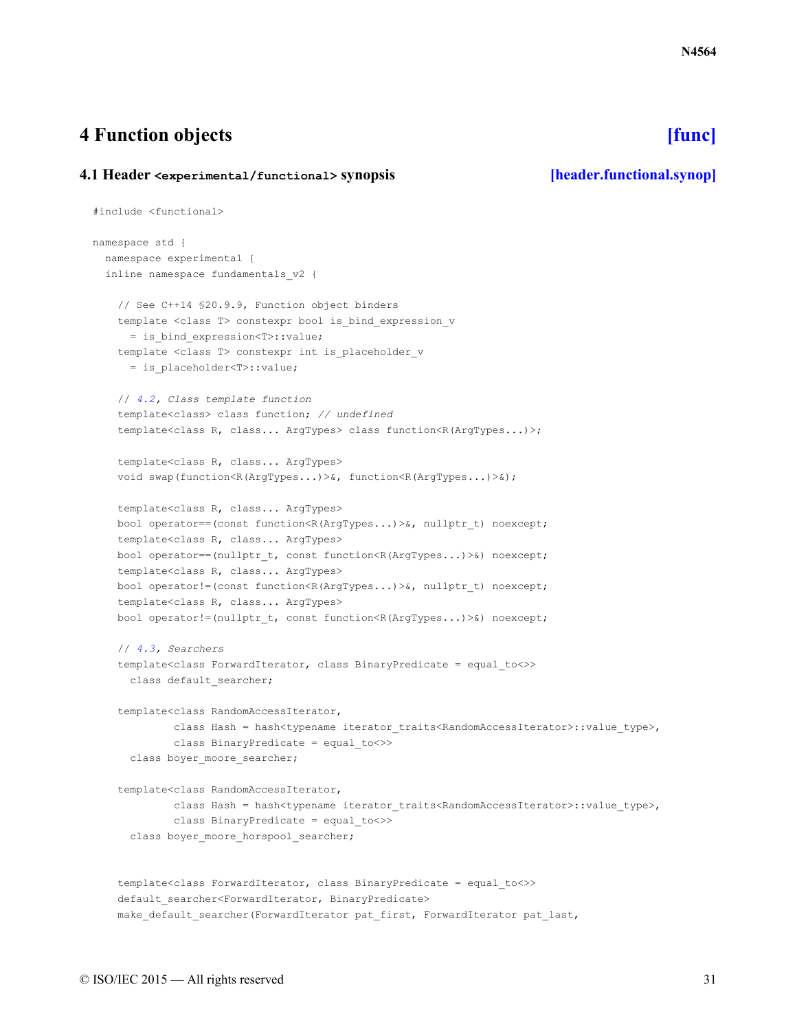# 4 Function objects [func]

## 4.1 Header `<experimental/functional>` synopsis [header.functional.synop]

```
#include <functional>

namespace std {
  namespace experimental {
  inline namespace fundamentals_v2 {

    // See C++14 §20.9.9, Function object binders
    template <class T> constexpr bool is_bind_expression_v
      = is_bind_expression<T>::value;
    template <class T> constexpr int is_placeholder_v
      = is_placeholder<T>::value;

    // 4.2, Class template function
    template<class> class function; // undefined
    template<class R, class... ArgTypes> class function<R(ArgTypes...)>;

    template<class R, class... ArgTypes>
    void swap(function<R(ArgTypes...)>&, function<R(ArgTypes...)>&);

    template<class R, class... ArgTypes>
    bool operator==(const function<R(ArgTypes...)>&, nullptr_t) noexcept;
    template<class R, class... ArgTypes>
    bool operator==(nullptr_t, const function<R(ArgTypes...)>&) noexcept;
    template<class R, class... ArgTypes>
    bool operator!=(const function<R(ArgTypes...)>&, nullptr_t) noexcept;
    template<class R, class... ArgTypes>
    bool operator!=(nullptr_t, const function<R(ArgTypes...)>&) noexcept;

    // 4.3, Searchers
    template<class ForwardIterator, class BinaryPredicate = equal_to<>>
      class default_searcher;

    template<class RandomAccessIterator,
             class Hash = hash<typename iterator_traits<RandomAccessIterator>::value_type>,
             class BinaryPredicate = equal_to<>>
      class boyer_moore_searcher;

    template<class RandomAccessIterator,
             class Hash = hash<typename iterator_traits<RandomAccessIterator>::value_type>,
             class BinaryPredicate = equal_to<>>
      class boyer_moore_horspool_searcher;


    template<class ForwardIterator, class BinaryPredicate = equal_to<>>
    default_searcher<ForwardIterator, BinaryPredicate>
    make_default_searcher(ForwardIterator pat_first, ForwardIterator pat_last,
```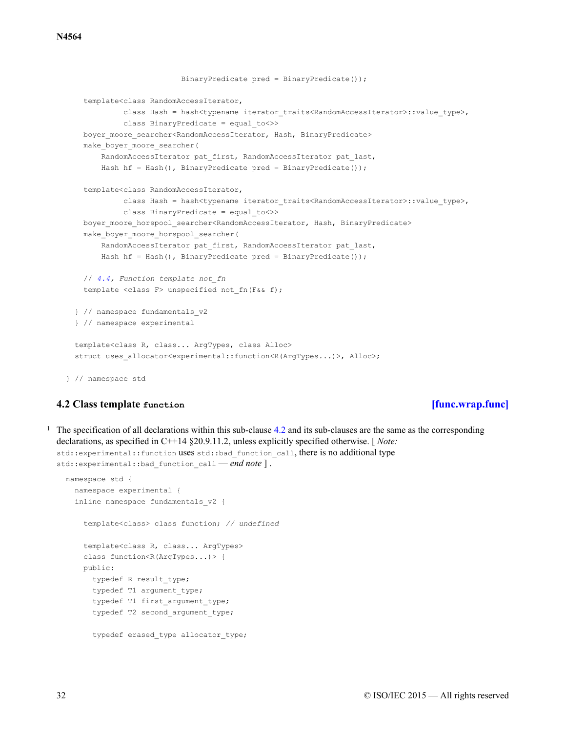```
                        BinaryPredicate pred = BinaryPredicate());

      template<class RandomAccessIterator,
               class Hash = hash<typename iterator_traits<RandomAccessIterator>::value_type>,
               class BinaryPredicate = equal_to<>>
      boyer_moore_searcher<RandomAccessIterator, Hash, BinaryPredicate>
      make_boyer_moore_searcher(
          RandomAccessIterator pat_first, RandomAccessIterator pat_last,
          Hash hf = Hash(), BinaryPredicate pred = BinaryPredicate());

      template<class RandomAccessIterator,
               class Hash = hash<typename iterator_traits<RandomAccessIterator>::value_type>,
               class BinaryPredicate = equal_to<>>
      boyer_moore_horspool_searcher<RandomAccessIterator, Hash, BinaryPredicate>
      make_boyer_moore_horspool_searcher(
          RandomAccessIterator pat_first, RandomAccessIterator pat_last,
          Hash hf = Hash(), BinaryPredicate pred = BinaryPredicate());

      // 4.4, Function template not_fn
      template <class F> unspecified not_fn(F&& f);

    } // namespace fundamentals_v2
    } // namespace experimental

    template<class R, class... ArgTypes, class Alloc>
    struct uses_allocator<experimental::function<R(ArgTypes...)>, Alloc>;

  } // namespace std
```

## 4.2 Class template `function` [func.wrap.func]

1 The specification of all declarations within this sub-clause 4.2 and its sub-clauses are the same as the corresponding declarations, as specified in C++14 §20.9.11.2, unless explicitly specified otherwise. [ *Note:* `std::experimental::function` uses `std::bad_function_call`, there is no additional type `std::experimental::bad_function_call` — *end note* ] .

```
  namespace std {
    namespace experimental {
    inline namespace fundamentals_v2 {

      template<class> class function; // undefined

      template<class R, class... ArgTypes>
      class function<R(ArgTypes...)> {
      public:
        typedef R result_type;
        typedef T1 argument_type;
        typedef T1 first_argument_type;
        typedef T2 second_argument_type;

        typedef erased_type allocator_type;
```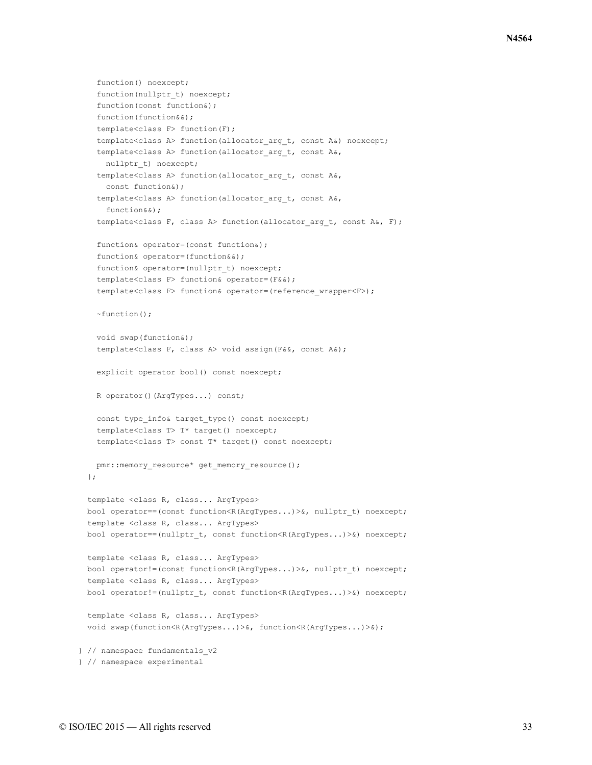```
    function() noexcept;
    function(nullptr_t) noexcept;
    function(const function&);
    function(function&&);
    template<class F> function(F);
    template<class A> function(allocator_arg_t, const A&) noexcept;
    template<class A> function(allocator_arg_t, const A&,
      nullptr_t) noexcept;
    template<class A> function(allocator_arg_t, const A&,
      const function&);
    template<class A> function(allocator_arg_t, const A&,
      function&&);
    template<class F, class A> function(allocator_arg_t, const A&, F);

    function& operator=(const function&);
    function& operator=(function&&);
    function& operator=(nullptr_t) noexcept;
    template<class F> function& operator=(F&&);
    template<class F> function& operator=(reference_wrapper<F>);

    ~function();

    void swap(function&);
    template<class F, class A> void assign(F&&, const A&);

    explicit operator bool() const noexcept;

    R operator()(ArgTypes...) const;

    const type_info& target_type() const noexcept;
    template<class T> T* target() noexcept;
    template<class T> const T* target() const noexcept;

    pmr::memory_resource* get_memory_resource();
  };

  template <class R, class... ArgTypes>
  bool operator==(const function<R(ArgTypes...)>&, nullptr_t) noexcept;
  template <class R, class... ArgTypes>
  bool operator==(nullptr_t, const function<R(ArgTypes...)>&) noexcept;

  template <class R, class... ArgTypes>
  bool operator!=(const function<R(ArgTypes...)>&, nullptr_t) noexcept;
  template <class R, class... ArgTypes>
  bool operator!=(nullptr_t, const function<R(ArgTypes...)>&) noexcept;

  template <class R, class... ArgTypes>
  void swap(function<R(ArgTypes...)>&, function<R(ArgTypes...)>&);

} // namespace fundamentals_v2
} // namespace experimental
```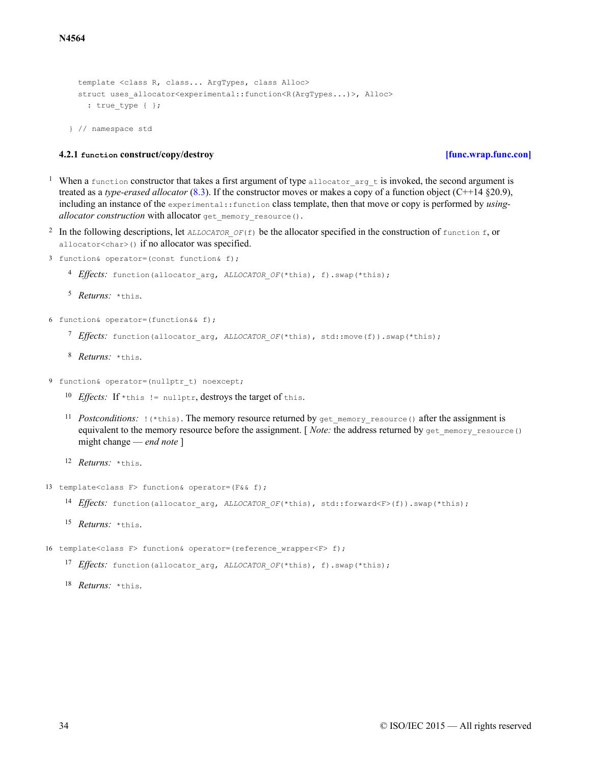```
  template <class R, class... ArgTypes, class Alloc>
  struct uses_allocator<experimental::function<R(ArgTypes...)>, Alloc>
    : true_type { };

} // namespace std
```

### 4.2.1 `function` construct/copy/destroy [func.wrap.func.con]

1 When a `function` constructor that takes a first argument of type `allocator_arg_t` is invoked, the second argument is treated as a *type-erased allocator* (8.3). If the constructor moves or makes a copy of a function object (C++14 §20.9), including an instance of the `experimental::function` class template, then that move or copy is performed by *using-allocator construction* with allocator `get_memory_resource()`.

2 In the following descriptions, let *`ALLOCATOR_OF`*`(f)` be the allocator specified in the construction of `function f`, or `allocator<char>()` if no allocator was specified.

3 `function& operator=(const function& f);`

4 *Effects:* `function(allocator_arg, ALLOCATOR_OF(*this), f).swap(*this);`

5 *Returns:* `*this`.

6 `function& operator=(function&& f);`

7 *Effects:* `function(allocator_arg, ALLOCATOR_OF(*this), std::move(f)).swap(*this);`

8 *Returns:* `*this`.

9 `function& operator=(nullptr_t) noexcept;`

10 *Effects:* If `*this != nullptr`, destroys the target of `this`.

11 *Postconditions:* `!(*this)`. The memory resource returned by `get_memory_resource()` after the assignment is equivalent to the memory resource before the assignment. [ *Note:* the address returned by `get_memory_resource()` might change — *end note* ]

12 *Returns:* `*this`.

13 `template<class F> function& operator=(F&& f);`

14 *Effects:* `function(allocator_arg, ALLOCATOR_OF(*this), std::forward<F>(f)).swap(*this);`

15 *Returns:* `*this`.

16 `template<class F> function& operator=(reference_wrapper<F> f);`

17 *Effects:* `function(allocator_arg, ALLOCATOR_OF(*this), f).swap(*this);`

18 *Returns:* `*this`.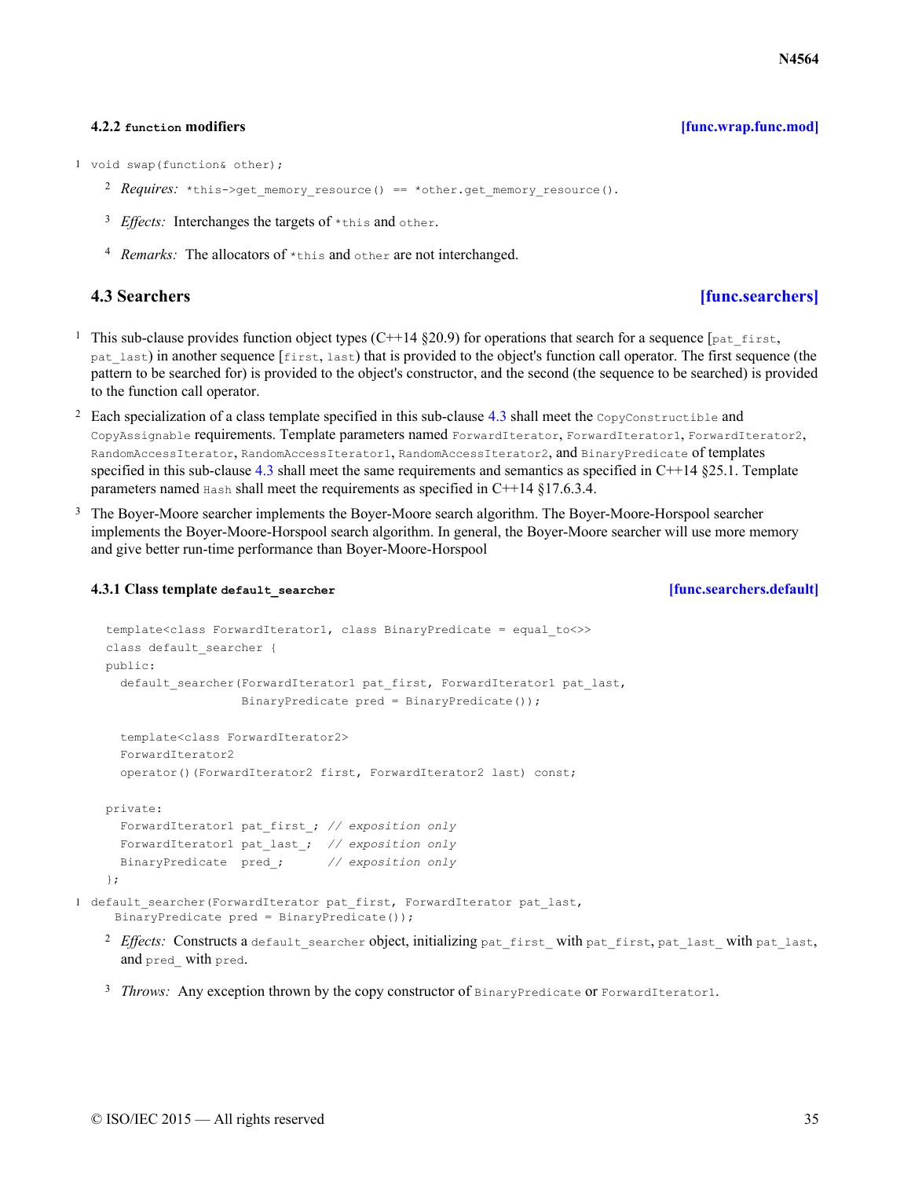### 4.2.2 `function` modifiers [func.wrap.func.mod]

1 `void swap(function& other);`

2 *Requires:* `*this->get_memory_resource() == *other.get_memory_resource()`.

3 *Effects:* Interchanges the targets of `*this` and `other`.

4 *Remarks:* The allocators of `*this` and `other` are not interchanged.

## 4.3 Searchers [func.searchers]

1 This sub-clause provides function object types (C++14 §20.9) for operations that search for a sequence [`pat_first`, `pat_last`) in another sequence [`first`, `last`) that is provided to the object's function call operator. The first sequence (the pattern to be searched for) is provided to the object's constructor, and the second (the sequence to be searched) is provided to the function call operator.

2 Each specialization of a class template specified in this sub-clause 4.3 shall meet the `CopyConstructible` and `CopyAssignable` requirements. Template parameters named `ForwardIterator`, `ForwardIterator1`, `ForwardIterator2`, `RandomAccessIterator`, `RandomAccessIterator1`, `RandomAccessIterator2`, and `BinaryPredicate` of templates specified in this sub-clause 4.3 shall meet the same requirements and semantics as specified in C++14 §25.1. Template parameters named `Hash` shall meet the requirements as specified in C++14 §17.6.3.4.

3 The Boyer-Moore searcher implements the Boyer-Moore search algorithm. The Boyer-Moore-Horspool searcher implements the Boyer-Moore-Horspool search algorithm. In general, the Boyer-Moore searcher will use more memory and give better run-time performance than Boyer-Moore-Horspool

### 4.3.1 Class template `default_searcher` [func.searchers.default]

```
template<class ForwardIterator1, class BinaryPredicate = equal_to<>>
class default_searcher {
public:
  default_searcher(ForwardIterator1 pat_first, ForwardIterator1 pat_last,
                   BinaryPredicate pred = BinaryPredicate());

  template<class ForwardIterator2>
  ForwardIterator2
  operator()(ForwardIterator2 first, ForwardIterator2 last) const;

private:
  ForwardIterator1 pat_first_; // exposition only
  ForwardIterator1 pat_last_;  // exposition only
  BinaryPredicate  pred_;      // exposition only
};
```

1
```
default_searcher(ForwardIterator pat_first, ForwardIterator pat_last,
   BinaryPredicate pred = BinaryPredicate());
```

2 *Effects:* Constructs a `default_searcher` object, initializing `pat_first_` with `pat_first`, `pat_last_` with `pat_last`, and `pred_` with `pred`.

3 *Throws:* Any exception thrown by the copy constructor of `BinaryPredicate` or `ForwardIterator1`.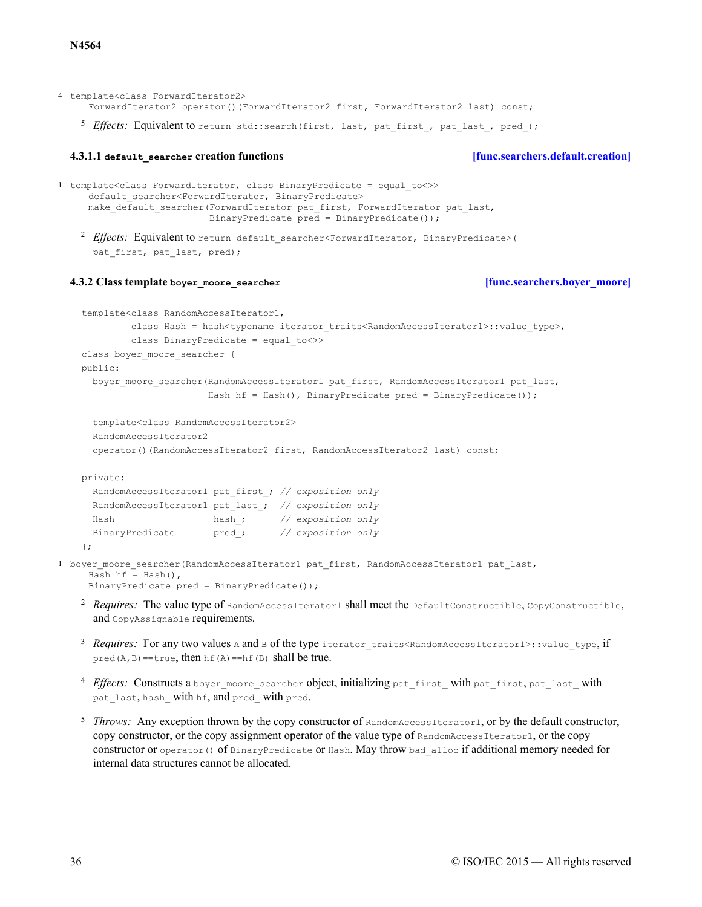4
```
template<class ForwardIterator2>
  ForwardIterator2 operator()(ForwardIterator2 first, ForwardIterator2 last) const;
```

5 *Effects:* Equivalent to `return std::search(first, last, pat_first_, pat_last_, pred_);`

#### 4.3.1.1 `default_searcher` creation functions [func.searchers.default.creation]

1
```
template<class ForwardIterator, class BinaryPredicate = equal_to<>>
  default_searcher<ForwardIterator, BinaryPredicate>
  make_default_searcher(ForwardIterator pat_first, ForwardIterator pat_last,
                        BinaryPredicate pred = BinaryPredicate());
```

2 *Effects:* Equivalent to `return default_searcher<ForwardIterator, BinaryPredicate>( pat_first, pat_last, pred);`

### 4.3.2 Class template `boyer_moore_searcher` [func.searchers.boyer_moore]

```
template<class RandomAccessIterator1,
         class Hash = hash<typename iterator_traits<RandomAccessIterator1>::value_type>,
         class BinaryPredicate = equal_to<>>
class boyer_moore_searcher {
public:
  boyer_moore_searcher(RandomAccessIterator1 pat_first, RandomAccessIterator1 pat_last,
                       Hash hf = Hash(), BinaryPredicate pred = BinaryPredicate());

  template<class RandomAccessIterator2>
  RandomAccessIterator2
  operator()(RandomAccessIterator2 first, RandomAccessIterator2 last) const;

private:
  RandomAccessIterator1 pat_first_; // exposition only
  RandomAccessIterator1 pat_last_;  // exposition only
  Hash                  hash_;      // exposition only
  BinaryPredicate       pred_;      // exposition only
};
```

1
```
boyer_moore_searcher(RandomAccessIterator1 pat_first, RandomAccessIterator1 pat_last,
  Hash hf = Hash(),
  BinaryPredicate pred = BinaryPredicate());
```

2 *Requires:* The value type of `RandomAccessIterator1` shall meet the `DefaultConstructible`, `CopyConstructible`, and `CopyAssignable` requirements.

3 *Requires:* For any two values `A` and `B` of the type `iterator_traits<RandomAccessIterator1>::value_type`, if `pred(A,B)==true`, then `hf(A)==hf(B)` shall be true.

4 *Effects:* Constructs a `boyer_moore_searcher` object, initializing `pat_first_` with `pat_first`, `pat_last_` with `pat_last`, `hash_` with `hf`, and `pred_` with `pred`.

5 *Throws:* Any exception thrown by the copy constructor of `RandomAccessIterator1`, or by the default constructor, copy constructor, or the copy assignment operator of the value type of `RandomAccessIterator1`, or the copy constructor or `operator()` of `BinaryPredicate` or `Hash`. May throw `bad_alloc` if additional memory needed for internal data structures cannot be allocated.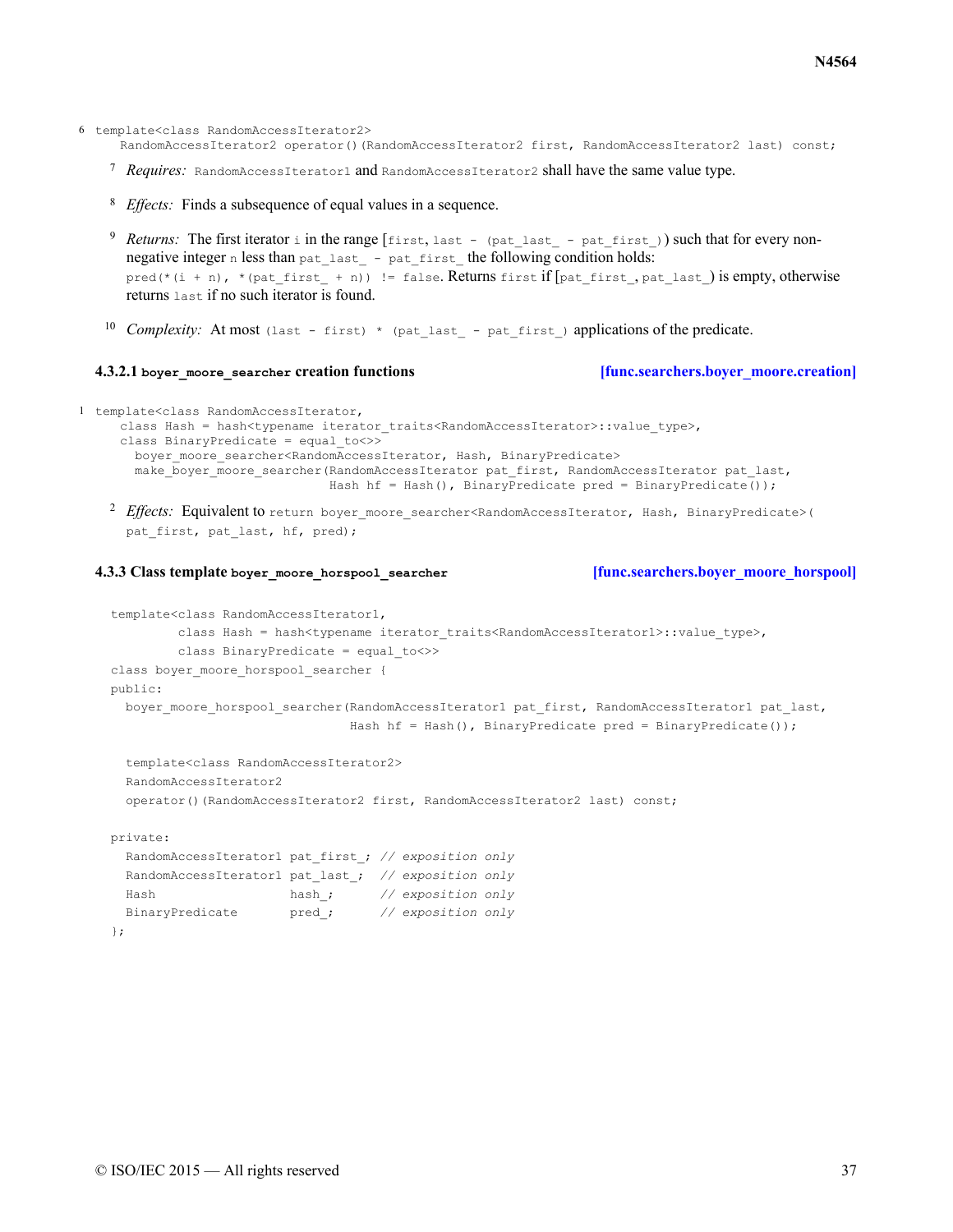6
```
template<class RandomAccessIterator2>
  RandomAccessIterator2 operator()(RandomAccessIterator2 first, RandomAccessIterator2 last) const;
```

7 *Requires:* `RandomAccessIterator1` and `RandomAccessIterator2` shall have the same value type.

8 *Effects:* Finds a subsequence of equal values in a sequence.

9 *Returns:* The first iterator `i` in the range [`first`, `last - (pat_last_ - pat_first_)`) such that for every non-negative integer `n` less than `pat_last_ - pat_first_` the following condition holds: `pred(*(i + n), *(pat_first_ + n)) != false`. Returns `first` if [`pat_first_`, `pat_last_`) is empty, otherwise returns `last` if no such iterator is found.

10 *Complexity:* At most `(last - first) * (pat_last_ - pat_first_)` applications of the predicate.

#### 4.3.2.1 `boyer_moore_searcher` creation functions [func.searchers.boyer_moore.creation]

1
```
template<class RandomAccessIterator,
  class Hash = hash<typename iterator_traits<RandomAccessIterator>::value_type>,
  class BinaryPredicate = equal_to<>>
    boyer_moore_searcher<RandomAccessIterator, Hash, BinaryPredicate>
    make_boyer_moore_searcher(RandomAccessIterator pat_first, RandomAccessIterator pat_last,
                              Hash hf = Hash(), BinaryPredicate pred = BinaryPredicate());
```

2 *Effects:* Equivalent to `return boyer_moore_searcher<RandomAccessIterator, Hash, BinaryPredicate>( pat_first, pat_last, hf, pred);`

### 4.3.3 Class template `boyer_moore_horspool_searcher` [func.searchers.boyer_moore_horspool]

```
template<class RandomAccessIterator1,
         class Hash = hash<typename iterator_traits<RandomAccessIterator1>::value_type>,
         class BinaryPredicate = equal_to<>>
class boyer_moore_horspool_searcher {
public:
  boyer_moore_horspool_searcher(RandomAccessIterator1 pat_first, RandomAccessIterator1 pat_last,
                                Hash hf = Hash(), BinaryPredicate pred = BinaryPredicate());

  template<class RandomAccessIterator2>
  RandomAccessIterator2
  operator()(RandomAccessIterator2 first, RandomAccessIterator2 last) const;

private:
  RandomAccessIterator1 pat_first_; // exposition only
  RandomAccessIterator1 pat_last_;  // exposition only
  Hash                  hash_;      // exposition only
  BinaryPredicate       pred_;      // exposition only
};
```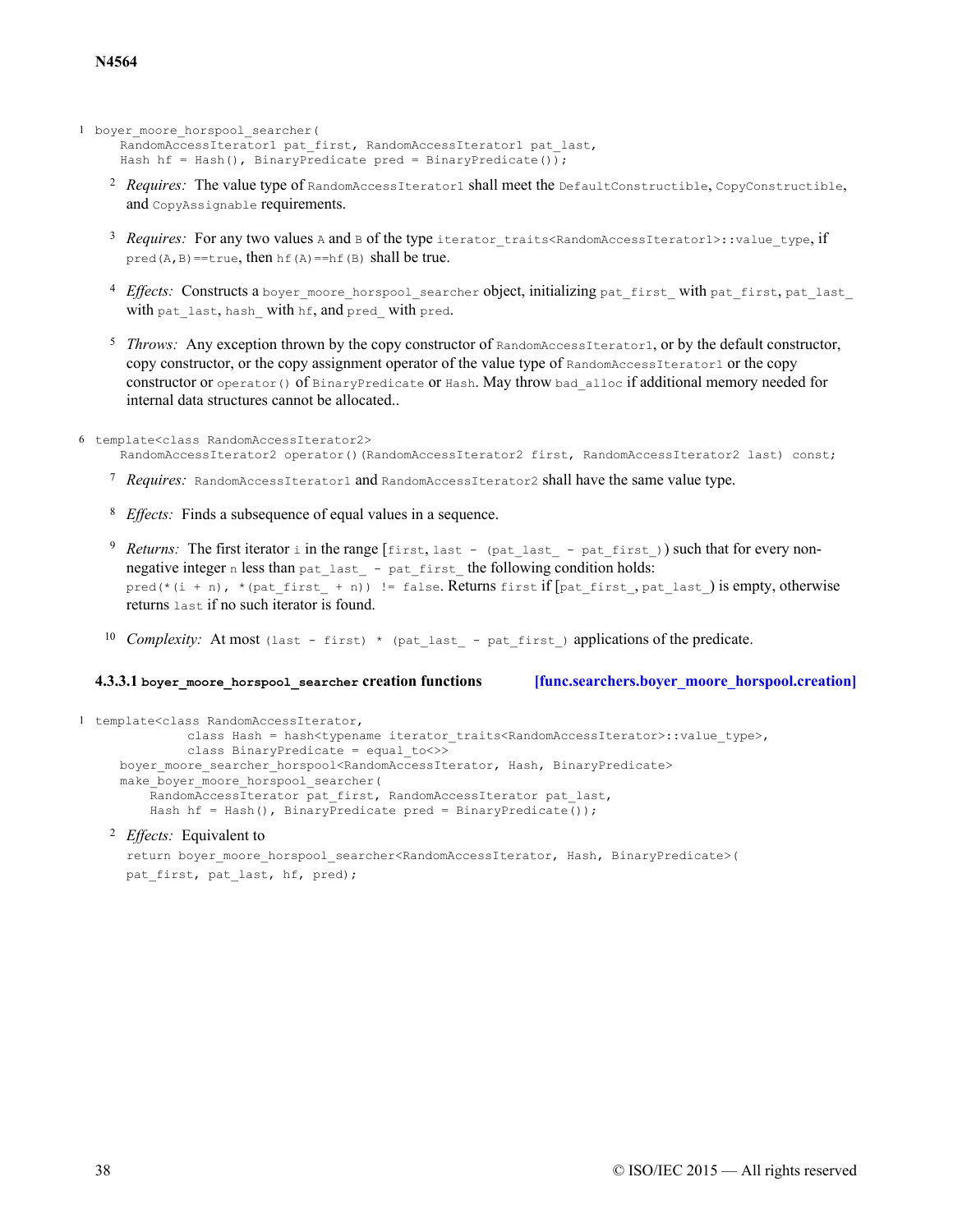1
```
boyer_moore_horspool_searcher(
    RandomAccessIterator1 pat_first, RandomAccessIterator1 pat_last,
    Hash hf = Hash(), BinaryPredicate pred = BinaryPredicate());
```

2 *Requires:* The value type of `RandomAccessIterator1` shall meet the `DefaultConstructible`, `CopyConstructible`, and `CopyAssignable` requirements.

3 *Requires:* For any two values `A` and `B` of the type `iterator_traits<RandomAccessIterator1>::value_type`, if `pred(A,B)==true`, then `hf(A)==hf(B)` shall be true.

4 *Effects:* Constructs a `boyer_moore_horspool_searcher` object, initializing `pat_first_` with `pat_first`, `pat_last_` with `pat_last`, `hash_` with `hf`, and `pred_` with `pred`.

5 *Throws:* Any exception thrown by the copy constructor of `RandomAccessIterator1`, or by the default constructor, copy constructor, or the copy assignment operator of the value type of `RandomAccessIterator1` or the copy constructor or `operator()` of `BinaryPredicate` or `Hash`. May throw `bad_alloc` if additional memory needed for internal data structures cannot be allocated..

6
```
template<class RandomAccessIterator2>
    RandomAccessIterator2 operator()(RandomAccessIterator2 first, RandomAccessIterator2 last) const;
```

7 *Requires:* `RandomAccessIterator1` and `RandomAccessIterator2` shall have the same value type.

8 *Effects:* Finds a subsequence of equal values in a sequence.

9 *Returns:* The first iterator `i` in the range [`first`, `last - (pat_last_ - pat_first_)`) such that for every non-negative integer `n` less than `pat_last_ - pat_first_` the following condition holds: `pred(*(i + n), *(pat_first_ + n)) != false`. Returns `first` if [`pat_first_`, `pat_last_`) is empty, otherwise returns `last` if no such iterator is found.

10 *Complexity:* At most `(last - first) * (pat_last_ - pat_first_)` applications of the predicate.

#### 4.3.3.1 `boyer_moore_horspool_searcher` creation functions [func.searchers.boyer_moore_horspool.creation]

1
```
template<class RandomAccessIterator,
         class Hash = hash<typename iterator_traits<RandomAccessIterator>::value_type>,
         class BinaryPredicate = equal_to<>>
  boyer_moore_searcher_horspool<RandomAccessIterator, Hash, BinaryPredicate>
  make_boyer_moore_horspool_searcher(
      RandomAccessIterator pat_first, RandomAccessIterator pat_last,
      Hash hf = Hash(), BinaryPredicate pred = BinaryPredicate());
```

2 *Effects:* Equivalent to

```
return boyer_moore_horspool_searcher<RandomAccessIterator, Hash, BinaryPredicate>(
pat_first, pat_last, hf, pred);
```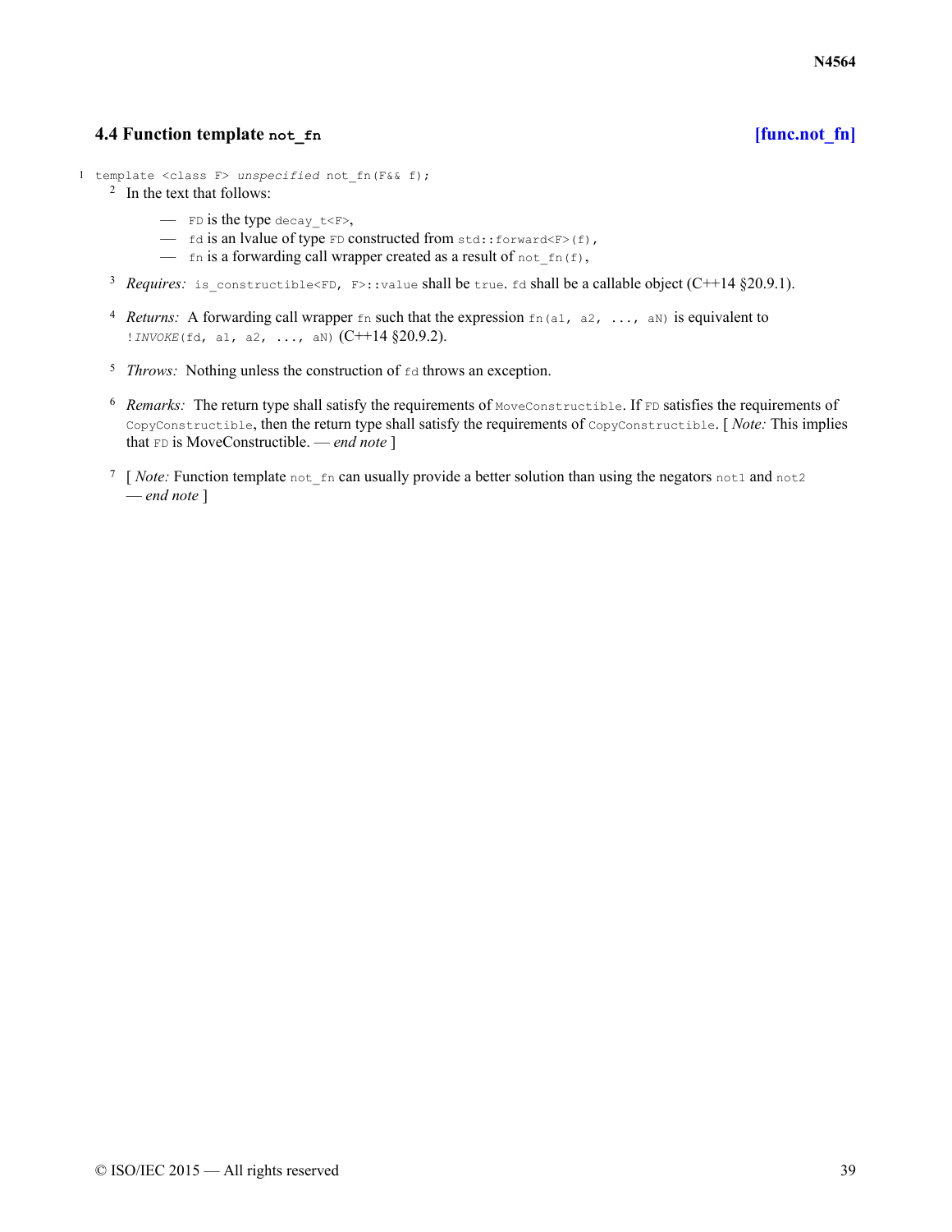### 4.4 Function template `not_fn` [func.not_fn]

1 `template <class F> unspecified not_fn(F&& f);`

2 In the text that follows:

- `FD` is the type `decay_t<F>`,
- `fd` is an lvalue of type `FD` constructed from `std::forward<F>(f)`,
- `fn` is a forwarding call wrapper created as a result of `not_fn(f)`,

3 *Requires:* `is_constructible<FD, F>::value` shall be `true`. `fd` shall be a callable object (C++14 §20.9.1).

4 *Returns:* A forwarding call wrapper `fn` such that the expression `fn(a1, a2, ..., aN)` is equivalent to `!INVOKE(fd, a1, a2, ..., aN)` (C++14 §20.9.2).

5 *Throws:* Nothing unless the construction of `fd` throws an exception.

6 *Remarks:* The return type shall satisfy the requirements of `MoveConstructible`. If `FD` satisfies the requirements of `CopyConstructible`, then the return type shall satisfy the requirements of `CopyConstructible`. [ *Note:* This implies that `FD` is MoveConstructible. — *end note* ]

7 [ *Note:* Function template `not_fn` can usually provide a better solution than using the negators `not1` and `not2` — *end note* ]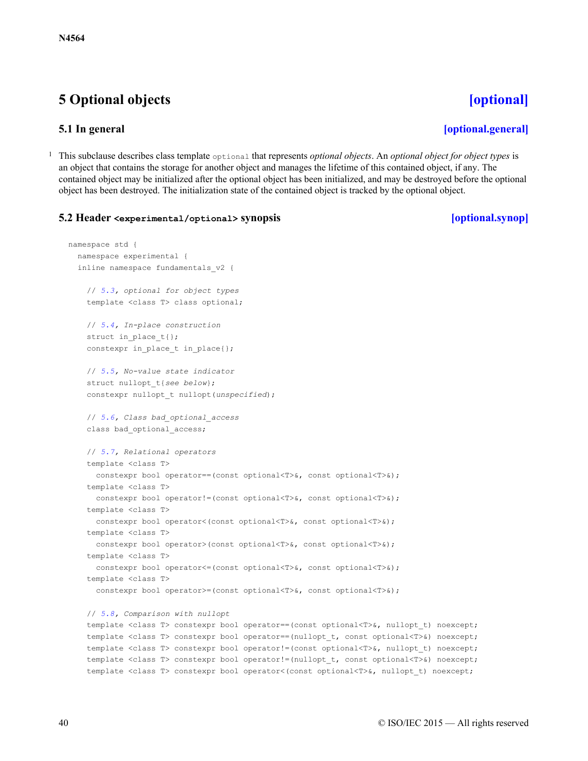# 5 Optional objects [optional]

## 5.1 In general [optional.general]

1 This subclause describes class template `optional` that represents *optional objects*. An *optional object for object types* is an object that contains the storage for another object and manages the lifetime of this contained object, if any. The contained object may be initialized after the optional object has been initialized, and may be destroyed before the optional object has been destroyed. The initialization state of the contained object is tracked by the optional object.

## 5.2 Header `<experimental/optional>` synopsis [optional.synop]

```
namespace std {
  namespace experimental {
  inline namespace fundamentals_v2 {

    // 5.3, optional for object types
    template <class T> class optional;

    // 5.4, In-place construction
    struct in_place_t{};
    constexpr in_place_t in_place{};

    // 5.5, No-value state indicator
    struct nullopt_t{see below};
    constexpr nullopt_t nullopt(unspecified);

    // 5.6, Class bad_optional_access
    class bad_optional_access;

    // 5.7, Relational operators
    template <class T>
      constexpr bool operator==(const optional<T>&, const optional<T>&);
    template <class T>
      constexpr bool operator!=(const optional<T>&, const optional<T>&);
    template <class T>
      constexpr bool operator<(const optional<T>&, const optional<T>&);
    template <class T>
      constexpr bool operator>(const optional<T>&, const optional<T>&);
    template <class T>
      constexpr bool operator<=(const optional<T>&, const optional<T>&);
    template <class T>
      constexpr bool operator>=(const optional<T>&, const optional<T>&);

    // 5.8, Comparison with nullopt
    template <class T> constexpr bool operator==(const optional<T>&, nullopt_t) noexcept;
    template <class T> constexpr bool operator==(nullopt_t, const optional<T>&) noexcept;
    template <class T> constexpr bool operator!=(const optional<T>&, nullopt_t) noexcept;
    template <class T> constexpr bool operator!=(nullopt_t, const optional<T>&) noexcept;
    template <class T> constexpr bool operator<(const optional<T>&, nullopt_t) noexcept;
```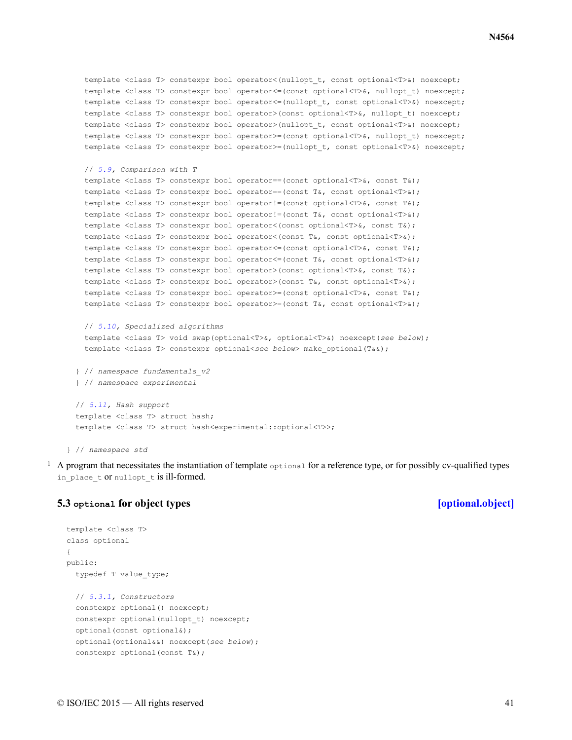```
    template <class T> constexpr bool operator<(nullopt_t, const optional<T>&) noexcept;
    template <class T> constexpr bool operator<=(const optional<T>&, nullopt_t) noexcept;
    template <class T> constexpr bool operator<=(nullopt_t, const optional<T>&) noexcept;
    template <class T> constexpr bool operator>(const optional<T>&, nullopt_t) noexcept;
    template <class T> constexpr bool operator>(nullopt_t, const optional<T>&) noexcept;
    template <class T> constexpr bool operator>=(const optional<T>&, nullopt_t) noexcept;
    template <class T> constexpr bool operator>=(nullopt_t, const optional<T>&) noexcept;

    // 5.9, Comparison with T
    template <class T> constexpr bool operator==(const optional<T>&, const T&);
    template <class T> constexpr bool operator==(const T&, const optional<T>&);
    template <class T> constexpr bool operator!=(const optional<T>&, const T&);
    template <class T> constexpr bool operator!=(const T&, const optional<T>&);
    template <class T> constexpr bool operator<(const optional<T>&, const T&);
    template <class T> constexpr bool operator<(const T&, const optional<T>&);
    template <class T> constexpr bool operator<=(const optional<T>&, const T&);
    template <class T> constexpr bool operator<=(const T&, const optional<T>&);
    template <class T> constexpr bool operator>(const optional<T>&, const T&);
    template <class T> constexpr bool operator>(const T&, const optional<T>&);
    template <class T> constexpr bool operator>=(const optional<T>&, const T&);
    template <class T> constexpr bool operator>=(const T&, const optional<T>&);

    // 5.10, Specialized algorithms
    template <class T> void swap(optional<T>&, optional<T>&) noexcept(see below);
    template <class T> constexpr optional<see below> make_optional(T&&);

  } // namespace fundamentals_v2
  } // namespace experimental

  // 5.11, Hash support
  template <class T> struct hash;
  template <class T> struct hash<experimental::optional<T>>;

} // namespace std
```

1 A program that necessitates the instantiation of template `optional` for a reference type, or for possibly cv-qualified types `in_place_t` or `nullopt_t` is ill-formed.

### 5.3 `optional` for object types [optional.object]

```
template <class T>
class optional
{
public:
  typedef T value_type;

  // 5.3.1, Constructors
  constexpr optional() noexcept;
  constexpr optional(nullopt_t) noexcept;
  optional(const optional&);
  optional(optional&&) noexcept(see below);
  constexpr optional(const T&);
```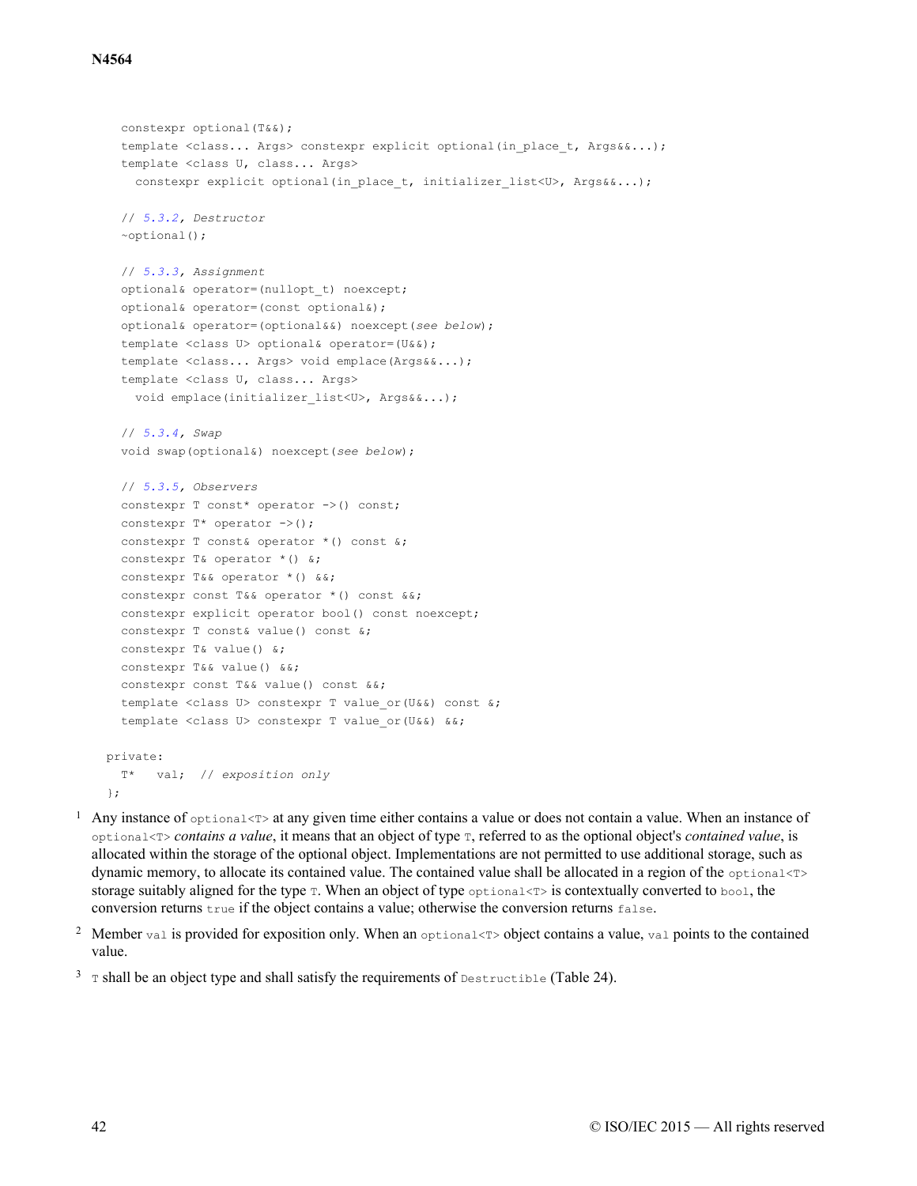```
    constexpr optional(T&&);
    template <class... Args> constexpr explicit optional(in_place_t, Args&&...);
    template <class U, class... Args>
      constexpr explicit optional(in_place_t, initializer_list<U>, Args&&...);

    // 5.3.2, Destructor
    ~optional();

    // 5.3.3, Assignment
    optional& operator=(nullopt_t) noexcept;
    optional& operator=(const optional&);
    optional& operator=(optional&&) noexcept(see below);
    template <class U> optional& operator=(U&&);
    template <class... Args> void emplace(Args&&...);
    template <class U, class... Args>
      void emplace(initializer_list<U>, Args&&...);

    // 5.3.4, Swap
    void swap(optional&) noexcept(see below);

    // 5.3.5, Observers
    constexpr T const* operator ->() const;
    constexpr T* operator ->();
    constexpr T const& operator *() const &;
    constexpr T& operator *() &;
    constexpr T&& operator *() &&;
    constexpr const T&& operator *() const &&;
    constexpr explicit operator bool() const noexcept;
    constexpr T const& value() const &;
    constexpr T& value() &;
    constexpr T&& value() &&;
    constexpr const T&& value() const &&;
    template <class U> constexpr T value_or(U&&) const &;
    template <class U> constexpr T value_or(U&&) &&;

  private:
    T*   val;  // exposition only
  };
```

1 Any instance of `optional<T>` at any given time either contains a value or does not contain a value. When an instance of `optional<T>` *contains a value*, it means that an object of type `T`, referred to as the optional object's *contained value*, is allocated within the storage of the optional object. Implementations are not permitted to use additional storage, such as dynamic memory, to allocate its contained value. The contained value shall be allocated in a region of the `optional<T>` storage suitably aligned for the type `T`. When an object of type `optional<T>` is contextually converted to `bool`, the conversion returns `true` if the object contains a value; otherwise the conversion returns `false`.

2 Member `val` is provided for exposition only. When an `optional<T>` object contains a value, `val` points to the contained value.

3 `T` shall be an object type and shall satisfy the requirements of `Destructible` (Table 24).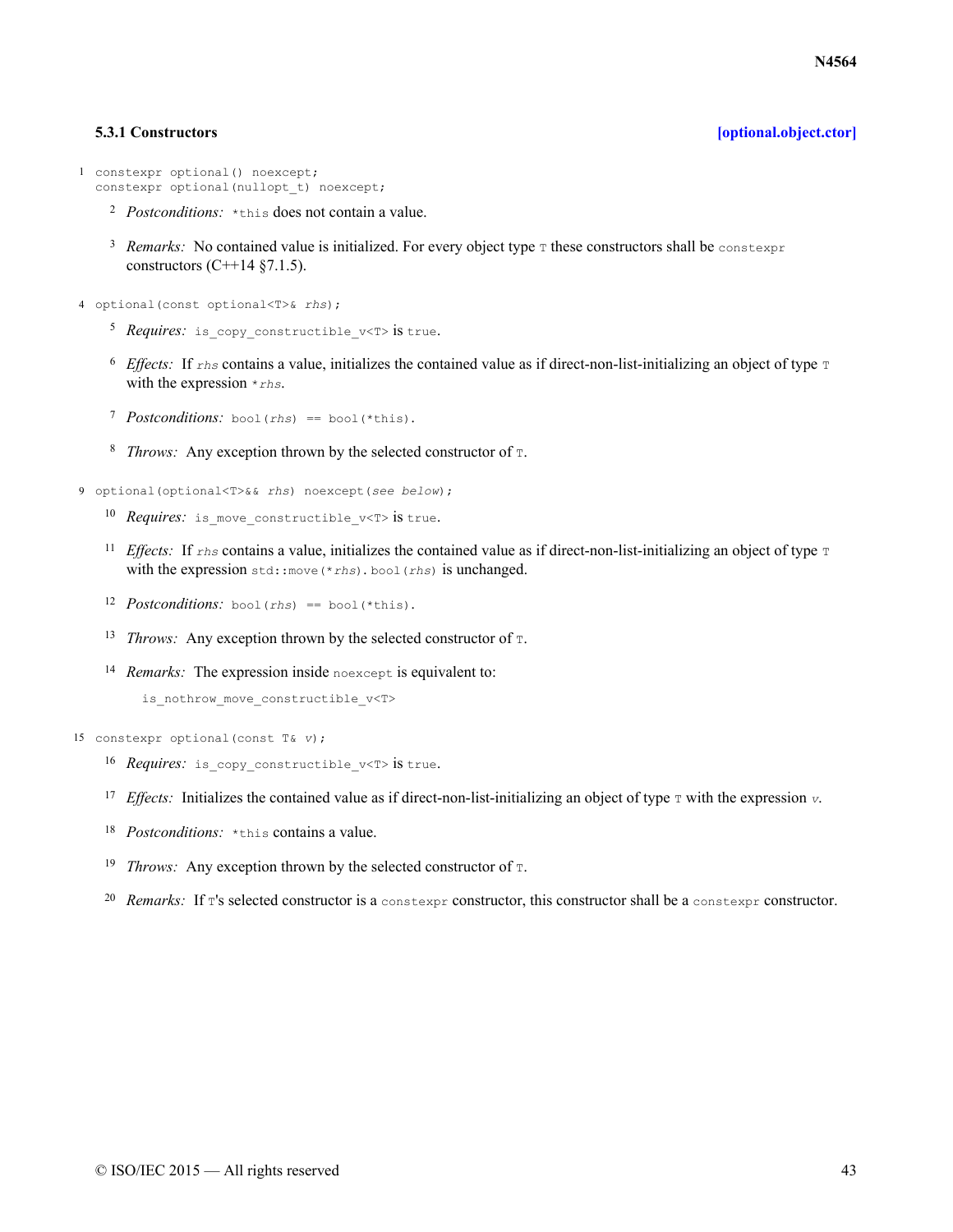### 5.3.1 Constructors [optional.object.ctor]

1
```
constexpr optional() noexcept;
constexpr optional(nullopt_t) noexcept;
```

2 *Postconditions:* `*this` does not contain a value.

3 *Remarks:* No contained value is initialized. For every object type `T` these constructors shall be `constexpr` constructors (C++14 §7.1.5).

4
```
optional(const optional<T>& rhs);
```

5 *Requires:* `is_copy_constructible_v<T>` is `true`.

6 *Effects:* If *`rhs`* contains a value, initializes the contained value as if direct-non-list-initializing an object of type `T` with the expression `*rhs`.

7 *Postconditions:* `bool(rhs) == bool(*this)`.

8 *Throws:* Any exception thrown by the selected constructor of `T`.

9
```
optional(optional<T>&& rhs) noexcept(see below);
```

10 *Requires:* `is_move_constructible_v<T>` is `true`.

11 *Effects:* If *`rhs`* contains a value, initializes the contained value as if direct-non-list-initializing an object of type `T` with the expression `std::move(*rhs)`. `bool(rhs)` is unchanged.

12 *Postconditions:* `bool(rhs) == bool(*this)`.

13 *Throws:* Any exception thrown by the selected constructor of `T`.

14 *Remarks:* The expression inside `noexcept` is equivalent to:

```
is_nothrow_move_constructible_v<T>
```

15
```
constexpr optional(const T& v);
```

16 *Requires:* `is_copy_constructible_v<T>` is `true`.

17 *Effects:* Initializes the contained value as if direct-non-list-initializing an object of type `T` with the expression *`v`*.

18 *Postconditions:* `*this` contains a value.

19 *Throws:* Any exception thrown by the selected constructor of `T`.

20 *Remarks:* If `T`'s selected constructor is a `constexpr` constructor, this constructor shall be a `constexpr` constructor.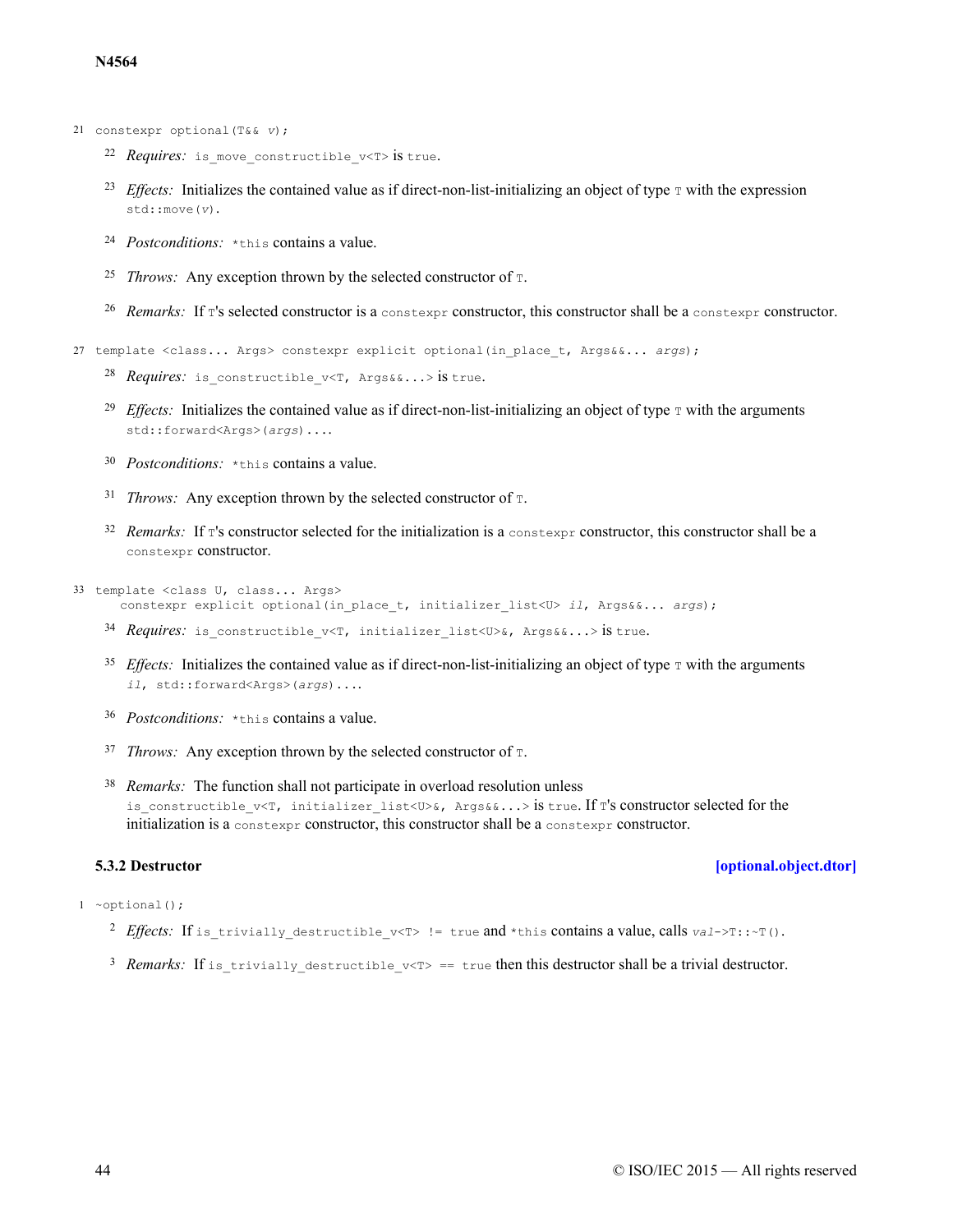21 `constexpr optional(T&& v);`

22 *Requires:* `is_move_constructible_v<T>` is `true`.

23 *Effects:* Initializes the contained value as if direct-non-list-initializing an object of type `T` with the expression `std::move(v)`.

24 *Postconditions:* `*this` contains a value.

25 *Throws:* Any exception thrown by the selected constructor of `T`.

26 *Remarks:* If `T`'s selected constructor is a `constexpr` constructor, this constructor shall be a `constexpr` constructor.

27 `template <class... Args> constexpr explicit optional(in_place_t, Args&&... args);`

28 *Requires:* `is_constructible_v<T, Args&&...>` is `true`.

29 *Effects:* Initializes the contained value as if direct-non-list-initializing an object of type `T` with the arguments `std::forward<Args>(args)...`.

30 *Postconditions:* `*this` contains a value.

31 *Throws:* Any exception thrown by the selected constructor of `T`.

32 *Remarks:* If `T`'s constructor selected for the initialization is a `constexpr` constructor, this constructor shall be a `constexpr` constructor.

33
```
template <class U, class... Args>
  constexpr explicit optional(in_place_t, initializer_list<U> il, Args&&... args);
```

34 *Requires:* `is_constructible_v<T, initializer_list<U>&, Args&&...>` is `true`.

35 *Effects:* Initializes the contained value as if direct-non-list-initializing an object of type `T` with the arguments `il, std::forward<Args>(args)...`.

36 *Postconditions:* `*this` contains a value.

37 *Throws:* Any exception thrown by the selected constructor of `T`.

38 *Remarks:* The function shall not participate in overload resolution unless `is_constructible_v<T, initializer_list<U>&, Args&&...>` is `true`. If `T`'s constructor selected for the initialization is a `constexpr` constructor, this constructor shall be a `constexpr` constructor.

### 5.3.2 Destructor [optional.object.dtor]

1 `~optional();`

2 *Effects:* If `is_trivially_destructible_v<T> != true` and `*this` contains a value, calls `val->T::~T()`.

3 *Remarks:* If `is_trivially_destructible_v<T> == true` then this destructor shall be a trivial destructor.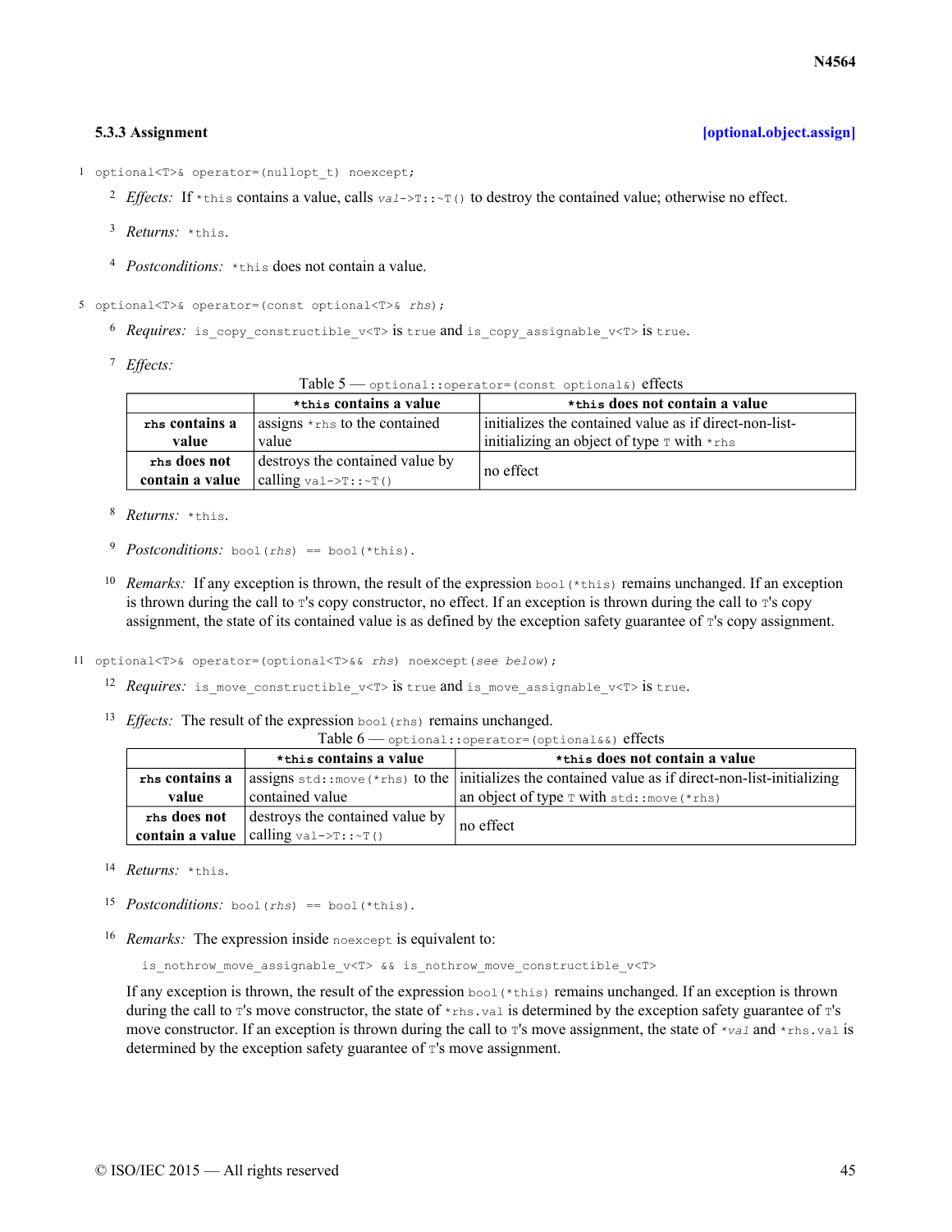### 5.3.3 Assignment [optional.object.assign]

1 `optional<T>& operator=(nullopt_t) noexcept;`

2 *Effects:* If `*this` contains a value, calls `val->T::~T()` to destroy the contained value; otherwise no effect.

3 *Returns:* `*this`.

4 *Postconditions:* `*this` does not contain a value.

5 `optional<T>& operator=(const optional<T>& rhs);`

6 *Requires:* `is_copy_constructible_v<T>` is `true` and `is_copy_assignable_v<T>` is `true`.

7 *Effects:*

Table 5 — `optional::operator=(const optional&)` effects

| | `*this` contains a value | `*this` does not contain a value |
|---|---|---|
| `rhs` contains a value | assigns `*rhs` to the contained value | initializes the contained value as if direct-non-list-initializing an object of type `T` with `*rhs` |
| `rhs` does not contain a value | destroys the contained value by calling `val->T::~T()` | no effect |

8 *Returns:* `*this`.

9 *Postconditions:* `bool(rhs) == bool(*this)`.

10 *Remarks:* If any exception is thrown, the result of the expression `bool(*this)` remains unchanged. If an exception is thrown during the call to `T`'s copy constructor, no effect. If an exception is thrown during the call to `T`'s copy assignment, the state of its contained value is as defined by the exception safety guarantee of `T`'s copy assignment.

11 `optional<T>& operator=(optional<T>&& rhs) noexcept(see below);`

12 *Requires:* `is_move_constructible_v<T>` is `true` and `is_move_assignable_v<T>` is `true`.

13 *Effects:* The result of the expression `bool(rhs)` remains unchanged.

Table 6 — `optional::operator=(optional&&)` effects

| | `*this` contains a value | `*this` does not contain a value |
|---|---|---|
| `rhs` contains a value | assigns `std::move(*rhs)` to the contained value | initializes the contained value as if direct-non-list-initializing an object of type `T` with `std::move(*rhs)` |
| `rhs` does not contain a value | destroys the contained value by calling `val->T::~T()` | no effect |

14 *Returns:* `*this`.

15 *Postconditions:* `bool(rhs) == bool(*this)`.

16 *Remarks:* The expression inside `noexcept` is equivalent to:

```
is_nothrow_move_assignable_v<T> && is_nothrow_move_constructible_v<T>
```

If any exception is thrown, the result of the expression `bool(*this)` remains unchanged. If an exception is thrown during the call to `T`'s move constructor, the state of `*rhs.val` is determined by the exception safety guarantee of `T`'s move constructor. If an exception is thrown during the call to `T`'s move assignment, the state of `*val` and `*rhs.val` is determined by the exception safety guarantee of `T`'s move assignment.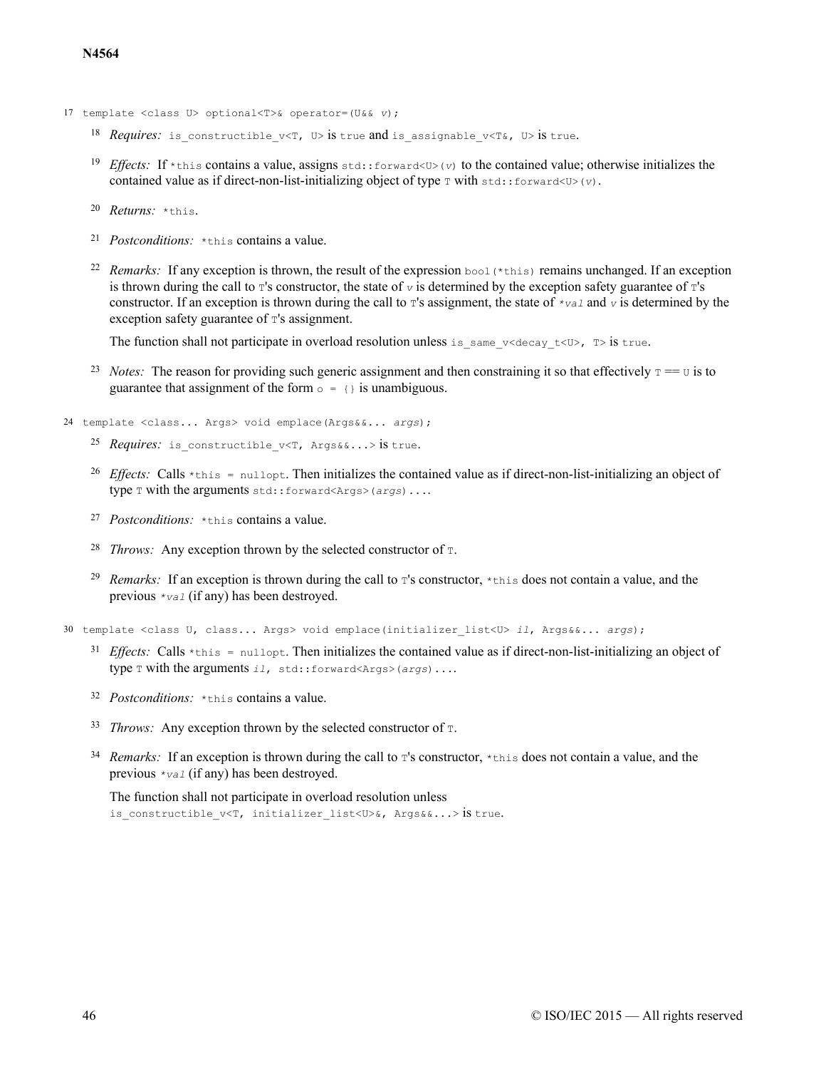17 `template <class U> optional<T>& operator=(U&& v);`

18 *Requires:* `is_constructible_v<T, U>` is `true` and `is_assignable_v<T&, U>` is `true`.

19 *Effects:* If `*this` contains a value, assigns `std::forward<U>(v)` to the contained value; otherwise initializes the contained value as if direct-non-list-initializing object of type `T` with `std::forward<U>(v)`.

20 *Returns:* `*this`.

21 *Postconditions:* `*this` contains a value.

22 *Remarks:* If any exception is thrown, the result of the expression `bool(*this)` remains unchanged. If an exception is thrown during the call to `T`'s constructor, the state of *v* is determined by the exception safety guarantee of `T`'s constructor. If an exception is thrown during the call to `T`'s assignment, the state of `*val` and *v* is determined by the exception safety guarantee of `T`'s assignment.

The function shall not participate in overload resolution unless `is_same_v<decay_t<U>, T>` is `true`.

23 *Notes:* The reason for providing such generic assignment and then constraining it so that effectively `T` == `U` is to guarantee that assignment of the form `o = {}` is unambiguous.

24 `template <class... Args> void emplace(Args&&... args);`

25 *Requires:* `is_constructible_v<T, Args&&...>` is `true`.

26 *Effects:* Calls `*this = nullopt`. Then initializes the contained value as if direct-non-list-initializing an object of type `T` with the arguments `std::forward<Args>(args)...`.

27 *Postconditions:* `*this` contains a value.

28 *Throws:* Any exception thrown by the selected constructor of `T`.

29 *Remarks:* If an exception is thrown during the call to `T`'s constructor, `*this` does not contain a value, and the previous `*val` (if any) has been destroyed.

30 `template <class U, class... Args> void emplace(initializer_list<U> il, Args&&... args);`

31 *Effects:* Calls `*this = nullopt`. Then initializes the contained value as if direct-non-list-initializing an object of type `T` with the arguments `il, std::forward<Args>(args)...`.

32 *Postconditions:* `*this` contains a value.

33 *Throws:* Any exception thrown by the selected constructor of `T`.

34 *Remarks:* If an exception is thrown during the call to `T`'s constructor, `*this` does not contain a value, and the previous `*val` (if any) has been destroyed.

The function shall not participate in overload resolution unless `is_constructible_v<T, initializer_list<U>&, Args&&...>` is `true`.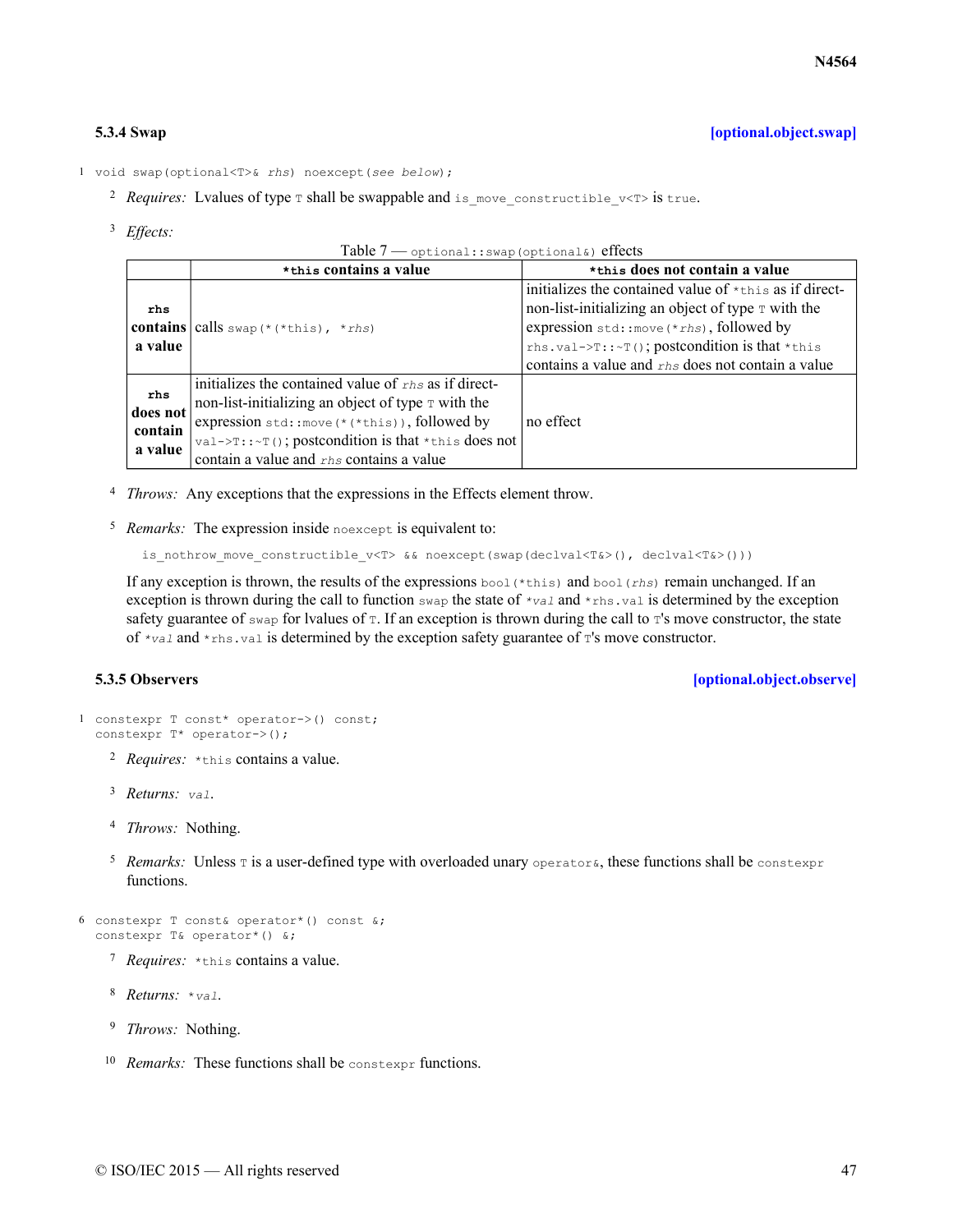### 5.3.4 Swap **[optional.object.swap]**

1 `void swap(optional<T>& rhs) noexcept(see below);`

2 *Requires:* Lvalues of type `T` shall be swappable and `is_move_constructible_v<T>` is `true`.

3 *Effects:*

Table 7 — `optional::swap(optional&)` effects

| | **`*this` contains a value** | **`*this` does not contain a value** |
|---|---|---|
| **`rhs` contains a value** | calls `swap(*(*this), *rhs)` | initializes the contained value of `*this` as if direct-non-list-initializing an object of type `T` with the expression `std::move(*rhs)`, followed by `rhs.val->T::~T()`; postcondition is that `*this` contains a value and `rhs` does not contain a value |
| **`rhs` does not contain a value** | initializes the contained value of `rhs` as if direct-non-list-initializing an object of type `T` with the expression `std::move(*(*this))`, followed by `val->T::~T()`; postcondition is that `*this` does not contain a value and `rhs` contains a value | no effect |

4 *Throws:* Any exceptions that the expressions in the Effects element throw.

5 *Remarks:* The expression inside `noexcept` is equivalent to:

```
is_nothrow_move_constructible_v<T> && noexcept(swap(declval<T&>(), declval<T&>()))
```

If any exception is thrown, the results of the expressions `bool(*this)` and `bool(rhs)` remain unchanged. If an exception is thrown during the call to function `swap` the state of `*val` and `*rhs.val` is determined by the exception safety guarantee of `swap` for lvalues of `T`. If an exception is thrown during the call to `T`'s move constructor, the state of `*val` and `*rhs.val` is determined by the exception safety guarantee of `T`'s move constructor.

### 5.3.5 Observers **[optional.object.observe]**

1
```
constexpr T const* operator->() const;
constexpr T* operator->();
```

2 *Requires:* `*this` contains a value.

3 *Returns:* `val`.

4 *Throws:* Nothing.

5 *Remarks:* Unless `T` is a user-defined type with overloaded unary `operator&`, these functions shall be `constexpr` functions.

6
```
constexpr T const& operator*() const &;
constexpr T& operator*() &;
```

7 *Requires:* `*this` contains a value.

8 *Returns:* `*val`.

9 *Throws:* Nothing.

10 *Remarks:* These functions shall be `constexpr` functions.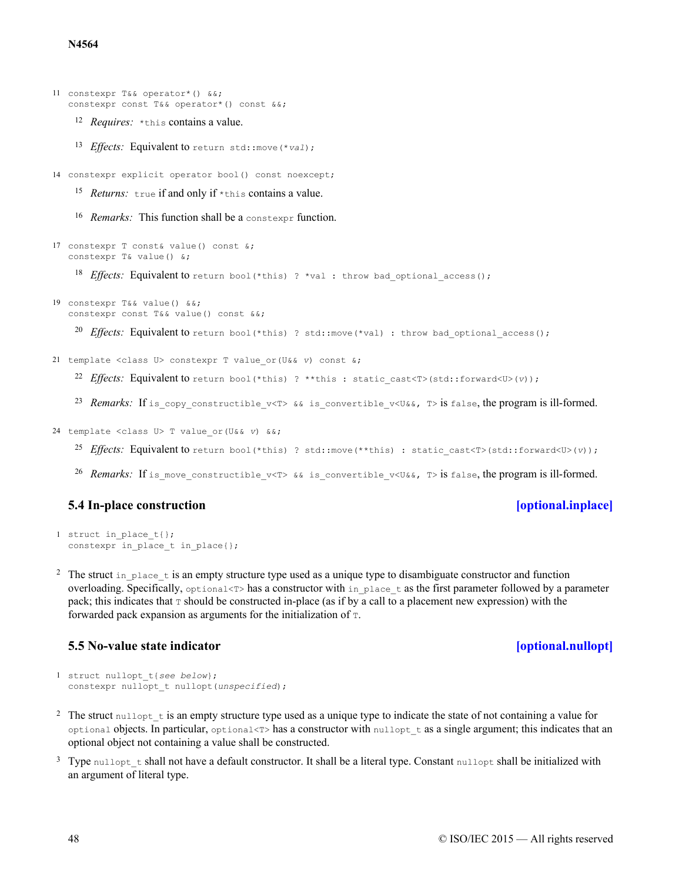11
```
constexpr T&& operator*() &&;
constexpr const T&& operator*() const &&;
```

12 *Requires:* `*this` contains a value.

13 *Effects:* Equivalent to `return std::move(*val);`

14
```
constexpr explicit operator bool() const noexcept;
```

15 *Returns:* `true` if and only if `*this` contains a value.

16 *Remarks:* This function shall be a `constexpr` function.

17
```
constexpr T const& value() const &;
constexpr T& value() &;
```

18 *Effects:* Equivalent to `return bool(*this) ? *val : throw bad_optional_access();`

19
```
constexpr T&& value() &&;
constexpr const T&& value() const &&;
```

20 *Effects:* Equivalent to `return bool(*this) ? std::move(*val) : throw bad_optional_access();`

21
```
template <class U> constexpr T value_or(U&& v) const &;
```

22 *Effects:* Equivalent to `return bool(*this) ? **this : static_cast<T>(std::forward<U>(v));`

23 *Remarks:* If `is_copy_constructible_v<T> && is_convertible_v<U&&, T>` is `false`, the program is ill-formed.

24
```
template <class U> T value_or(U&& v) &&;
```

25 *Effects:* Equivalent to `return bool(*this) ? std::move(**this) : static_cast<T>(std::forward<U>(v));`

26 *Remarks:* If `is_move_constructible_v<T> && is_convertible_v<U&&, T>` is `false`, the program is ill-formed.

## 5.4 In-place construction [optional.inplace]

1
```
struct in_place_t{};
constexpr in_place_t in_place{};
```

2 The struct `in_place_t` is an empty structure type used as a unique type to disambiguate constructor and function overloading. Specifically, `optional<T>` has a constructor with `in_place_t` as the first parameter followed by a parameter pack; this indicates that `T` should be constructed in-place (as if by a call to a placement new expression) with the forwarded pack expansion as arguments for the initialization of `T`.

## 5.5 No-value state indicator [optional.nullopt]

1
```
struct nullopt_t{see below};
constexpr nullopt_t nullopt(unspecified);
```

2 The struct `nullopt_t` is an empty structure type used as a unique type to indicate the state of not containing a value for `optional` objects. In particular, `optional<T>` has a constructor with `nullopt_t` as a single argument; this indicates that an optional object not containing a value shall be constructed.

3 Type `nullopt_t` shall not have a default constructor. It shall be a literal type. Constant `nullopt` shall be initialized with an argument of literal type.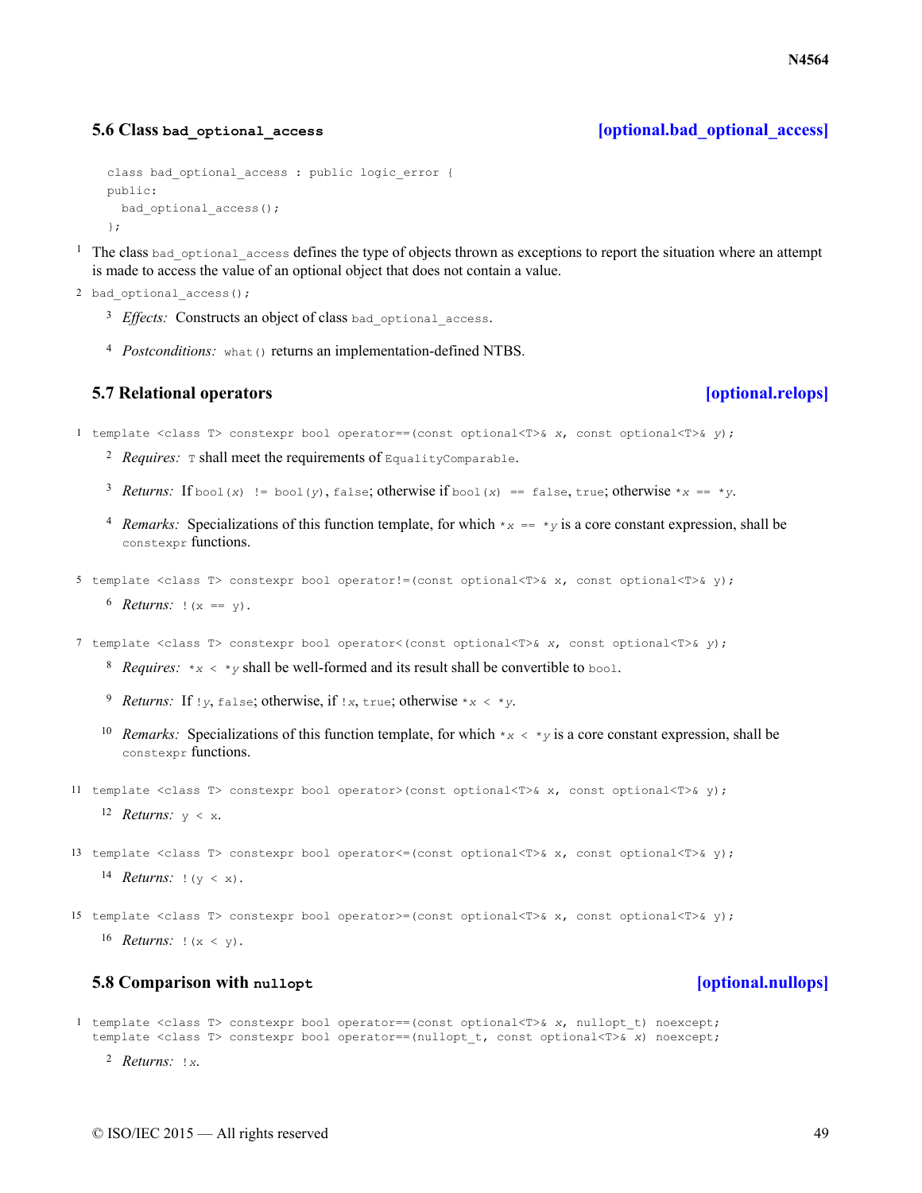### 5.6 Class `bad_optional_access` [optional.bad_optional_access]

```
class bad_optional_access : public logic_error {
public:
  bad_optional_access();
};
```

1 The class `bad_optional_access` defines the type of objects thrown as exceptions to report the situation where an attempt is made to access the value of an optional object that does not contain a value.

2 `bad_optional_access();`

3 *Effects:* Constructs an object of class `bad_optional_access`.

4 *Postconditions:* `what()` returns an implementation-defined NTBS.

### 5.7 Relational operators [optional.relops]

1 `template <class T> constexpr bool operator==(const optional<T>& x, const optional<T>& y);`

2 *Requires:* `T` shall meet the requirements of `EqualityComparable`.

3 *Returns:* If `bool(x) != bool(y)`, `false`; otherwise if `bool(x) == false`, `true`; otherwise `*x == *y`.

4 *Remarks:* Specializations of this function template, for which `*x == *y` is a core constant expression, shall be `constexpr` functions.

5 `template <class T> constexpr bool operator!=(const optional<T>& x, const optional<T>& y);`

6 *Returns:* `!(x == y)`.

7 `template <class T> constexpr bool operator<(const optional<T>& x, const optional<T>& y);`

8 *Requires:* `*x < *y` shall be well-formed and its result shall be convertible to `bool`.

9 *Returns:* If `!y`, `false`; otherwise, if `!x`, `true`; otherwise `*x < *y`.

10 *Remarks:* Specializations of this function template, for which `*x < *y` is a core constant expression, shall be `constexpr` functions.

11 `template <class T> constexpr bool operator>(const optional<T>& x, const optional<T>& y);`

12 *Returns:* `y < x`.

13 `template <class T> constexpr bool operator<=(const optional<T>& x, const optional<T>& y);`

14 *Returns:* `!(y < x)`.

15 `template <class T> constexpr bool operator>=(const optional<T>& x, const optional<T>& y);`

16 *Returns:* `!(x < y)`.

### 5.8 Comparison with `nullopt` [optional.nullops]

1
```
template <class T> constexpr bool operator==(const optional<T>& x, nullopt_t) noexcept;
template <class T> constexpr bool operator==(nullopt_t, const optional<T>& x) noexcept;
```

2 *Returns:* `!x`.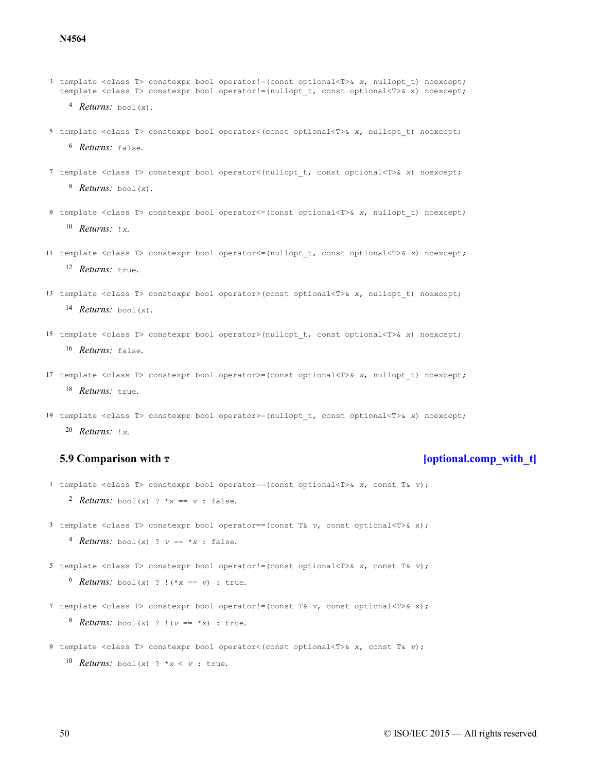3 
```
template <class T> constexpr bool operator!=(const optional<T>& x, nullopt_t) noexcept;
template <class T> constexpr bool operator!=(nullopt_t, const optional<T>& x) noexcept;
```

4 *Returns:* `bool(x)`.

5 
```
template <class T> constexpr bool operator<(const optional<T>& x, nullopt_t) noexcept;
```

6 *Returns:* `false`.

7 
```
template <class T> constexpr bool operator<(nullopt_t, const optional<T>& x) noexcept;
```

8 *Returns:* `bool(x)`.

9 
```
template <class T> constexpr bool operator<=(const optional<T>& x, nullopt_t) noexcept;
```

10 *Returns:* `!x`.

11 
```
template <class T> constexpr bool operator<=(nullopt_t, const optional<T>& x) noexcept;
```

12 *Returns:* `true`.

13 
```
template <class T> constexpr bool operator>(const optional<T>& x, nullopt_t) noexcept;
```

14 *Returns:* `bool(x)`.

15 
```
template <class T> constexpr bool operator>(nullopt_t, const optional<T>& x) noexcept;
```

16 *Returns:* `false`.

17 
```
template <class T> constexpr bool operator>=(const optional<T>& x, nullopt_t) noexcept;
```

18 *Returns:* `true`.

19 
```
template <class T> constexpr bool operator>=(nullopt_t, const optional<T>& x) noexcept;
```

20 *Returns:* `!x`.

## 5.9 Comparison with `T` [optional.comp_with_t]

1 
```
template <class T> constexpr bool operator==(const optional<T>& x, const T& v);
```

2 *Returns:* `bool(x) ? *x == v : false`.

3 
```
template <class T> constexpr bool operator==(const T& v, const optional<T>& x);
```

4 *Returns:* `bool(x) ? v == *x : false`.

5 
```
template <class T> constexpr bool operator!=(const optional<T>& x, const T& v);
```

6 *Returns:* `bool(x) ? !(*x == v) : true`.

7 
```
template <class T> constexpr bool operator!=(const T& v, const optional<T>& x);
```

8 *Returns:* `bool(x) ? !(v == *x) : true`.

9 
```
template <class T> constexpr bool operator<(const optional<T>& x, const T& v);
```

10 *Returns:* `bool(x) ? *x < v : true`.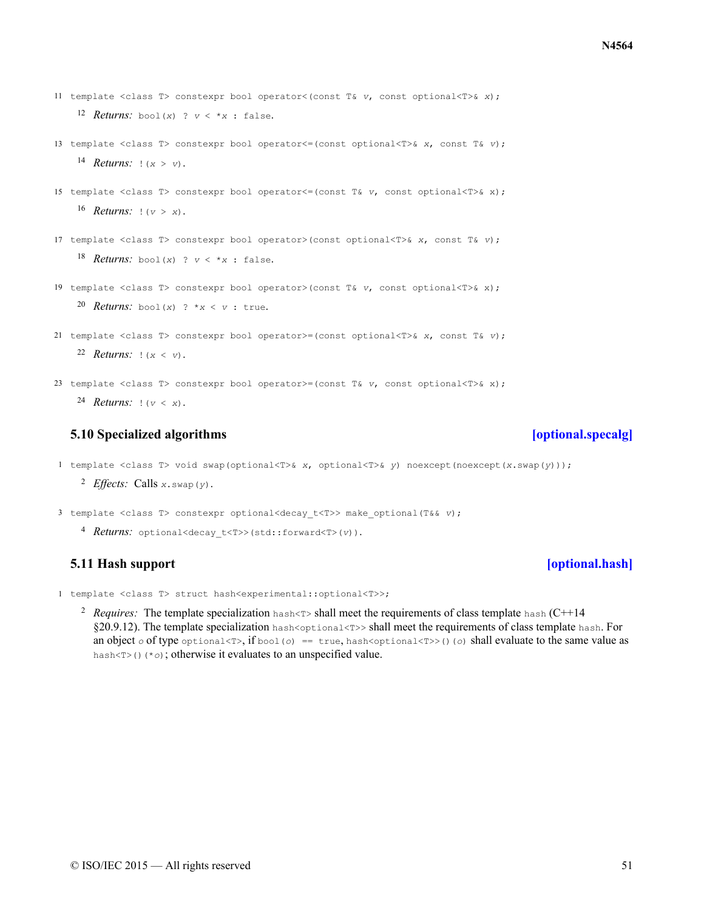11 `template <class T> constexpr bool operator<(const T& v, const optional<T>& x);`

12 *Returns:* `bool(x) ? v < *x : false`.

13 `template <class T> constexpr bool operator<=(const optional<T>& x, const T& v);`

14 *Returns:* `!(x > v)`.

15 `template <class T> constexpr bool operator<=(const T& v, const optional<T>& x);`

16 *Returns:* `!(v > x)`.

17 `template <class T> constexpr bool operator>(const optional<T>& x, const T& v);`

18 *Returns:* `bool(x) ? v < *x : false`.

19 `template <class T> constexpr bool operator>(const T& v, const optional<T>& x);`

20 *Returns:* `bool(x) ? *x < v : true`.

21 `template <class T> constexpr bool operator>=(const optional<T>& x, const T& v);`

22 *Returns:* `!(x < v)`.

23 `template <class T> constexpr bool operator>=(const T& v, const optional<T>& x);`

24 *Returns:* `!(v < x)`.

## 5.10 Specialized algorithms [optional.specalg]

1 `template <class T> void swap(optional<T>& x, optional<T>& y) noexcept(noexcept(x.swap(y)));`

2 *Effects:* Calls `x.swap(y)`.

3 `template <class T> constexpr optional<decay_t<T>> make_optional(T&& v);`

4 *Returns:* `optional<decay_t<T>>(std::forward<T>(v))`.

## 5.11 Hash support [optional.hash]

1 `template <class T> struct hash<experimental::optional<T>>;`

2 *Requires:* The template specialization `hash<T>` shall meet the requirements of class template `hash` (C++14 §20.9.12). The template specialization `hash<optional<T>>` shall meet the requirements of class template `hash`. For an object `o` of type `optional<T>`, if `bool(o) == true`, `hash<optional<T>>()(o)` shall evaluate to the same value as `hash<T>()(*o)`; otherwise it evaluates to an unspecified value.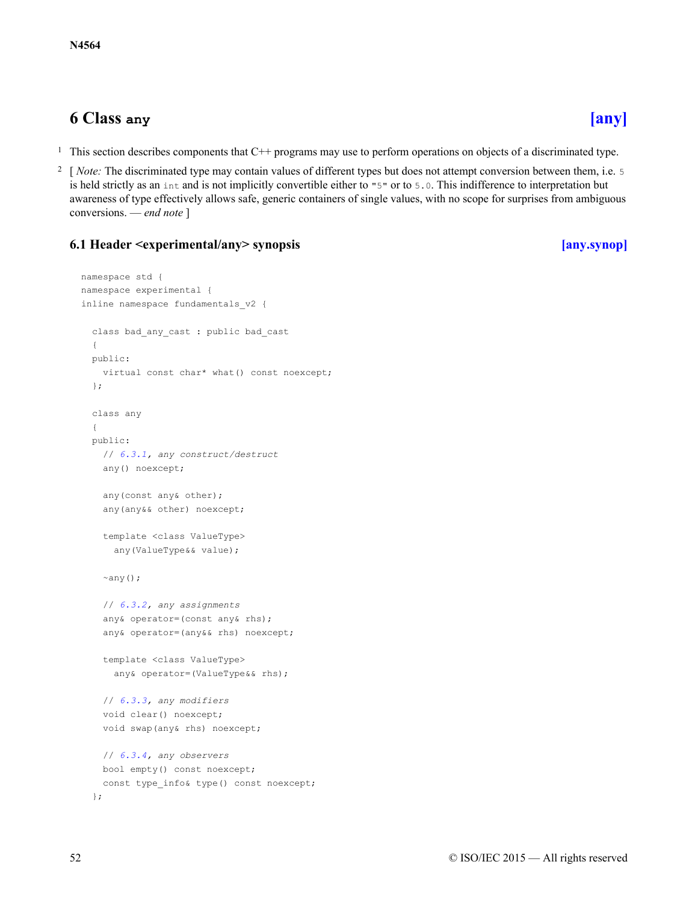# 6 Class `any` [any]

1 This section describes components that C++ programs may use to perform operations on objects of a discriminated type.

2 [ *Note:* The discriminated type may contain values of different types but does not attempt conversion between them, i.e. `5` is held strictly as an `int` and is not implicitly convertible either to `"5"` or to `5.0`. This indifference to interpretation but awareness of type effectively allows safe, generic containers of single values, with no scope for surprises from ambiguous conversions. — *end note* ]

## 6.1 Header <experimental/any> synopsis [any.synop]

```
namespace std {
namespace experimental {
inline namespace fundamentals_v2 {

  class bad_any_cast : public bad_cast
  {
  public:
    virtual const char* what() const noexcept;
  };

  class any
  {
  public:
    // 6.3.1, any construct/destruct
    any() noexcept;

    any(const any& other);
    any(any&& other) noexcept;

    template <class ValueType>
      any(ValueType&& value);

    ~any();

    // 6.3.2, any assignments
    any& operator=(const any& rhs);
    any& operator=(any&& rhs) noexcept;

    template <class ValueType>
      any& operator=(ValueType&& rhs);

    // 6.3.3, any modifiers
    void clear() noexcept;
    void swap(any& rhs) noexcept;

    // 6.3.4, any observers
    bool empty() const noexcept;
    const type_info& type() const noexcept;
  };
```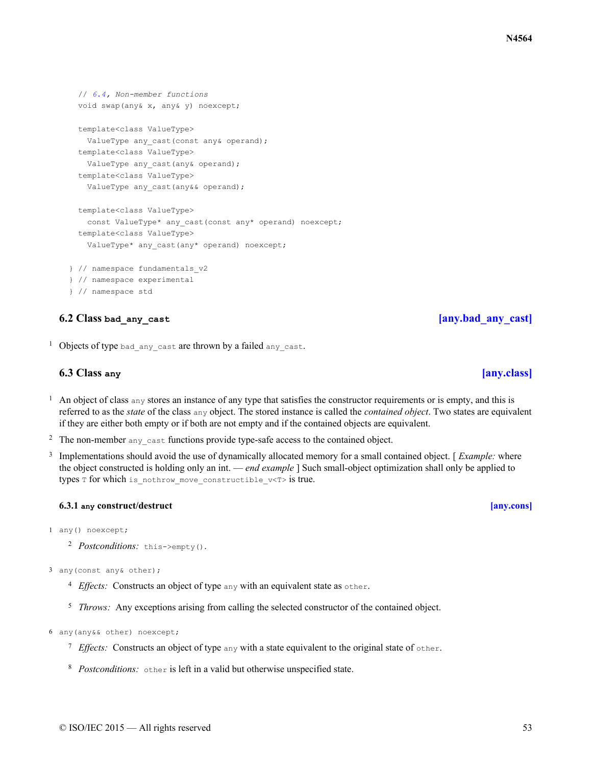```
    // 6.4, Non-member functions
    void swap(any& x, any& y) noexcept;

    template<class ValueType>
      ValueType any_cast(const any& operand);
    template<class ValueType>
      ValueType any_cast(any& operand);
    template<class ValueType>
      ValueType any_cast(any&& operand);

    template<class ValueType>
      const ValueType* any_cast(const any* operand) noexcept;
    template<class ValueType>
      ValueType* any_cast(any* operand) noexcept;

  } // namespace fundamentals_v2
  } // namespace experimental
  } // namespace std
```

## 6.2 Class `bad_any_cast` [any.bad_any_cast]

1 Objects of type `bad_any_cast` are thrown by a failed `any_cast`.

## 6.3 Class `any` [any.class]

1 An object of class `any` stores an instance of any type that satisfies the constructor requirements or is empty, and this is referred to as the *state* of the class `any` object. The stored instance is called the *contained object*. Two states are equivalent if they are either both empty or if both are not empty and if the contained objects are equivalent.

2 The non-member `any_cast` functions provide type-safe access to the contained object.

3 Implementations should avoid the use of dynamically allocated memory for a small contained object. [ *Example:* where the object constructed is holding only an int. — *end example* ] Such small-object optimization shall only be applied to types `T` for which `is_nothrow_move_constructible_v<T>` is true.

### 6.3.1 `any` construct/destruct [any.cons]

1 `any() noexcept;`

2 *Postconditions:* `this->empty()`.

3 `any(const any& other);`

4 *Effects:* Constructs an object of type `any` with an equivalent state as `other`.

5 *Throws:* Any exceptions arising from calling the selected constructor of the contained object.

6 `any(any&& other) noexcept;`

7 *Effects:* Constructs an object of type `any` with a state equivalent to the original state of `other`.

8 *Postconditions:* `other` is left in a valid but otherwise unspecified state.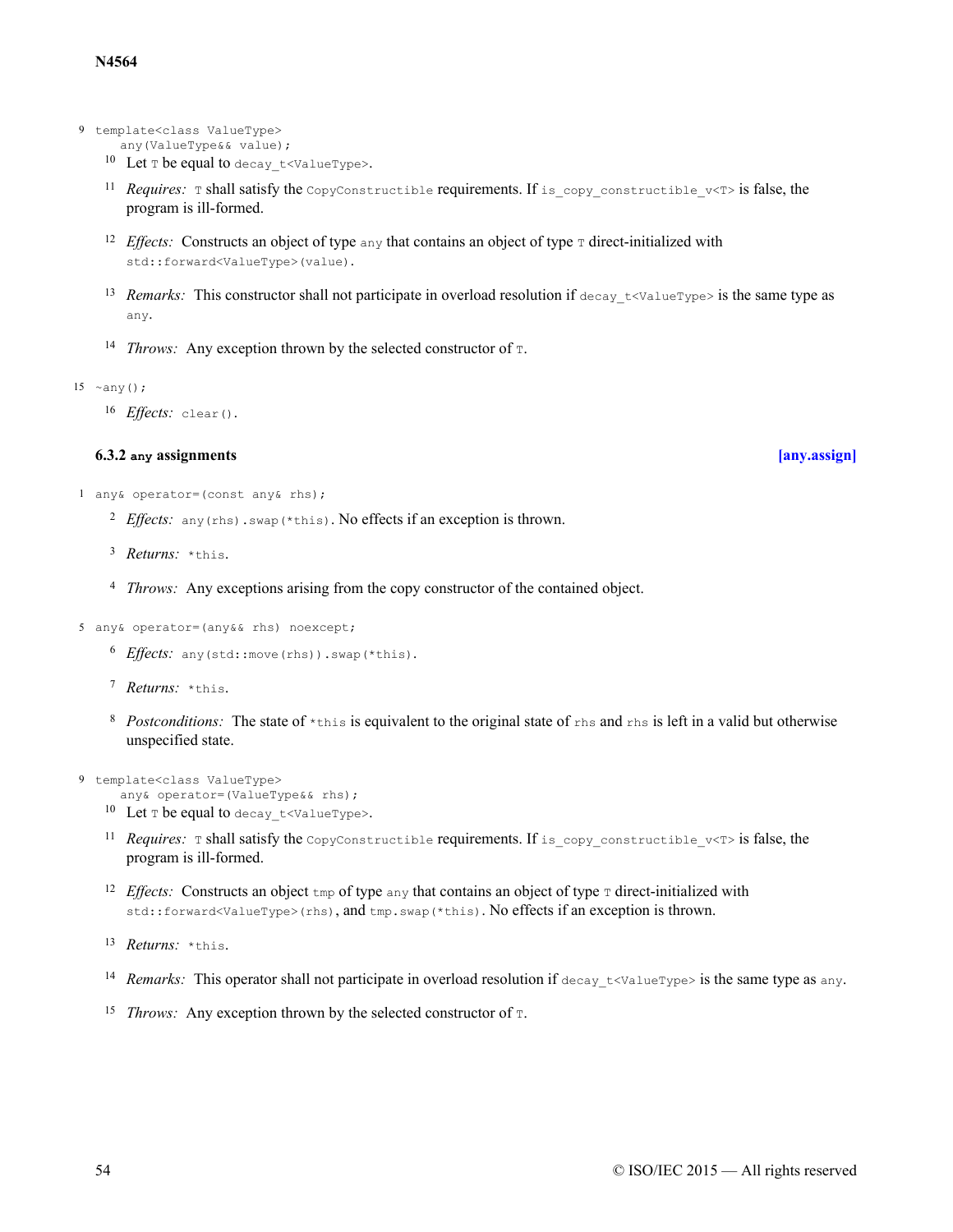9 
```
template<class ValueType>
  any(ValueType&& value);
```

10 Let `T` be equal to `decay_t<ValueType>`.

11 *Requires:* `T` shall satisfy the `CopyConstructible` requirements. If `is_copy_constructible_v<T>` is false, the program is ill-formed.

12 *Effects:* Constructs an object of type `any` that contains an object of type `T` direct-initialized with `std::forward<ValueType>(value)`.

13 *Remarks:* This constructor shall not participate in overload resolution if `decay_t<ValueType>` is the same type as `any`.

14 *Throws:* Any exception thrown by the selected constructor of `T`.

15 
```
~any();
```

16 *Effects:* `clear()`.

### 6.3.2 `any` assignments [any.assign]

1 
```
any& operator=(const any& rhs);
```

2 *Effects:* `any(rhs).swap(*this)`. No effects if an exception is thrown.

3 *Returns:* `*this`.

4 *Throws:* Any exceptions arising from the copy constructor of the contained object.

5 
```
any& operator=(any&& rhs) noexcept;
```

6 *Effects:* `any(std::move(rhs)).swap(*this)`.

7 *Returns:* `*this`.

8 *Postconditions:* The state of `*this` is equivalent to the original state of `rhs` and `rhs` is left in a valid but otherwise unspecified state.

9 
```
template<class ValueType>
  any& operator=(ValueType&& rhs);
```

10 Let `T` be equal to `decay_t<ValueType>`.

11 *Requires:* `T` shall satisfy the `CopyConstructible` requirements. If `is_copy_constructible_v<T>` is false, the program is ill-formed.

12 *Effects:* Constructs an object `tmp` of type `any` that contains an object of type `T` direct-initialized with `std::forward<ValueType>(rhs)`, and `tmp.swap(*this)`. No effects if an exception is thrown.

13 *Returns:* `*this`.

14 *Remarks:* This operator shall not participate in overload resolution if `decay_t<ValueType>` is the same type as `any`.

15 *Throws:* Any exception thrown by the selected constructor of `T`.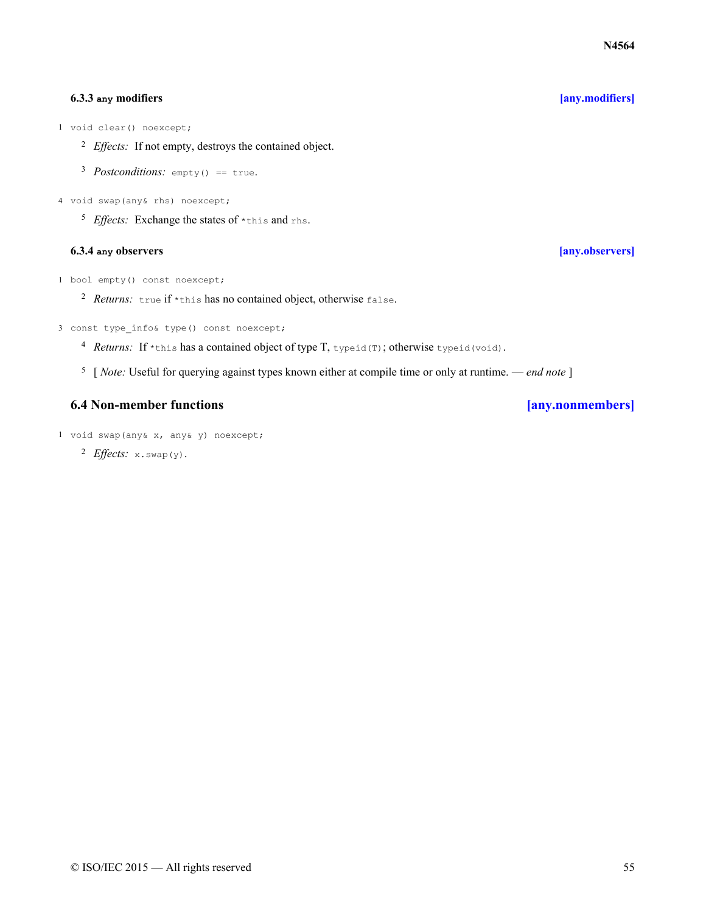### 6.3.3 `any` modifiers [any.modifiers]

1 `void clear() noexcept;`

2 *Effects:* If not empty, destroys the contained object.

3 *Postconditions:* `empty() == true`.

4 `void swap(any& rhs) noexcept;`

5 *Effects:* Exchange the states of `*this` and `rhs`.

### 6.3.4 `any` observers [any.observers]

1 `bool empty() const noexcept;`

2 *Returns:* `true` if `*this` has no contained object, otherwise `false`.

3 `const type_info& type() const noexcept;`

4 *Returns:* If `*this` has a contained object of type T, `typeid(T)`; otherwise `typeid(void)`.

5 [ *Note:* Useful for querying against types known either at compile time or only at runtime. — *end note* ]

## 6.4 Non-member functions [any.nonmembers]

1 `void swap(any& x, any& y) noexcept;`

2 *Effects:* `x.swap(y)`.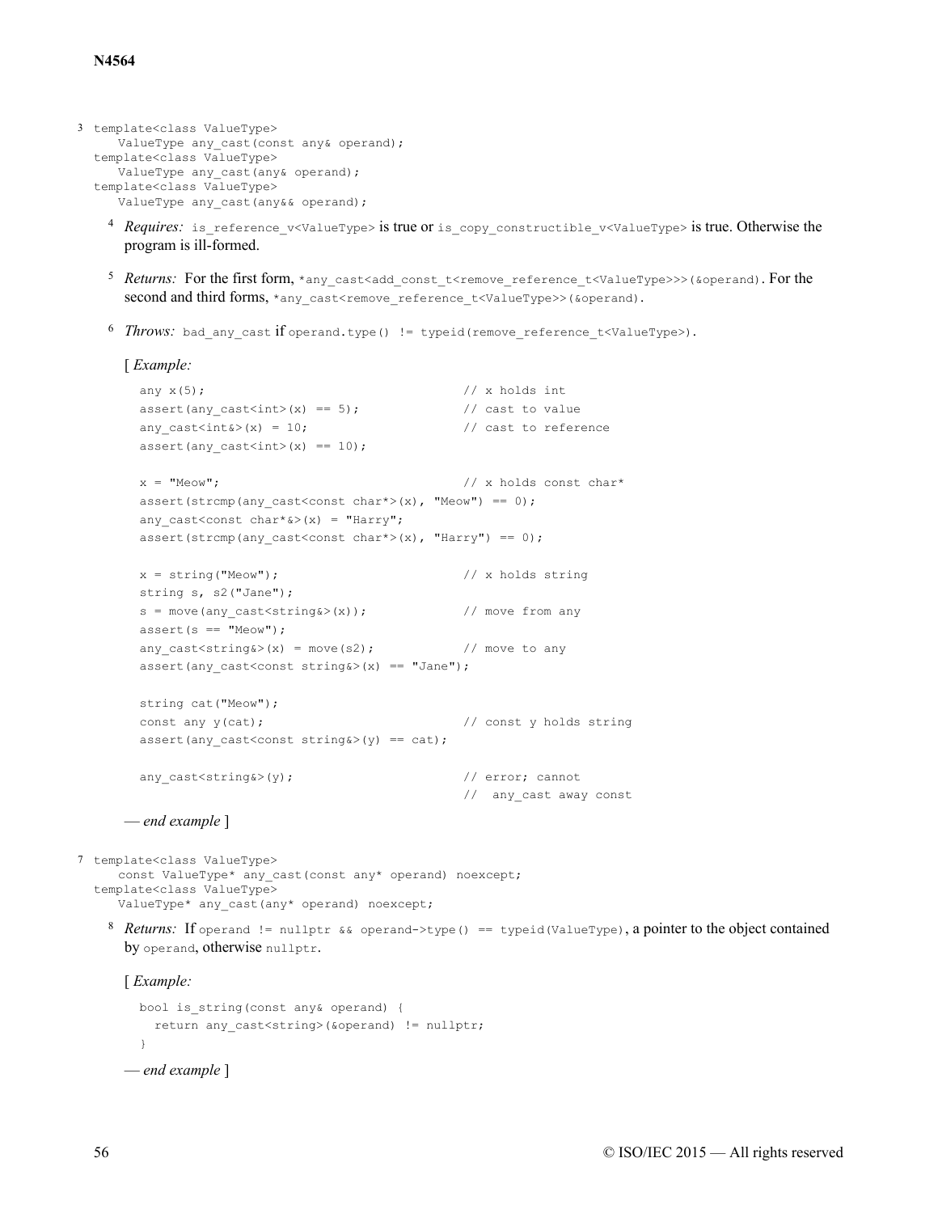3
```
template<class ValueType>
    ValueType any_cast(const any& operand);
template<class ValueType>
    ValueType any_cast(any& operand);
template<class ValueType>
    ValueType any_cast(any&& operand);
```

4 *Requires:* `is_reference_v<ValueType>` is true or `is_copy_constructible_v<ValueType>` is true. Otherwise the program is ill-formed.

5 *Returns:* For the first form, `*any_cast<add_const_t<remove_reference_t<ValueType>>>(&operand)`. For the second and third forms, `*any_cast<remove_reference_t<ValueType>>(&operand)`.

6 *Throws:* `bad_any_cast` if `operand.type() != typeid(remove_reference_t<ValueType>)`.

[ *Example:*

```
any x(5);                                   // x holds int
assert(any_cast<int>(x) == 5);              // cast to value
any_cast<int&>(x) = 10;                     // cast to reference
assert(any_cast<int>(x) == 10);

x = "Meow";                                 // x holds const char*
assert(strcmp(any_cast<const char*>(x), "Meow") == 0);
any_cast<const char*&>(x) = "Harry";
assert(strcmp(any_cast<const char*>(x), "Harry") == 0);

x = string("Meow");                         // x holds string
string s, s2("Jane");
s = move(any_cast<string&>(x));             // move from any
assert(s == "Meow");
any_cast<string&>(x) = move(s2);            // move to any
assert(any_cast<const string&>(x) == "Jane");

string cat("Meow");
const any y(cat);                           // const y holds string
assert(any_cast<const string&>(y) == cat);

any_cast<string&>(y);                       // error; cannot
                                            //  any_cast away const
```

— *end example* ]

7
```
template<class ValueType>
    const ValueType* any_cast(const any* operand) noexcept;
template<class ValueType>
    ValueType* any_cast(any* operand) noexcept;
```

8 *Returns:* If `operand != nullptr && operand->type() == typeid(ValueType)`, a pointer to the object contained by `operand`, otherwise `nullptr`.

[ *Example:*

```
bool is_string(const any& operand) {
  return any_cast<string>(&operand) != nullptr;
}
```

— *end example* ]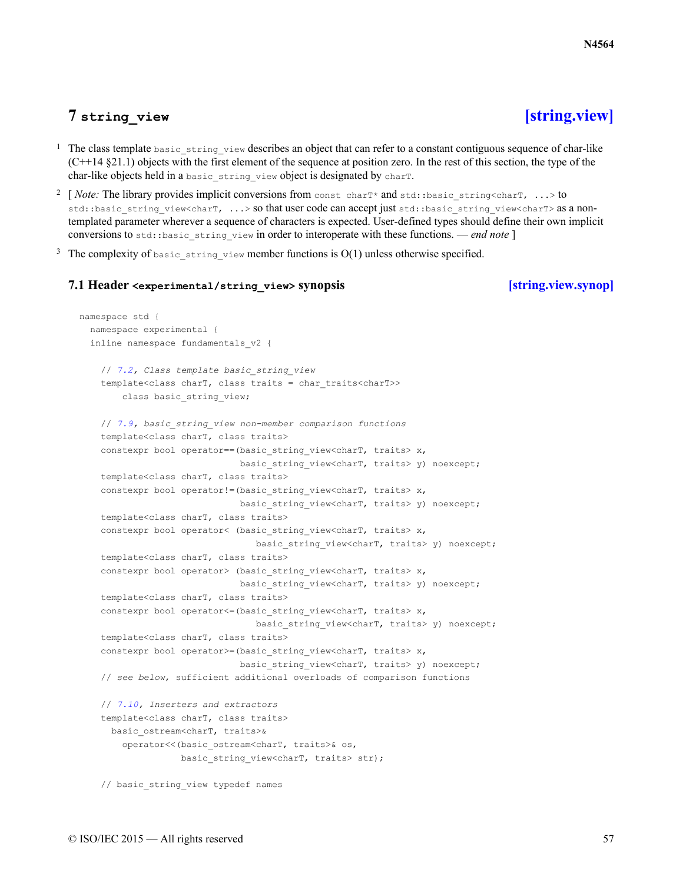# 7 string_view [string.view]

1 The class template `basic_string_view` describes an object that can refer to a constant contiguous sequence of char-like (C++14 §21.1) objects with the first element of the sequence at position zero. In the rest of this section, the type of the char-like objects held in a `basic_string_view` object is designated by `charT`.

2 [ *Note:* The library provides implicit conversions from `const charT*` and `std::basic_string<charT, ...>` to `std::basic_string_view<charT, ...>` so that user code can accept just `std::basic_string_view<charT>` as a non-templated parameter wherever a sequence of characters is expected. User-defined types should define their own implicit conversions to `std::basic_string_view` in order to interoperate with these functions. — *end note* ]

3 The complexity of `basic_string_view` member functions is O(1) unless otherwise specified.

## 7.1 Header `<experimental/string_view>` synopsis [string.view.synop]

```
namespace std {
  namespace experimental {
  inline namespace fundamentals_v2 {

    // 7.2, Class template basic_string_view
    template<class charT, class traits = char_traits<charT>>
        class basic_string_view;

    // 7.9, basic_string_view non-member comparison functions
    template<class charT, class traits>
    constexpr bool operator==(basic_string_view<charT, traits> x,
                              basic_string_view<charT, traits> y) noexcept;
    template<class charT, class traits>
    constexpr bool operator!=(basic_string_view<charT, traits> x,
                              basic_string_view<charT, traits> y) noexcept;
    template<class charT, class traits>
    constexpr bool operator< (basic_string_view<charT, traits> x,
                                 basic_string_view<charT, traits> y) noexcept;
    template<class charT, class traits>
    constexpr bool operator> (basic_string_view<charT, traits> x,
                              basic_string_view<charT, traits> y) noexcept;
    template<class charT, class traits>
    constexpr bool operator<=(basic_string_view<charT, traits> x,
                                 basic_string_view<charT, traits> y) noexcept;
    template<class charT, class traits>
    constexpr bool operator>=(basic_string_view<charT, traits> x,
                              basic_string_view<charT, traits> y) noexcept;
    // see below, sufficient additional overloads of comparison functions

    // 7.10, Inserters and extractors
    template<class charT, class traits>
      basic_ostream<charT, traits>&
        operator<<(basic_ostream<charT, traits>& os,
                   basic_string_view<charT, traits> str);

    // basic_string_view typedef names
```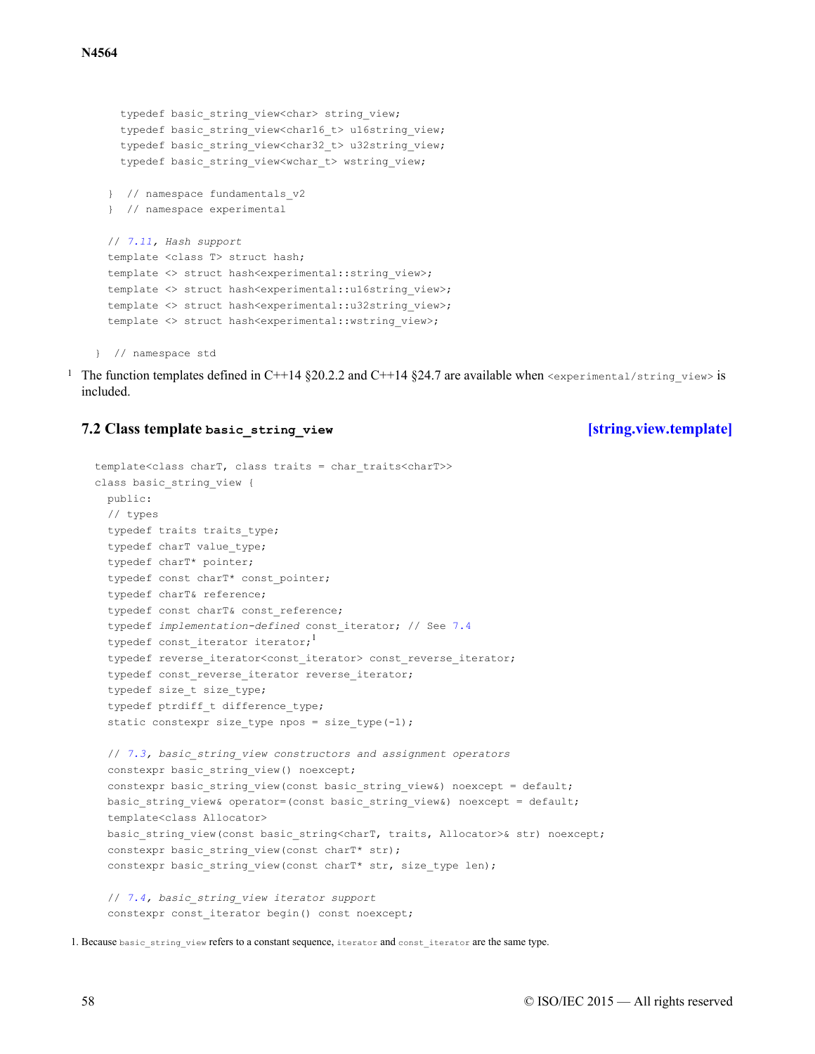```
    typedef basic_string_view<char> string_view;
    typedef basic_string_view<char16_t> u16string_view;
    typedef basic_string_view<char32_t> u32string_view;
    typedef basic_string_view<wchar_t> wstring_view;

  }  // namespace fundamentals_v2
  }  // namespace experimental

  // 7.11, Hash support
  template <class T> struct hash;
  template <> struct hash<experimental::string_view>;
  template <> struct hash<experimental::u16string_view>;
  template <> struct hash<experimental::u32string_view>;
  template <> struct hash<experimental::wstring_view>;

}  // namespace std
```

1 The function templates defined in C++14 §20.2.2 and C++14 §24.7 are available when `<experimental/string_view>` is included.

## 7.2 Class template `basic_string_view` [string.view.template]

```
template<class charT, class traits = char_traits<charT>>
class basic_string_view {
  public:
  // types
  typedef traits traits_type;
  typedef charT value_type;
  typedef charT* pointer;
  typedef const charT* const_pointer;
  typedef charT& reference;
  typedef const charT& const_reference;
  typedef implementation-defined const_iterator; // See 7.4
  typedef const_iterator iterator;[1]
  typedef reverse_iterator<const_iterator> const_reverse_iterator;
  typedef const_reverse_iterator reverse_iterator;
  typedef size_t size_type;
  typedef ptrdiff_t difference_type;
  static constexpr size_type npos = size_type(-1);

  // 7.3, basic_string_view constructors and assignment operators
  constexpr basic_string_view() noexcept;
  constexpr basic_string_view(const basic_string_view&) noexcept = default;
  basic_string_view& operator=(const basic_string_view&) noexcept = default;
  template<class Allocator>
  basic_string_view(const basic_string<charT, traits, Allocator>& str) noexcept;
  constexpr basic_string_view(const charT* str);
  constexpr basic_string_view(const charT* str, size_type len);

  // 7.4, basic_string_view iterator support
  constexpr const_iterator begin() const noexcept;
```

1. Because `basic_string_view` refers to a constant sequence, `iterator` and `const_iterator` are the same type.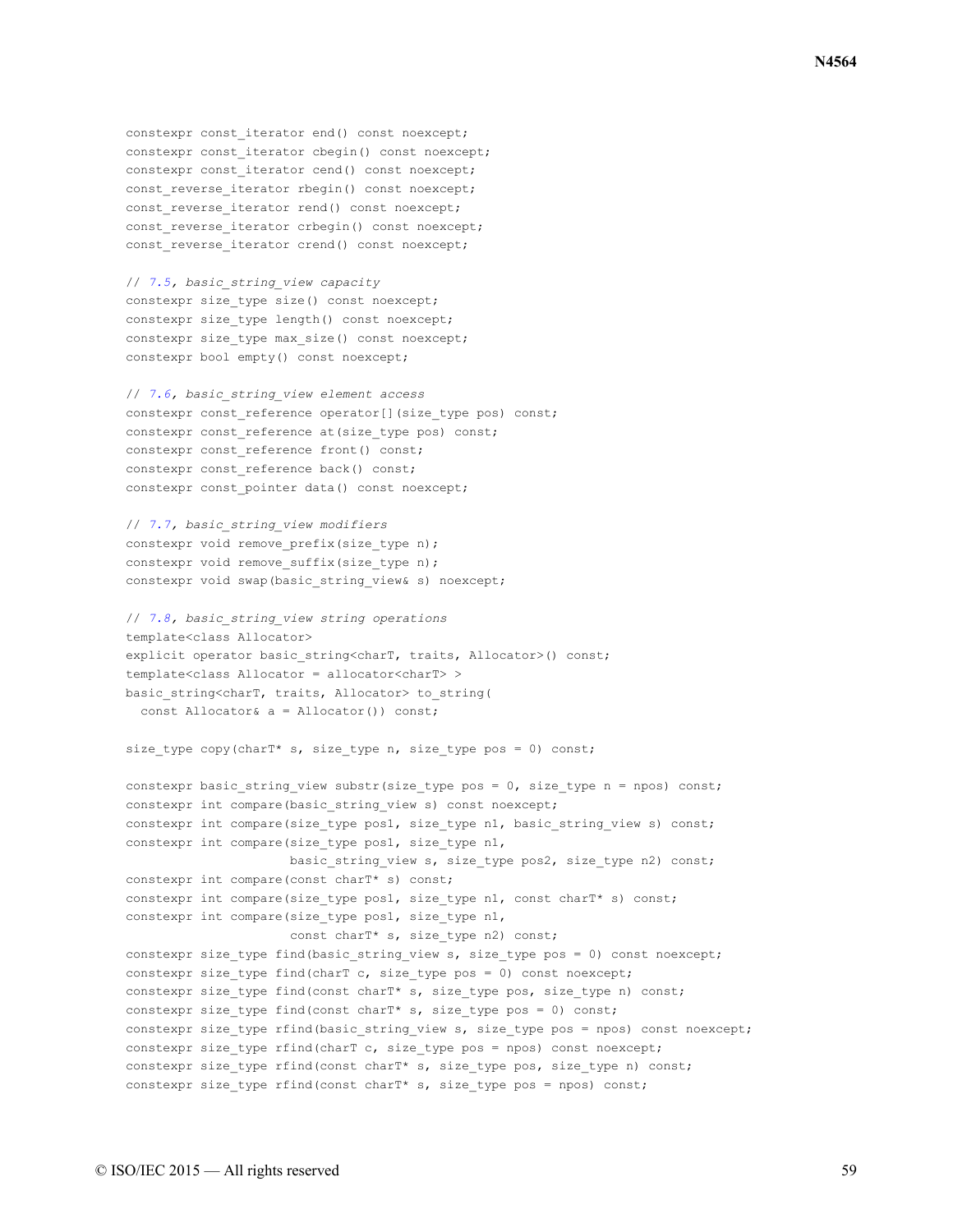```
constexpr const_iterator end() const noexcept;
constexpr const_iterator cbegin() const noexcept;
constexpr const_iterator cend() const noexcept;
const_reverse_iterator rbegin() const noexcept;
const_reverse_iterator rend() const noexcept;
const_reverse_iterator crbegin() const noexcept;
const_reverse_iterator crend() const noexcept;

// 7.5, basic_string_view capacity
constexpr size_type size() const noexcept;
constexpr size_type length() const noexcept;
constexpr size_type max_size() const noexcept;
constexpr bool empty() const noexcept;

// 7.6, basic_string_view element access
constexpr const_reference operator[](size_type pos) const;
constexpr const_reference at(size_type pos) const;
constexpr const_reference front() const;
constexpr const_reference back() const;
constexpr const_pointer data() const noexcept;

// 7.7, basic_string_view modifiers
constexpr void remove_prefix(size_type n);
constexpr void remove_suffix(size_type n);
constexpr void swap(basic_string_view& s) noexcept;

// 7.8, basic_string_view string operations
template<class Allocator>
explicit operator basic_string<charT, traits, Allocator>() const;
template<class Allocator = allocator<charT> >
basic_string<charT, traits, Allocator> to_string(
  const Allocator& a = Allocator()) const;

size_type copy(charT* s, size_type n, size_type pos = 0) const;

constexpr basic_string_view substr(size_type pos = 0, size_type n = npos) const;
constexpr int compare(basic_string_view s) const noexcept;
constexpr int compare(size_type pos1, size_type n1, basic_string_view s) const;
constexpr int compare(size_type pos1, size_type n1,
                      basic_string_view s, size_type pos2, size_type n2) const;
constexpr int compare(const charT* s) const;
constexpr int compare(size_type pos1, size_type n1, const charT* s) const;
constexpr int compare(size_type pos1, size_type n1,
                      const charT* s, size_type n2) const;
constexpr size_type find(basic_string_view s, size_type pos = 0) const noexcept;
constexpr size_type find(charT c, size_type pos = 0) const noexcept;
constexpr size_type find(const charT* s, size_type pos, size_type n) const;
constexpr size_type find(const charT* s, size_type pos = 0) const;
constexpr size_type rfind(basic_string_view s, size_type pos = npos) const noexcept;
constexpr size_type rfind(charT c, size_type pos = npos) const noexcept;
constexpr size_type rfind(const charT* s, size_type pos, size_type n) const;
constexpr size_type rfind(const charT* s, size_type pos = npos) const;
```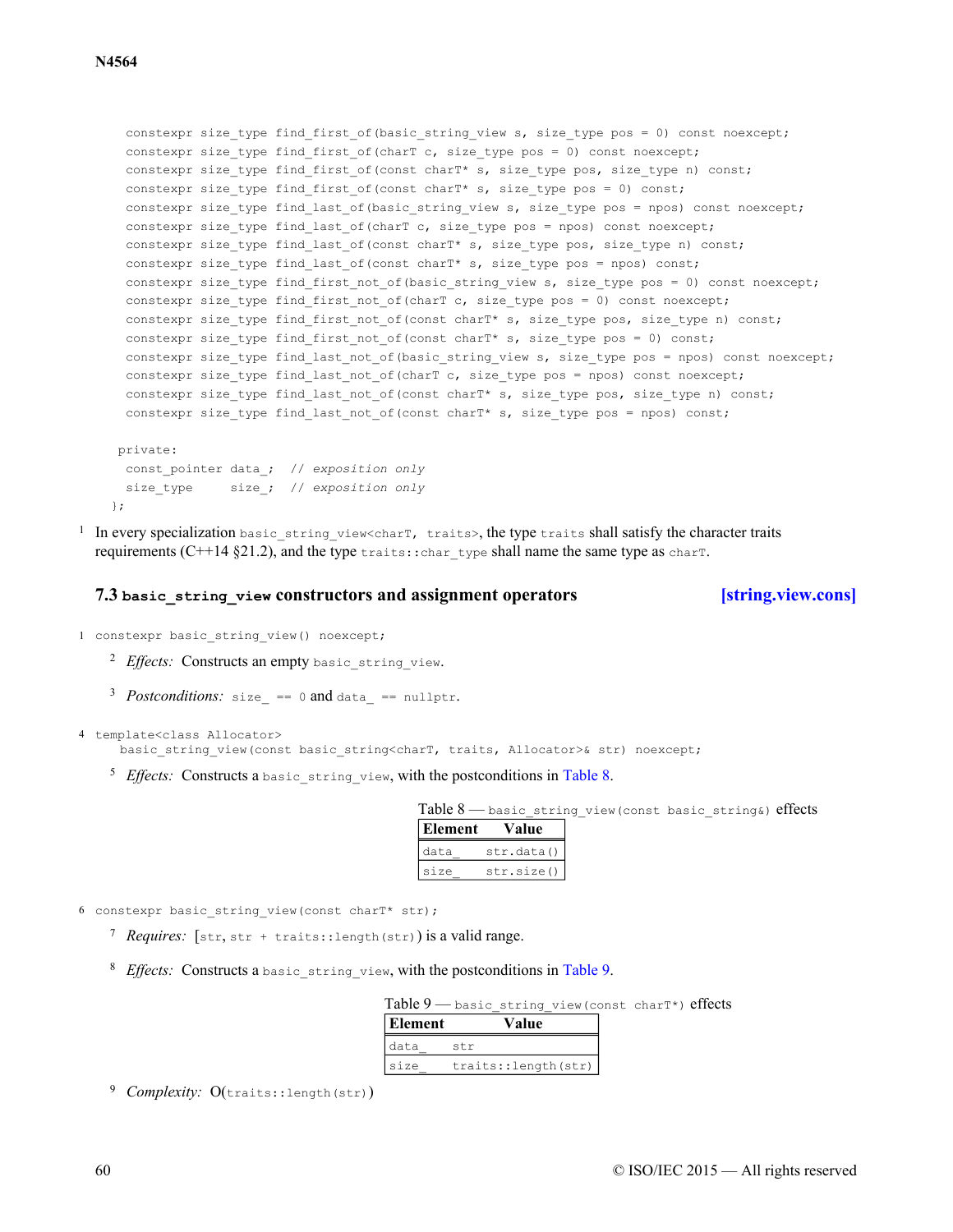```
    constexpr size_type find_first_of(basic_string_view s, size_type pos = 0) const noexcept;
    constexpr size_type find_first_of(charT c, size_type pos = 0) const noexcept;
    constexpr size_type find_first_of(const charT* s, size_type pos, size_type n) const;
    constexpr size_type find_first_of(const charT* s, size_type pos = 0) const;
    constexpr size_type find_last_of(basic_string_view s, size_type pos = npos) const noexcept;
    constexpr size_type find_last_of(charT c, size_type pos = npos) const noexcept;
    constexpr size_type find_last_of(const charT* s, size_type pos, size_type n) const;
    constexpr size_type find_last_of(const charT* s, size_type pos = npos) const;
    constexpr size_type find_first_not_of(basic_string_view s, size_type pos = 0) const noexcept;
    constexpr size_type find_first_not_of(charT c, size_type pos = 0) const noexcept;
    constexpr size_type find_first_not_of(const charT* s, size_type pos, size_type n) const;
    constexpr size_type find_first_not_of(const charT* s, size_type pos = 0) const;
    constexpr size_type find_last_not_of(basic_string_view s, size_type pos = npos) const noexcept;
    constexpr size_type find_last_not_of(charT c, size_type pos = npos) const noexcept;
    constexpr size_type find_last_not_of(const charT* s, size_type pos, size_type n) const;
    constexpr size_type find_last_not_of(const charT* s, size_type pos = npos) const;

   private:
    const_pointer data_;  // exposition only
    size_type     size_;  // exposition only
  };
```

1 In every specialization `basic_string_view<charT, traits>`, the type `traits` shall satisfy the character traits requirements (C++14 §21.2), and the type `traits::char_type` shall name the same type as `charT`.

## 7.3 `basic_string_view` constructors and assignment operators [string.view.cons]

```
constexpr basic_string_view() noexcept;
```

2 *Effects:* Constructs an empty `basic_string_view`.

3 *Postconditions:* `size_ == 0` and `data_ == nullptr`.

```
template<class Allocator>
  basic_string_view(const basic_string<charT, traits, Allocator>& str) noexcept;
```

5 *Effects:* Constructs a `basic_string_view`, with the postconditions in Table 8.

Table 8 — `basic_string_view(const basic_string&)` effects

| Element | Value |
|---|---|
| `data_` | `str.data()` |
| `size_` | `str.size()` |

```
constexpr basic_string_view(const charT* str);
```

7 *Requires:* [`str`, `str + traits::length(str)`) is a valid range.

8 *Effects:* Constructs a `basic_string_view`, with the postconditions in Table 9.

Table 9 — `basic_string_view(const charT*)` effects

| Element | Value |
|---|---|
| `data_` | `str` |
| `size_` | `traits::length(str)` |

9 *Complexity:* O(`traits::length(str)`)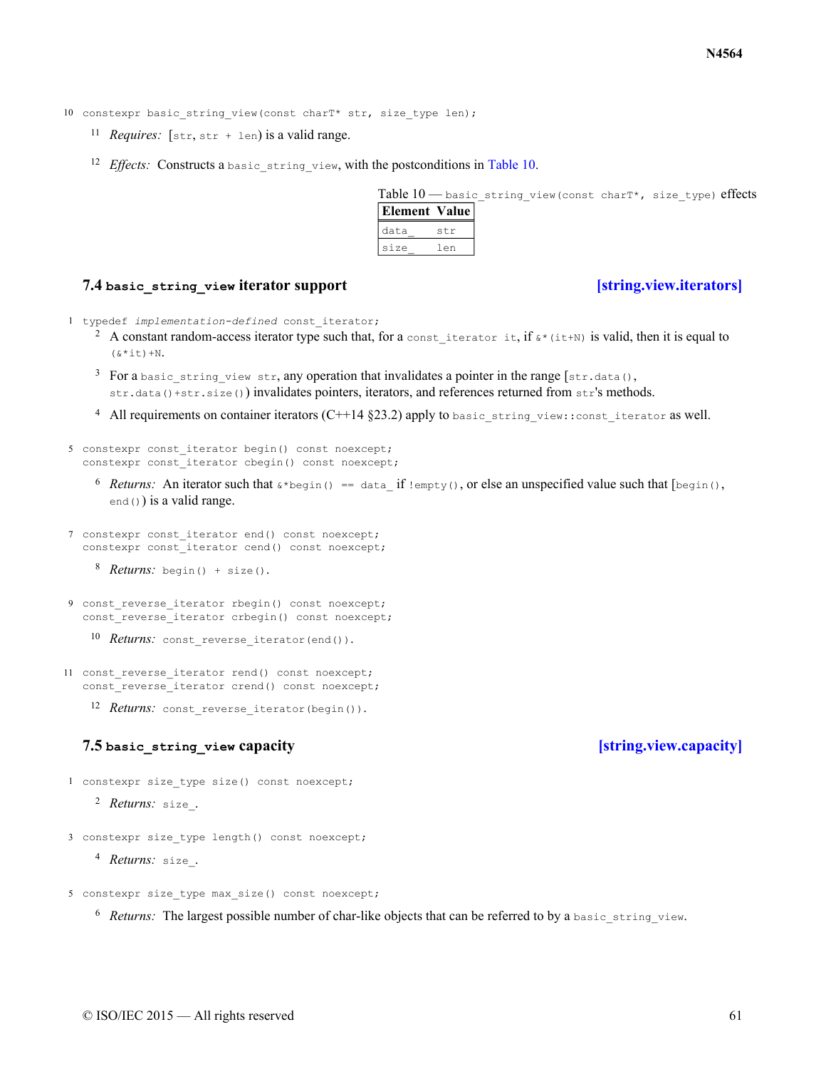10 `constexpr basic_string_view(const charT* str, size_type len);`

11 *Requires:* [`str`, `str + len`) is a valid range.

12 *Effects:* Constructs a `basic_string_view`, with the postconditions in Table 10.

Table 10 — `basic_string_view(const charT*, size_type)` effects

| Element | Value |
|---|---|
| `data_` | `str` |
| `size_` | `len` |

### 7.4 `basic_string_view` iterator support [string.view.iterators]

1 `typedef` *`implementation-defined`* `const_iterator;`

2 A constant random-access iterator type such that, for a `const_iterator it`, if `&*(it+N)` is valid, then it is equal to `(&*it)+N`.

3 For a `basic_string_view str`, any operation that invalidates a pointer in the range [`str.data()`, `str.data()+str.size()`) invalidates pointers, iterators, and references returned from `str`'s methods.

4 All requirements on container iterators (C++14 §23.2) apply to `basic_string_view::const_iterator` as well.

5
```
constexpr const_iterator begin() const noexcept;
constexpr const_iterator cbegin() const noexcept;
```

6 *Returns:* An iterator such that `&*begin() == data_` if `!empty()`, or else an unspecified value such that [`begin()`, `end()`) is a valid range.

7
```
constexpr const_iterator end() const noexcept;
constexpr const_iterator cend() const noexcept;
```

8 *Returns:* `begin() + size()`.

9
```
const_reverse_iterator rbegin() const noexcept;
const_reverse_iterator crbegin() const noexcept;
```

10 *Returns:* `const_reverse_iterator(end())`.

11
```
const_reverse_iterator rend() const noexcept;
const_reverse_iterator crend() const noexcept;
```

12 *Returns:* `const_reverse_iterator(begin())`.

### 7.5 `basic_string_view` capacity [string.view.capacity]

1 `constexpr size_type size() const noexcept;`

2 *Returns:* `size_`.

3 `constexpr size_type length() const noexcept;`

4 *Returns:* `size_`.

5 `constexpr size_type max_size() const noexcept;`

6 *Returns:* The largest possible number of char-like objects that can be referred to by a `basic_string_view`.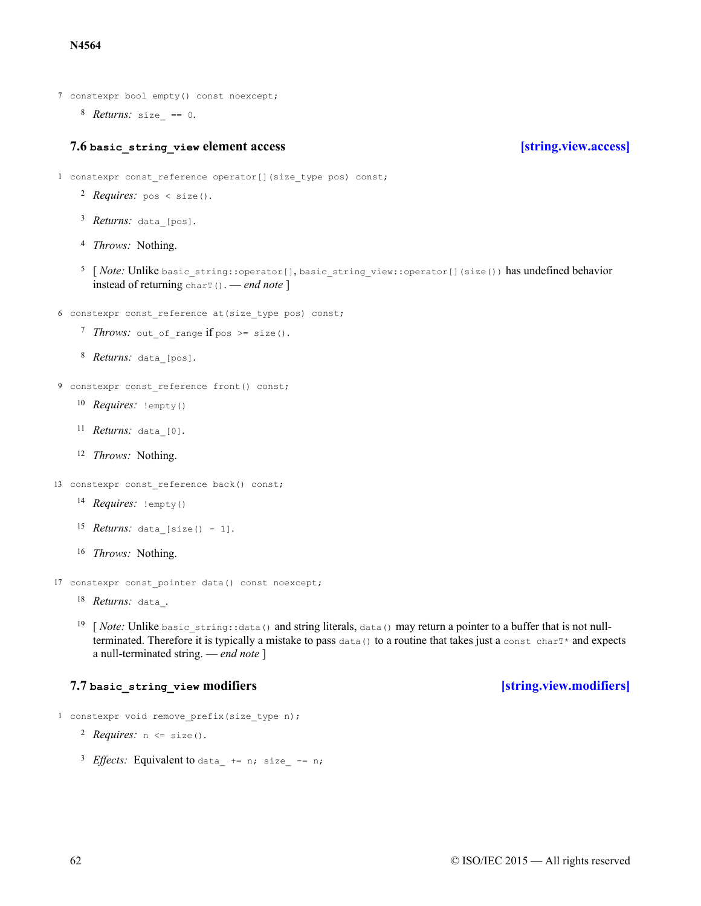7 `constexpr bool empty() const noexcept;`

8 *Returns:* `size_ == 0`.

## 7.6 `basic_string_view` element access [string.view.access]

1 `constexpr const_reference operator[](size_type pos) const;`

2 *Requires:* `pos < size()`.

3 *Returns:* `data_[pos]`.

4 *Throws:* Nothing.

5 [ *Note:* Unlike `basic_string::operator[]`, `basic_string_view::operator[](size())` has undefined behavior instead of returning `charT()`. — *end note* ]

6 `constexpr const_reference at(size_type pos) const;`

7 *Throws:* `out_of_range` if `pos >= size()`.

8 *Returns:* `data_[pos]`.

9 `constexpr const_reference front() const;`

10 *Requires:* `!empty()`

11 *Returns:* `data_[0]`.

12 *Throws:* Nothing.

13 `constexpr const_reference back() const;`

14 *Requires:* `!empty()`

15 *Returns:* `data_[size() - 1]`.

16 *Throws:* Nothing.

17 `constexpr const_pointer data() const noexcept;`

18 *Returns:* `data_`.

19 [ *Note:* Unlike `basic_string::data()` and string literals, `data()` may return a pointer to a buffer that is not null-terminated. Therefore it is typically a mistake to pass `data()` to a routine that takes just a `const charT*` and expects a null-terminated string. — *end note* ]

## 7.7 `basic_string_view` modifiers [string.view.modifiers]

1 `constexpr void remove_prefix(size_type n);`

2 *Requires:* `n <= size()`.

3 *Effects:* Equivalent to `data_ += n; size_ -= n;`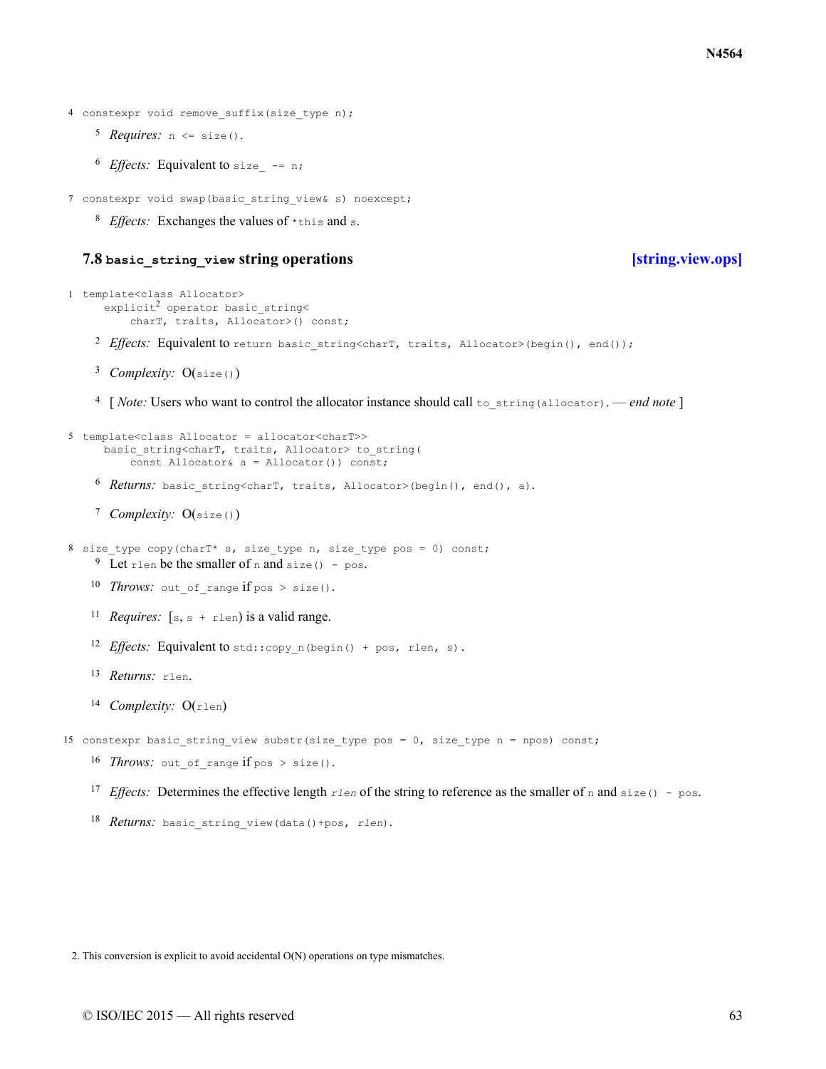4 `constexpr void remove_suffix(size_type n);`

  5 *Requires:* `n <= size()`.

  6 *Effects:* Equivalent to `size_ -= n;`

7 `constexpr void swap(basic_string_view& s) noexcept;`

  8 *Effects:* Exchanges the values of `*this` and `s`.

### 7.8 `basic_string_view` string operations [string.view.ops]

1
```
template<class Allocator>
  explicit[2] operator basic_string<
      charT, traits, Allocator>() const;
```

  2 *Effects:* Equivalent to `return basic_string<charT, traits, Allocator>(begin(), end());`

  3 *Complexity:* O(`size()`)

  4 [ *Note:* Users who want to control the allocator instance should call `to_string(allocator)`. — *end note* ]

5
```
template<class Allocator = allocator<charT>>
  basic_string<charT, traits, Allocator> to_string(
      const Allocator& a = Allocator()) const;
```

  6 *Returns:* `basic_string<charT, traits, Allocator>(begin(), end(), a)`.

  7 *Complexity:* O(`size()`)

8 `size_type copy(charT* s, size_type n, size_type pos = 0) const;`

  9 Let `rlen` be the smaller of `n` and `size() - pos`.

  10 *Throws:* `out_of_range` if `pos > size()`.

  11 *Requires:* [`s`, `s + rlen`) is a valid range.

  12 *Effects:* Equivalent to `std::copy_n(begin() + pos, rlen, s)`.

  13 *Returns:* `rlen`.

  14 *Complexity:* O(`rlen`)

15 `constexpr basic_string_view substr(size_type pos = 0, size_type n = npos) const;`

  16 *Throws:* `out_of_range` if `pos > size()`.

  17 *Effects:* Determines the effective length *`rlen`* of the string to reference as the smaller of `n` and `size() - pos`.

  18 *Returns:* `basic_string_view(data()+pos, rlen)`.

2. This conversion is explicit to avoid accidental O(N) operations on type mismatches.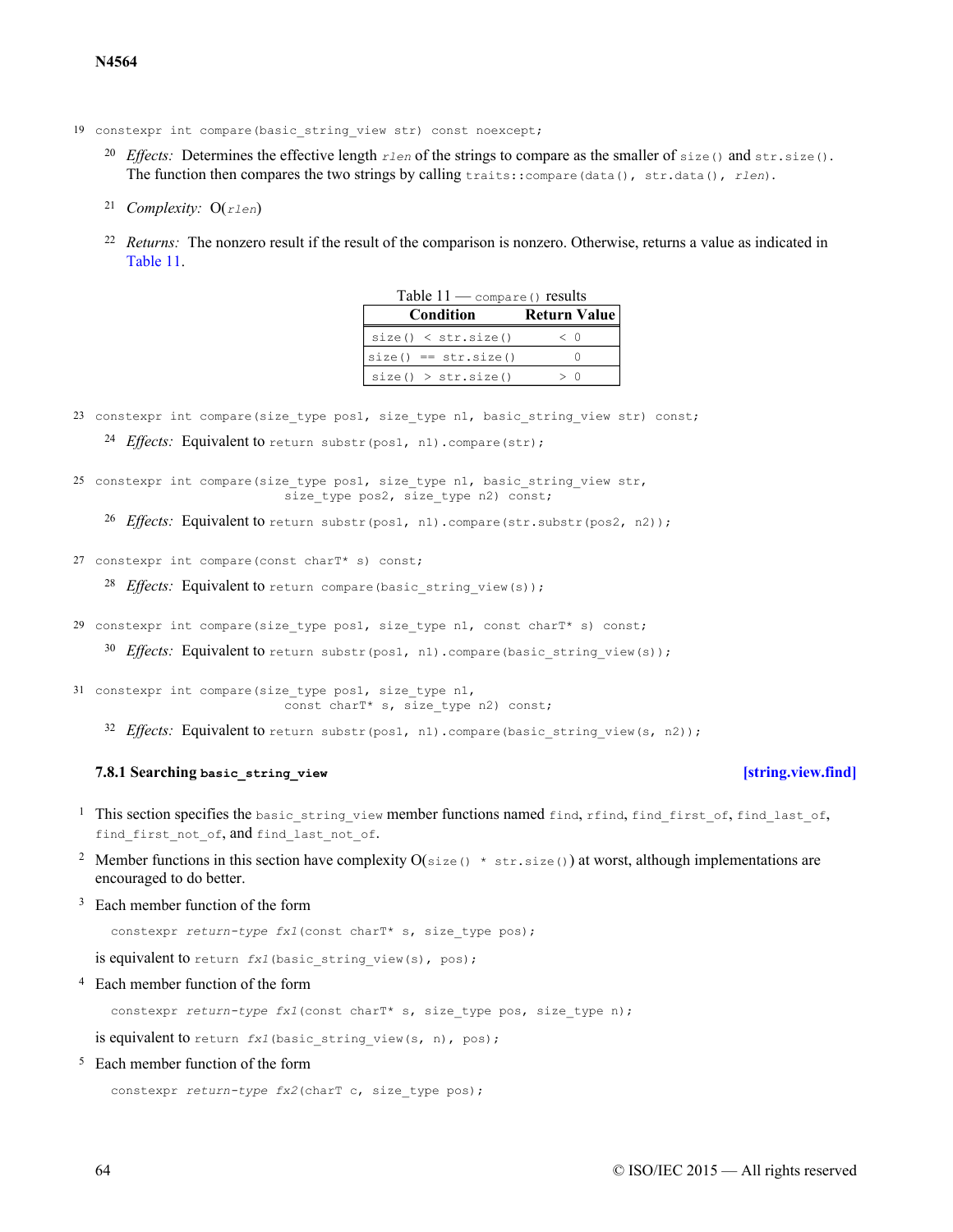19 `constexpr int compare(basic_string_view str) const noexcept;`

20 *Effects:* Determines the effective length *rlen* of the strings to compare as the smaller of `size()` and `str.size()`. The function then compares the two strings by calling `traits::compare(data(), str.data(), rlen)`.

21 *Complexity:* O(*rlen*)

22 *Returns:* The nonzero result if the result of the comparison is nonzero. Otherwise, returns a value as indicated in Table 11.

Table 11 — `compare()` results

| Condition | Return Value |
|---|---|
| `size() < str.size()` | `< 0` |
| `size() == str.size()` | `0` |
| `size() > str.size()` | `> 0` |

23 `constexpr int compare(size_type pos1, size_type n1, basic_string_view str) const;`

24 *Effects:* Equivalent to `return substr(pos1, n1).compare(str);`

25
```
constexpr int compare(size_type pos1, size_type n1, basic_string_view str,
                      size_type pos2, size_type n2) const;
```

26 *Effects:* Equivalent to `return substr(pos1, n1).compare(str.substr(pos2, n2));`

27 `constexpr int compare(const charT* s) const;`

28 *Effects:* Equivalent to `return compare(basic_string_view(s));`

29 `constexpr int compare(size_type pos1, size_type n1, const charT* s) const;`

30 *Effects:* Equivalent to `return substr(pos1, n1).compare(basic_string_view(s));`

31
```
constexpr int compare(size_type pos1, size_type n1,
                      const charT* s, size_type n2) const;
```

32 *Effects:* Equivalent to `return substr(pos1, n1).compare(basic_string_view(s, n2));`

### 7.8.1 Searching `basic_string_view` [string.view.find]

1 This section specifies the `basic_string_view` member functions named `find`, `rfind`, `find_first_of`, `find_last_of`, `find_first_not_of`, and `find_last_not_of`.

2 Member functions in this section have complexity O(`size() * str.size()`) at worst, although implementations are encouraged to do better.

3 Each member function of the form

```
constexpr return-type fx1(const charT* s, size_type pos);
```

is equivalent to `return fx1(basic_string_view(s), pos);`

4 Each member function of the form

```
constexpr return-type fx1(const charT* s, size_type pos, size_type n);
```

is equivalent to `return fx1(basic_string_view(s, n), pos);`

5 Each member function of the form

```
constexpr return-type fx2(charT c, size_type pos);
```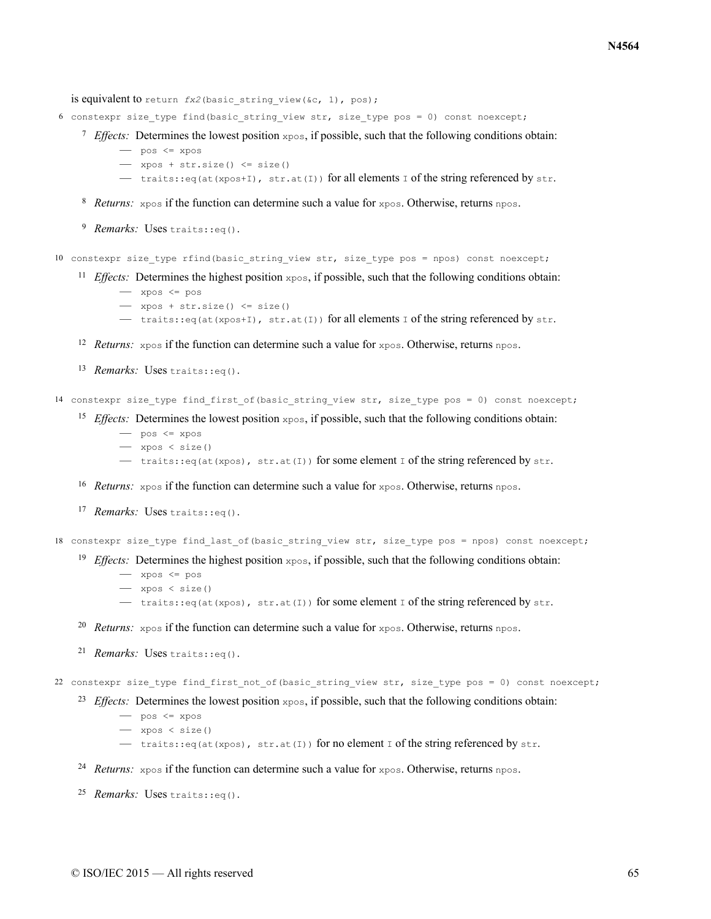is equivalent to `return fx2(basic_string_view(&c, 1), pos);`

6 `constexpr size_type find(basic_string_view str, size_type pos = 0) const noexcept;`

7 *Effects:* Determines the lowest position `xpos`, if possible, such that the following conditions obtain:

- `pos <= xpos`
- `xpos + str.size() <= size()`
- `traits::eq(at(xpos+I), str.at(I))` for all elements `I` of the string referenced by `str`.

8 *Returns:* `xpos` if the function can determine such a value for `xpos`. Otherwise, returns `npos`.

9 *Remarks:* Uses `traits::eq()`.

10 `constexpr size_type rfind(basic_string_view str, size_type pos = npos) const noexcept;`

11 *Effects:* Determines the highest position `xpos`, if possible, such that the following conditions obtain:

- `xpos <= pos`
- `xpos + str.size() <= size()`
- `traits::eq(at(xpos+I), str.at(I))` for all elements `I` of the string referenced by `str`.

12 *Returns:* `xpos` if the function can determine such a value for `xpos`. Otherwise, returns `npos`.

13 *Remarks:* Uses `traits::eq()`.

14 `constexpr size_type find_first_of(basic_string_view str, size_type pos = 0) const noexcept;`

15 *Effects:* Determines the lowest position `xpos`, if possible, such that the following conditions obtain:

- `pos <= xpos`
- `xpos < size()`
- `traits::eq(at(xpos), str.at(I))` for some element `I` of the string referenced by `str`.

16 *Returns:* `xpos` if the function can determine such a value for `xpos`. Otherwise, returns `npos`.

17 *Remarks:* Uses `traits::eq()`.

18 `constexpr size_type find_last_of(basic_string_view str, size_type pos = npos) const noexcept;`

19 *Effects:* Determines the highest position `xpos`, if possible, such that the following conditions obtain:

- `xpos <= pos`
- `xpos < size()`
- `traits::eq(at(xpos), str.at(I))` for some element `I` of the string referenced by `str`.

20 *Returns:* `xpos` if the function can determine such a value for `xpos`. Otherwise, returns `npos`.

21 *Remarks:* Uses `traits::eq()`.

22 `constexpr size_type find_first_not_of(basic_string_view str, size_type pos = 0) const noexcept;`

23 *Effects:* Determines the lowest position `xpos`, if possible, such that the following conditions obtain:

- `pos <= xpos`
- `xpos < size()`
- `traits::eq(at(xpos), str.at(I))` for no element `I` of the string referenced by `str`.

24 *Returns:* `xpos` if the function can determine such a value for `xpos`. Otherwise, returns `npos`.

25 *Remarks:* Uses `traits::eq()`.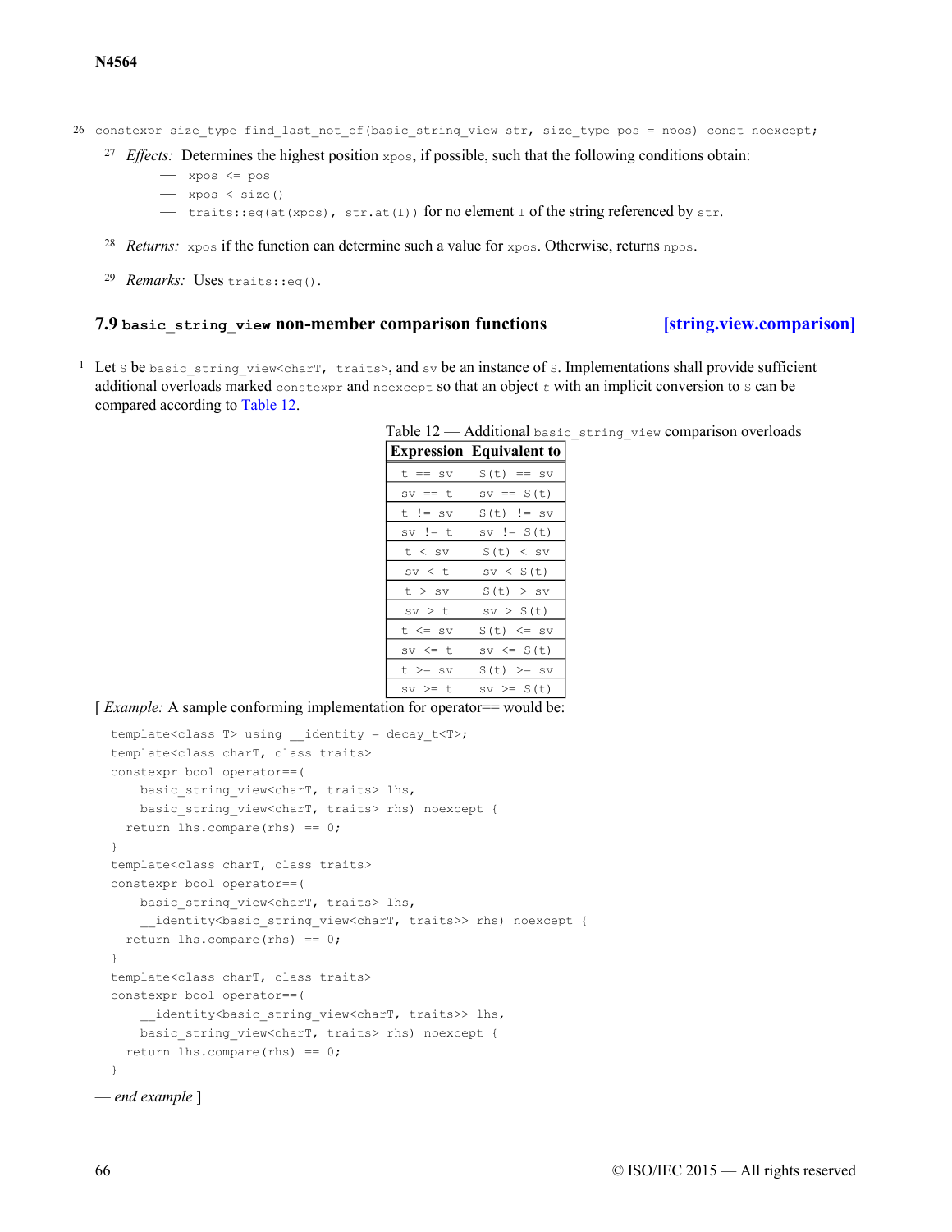26 `constexpr size_type find_last_not_of(basic_string_view str, size_type pos = npos) const noexcept;`

27 *Effects:* Determines the highest position `xpos`, if possible, such that the following conditions obtain:

- `xpos <= pos`
- `xpos < size()`
- `traits::eq(at(xpos), str.at(I))` for no element `I` of the string referenced by `str`.

28 *Returns:* `xpos` if the function can determine such a value for `xpos`. Otherwise, returns `npos`.

29 *Remarks:* Uses `traits::eq()`.

### 7.9 `basic_string_view` non-member comparison functions [string.view.comparison]

1 Let `S` be `basic_string_view<charT, traits>`, and `sv` be an instance of `S`. Implementations shall provide sufficient additional overloads marked `constexpr` and `noexcept` so that an object `t` with an implicit conversion to `S` can be compared according to Table 12.

Table 12 — Additional `basic_string_view` comparison overloads

| Expression | Equivalent to |
|---|---|
| `t == sv` | `S(t) == sv` |
| `sv == t` | `sv == S(t)` |
| `t != sv` | `S(t) != sv` |
| `sv != t` | `sv != S(t)` |
| `t < sv` | `S(t) < sv` |
| `sv < t` | `sv < S(t)` |
| `t > sv` | `S(t) > sv` |
| `sv > t` | `sv > S(t)` |
| `t <= sv` | `S(t) <= sv` |
| `sv <= t` | `sv <= S(t)` |
| `t >= sv` | `S(t) >= sv` |
| `sv >= t` | `sv >= S(t)` |

[ *Example:* A sample conforming implementation for operator== would be:

```
template<class T> using __identity = decay_t<T>;
template<class charT, class traits>
constexpr bool operator==(
    basic_string_view<charT, traits> lhs,
    basic_string_view<charT, traits> rhs) noexcept {
  return lhs.compare(rhs) == 0;
}
template<class charT, class traits>
constexpr bool operator==(
    basic_string_view<charT, traits> lhs,
    __identity<basic_string_view<charT, traits>> rhs) noexcept {
  return lhs.compare(rhs) == 0;
}
template<class charT, class traits>
constexpr bool operator==(
    __identity<basic_string_view<charT, traits>> lhs,
    basic_string_view<charT, traits> rhs) noexcept {
  return lhs.compare(rhs) == 0;
}
```

— *end example* ]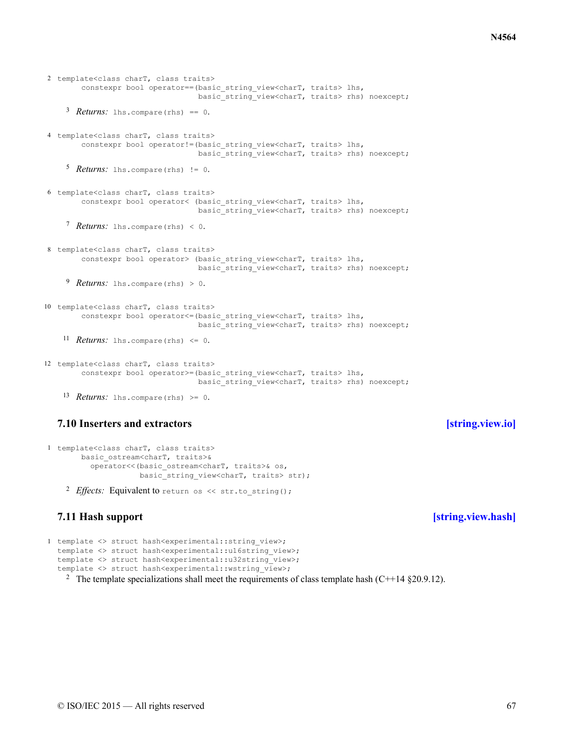2
```
template<class charT, class traits>
      constexpr bool operator==(basic_string_view<charT, traits> lhs,
                                basic_string_view<charT, traits> rhs) noexcept;
```

3 *Returns:* `lhs.compare(rhs) == 0`.

4
```
template<class charT, class traits>
      constexpr bool operator!=(basic_string_view<charT, traits> lhs,
                                basic_string_view<charT, traits> rhs) noexcept;
```

5 *Returns:* `lhs.compare(rhs) != 0`.

6
```
template<class charT, class traits>
      constexpr bool operator< (basic_string_view<charT, traits> lhs,
                                basic_string_view<charT, traits> rhs) noexcept;
```

7 *Returns:* `lhs.compare(rhs) < 0`.

8
```
template<class charT, class traits>
      constexpr bool operator> (basic_string_view<charT, traits> lhs,
                                basic_string_view<charT, traits> rhs) noexcept;
```

9 *Returns:* `lhs.compare(rhs) > 0`.

10
```
template<class charT, class traits>
      constexpr bool operator<=(basic_string_view<charT, traits> lhs,
                                basic_string_view<charT, traits> rhs) noexcept;
```

11 *Returns:* `lhs.compare(rhs) <= 0`.

12
```
template<class charT, class traits>
      constexpr bool operator>=(basic_string_view<charT, traits> lhs,
                                basic_string_view<charT, traits> rhs) noexcept;
```

13 *Returns:* `lhs.compare(rhs) >= 0`.

## 7.10 Inserters and extractors [string.view.io]

1
```
template<class charT, class traits>
      basic_ostream<charT, traits>&
        operator<<(basic_ostream<charT, traits>& os,
                   basic_string_view<charT, traits> str);
```

2 *Effects:* Equivalent to `return os << str.to_string();`

## 7.11 Hash support [string.view.hash]

1
```
template <> struct hash<experimental::string_view>;
template <> struct hash<experimental::u16string_view>;
template <> struct hash<experimental::u32string_view>;
template <> struct hash<experimental::wstring_view>;
```

2 The template specializations shall meet the requirements of class template hash (C++14 §20.9.12).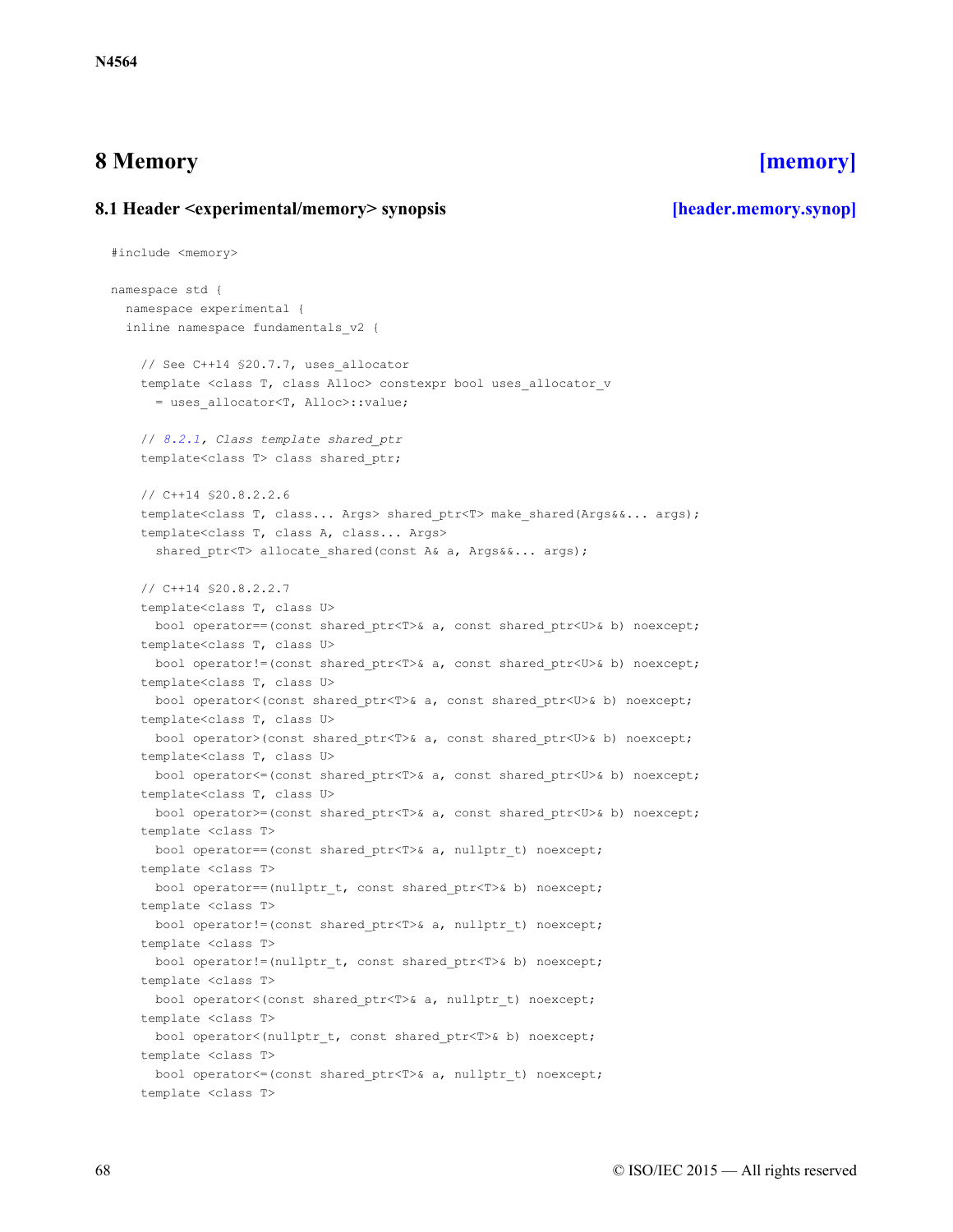# 8 Memory [memory]

## 8.1 Header <experimental/memory> synopsis [header.memory.synop]

```
#include <memory>

namespace std {
  namespace experimental {
  inline namespace fundamentals_v2 {

    // See C++14 §20.7.7, uses_allocator
    template <class T, class Alloc> constexpr bool uses_allocator_v
      = uses_allocator<T, Alloc>::value;

    // 8.2.1, Class template shared_ptr
    template<class T> class shared_ptr;

    // C++14 §20.8.2.2.6
    template<class T, class... Args> shared_ptr<T> make_shared(Args&&... args);
    template<class T, class A, class... Args>
      shared_ptr<T> allocate_shared(const A& a, Args&&... args);

    // C++14 §20.8.2.2.7
    template<class T, class U>
      bool operator==(const shared_ptr<T>& a, const shared_ptr<U>& b) noexcept;
    template<class T, class U>
      bool operator!=(const shared_ptr<T>& a, const shared_ptr<U>& b) noexcept;
    template<class T, class U>
      bool operator<(const shared_ptr<T>& a, const shared_ptr<U>& b) noexcept;
    template<class T, class U>
      bool operator>(const shared_ptr<T>& a, const shared_ptr<U>& b) noexcept;
    template<class T, class U>
      bool operator<=(const shared_ptr<T>& a, const shared_ptr<U>& b) noexcept;
    template<class T, class U>
      bool operator>=(const shared_ptr<T>& a, const shared_ptr<U>& b) noexcept;
    template <class T>
      bool operator==(const shared_ptr<T>& a, nullptr_t) noexcept;
    template <class T>
      bool operator==(nullptr_t, const shared_ptr<T>& b) noexcept;
    template <class T>
      bool operator!=(const shared_ptr<T>& a, nullptr_t) noexcept;
    template <class T>
      bool operator!=(nullptr_t, const shared_ptr<T>& b) noexcept;
    template <class T>
      bool operator<(const shared_ptr<T>& a, nullptr_t) noexcept;
    template <class T>
      bool operator<(nullptr_t, const shared_ptr<T>& b) noexcept;
    template <class T>
      bool operator<=(const shared_ptr<T>& a, nullptr_t) noexcept;
    template <class T>
```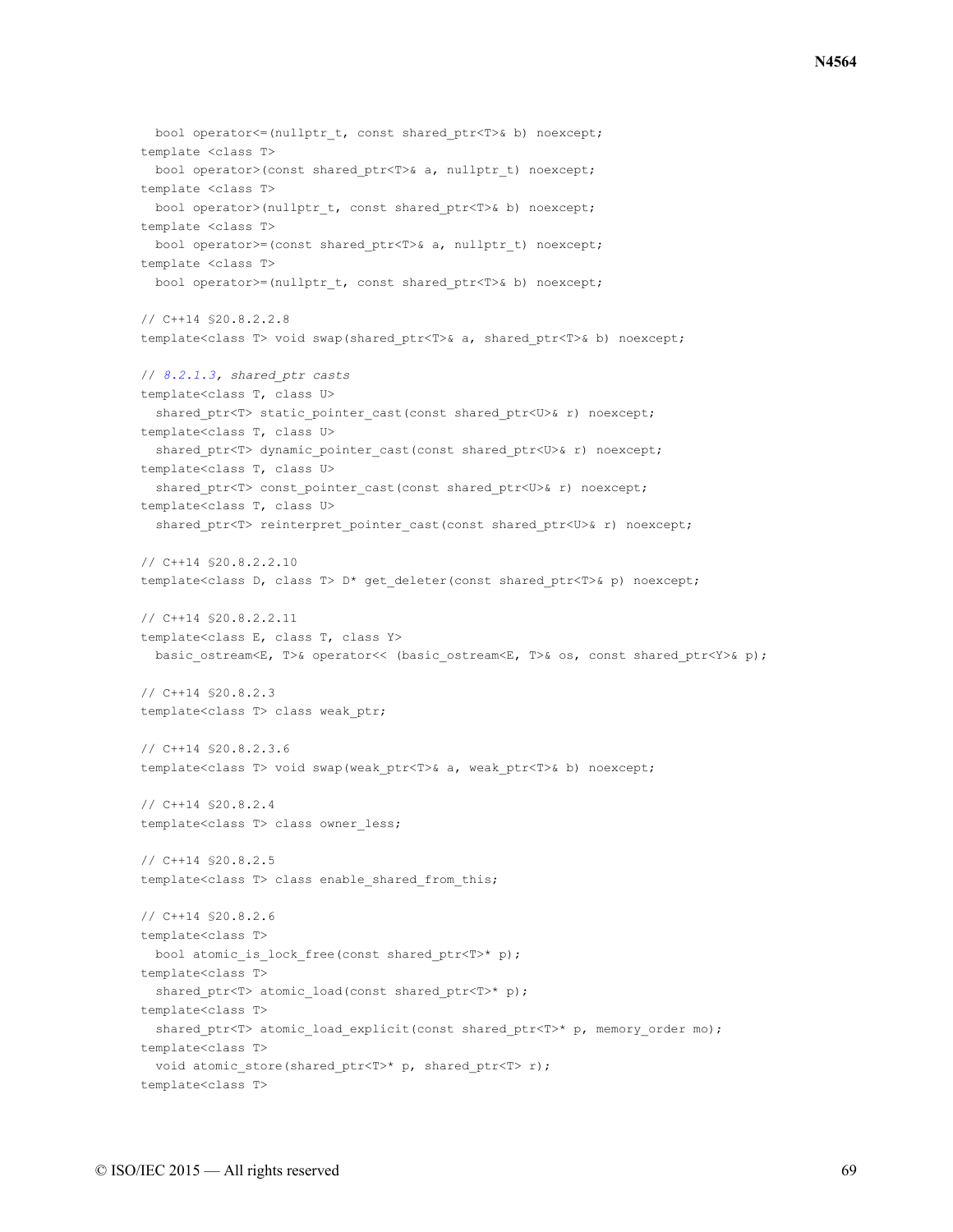```
  bool operator<=(nullptr_t, const shared_ptr<T>& b) noexcept;
template <class T>
  bool operator>(const shared_ptr<T>& a, nullptr_t) noexcept;
template <class T>
  bool operator>(nullptr_t, const shared_ptr<T>& b) noexcept;
template <class T>
  bool operator>=(const shared_ptr<T>& a, nullptr_t) noexcept;
template <class T>
  bool operator>=(nullptr_t, const shared_ptr<T>& b) noexcept;

// C++14 §20.8.2.2.8
template<class T> void swap(shared_ptr<T>& a, shared_ptr<T>& b) noexcept;

// 8.2.1.3, shared_ptr casts
template<class T, class U>
  shared_ptr<T> static_pointer_cast(const shared_ptr<U>& r) noexcept;
template<class T, class U>
  shared_ptr<T> dynamic_pointer_cast(const shared_ptr<U>& r) noexcept;
template<class T, class U>
  shared_ptr<T> const_pointer_cast(const shared_ptr<U>& r) noexcept;
template<class T, class U>
  shared_ptr<T> reinterpret_pointer_cast(const shared_ptr<U>& r) noexcept;

// C++14 §20.8.2.2.10
template<class D, class T> D* get_deleter(const shared_ptr<T>& p) noexcept;

// C++14 §20.8.2.2.11
template<class E, class T, class Y>
  basic_ostream<E, T>& operator<< (basic_ostream<E, T>& os, const shared_ptr<Y>& p);

// C++14 §20.8.2.3
template<class T> class weak_ptr;

// C++14 §20.8.2.3.6
template<class T> void swap(weak_ptr<T>& a, weak_ptr<T>& b) noexcept;

// C++14 §20.8.2.4
template<class T> class owner_less;

// C++14 §20.8.2.5
template<class T> class enable_shared_from_this;

// C++14 §20.8.2.6
template<class T>
  bool atomic_is_lock_free(const shared_ptr<T>* p);
template<class T>
  shared_ptr<T> atomic_load(const shared_ptr<T>* p);
template<class T>
  shared_ptr<T> atomic_load_explicit(const shared_ptr<T>* p, memory_order mo);
template<class T>
  void atomic_store(shared_ptr<T>* p, shared_ptr<T> r);
template<class T>
```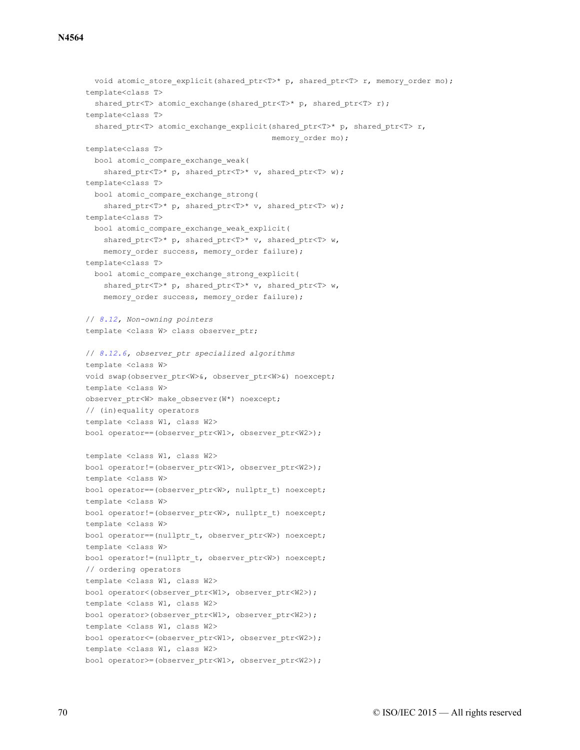```
  void atomic_store_explicit(shared_ptr<T>* p, shared_ptr<T> r, memory_order mo);
template<class T>
  shared_ptr<T> atomic_exchange(shared_ptr<T>* p, shared_ptr<T> r);
template<class T>
  shared_ptr<T> atomic_exchange_explicit(shared_ptr<T>* p, shared_ptr<T> r,
                                         memory_order mo);
template<class T>
  bool atomic_compare_exchange_weak(
    shared_ptr<T>* p, shared_ptr<T>* v, shared_ptr<T> w);
template<class T>
  bool atomic_compare_exchange_strong(
    shared_ptr<T>* p, shared_ptr<T>* v, shared_ptr<T> w);
template<class T>
  bool atomic_compare_exchange_weak_explicit(
    shared_ptr<T>* p, shared_ptr<T>* v, shared_ptr<T> w,
    memory_order success, memory_order failure);
template<class T>
  bool atomic_compare_exchange_strong_explicit(
    shared_ptr<T>* p, shared_ptr<T>* v, shared_ptr<T> w,
    memory_order success, memory_order failure);

// 8.12, Non-owning pointers
template <class W> class observer_ptr;

// 8.12.6, observer_ptr specialized algorithms
template <class W>
void swap(observer_ptr<W>&, observer_ptr<W>&) noexcept;
template <class W>
observer_ptr<W> make_observer(W*) noexcept;
// (in)equality operators
template <class W1, class W2>
bool operator==(observer_ptr<W1>, observer_ptr<W2>);

template <class W1, class W2>
bool operator!=(observer_ptr<W1>, observer_ptr<W2>);
template <class W>
bool operator==(observer_ptr<W>, nullptr_t) noexcept;
template <class W>
bool operator!=(observer_ptr<W>, nullptr_t) noexcept;
template <class W>
bool operator==(nullptr_t, observer_ptr<W>) noexcept;
template <class W>
bool operator!=(nullptr_t, observer_ptr<W>) noexcept;
// ordering operators
template <class W1, class W2>
bool operator<(observer_ptr<W1>, observer_ptr<W2>);
template <class W1, class W2>
bool operator>(observer_ptr<W1>, observer_ptr<W2>);
template <class W1, class W2>
bool operator<=(observer_ptr<W1>, observer_ptr<W2>);
template <class W1, class W2>
bool operator>=(observer_ptr<W1>, observer_ptr<W2>);
```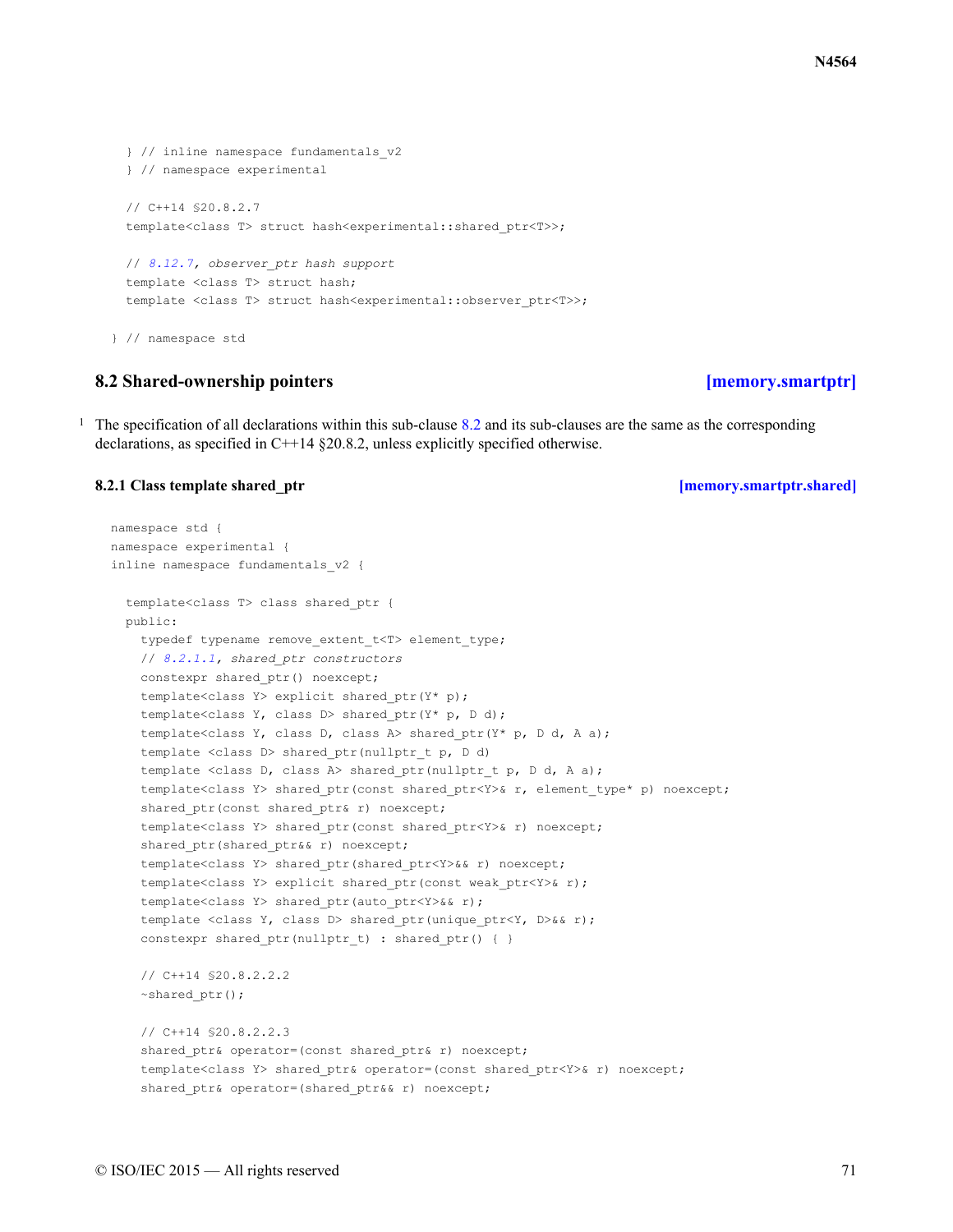```
  } // inline namespace fundamentals_v2
  } // namespace experimental

  // C++14 §20.8.2.7
  template<class T> struct hash<experimental::shared_ptr<T>>;

  // 8.12.7, observer_ptr hash support
  template <class T> struct hash;
  template <class T> struct hash<experimental::observer_ptr<T>>;

} // namespace std
```

## 8.2 Shared-ownership pointers [memory.smartptr]

1 The specification of all declarations within this sub-clause 8.2 and its sub-clauses are the same as the corresponding declarations, as specified in C++14 §20.8.2, unless explicitly specified otherwise.

### 8.2.1 Class template shared_ptr [memory.smartptr.shared]

```
namespace std {
namespace experimental {
inline namespace fundamentals_v2 {

  template<class T> class shared_ptr {
  public:
    typedef typename remove_extent_t<T> element_type;
    // 8.2.1.1, shared_ptr constructors
    constexpr shared_ptr() noexcept;
    template<class Y> explicit shared_ptr(Y* p);
    template<class Y, class D> shared_ptr(Y* p, D d);
    template<class Y, class D, class A> shared_ptr(Y* p, D d, A a);
    template <class D> shared_ptr(nullptr_t p, D d)
    template <class D, class A> shared_ptr(nullptr_t p, D d, A a);
    template<class Y> shared_ptr(const shared_ptr<Y>& r, element_type* p) noexcept;
    shared_ptr(const shared_ptr& r) noexcept;
    template<class Y> shared_ptr(const shared_ptr<Y>& r) noexcept;
    shared_ptr(shared_ptr&& r) noexcept;
    template<class Y> shared_ptr(shared_ptr<Y>&& r) noexcept;
    template<class Y> explicit shared_ptr(const weak_ptr<Y>& r);
    template<class Y> shared_ptr(auto_ptr<Y>&& r);
    template <class Y, class D> shared_ptr(unique_ptr<Y, D>&& r);
    constexpr shared_ptr(nullptr_t) : shared_ptr() { }

    // C++14 §20.8.2.2.2
    ~shared_ptr();

    // C++14 §20.8.2.2.3
    shared_ptr& operator=(const shared_ptr& r) noexcept;
    template<class Y> shared_ptr& operator=(const shared_ptr<Y>& r) noexcept;
    shared_ptr& operator=(shared_ptr&& r) noexcept;
```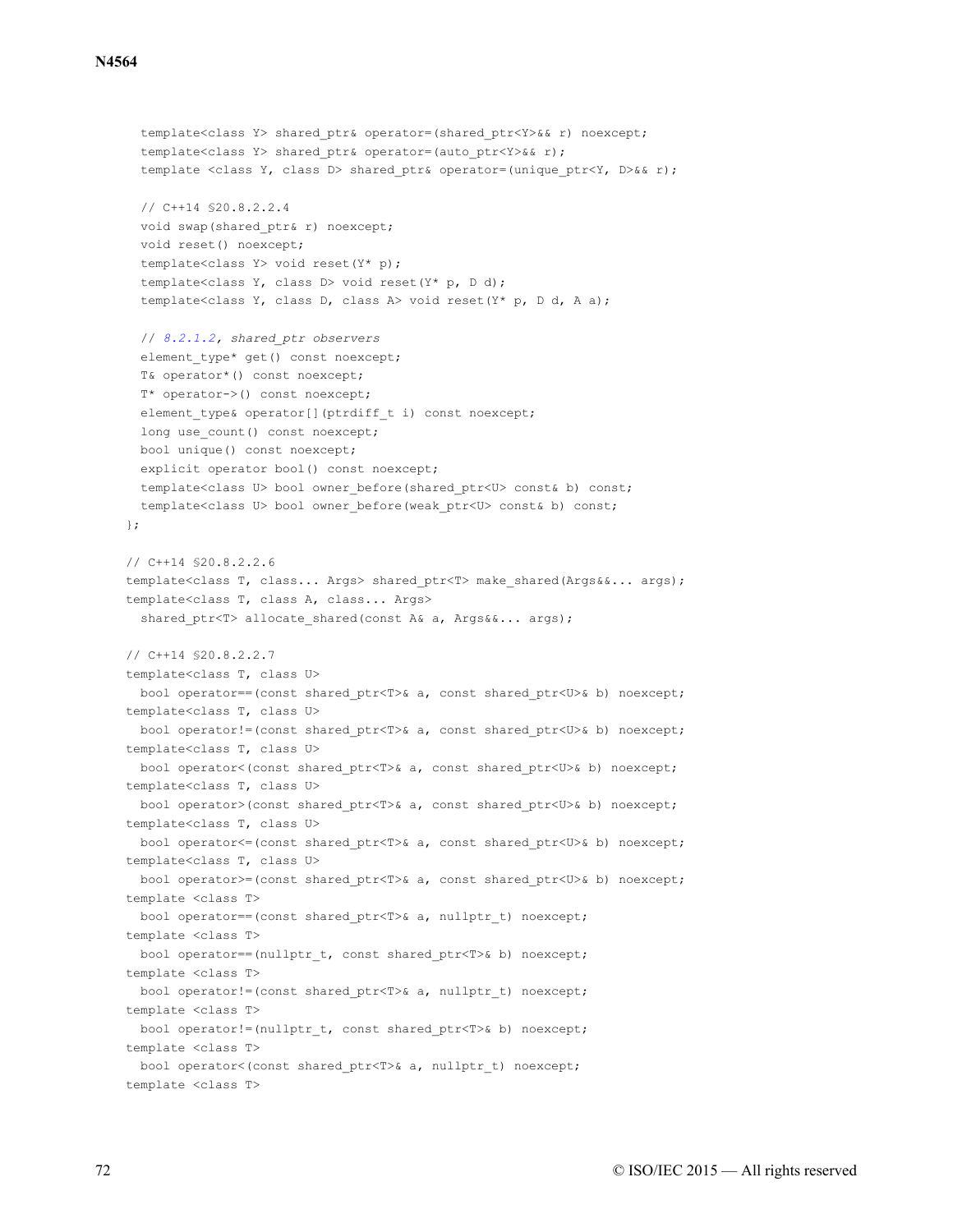```
  template<class Y> shared_ptr& operator=(shared_ptr<Y>&& r) noexcept;
  template<class Y> shared_ptr& operator=(auto_ptr<Y>&& r);
  template <class Y, class D> shared_ptr& operator=(unique_ptr<Y, D>&& r);

  // C++14 §20.8.2.2.4
  void swap(shared_ptr& r) noexcept;
  void reset() noexcept;
  template<class Y> void reset(Y* p);
  template<class Y, class D> void reset(Y* p, D d);
  template<class Y, class D, class A> void reset(Y* p, D d, A a);

  // 8.2.1.2, shared_ptr observers
  element_type* get() const noexcept;
  T& operator*() const noexcept;
  T* operator->() const noexcept;
  element_type& operator[](ptrdiff_t i) const noexcept;
  long use_count() const noexcept;
  bool unique() const noexcept;
  explicit operator bool() const noexcept;
  template<class U> bool owner_before(shared_ptr<U> const& b) const;
  template<class U> bool owner_before(weak_ptr<U> const& b) const;
};

// C++14 §20.8.2.2.6
template<class T, class... Args> shared_ptr<T> make_shared(Args&&... args);
template<class T, class A, class... Args>
  shared_ptr<T> allocate_shared(const A& a, Args&&... args);

// C++14 §20.8.2.2.7
template<class T, class U>
  bool operator==(const shared_ptr<T>& a, const shared_ptr<U>& b) noexcept;
template<class T, class U>
  bool operator!=(const shared_ptr<T>& a, const shared_ptr<U>& b) noexcept;
template<class T, class U>
  bool operator<(const shared_ptr<T>& a, const shared_ptr<U>& b) noexcept;
template<class T, class U>
  bool operator>(const shared_ptr<T>& a, const shared_ptr<U>& b) noexcept;
template<class T, class U>
  bool operator<=(const shared_ptr<T>& a, const shared_ptr<U>& b) noexcept;
template<class T, class U>
  bool operator>=(const shared_ptr<T>& a, const shared_ptr<U>& b) noexcept;
template <class T>
  bool operator==(const shared_ptr<T>& a, nullptr_t) noexcept;
template <class T>
  bool operator==(nullptr_t, const shared_ptr<T>& b) noexcept;
template <class T>
  bool operator!=(const shared_ptr<T>& a, nullptr_t) noexcept;
template <class T>
  bool operator!=(nullptr_t, const shared_ptr<T>& b) noexcept;
template <class T>
  bool operator<(const shared_ptr<T>& a, nullptr_t) noexcept;
template <class T>
```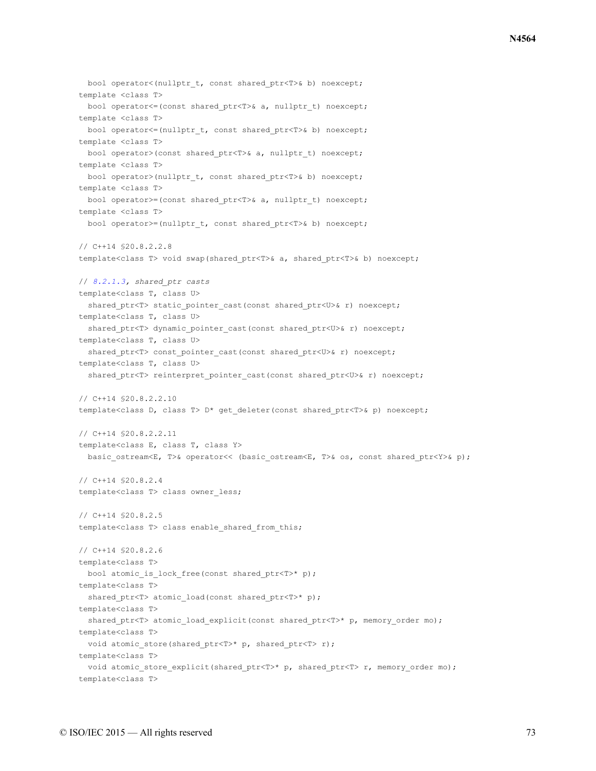```
  bool operator<(nullptr_t, const shared_ptr<T>& b) noexcept;
template <class T>
  bool operator<=(const shared_ptr<T>& a, nullptr_t) noexcept;
template <class T>
  bool operator<=(nullptr_t, const shared_ptr<T>& b) noexcept;
template <class T>
  bool operator>(const shared_ptr<T>& a, nullptr_t) noexcept;
template <class T>
  bool operator>(nullptr_t, const shared_ptr<T>& b) noexcept;
template <class T>
  bool operator>=(const shared_ptr<T>& a, nullptr_t) noexcept;
template <class T>
  bool operator>=(nullptr_t, const shared_ptr<T>& b) noexcept;

// C++14 §20.8.2.2.8
template<class T> void swap(shared_ptr<T>& a, shared_ptr<T>& b) noexcept;

// 8.2.1.3, shared_ptr casts
template<class T, class U>
  shared_ptr<T> static_pointer_cast(const shared_ptr<U>& r) noexcept;
template<class T, class U>
  shared_ptr<T> dynamic_pointer_cast(const shared_ptr<U>& r) noexcept;
template<class T, class U>
  shared_ptr<T> const_pointer_cast(const shared_ptr<U>& r) noexcept;
template<class T, class U>
  shared_ptr<T> reinterpret_pointer_cast(const shared_ptr<U>& r) noexcept;

// C++14 §20.8.2.2.10
template<class D, class T> D* get_deleter(const shared_ptr<T>& p) noexcept;

// C++14 §20.8.2.2.11
template<class E, class T, class Y>
  basic_ostream<E, T>& operator<< (basic_ostream<E, T>& os, const shared_ptr<Y>& p);

// C++14 §20.8.2.4
template<class T> class owner_less;

// C++14 §20.8.2.5
template<class T> class enable_shared_from_this;

// C++14 §20.8.2.6
template<class T>
  bool atomic_is_lock_free(const shared_ptr<T>* p);
template<class T>
  shared_ptr<T> atomic_load(const shared_ptr<T>* p);
template<class T>
  shared_ptr<T> atomic_load_explicit(const shared_ptr<T>* p, memory_order mo);
template<class T>
  void atomic_store(shared_ptr<T>* p, shared_ptr<T> r);
template<class T>
  void atomic_store_explicit(shared_ptr<T>* p, shared_ptr<T> r, memory_order mo);
template<class T>
```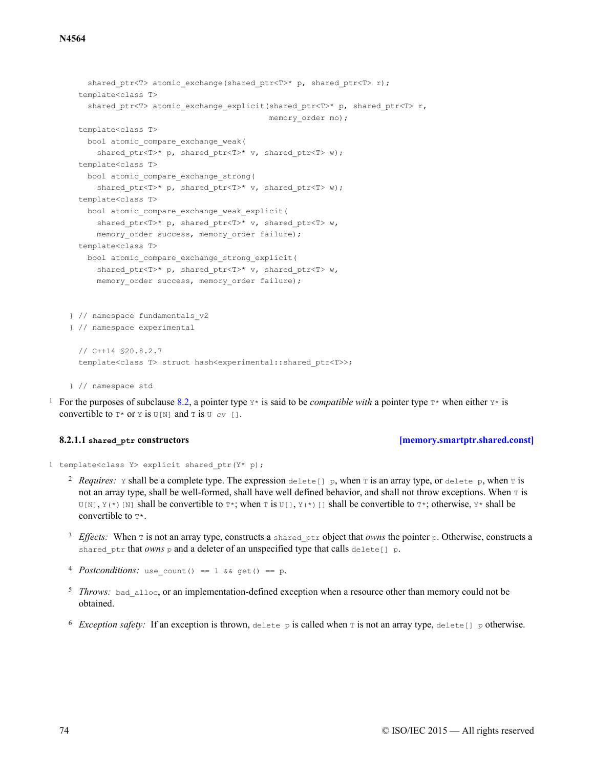```
    shared_ptr<T> atomic_exchange(shared_ptr<T>* p, shared_ptr<T> r);
  template<class T>
    shared_ptr<T> atomic_exchange_explicit(shared_ptr<T>* p, shared_ptr<T> r,
                                           memory_order mo);
  template<class T>
    bool atomic_compare_exchange_weak(
      shared_ptr<T>* p, shared_ptr<T>* v, shared_ptr<T> w);
  template<class T>
    bool atomic_compare_exchange_strong(
      shared_ptr<T>* p, shared_ptr<T>* v, shared_ptr<T> w);
  template<class T>
    bool atomic_compare_exchange_weak_explicit(
      shared_ptr<T>* p, shared_ptr<T>* v, shared_ptr<T> w,
      memory_order success, memory_order failure);
  template<class T>
    bool atomic_compare_exchange_strong_explicit(
      shared_ptr<T>* p, shared_ptr<T>* v, shared_ptr<T> w,
      memory_order success, memory_order failure);


} // namespace fundamentals_v2
} // namespace experimental

  // C++14 §20.8.2.7
  template<class T> struct hash<experimental::shared_ptr<T>>;

} // namespace std
```

1 For the purposes of subclause 8.2, a pointer type `Y*` is said to be *compatible with* a pointer type `T*` when either `Y*` is convertible to `T*` or `Y` is `U[N]` and `T` is `U` *cv* `[]`.

#### 8.2.1.1 `shared_ptr` constructors [memory.smartptr.shared.const]

```
template<class Y> explicit shared_ptr(Y* p);
```

1

2 *Requires:* `Y` shall be a complete type. The expression `delete[] p`, when `T` is an array type, or `delete p`, when `T` is not an array type, shall be well-formed, shall have well defined behavior, and shall not throw exceptions. When `T` is `U[N]`, `Y(*)[N]` shall be convertible to `T*`; when `T` is `U[]`, `Y(*)[]` shall be convertible to `T*`; otherwise, `Y*` shall be convertible to `T*`.

3 *Effects:* When `T` is not an array type, constructs a `shared_ptr` object that *owns* the pointer `p`. Otherwise, constructs a `shared_ptr` that *owns* `p` and a deleter of an unspecified type that calls `delete[] p`.

4 *Postconditions:* `use_count() == 1 && get() == p`.

5 *Throws:* `bad_alloc`, or an implementation-defined exception when a resource other than memory could not be obtained.

6 *Exception safety:* If an exception is thrown, `delete p` is called when `T` is not an array type, `delete[] p` otherwise.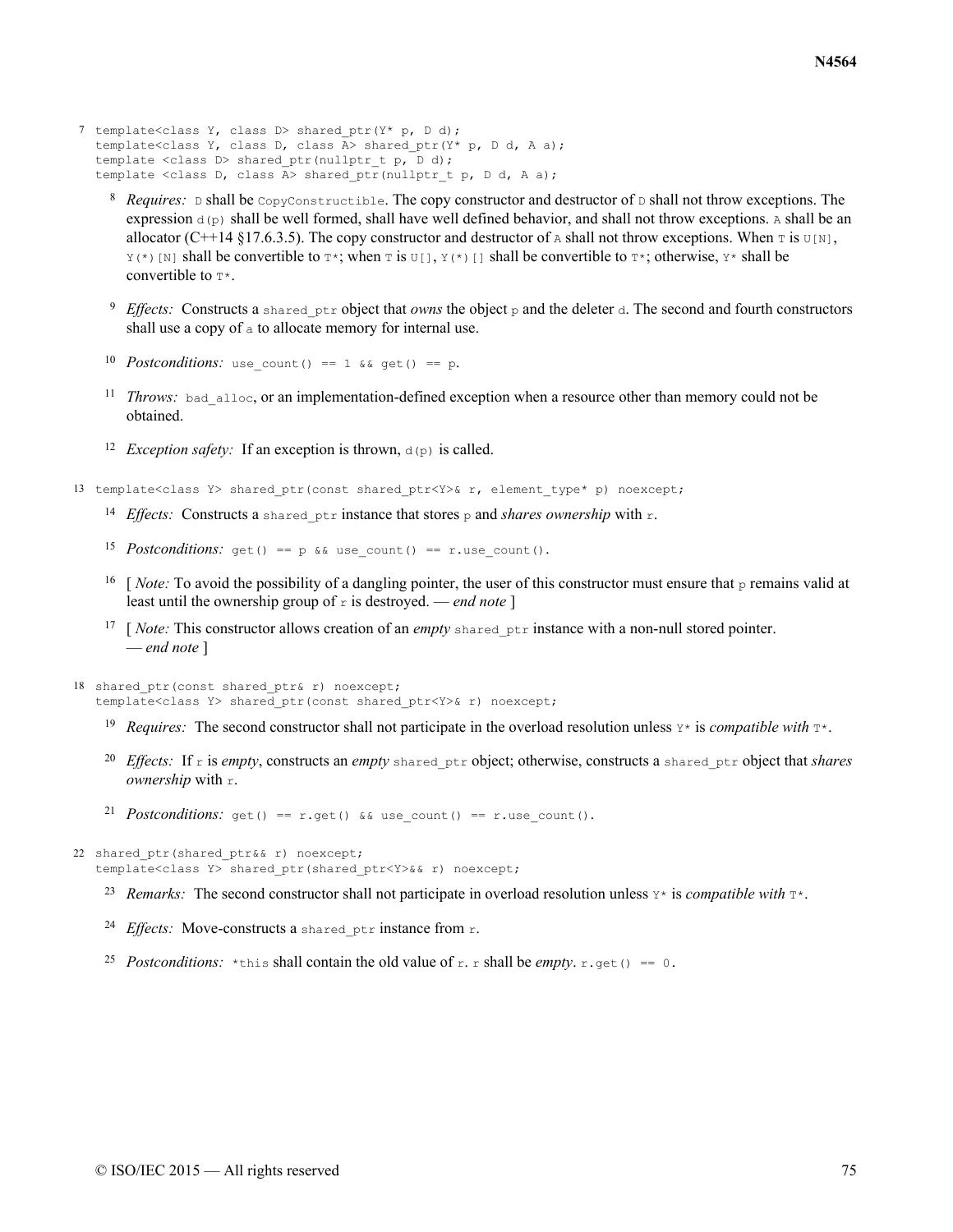7
```
template<class Y, class D> shared_ptr(Y* p, D d);
template<class Y, class D, class A> shared_ptr(Y* p, D d, A a);
template <class D> shared_ptr(nullptr_t p, D d);
template <class D, class A> shared_ptr(nullptr_t p, D d, A a);
```

8 *Requires:* `D` shall be `CopyConstructible`. The copy constructor and destructor of `D` shall not throw exceptions. The expression `d(p)` shall be well formed, shall have well defined behavior, and shall not throw exceptions. `A` shall be an allocator (C++14 §17.6.3.5). The copy constructor and destructor of `A` shall not throw exceptions. When `T` is `U[N]`, `Y(*)[N]` shall be convertible to `T*`; when `T` is `U[]`, `Y(*)[]` shall be convertible to `T*`; otherwise, `Y*` shall be convertible to `T*`.

9 *Effects:* Constructs a `shared_ptr` object that *owns* the object `p` and the deleter `d`. The second and fourth constructors shall use a copy of `a` to allocate memory for internal use.

10 *Postconditions:* `use_count() == 1 && get() == p`.

11 *Throws:* `bad_alloc`, or an implementation-defined exception when a resource other than memory could not be obtained.

12 *Exception safety:* If an exception is thrown, `d(p)` is called.

13
```
template<class Y> shared_ptr(const shared_ptr<Y>& r, element_type* p) noexcept;
```

14 *Effects:* Constructs a `shared_ptr` instance that stores `p` and *shares ownership* with `r`.

15 *Postconditions:* `get() == p && use_count() == r.use_count()`.

16 [ *Note:* To avoid the possibility of a dangling pointer, the user of this constructor must ensure that `p` remains valid at least until the ownership group of `r` is destroyed. — *end note* ]

17 [ *Note:* This constructor allows creation of an *empty* `shared_ptr` instance with a non-null stored pointer. — *end note* ]

18
```
shared_ptr(const shared_ptr& r) noexcept;
template<class Y> shared_ptr(const shared_ptr<Y>& r) noexcept;
```

19 *Requires:* The second constructor shall not participate in the overload resolution unless `Y*` is *compatible with* `T*`.

20 *Effects:* If `r` is *empty*, constructs an *empty* `shared_ptr` object; otherwise, constructs a `shared_ptr` object that *shares ownership* with `r`.

21 *Postconditions:* `get() == r.get() && use_count() == r.use_count()`.

22
```
shared_ptr(shared_ptr&& r) noexcept;
template<class Y> shared_ptr(shared_ptr<Y>&& r) noexcept;
```

23 *Remarks:* The second constructor shall not participate in overload resolution unless `Y*` is *compatible with* `T*`.

24 *Effects:* Move-constructs a `shared_ptr` instance from `r`.

25 *Postconditions:* `*this` shall contain the old value of `r`. `r` shall be *empty*. `r.get() == 0`.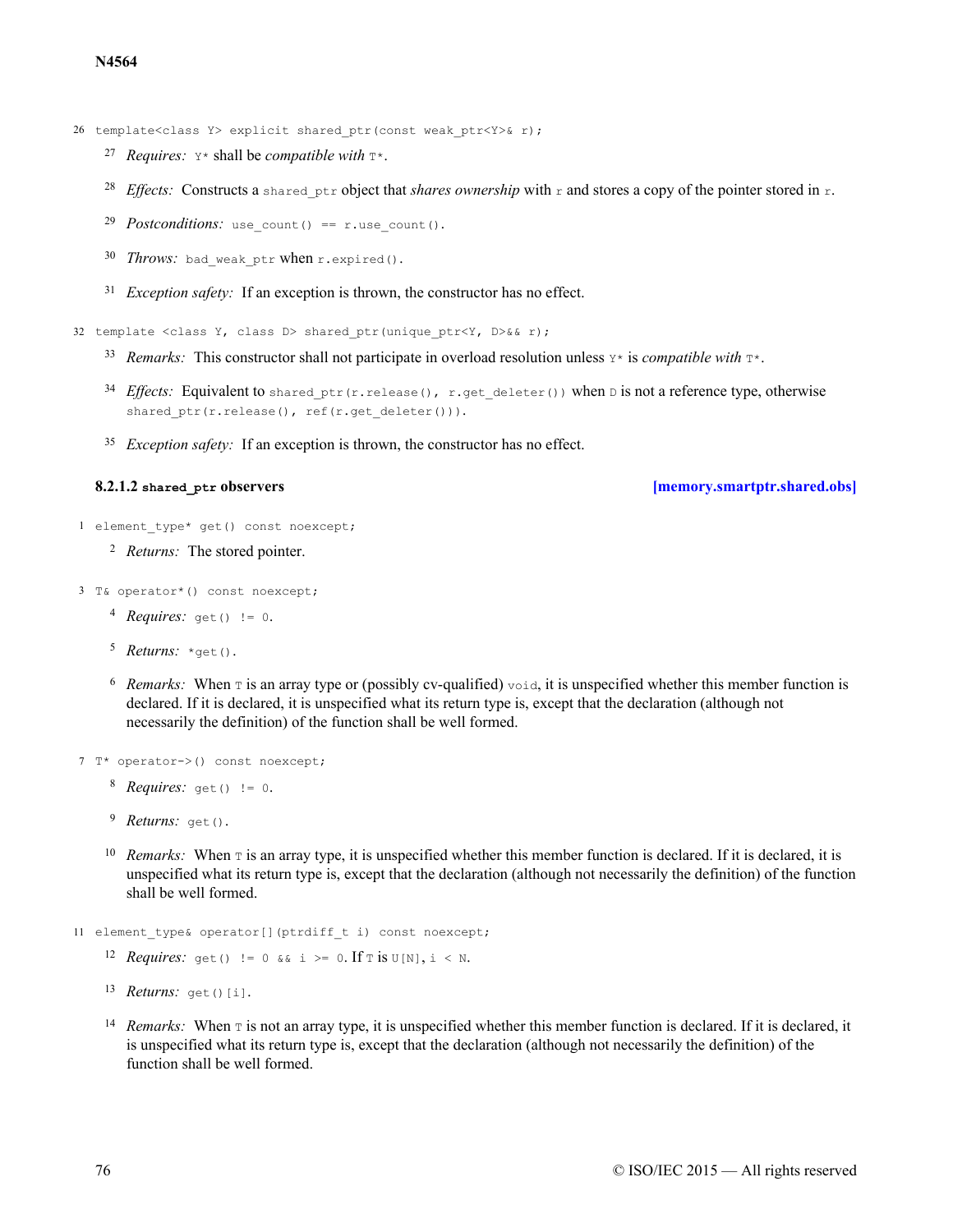26 `template<class Y> explicit shared_ptr(const weak_ptr<Y>& r);`

> 27 *Requires:* `Y*` shall be *compatible with* `T*`.
>
> 28 *Effects:* Constructs a `shared_ptr` object that *shares ownership* with `r` and stores a copy of the pointer stored in `r`.
>
> 29 *Postconditions:* `use_count() == r.use_count()`.
>
> 30 *Throws:* `bad_weak_ptr` when `r.expired()`.
>
> 31 *Exception safety:* If an exception is thrown, the constructor has no effect.

32 `template <class Y, class D> shared_ptr(unique_ptr<Y, D>&& r);`

> 33 *Remarks:* This constructor shall not participate in overload resolution unless `Y*` is *compatible with* `T*`.
>
> 34 *Effects:* Equivalent to `shared_ptr(r.release(), r.get_deleter())` when `D` is not a reference type, otherwise `shared_ptr(r.release(), ref(r.get_deleter()))`.
>
> 35 *Exception safety:* If an exception is thrown, the constructor has no effect.

### 8.2.1.2 `shared_ptr` observers [memory.smartptr.shared.obs]

1 `element_type* get() const noexcept;`

> 2 *Returns:* The stored pointer.

3 `T& operator*() const noexcept;`

> 4 *Requires:* `get() != 0`.
>
> 5 *Returns:* `*get()`.
>
> 6 *Remarks:* When `T` is an array type or (possibly cv-qualified) `void`, it is unspecified whether this member function is declared. If it is declared, it is unspecified what its return type is, except that the declaration (although not necessarily the definition) of the function shall be well formed.

7 `T* operator->() const noexcept;`

> 8 *Requires:* `get() != 0`.
>
> 9 *Returns:* `get()`.
>
> 10 *Remarks:* When `T` is an array type, it is unspecified whether this member function is declared. If it is declared, it is unspecified what its return type is, except that the declaration (although not necessarily the definition) of the function shall be well formed.

11 `element_type& operator[](ptrdiff_t i) const noexcept;`

> 12 *Requires:* `get() != 0 && i >= 0`. If `T` is `U[N]`, `i < N`.
>
> 13 *Returns:* `get()[i]`.
>
> 14 *Remarks:* When `T` is not an array type, it is unspecified whether this member function is declared. If it is declared, it is unspecified what its return type is, except that the declaration (although not necessarily the definition) of the function shall be well formed.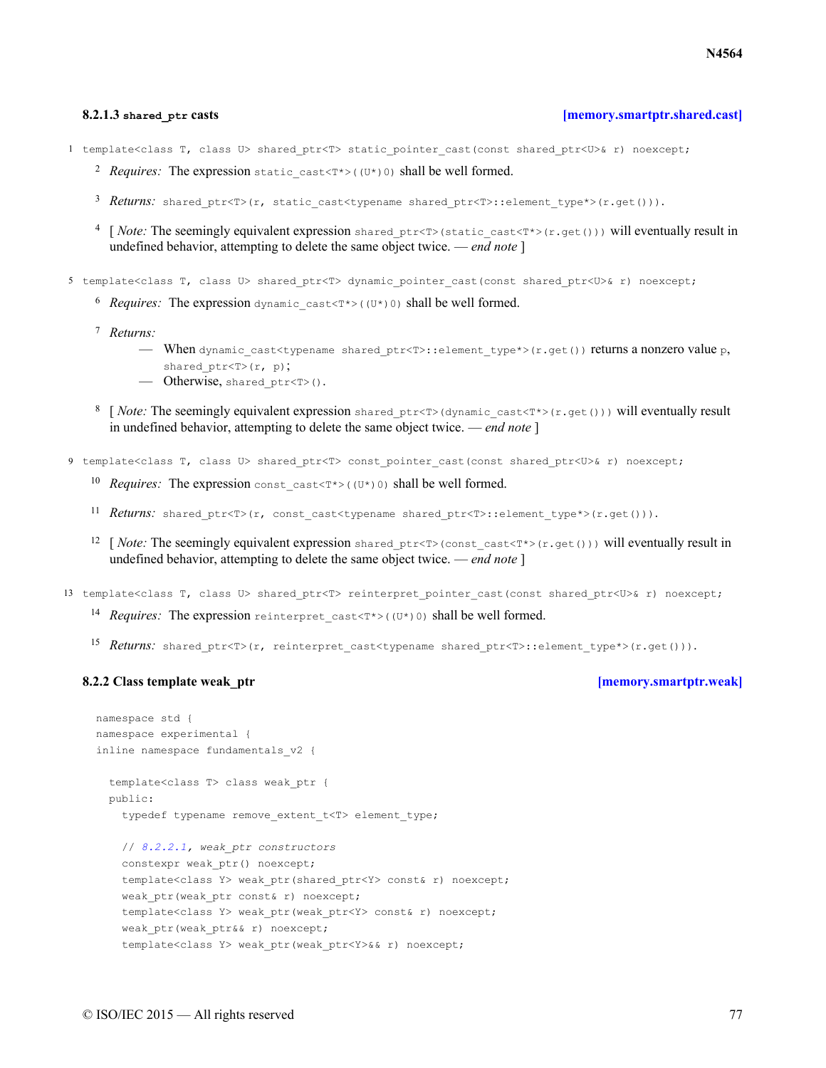### 8.2.1.3 `shared_ptr` casts [memory.smartptr.shared.cast]

1 `template<class T, class U> shared_ptr<T> static_pointer_cast(const shared_ptr<U>& r) noexcept;`

2 *Requires:* The expression `static_cast<T*>((U*)0)` shall be well formed.

3 *Returns:* `shared_ptr<T>(r, static_cast<typename shared_ptr<T>::element_type*>(r.get()))`.

4 [ *Note:* The seemingly equivalent expression `shared_ptr<T>(static_cast<T*>(r.get()))` will eventually result in undefined behavior, attempting to delete the same object twice. — *end note* ]

5 `template<class T, class U> shared_ptr<T> dynamic_pointer_cast(const shared_ptr<U>& r) noexcept;`

6 *Requires:* The expression `dynamic_cast<T*>((U*)0)` shall be well formed.

7 *Returns:*

- When `dynamic_cast<typename shared_ptr<T>::element_type*>(r.get())` returns a nonzero value `p`, `shared_ptr<T>(r, p)`;
- Otherwise, `shared_ptr<T>()`.

8 [ *Note:* The seemingly equivalent expression `shared_ptr<T>(dynamic_cast<T*>(r.get()))` will eventually result in undefined behavior, attempting to delete the same object twice. — *end note* ]

9 `template<class T, class U> shared_ptr<T> const_pointer_cast(const shared_ptr<U>& r) noexcept;`

10 *Requires:* The expression `const_cast<T*>((U*)0)` shall be well formed.

11 *Returns:* `shared_ptr<T>(r, const_cast<typename shared_ptr<T>::element_type*>(r.get()))`.

12 [ *Note:* The seemingly equivalent expression `shared_ptr<T>(const_cast<T*>(r.get()))` will eventually result in undefined behavior, attempting to delete the same object twice. — *end note* ]

13 `template<class T, class U> shared_ptr<T> reinterpret_pointer_cast(const shared_ptr<U>& r) noexcept;`

14 *Requires:* The expression `reinterpret_cast<T*>((U*)0)` shall be well formed.

15 *Returns:* `shared_ptr<T>(r, reinterpret_cast<typename shared_ptr<T>::element_type*>(r.get()))`.

### 8.2.2 Class template weak_ptr [memory.smartptr.weak]

```
namespace std {
namespace experimental {
inline namespace fundamentals_v2 {

  template<class T> class weak_ptr {
  public:
    typedef typename remove_extent_t<T> element_type;

    // 8.2.2.1, weak_ptr constructors
    constexpr weak_ptr() noexcept;
    template<class Y> weak_ptr(shared_ptr<Y> const& r) noexcept;
    weak_ptr(weak_ptr const& r) noexcept;
    template<class Y> weak_ptr(weak_ptr<Y> const& r) noexcept;
    weak_ptr(weak_ptr&& r) noexcept;
    template<class Y> weak_ptr(weak_ptr<Y>&& r) noexcept;
```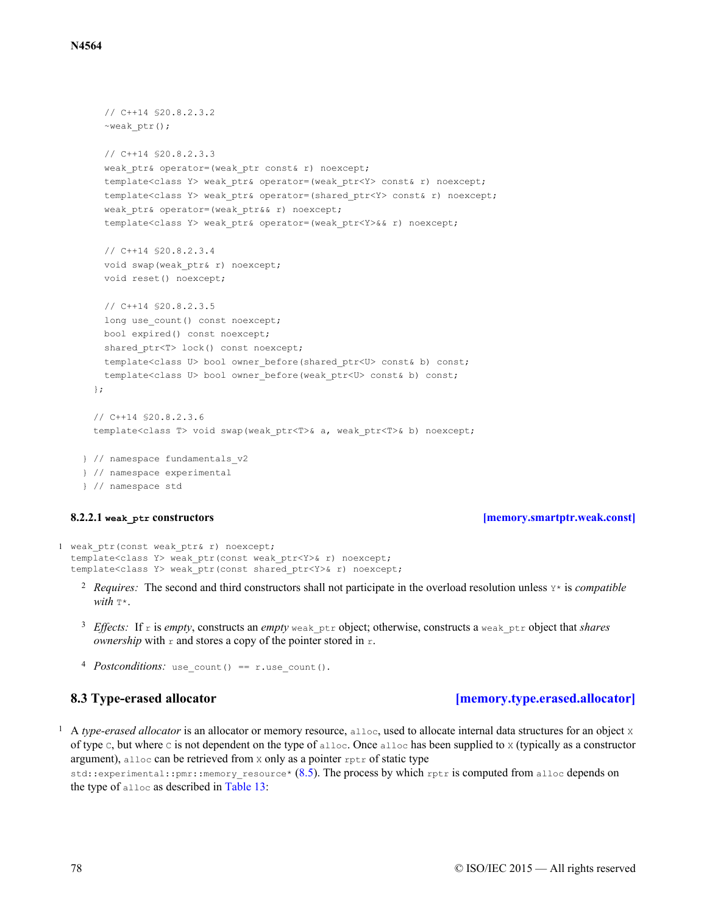```
      // C++14 §20.8.2.3.2
      ~weak_ptr();

      // C++14 §20.8.2.3.3
      weak_ptr& operator=(weak_ptr const& r) noexcept;
      template<class Y> weak_ptr& operator=(weak_ptr<Y> const& r) noexcept;
      template<class Y> weak_ptr& operator=(shared_ptr<Y> const& r) noexcept;
      weak_ptr& operator=(weak_ptr&& r) noexcept;
      template<class Y> weak_ptr& operator=(weak_ptr<Y>&& r) noexcept;

      // C++14 §20.8.2.3.4
      void swap(weak_ptr& r) noexcept;
      void reset() noexcept;

      // C++14 §20.8.2.3.5
      long use_count() const noexcept;
      bool expired() const noexcept;
      shared_ptr<T> lock() const noexcept;
      template<class U> bool owner_before(shared_ptr<U> const& b) const;
      template<class U> bool owner_before(weak_ptr<U> const& b) const;
    };

    // C++14 §20.8.2.3.6
    template<class T> void swap(weak_ptr<T>& a, weak_ptr<T>& b) noexcept;

  } // namespace fundamentals_v2
  } // namespace experimental
  } // namespace std
```

#### 8.2.2.1 `weak_ptr` constructors [memory.smartptr.weak.const]

1
```
weak_ptr(const weak_ptr& r) noexcept;
template<class Y> weak_ptr(const weak_ptr<Y>& r) noexcept;
template<class Y> weak_ptr(const shared_ptr<Y>& r) noexcept;
```

2 *Requires:* The second and third constructors shall not participate in the overload resolution unless `Y*` is *compatible with* `T*`.

3 *Effects:* If `r` is *empty*, constructs an *empty* `weak_ptr` object; otherwise, constructs a `weak_ptr` object that *shares ownership* with `r` and stores a copy of the pointer stored in `r`.

4 *Postconditions:* `use_count() == r.use_count()`.

## 8.3 Type-erased allocator [memory.type.erased.allocator]

1 A *type-erased allocator* is an allocator or memory resource, `alloc`, used to allocate internal data structures for an object `X` of type `C`, but where `C` is not dependent on the type of `alloc`. Once `alloc` has been supplied to `X` (typically as a constructor argument), `alloc` can be retrieved from `X` only as a pointer `rptr` of static type `std::experimental::pmr::memory_resource*` (8.5). The process by which `rptr` is computed from `alloc` depends on the type of `alloc` as described in Table 13: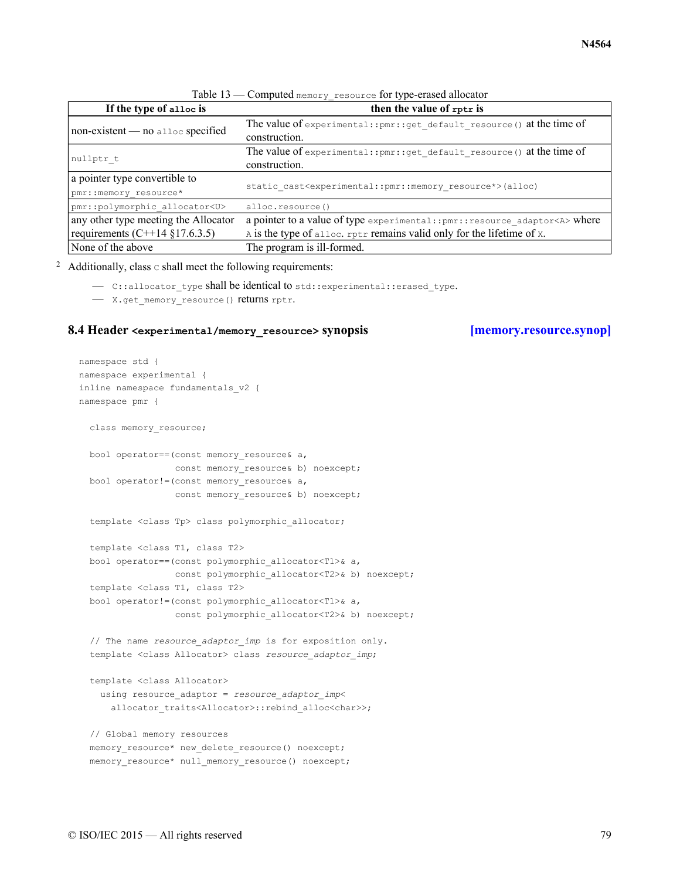Table 13 — Computed `memory_resource` for type-erased allocator

| If the type of `alloc` is | then the value of `rptr` is |
|---|---|
| non-existent — no `alloc` specified | The value of `experimental::pmr::get_default_resource()` at the time of construction. |
| `nullptr_t` | The value of `experimental::pmr::get_default_resource()` at the time of construction. |
| a pointer type convertible to `pmr::memory_resource*` | `static_cast<experimental::pmr::memory_resource*>(alloc)` |
| `pmr::polymorphic_allocator<U>` | `alloc.resource()` |
| any other type meeting the Allocator requirements (C++14 §17.6.3.5) | a pointer to a value of type `experimental::pmr::resource_adaptor<A>` where `A` is the type of `alloc`. `rptr` remains valid only for the lifetime of `X`. |
| None of the above | The program is ill-formed. |

2 Additionally, class `C` shall meet the following requirements:

- `C::allocator_type` shall be identical to `std::experimental::erased_type`.
- `X.get_memory_resource()` returns `rptr`.

### 8.4 Header `<experimental/memory_resource>` synopsis [memory.resource.synop]

```
namespace std {
namespace experimental {
inline namespace fundamentals_v2 {
namespace pmr {

  class memory_resource;

  bool operator==(const memory_resource& a,
                  const memory_resource& b) noexcept;
  bool operator!=(const memory_resource& a,
                  const memory_resource& b) noexcept;

  template <class Tp> class polymorphic_allocator;

  template <class T1, class T2>
  bool operator==(const polymorphic_allocator<T1>& a,
                  const polymorphic_allocator<T2>& b) noexcept;
  template <class T1, class T2>
  bool operator!=(const polymorphic_allocator<T1>& a,
                  const polymorphic_allocator<T2>& b) noexcept;

  // The name resource_adaptor_imp is for exposition only.
  template <class Allocator> class resource_adaptor_imp;

  template <class Allocator>
    using resource_adaptor = resource_adaptor_imp<
      allocator_traits<Allocator>::rebind_alloc<char>>;

  // Global memory resources
  memory_resource* new_delete_resource() noexcept;
  memory_resource* null_memory_resource() noexcept;
```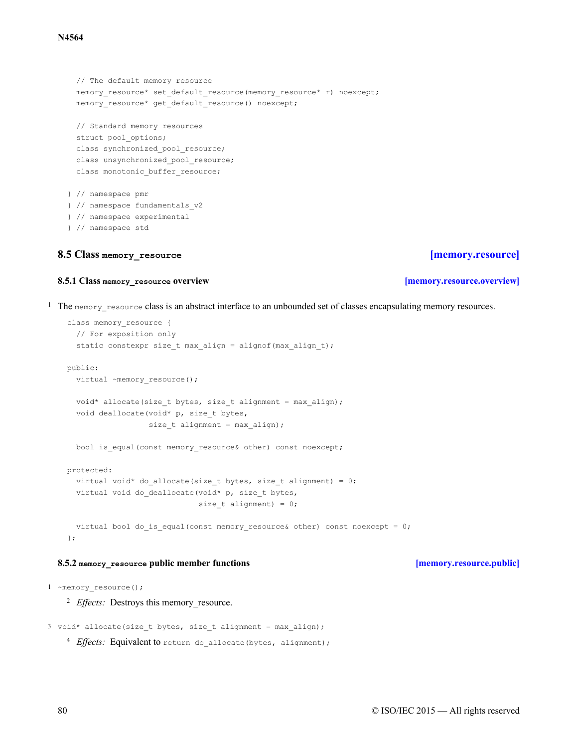```
  // The default memory resource
  memory_resource* set_default_resource(memory_resource* r) noexcept;
  memory_resource* get_default_resource() noexcept;

  // Standard memory resources
  struct pool_options;
  class synchronized_pool_resource;
  class unsynchronized_pool_resource;
  class monotonic_buffer_resource;

} // namespace pmr
} // namespace fundamentals_v2
} // namespace experimental
} // namespace std
```

## 8.5 Class `memory_resource` [memory.resource]

### 8.5.1 Class `memory_resource` overview [memory.resource.overview]

1 The `memory_resource` class is an abstract interface to an unbounded set of classes encapsulating memory resources.

```
class memory_resource {
  // For exposition only
  static constexpr size_t max_align = alignof(max_align_t);

public:
  virtual ~memory_resource();

  void* allocate(size_t bytes, size_t alignment = max_align);
  void deallocate(void* p, size_t bytes,
                  size_t alignment = max_align);

  bool is_equal(const memory_resource& other) const noexcept;

protected:
  virtual void* do_allocate(size_t bytes, size_t alignment) = 0;
  virtual void do_deallocate(void* p, size_t bytes,
                             size_t alignment) = 0;

  virtual bool do_is_equal(const memory_resource& other) const noexcept = 0;
};
```

### 8.5.2 `memory_resource` public member functions [memory.resource.public]

1 `~memory_resource();`

2 *Effects:* Destroys this memory_resource.

3 `void* allocate(size_t bytes, size_t alignment = max_align);`

4 *Effects:* Equivalent to `return do_allocate(bytes, alignment);`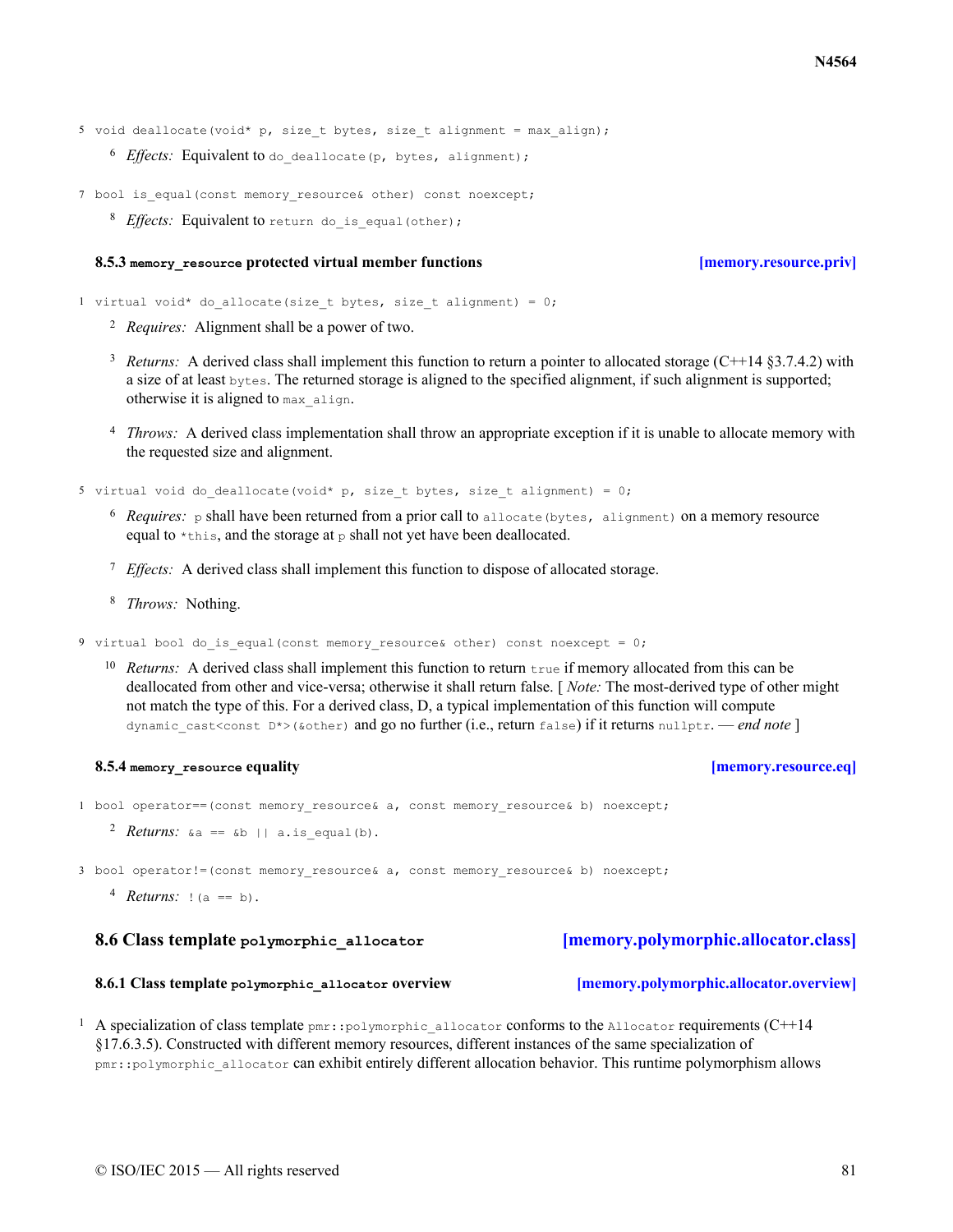5 `void deallocate(void* p, size_t bytes, size_t alignment = max_align);`

6 *Effects:* Equivalent to `do_deallocate(p, bytes, alignment);`

7 `bool is_equal(const memory_resource& other) const noexcept;`

8 *Effects:* Equivalent to `return do_is_equal(other);`

### 8.5.3 `memory_resource` protected virtual member functions [memory.resource.priv]

1 `virtual void* do_allocate(size_t bytes, size_t alignment) = 0;`

2 *Requires:* Alignment shall be a power of two.

3 *Returns:* A derived class shall implement this function to return a pointer to allocated storage (C++14 §3.7.4.2) with a size of at least `bytes`. The returned storage is aligned to the specified alignment, if such alignment is supported; otherwise it is aligned to `max_align`.

4 *Throws:* A derived class implementation shall throw an appropriate exception if it is unable to allocate memory with the requested size and alignment.

5 `virtual void do_deallocate(void* p, size_t bytes, size_t alignment) = 0;`

6 *Requires:* `p` shall have been returned from a prior call to `allocate(bytes, alignment)` on a memory resource equal to `*this`, and the storage at `p` shall not yet have been deallocated.

7 *Effects:* A derived class shall implement this function to dispose of allocated storage.

8 *Throws:* Nothing.

9 `virtual bool do_is_equal(const memory_resource& other) const noexcept = 0;`

10 *Returns:* A derived class shall implement this function to return `true` if memory allocated from this can be deallocated from other and vice-versa; otherwise it shall return false. [ *Note:* The most-derived type of other might not match the type of this. For a derived class, D, a typical implementation of this function will compute `dynamic_cast<const D*>(&other)` and go no further (i.e., return `false`) if it returns `nullptr`. — *end note* ]

### 8.5.4 `memory_resource` equality [memory.resource.eq]

1 `bool operator==(const memory_resource& a, const memory_resource& b) noexcept;`

2 *Returns:* `&a == &b || a.is_equal(b)`.

3 `bool operator!=(const memory_resource& a, const memory_resource& b) noexcept;`

4 *Returns:* `!(a == b)`.

## 8.6 Class template `polymorphic_allocator` [memory.polymorphic.allocator.class]

### 8.6.1 Class template `polymorphic_allocator` overview [memory.polymorphic.allocator.overview]

1 A specialization of class template `pmr::polymorphic_allocator` conforms to the `Allocator` requirements (C++14 §17.6.3.5). Constructed with different memory resources, different instances of the same specialization of `pmr::polymorphic_allocator` can exhibit entirely different allocation behavior. This runtime polymorphism allows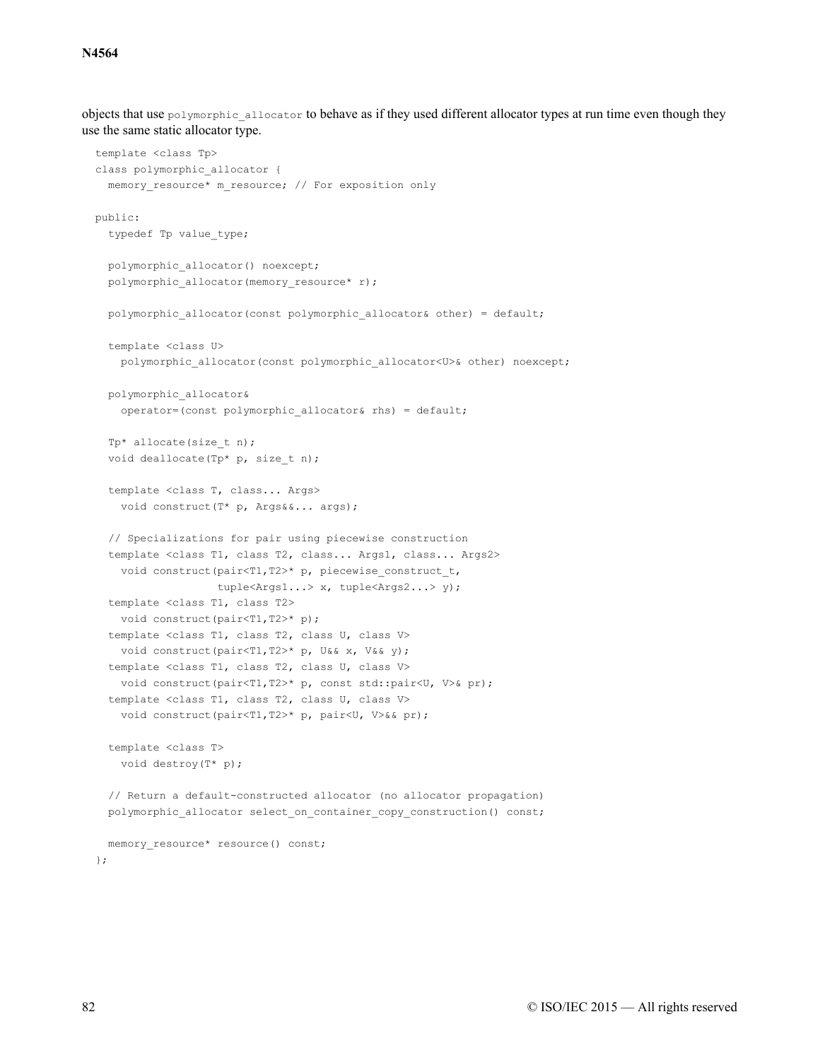objects that use `polymorphic_allocator` to behave as if they used different allocator types at run time even though they use the same static allocator type.

```
template <class Tp>
class polymorphic_allocator {
  memory_resource* m_resource; // For exposition only

public:
  typedef Tp value_type;

  polymorphic_allocator() noexcept;
  polymorphic_allocator(memory_resource* r);

  polymorphic_allocator(const polymorphic_allocator& other) = default;

  template <class U>
    polymorphic_allocator(const polymorphic_allocator<U>& other) noexcept;

  polymorphic_allocator&
    operator=(const polymorphic_allocator& rhs) = default;

  Tp* allocate(size_t n);
  void deallocate(Tp* p, size_t n);

  template <class T, class... Args>
    void construct(T* p, Args&&... args);

  // Specializations for pair using piecewise construction
  template <class T1, class T2, class... Args1, class... Args2>
    void construct(pair<T1,T2>* p, piecewise_construct_t,
                   tuple<Args1...> x, tuple<Args2...> y);
  template <class T1, class T2>
    void construct(pair<T1,T2>* p);
  template <class T1, class T2, class U, class V>
    void construct(pair<T1,T2>* p, U&& x, V&& y);
  template <class T1, class T2, class U, class V>
    void construct(pair<T1,T2>* p, const std::pair<U, V>& pr);
  template <class T1, class T2, class U, class V>
    void construct(pair<T1,T2>* p, pair<U, V>&& pr);

  template <class T>
    void destroy(T* p);

  // Return a default-constructed allocator (no allocator propagation)
  polymorphic_allocator select_on_container_copy_construction() const;

  memory_resource* resource() const;
};
```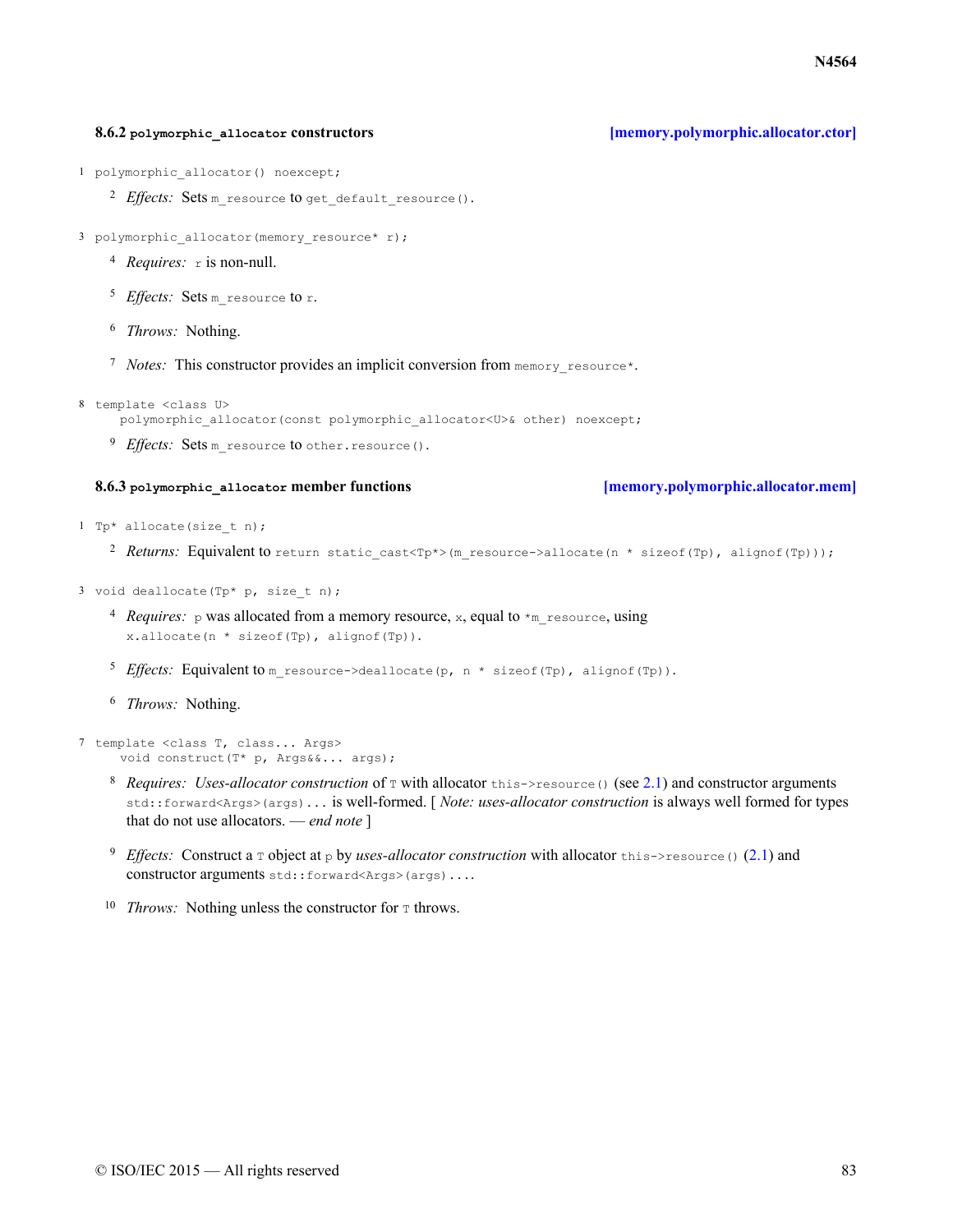### 8.6.2 `polymorphic_allocator` constructors [memory.polymorphic.allocator.ctor]

1 `polymorphic_allocator() noexcept;`

2 *Effects:* Sets `m_resource` to `get_default_resource()`.

3 `polymorphic_allocator(memory_resource* r);`

4 *Requires:* `r` is non-null.

5 *Effects:* Sets `m_resource` to `r`.

6 *Throws:* Nothing.

7 *Notes:* This constructor provides an implicit conversion from `memory_resource*`.

8
```
template <class U>
  polymorphic_allocator(const polymorphic_allocator<U>& other) noexcept;
```

9 *Effects:* Sets `m_resource` to `other.resource()`.

### 8.6.3 `polymorphic_allocator` member functions [memory.polymorphic.allocator.mem]

1 `Tp* allocate(size_t n);`

2 *Returns:* Equivalent to `return static_cast<Tp*>(m_resource->allocate(n * sizeof(Tp), alignof(Tp)));`

3 `void deallocate(Tp* p, size_t n);`

4 *Requires:* `p` was allocated from a memory resource, `x`, equal to `*m_resource`, using `x.allocate(n * sizeof(Tp), alignof(Tp))`.

5 *Effects:* Equivalent to `m_resource->deallocate(p, n * sizeof(Tp), alignof(Tp))`.

6 *Throws:* Nothing.

7
```
template <class T, class... Args>
  void construct(T* p, Args&&... args);
```

8 *Requires:* *Uses-allocator construction* of `T` with allocator `this->resource()` (see 2.1) and constructor arguments `std::forward<Args>(args)...` is well-formed. [ *Note: uses-allocator construction* is always well formed for types that do not use allocators. — *end note* ]

9 *Effects:* Construct a `T` object at `p` by *uses-allocator construction* with allocator `this->resource()` (2.1) and constructor arguments `std::forward<Args>(args)...`.

10 *Throws:* Nothing unless the constructor for `T` throws.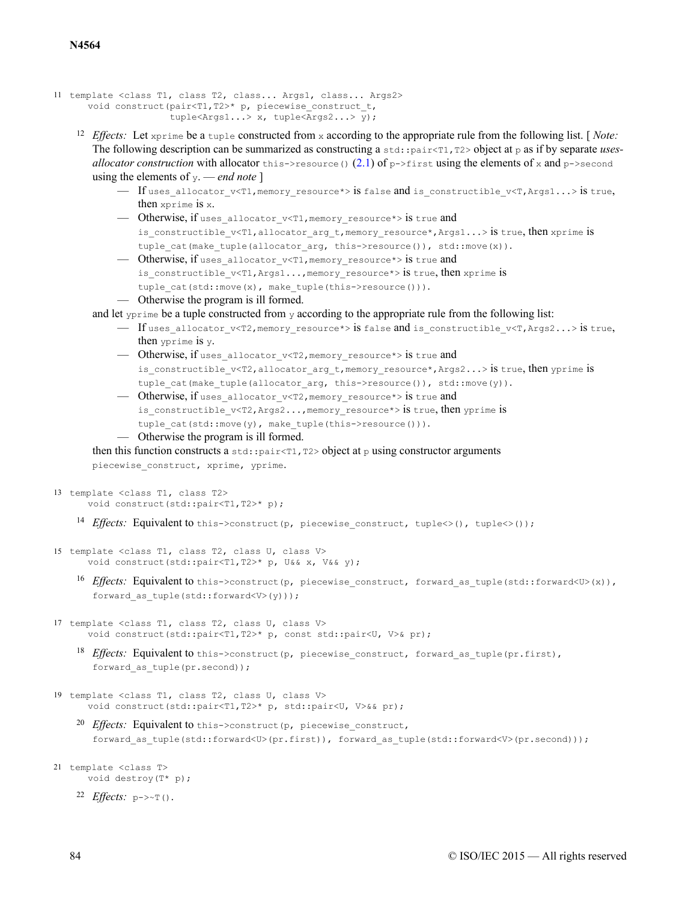11
```
template <class T1, class T2, class... Args1, class... Args2>
    void construct(pair<T1,T2>* p, piecewise_construct_t,
                   tuple<Args1...> x, tuple<Args2...> y);
```

12 *Effects:* Let `xprime` be a `tuple` constructed from `x` according to the appropriate rule from the following list. [ *Note:* The following description can be summarized as constructing a `std::pair<T1,T2>` object at `p` as if by separate *uses-allocator construction* with allocator `this->resource()` (2.1) of `p->first` using the elements of `x` and `p->second` using the elements of `y`. — *end note* ]

- If `uses_allocator_v<T1,memory_resource*>` is `false` and `is_constructible_v<T,Args1...>` is `true`, then `xprime` is `x`.
- Otherwise, if `uses_allocator_v<T1,memory_resource*>` is `true` and `is_constructible_v<T1,allocator_arg_t,memory_resource*,Args1...>` is `true`, then `xprime` is `tuple_cat(make_tuple(allocator_arg, this->resource()), std::move(x))`.
- Otherwise, if `uses_allocator_v<T1,memory_resource*>` is `true` and `is_constructible_v<T1,Args1...,memory_resource*>` is `true`, then `xprime` is `tuple_cat(std::move(x), make_tuple(this->resource()))`.
- Otherwise the program is ill formed.

and let `yprime` be a tuple constructed from `y` according to the appropriate rule from the following list:

- If `uses_allocator_v<T2,memory_resource*>` is `false` and `is_constructible_v<T,Args2...>` is `true`, then `yprime` is `y`.
- Otherwise, if `uses_allocator_v<T2,memory_resource*>` is `true` and `is_constructible_v<T2,allocator_arg_t,memory_resource*,Args2...>` is `true`, then `yprime` is `tuple_cat(make_tuple(allocator_arg, this->resource()), std::move(y))`.
- Otherwise, if `uses_allocator_v<T2,memory_resource*>` is `true` and `is_constructible_v<T2,Args2...,memory_resource*>` is `true`, then `yprime` is `tuple_cat(std::move(y), make_tuple(this->resource()))`.
- Otherwise the program is ill formed.

then this function constructs a `std::pair<T1,T2>` object at `p` using constructor arguments `piecewise_construct, xprime, yprime`.

13
```
template <class T1, class T2>
    void construct(std::pair<T1,T2>* p);
```

14 *Effects:* Equivalent to `this->construct(p, piecewise_construct, tuple<>(), tuple<>());`

15
```
template <class T1, class T2, class U, class V>
    void construct(std::pair<T1,T2>* p, U&& x, V&& y);
```

16 *Effects:* Equivalent to `this->construct(p, piecewise_construct, forward_as_tuple(std::forward<U>(x)), forward_as_tuple(std::forward<V>(y)));`

17
```
template <class T1, class T2, class U, class V>
    void construct(std::pair<T1,T2>* p, const std::pair<U, V>& pr);
```

18 *Effects:* Equivalent to `this->construct(p, piecewise_construct, forward_as_tuple(pr.first), forward_as_tuple(pr.second));`

19
```
template <class T1, class T2, class U, class V>
    void construct(std::pair<T1,T2>* p, std::pair<U, V>&& pr);
```

20 *Effects:* Equivalent to `this->construct(p, piecewise_construct, forward_as_tuple(std::forward<U>(pr.first)), forward_as_tuple(std::forward<V>(pr.second)));`

21
```
template <class T>
    void destroy(T* p);
```

22 *Effects:* `p->~T()`.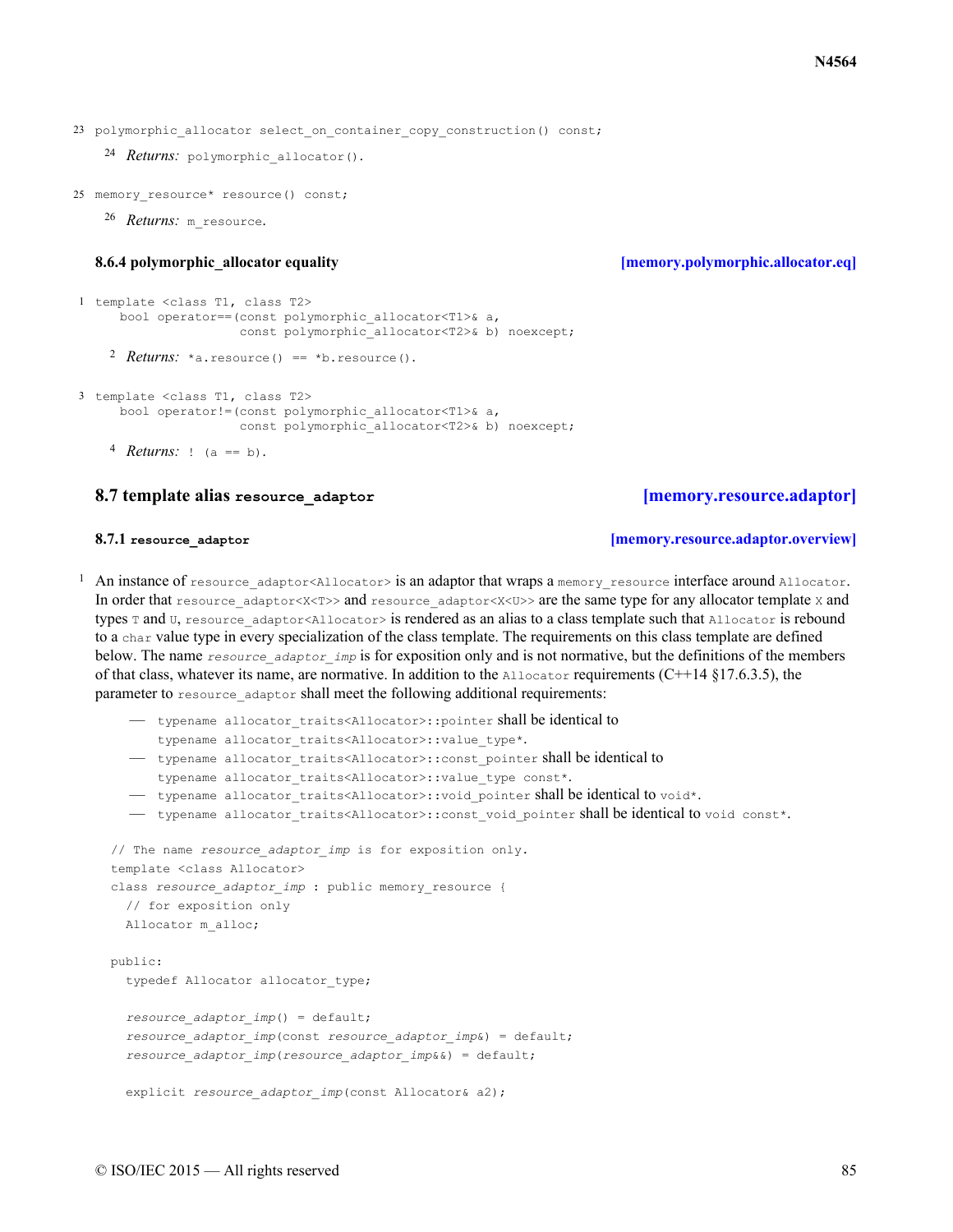```
polymorphic_allocator select_on_container_copy_construction() const;
```

24 *Returns:* `polymorphic_allocator()`.

```
memory_resource* resource() const;
```

26 *Returns:* `m_resource`.

### 8.6.4 polymorphic_allocator equality [memory.polymorphic.allocator.eq]

```
template <class T1, class T2>
  bool operator==(const polymorphic_allocator<T1>& a,
                  const polymorphic_allocator<T2>& b) noexcept;
```

2 *Returns:* `*a.resource() == *b.resource()`.

```
template <class T1, class T2>
  bool operator!=(const polymorphic_allocator<T1>& a,
                  const polymorphic_allocator<T2>& b) noexcept;
```

4 *Returns:* `! (a == b)`.

## 8.7 template alias `resource_adaptor` [memory.resource.adaptor]

### 8.7.1 `resource_adaptor` [memory.resource.adaptor.overview]

1 An instance of `resource_adaptor<Allocator>` is an adaptor that wraps a `memory_resource` interface around `Allocator`. In order that `resource_adaptor<X<T>>` and `resource_adaptor<X<U>>` are the same type for any allocator template `X` and types `T` and `U`, `resource_adaptor<Allocator>` is rendered as an alias to a class template such that `Allocator` is rebound to a `char` value type in every specialization of the class template. The requirements on this class template are defined below. The name *`resource_adaptor_imp`* is for exposition only and is not normative, but the definitions of the members of that class, whatever its name, are normative. In addition to the `Allocator` requirements (C++14 §17.6.3.5), the parameter to `resource_adaptor` shall meet the following additional requirements:

- `typename allocator_traits<Allocator>::pointer` shall be identical to `typename allocator_traits<Allocator>::value_type*`.
- `typename allocator_traits<Allocator>::const_pointer` shall be identical to `typename allocator_traits<Allocator>::value_type const*`.
- `typename allocator_traits<Allocator>::void_pointer` shall be identical to `void*`.
- `typename allocator_traits<Allocator>::const_void_pointer` shall be identical to `void const*`.

```
// The name resource_adaptor_imp is for exposition only.
template <class Allocator>
class resource_adaptor_imp : public memory_resource {
  // for exposition only
  Allocator m_alloc;

public:
  typedef Allocator allocator_type;

  resource_adaptor_imp() = default;
  resource_adaptor_imp(const resource_adaptor_imp&) = default;
  resource_adaptor_imp(resource_adaptor_imp&&) = default;

  explicit resource_adaptor_imp(const Allocator& a2);
```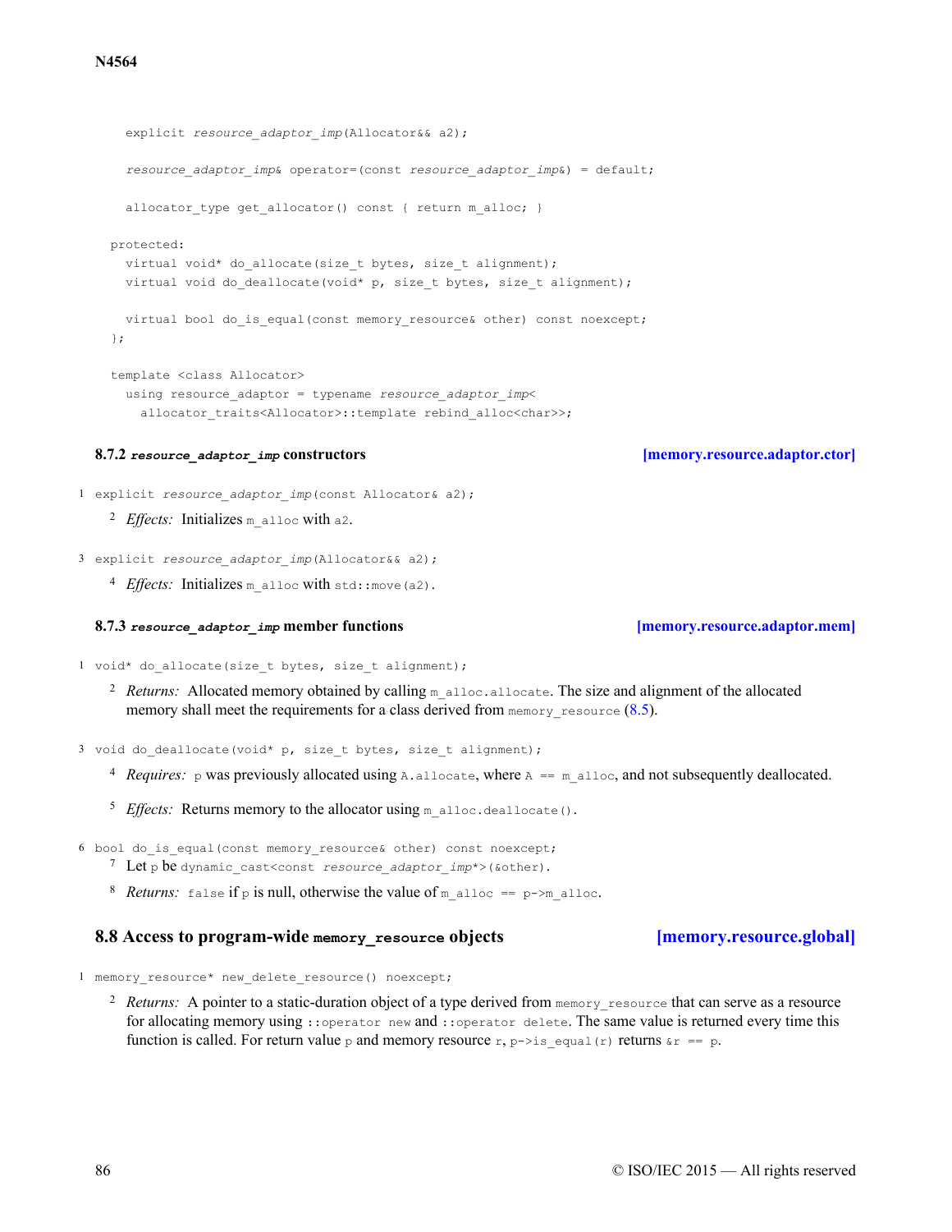```
    explicit resource_adaptor_imp(Allocator&& a2);

    resource_adaptor_imp& operator=(const resource_adaptor_imp&) = default;

    allocator_type get_allocator() const { return m_alloc; }

  protected:
    virtual void* do_allocate(size_t bytes, size_t alignment);
    virtual void do_deallocate(void* p, size_t bytes, size_t alignment);

    virtual bool do_is_equal(const memory_resource& other) const noexcept;
  };

  template <class Allocator>
    using resource_adaptor = typename resource_adaptor_imp<
      allocator_traits<Allocator>::template rebind_alloc<char>>;
```

### 8.7.2 *`resource_adaptor_imp`* constructors [memory.resource.adaptor.ctor]

1 `explicit resource_adaptor_imp(const Allocator& a2);`

2 *Effects:* Initializes `m_alloc` with `a2`.

3 `explicit resource_adaptor_imp(Allocator&& a2);`

4 *Effects:* Initializes `m_alloc` with `std::move(a2)`.

### 8.7.3 *`resource_adaptor_imp`* member functions [memory.resource.adaptor.mem]

1 `void* do_allocate(size_t bytes, size_t alignment);`

2 *Returns:* Allocated memory obtained by calling `m_alloc.allocate`. The size and alignment of the allocated memory shall meet the requirements for a class derived from `memory_resource` (8.5).

3 `void do_deallocate(void* p, size_t bytes, size_t alignment);`

4 *Requires:* `p` was previously allocated using `A.allocate`, where `A == m_alloc`, and not subsequently deallocated.

5 *Effects:* Returns memory to the allocator using `m_alloc.deallocate()`.

6 `bool do_is_equal(const memory_resource& other) const noexcept;`

7 Let `p` be `dynamic_cast<const resource_adaptor_imp*>(&other)`.

8 *Returns:* `false` if `p` is null, otherwise the value of `m_alloc == p->m_alloc`.

## 8.8 Access to program-wide `memory_resource` objects [memory.resource.global]

1 `memory_resource* new_delete_resource() noexcept;`

2 *Returns:* A pointer to a static-duration object of a type derived from `memory_resource` that can serve as a resource for allocating memory using `::operator new` and `::operator delete`. The same value is returned every time this function is called. For return value `p` and memory resource `r`, `p->is_equal(r)` returns `&r == p`.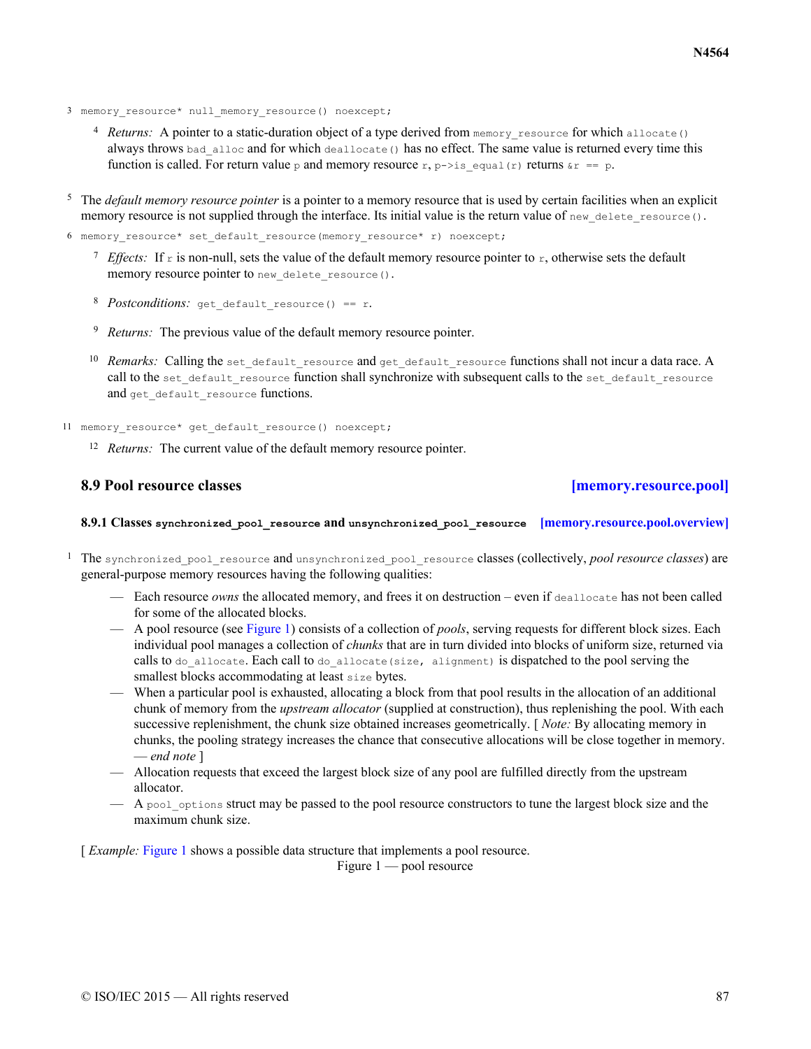3 `memory_resource* null_memory_resource() noexcept;`

4 *Returns:* A pointer to a static-duration object of a type derived from `memory_resource` for which `allocate()` always throws `bad_alloc` and for which `deallocate()` has no effect. The same value is returned every time this function is called. For return value `p` and memory resource `r`, `p->is_equal(r)` returns `&r == p`.

5 The *default memory resource pointer* is a pointer to a memory resource that is used by certain facilities when an explicit memory resource is not supplied through the interface. Its initial value is the return value of `new_delete_resource()`.

6 `memory_resource* set_default_resource(memory_resource* r) noexcept;`

7 *Effects:* If `r` is non-null, sets the value of the default memory resource pointer to `r`, otherwise sets the default memory resource pointer to `new_delete_resource()`.

8 *Postconditions:* `get_default_resource() == r`.

9 *Returns:* The previous value of the default memory resource pointer.

10 *Remarks:* Calling the `set_default_resource` and `get_default_resource` functions shall not incur a data race. A call to the `set_default_resource` function shall synchronize with subsequent calls to the `set_default_resource` and `get_default_resource` functions.

11 `memory_resource* get_default_resource() noexcept;`

12 *Returns:* The current value of the default memory resource pointer.

## 8.9 Pool resource classes [memory.resource.pool]

### 8.9.1 Classes `synchronized_pool_resource` and `unsynchronized_pool_resource` [memory.resource.pool.overview]

1 The `synchronized_pool_resource` and `unsynchronized_pool_resource` classes (collectively, *pool resource classes*) are general-purpose memory resources having the following qualities:

- Each resource *owns* the allocated memory, and frees it on destruction – even if `deallocate` has not been called for some of the allocated blocks.
- A pool resource (see Figure 1) consists of a collection of *pools*, serving requests for different block sizes. Each individual pool manages a collection of *chunks* that are in turn divided into blocks of uniform size, returned via calls to `do_allocate`. Each call to `do_allocate(size, alignment)` is dispatched to the pool serving the smallest blocks accommodating at least `size` bytes.
- When a particular pool is exhausted, allocating a block from that pool results in the allocation of an additional chunk of memory from the *upstream allocator* (supplied at construction), thus replenishing the pool. With each successive replenishment, the chunk size obtained increases geometrically. [ *Note:* By allocating memory in chunks, the pooling strategy increases the chance that consecutive allocations will be close together in memory. — *end note* ]
- Allocation requests that exceed the largest block size of any pool are fulfilled directly from the upstream allocator.
- A `pool_options` struct may be passed to the pool resource constructors to tune the largest block size and the maximum chunk size.

[ *Example:* Figure 1 shows a possible data structure that implements a pool resource.

Figure 1 — pool resource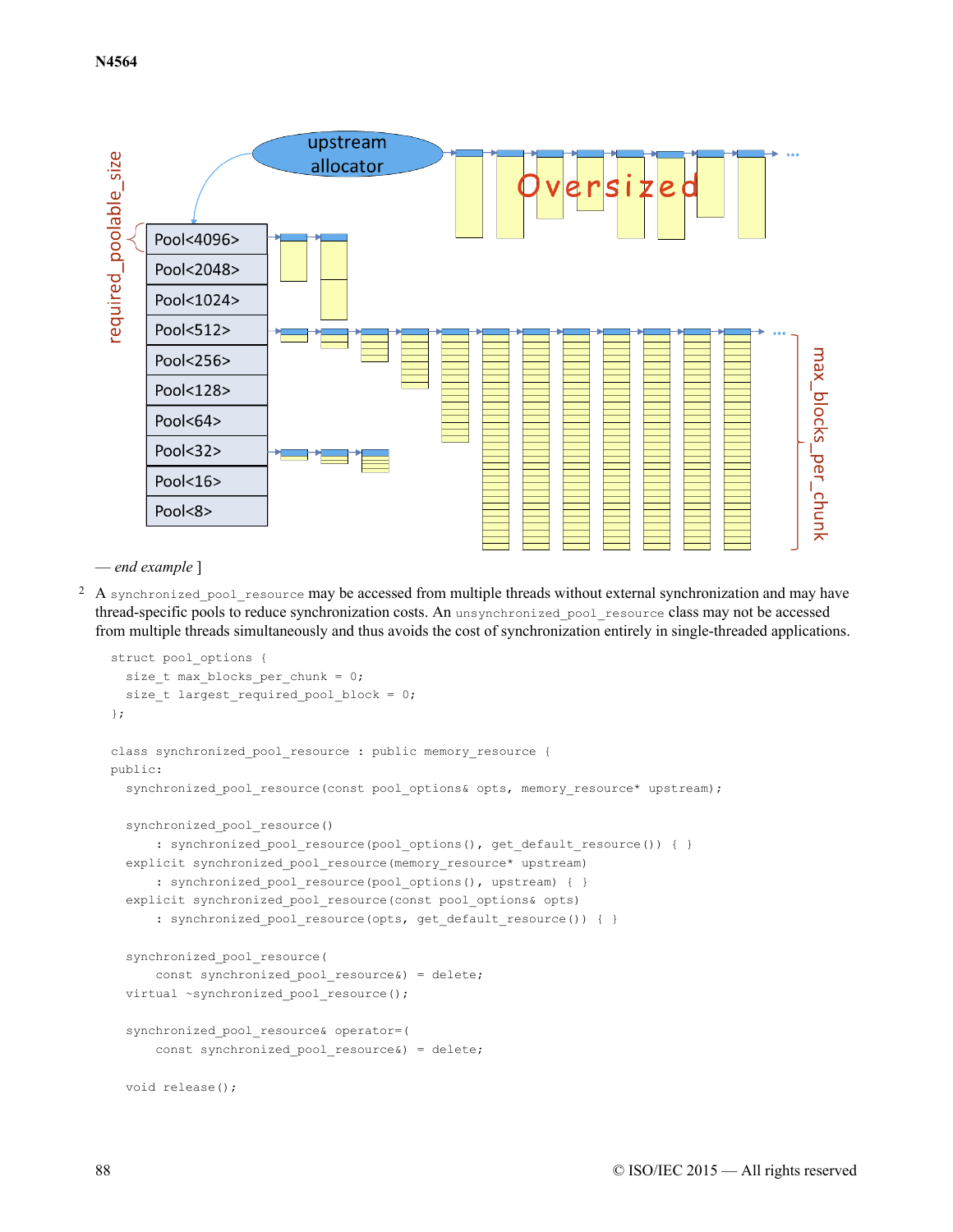— *end example* ]

2 A `synchronized_pool_resource` may be accessed from multiple threads without external synchronization and may have thread-specific pools to reduce synchronization costs. An `unsynchronized_pool_resource` class may not be accessed from multiple threads simultaneously and thus avoids the cost of synchronization entirely in single-threaded applications.

```
struct pool_options {
  size_t max_blocks_per_chunk = 0;
  size_t largest_required_pool_block = 0;
};

class synchronized_pool_resource : public memory_resource {
public:
  synchronized_pool_resource(const pool_options& opts, memory_resource* upstream);

  synchronized_pool_resource()
      : synchronized_pool_resource(pool_options(), get_default_resource()) { }
  explicit synchronized_pool_resource(memory_resource* upstream)
      : synchronized_pool_resource(pool_options(), upstream) { }
  explicit synchronized_pool_resource(const pool_options& opts)
      : synchronized_pool_resource(opts, get_default_resource()) { }

  synchronized_pool_resource(
      const synchronized_pool_resource&) = delete;
  virtual ~synchronized_pool_resource();

  synchronized_pool_resource& operator=(
      const synchronized_pool_resource&) = delete;

  void release();
```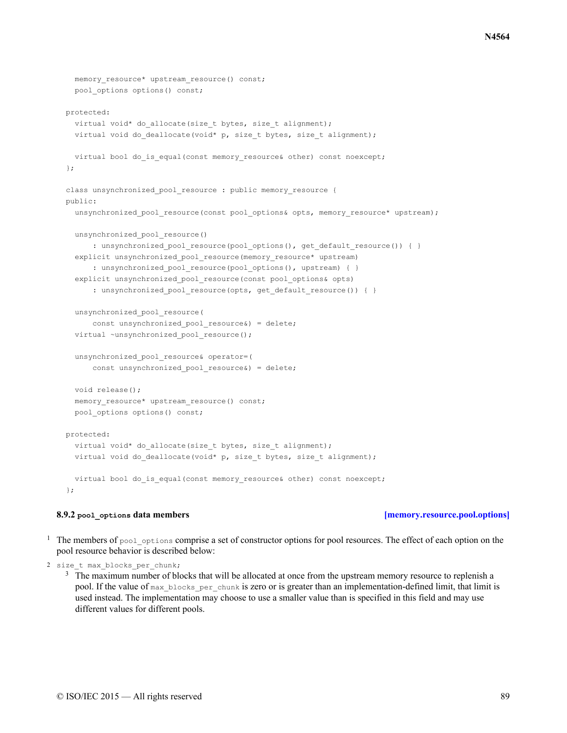```
    memory_resource* upstream_resource() const;
    pool_options options() const;

  protected:
    virtual void* do_allocate(size_t bytes, size_t alignment);
    virtual void do_deallocate(void* p, size_t bytes, size_t alignment);

    virtual bool do_is_equal(const memory_resource& other) const noexcept;
  };

  class unsynchronized_pool_resource : public memory_resource {
  public:
    unsynchronized_pool_resource(const pool_options& opts, memory_resource* upstream);

    unsynchronized_pool_resource()
        : unsynchronized_pool_resource(pool_options(), get_default_resource()) { }
    explicit unsynchronized_pool_resource(memory_resource* upstream)
        : unsynchronized_pool_resource(pool_options(), upstream) { }
    explicit unsynchronized_pool_resource(const pool_options& opts)
        : unsynchronized_pool_resource(opts, get_default_resource()) { }

    unsynchronized_pool_resource(
        const unsynchronized_pool_resource&) = delete;
    virtual ~unsynchronized_pool_resource();

    unsynchronized_pool_resource& operator=(
        const unsynchronized_pool_resource&) = delete;

    void release();
    memory_resource* upstream_resource() const;
    pool_options options() const;

  protected:
    virtual void* do_allocate(size_t bytes, size_t alignment);
    virtual void do_deallocate(void* p, size_t bytes, size_t alignment);

    virtual bool do_is_equal(const memory_resource& other) const noexcept;
  };
```

### 8.9.2 `pool_options` data members [memory.resource.pool.options]

1 The members of `pool_options` comprise a set of constructor options for pool resources. The effect of each option on the pool resource behavior is described below:

2 `size_t max_blocks_per_chunk;`

3 The maximum number of blocks that will be allocated at once from the upstream memory resource to replenish a pool. If the value of `max_blocks_per_chunk` is zero or is greater than an implementation-defined limit, that limit is used instead. The implementation may choose to use a smaller value than is specified in this field and may use different values for different pools.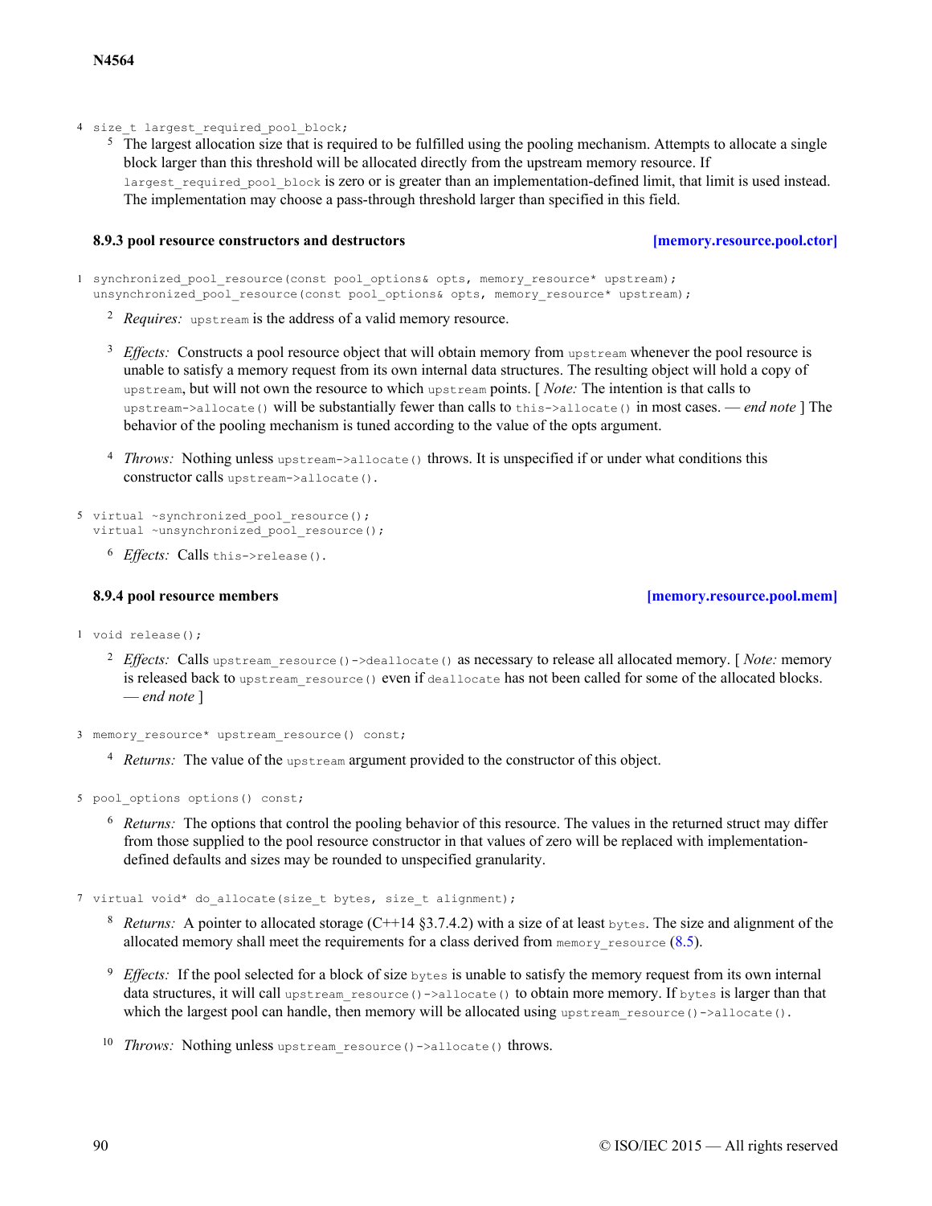4 `size_t largest_required_pool_block;`

5 The largest allocation size that is required to be fulfilled using the pooling mechanism. Attempts to allocate a single block larger than this threshold will be allocated directly from the upstream memory resource. If `largest_required_pool_block` is zero or is greater than an implementation-defined limit, that limit is used instead. The implementation may choose a pass-through threshold larger than specified in this field.

### 8.9.3 pool resource constructors and destructors [memory.resource.pool.ctor]

1
```
synchronized_pool_resource(const pool_options& opts, memory_resource* upstream);
unsynchronized_pool_resource(const pool_options& opts, memory_resource* upstream);
```

2 *Requires:* `upstream` is the address of a valid memory resource.

3 *Effects:* Constructs a pool resource object that will obtain memory from `upstream` whenever the pool resource is unable to satisfy a memory request from its own internal data structures. The resulting object will hold a copy of `upstream`, but will not own the resource to which `upstream` points. [ *Note:* The intention is that calls to `upstream->allocate()` will be substantially fewer than calls to `this->allocate()` in most cases. — *end note* ] The behavior of the pooling mechanism is tuned according to the value of the opts argument.

4 *Throws:* Nothing unless `upstream->allocate()` throws. It is unspecified if or under what conditions this constructor calls `upstream->allocate()`.

5
```
virtual ~synchronized_pool_resource();
virtual ~unsynchronized_pool_resource();
```

6 *Effects:* Calls `this->release()`.

### 8.9.4 pool resource members [memory.resource.pool.mem]

1 `void release();`

2 *Effects:* Calls `upstream_resource()->deallocate()` as necessary to release all allocated memory. [ *Note:* memory is released back to `upstream_resource()` even if `deallocate` has not been called for some of the allocated blocks. — *end note* ]

3 `memory_resource* upstream_resource() const;`

4 *Returns:* The value of the `upstream` argument provided to the constructor of this object.

5 `pool_options options() const;`

6 *Returns:* The options that control the pooling behavior of this resource. The values in the returned struct may differ from those supplied to the pool resource constructor in that values of zero will be replaced with implementation-defined defaults and sizes may be rounded to unspecified granularity.

7 `virtual void* do_allocate(size_t bytes, size_t alignment);`

8 *Returns:* A pointer to allocated storage (C++14 §3.7.4.2) with a size of at least `bytes`. The size and alignment of the allocated memory shall meet the requirements for a class derived from `memory_resource` (8.5).

9 *Effects:* If the pool selected for a block of size `bytes` is unable to satisfy the memory request from its own internal data structures, it will call `upstream_resource()->allocate()` to obtain more memory. If `bytes` is larger than that which the largest pool can handle, then memory will be allocated using `upstream_resource()->allocate()`.

10 *Throws:* Nothing unless `upstream_resource()->allocate()` throws.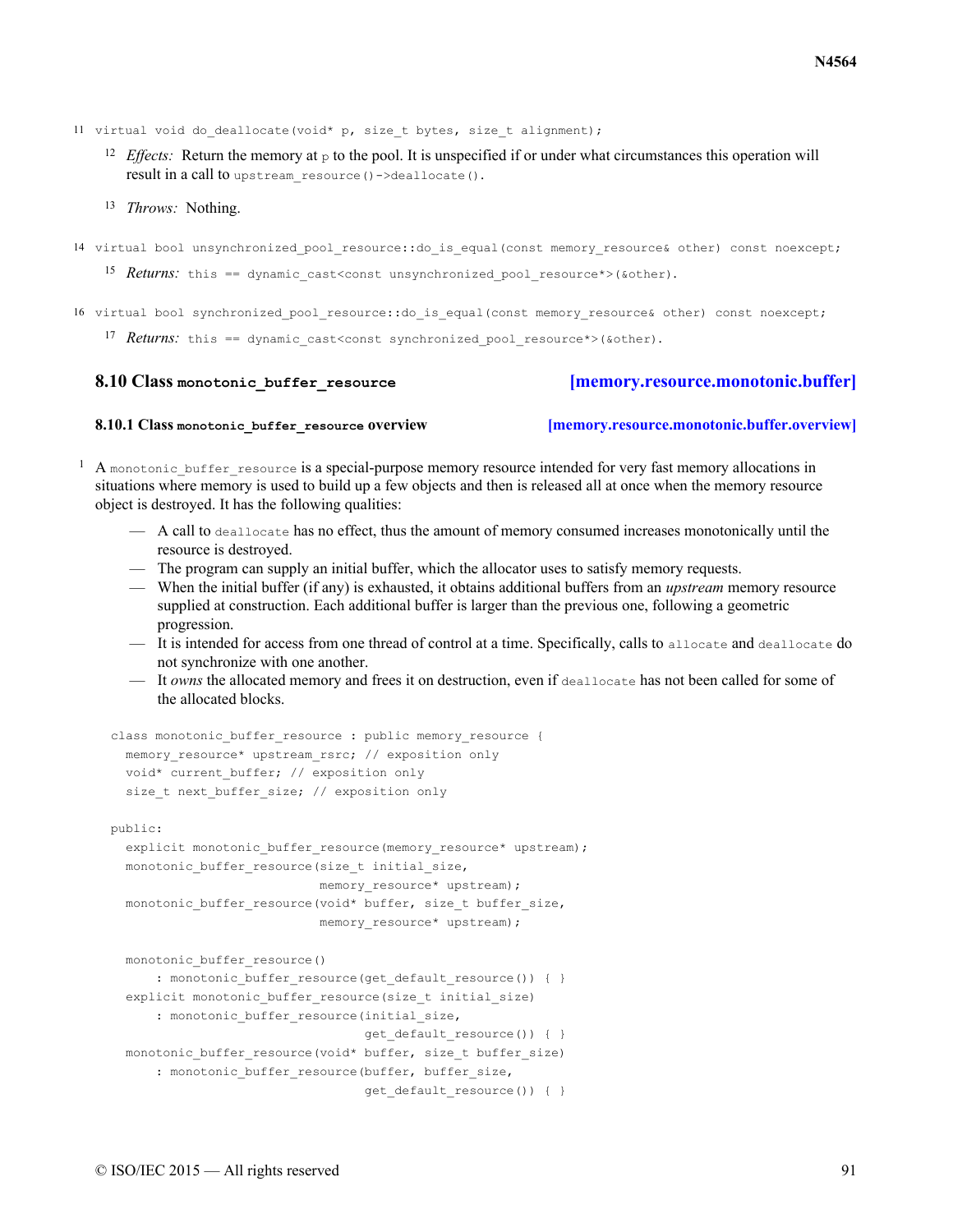11 `virtual void do_deallocate(void* p, size_t bytes, size_t alignment);`

> 12 *Effects:* Return the memory at `p` to the pool. It is unspecified if or under what circumstances this operation will result in a call to `upstream_resource()->deallocate()`.
>
> 13 *Throws:* Nothing.

14 `virtual bool unsynchronized_pool_resource::do_is_equal(const memory_resource& other) const noexcept;`

> 15 *Returns:* `this == dynamic_cast<const unsynchronized_pool_resource*>(&other)`.

16 `virtual bool synchronized_pool_resource::do_is_equal(const memory_resource& other) const noexcept;`

> 17 *Returns:* `this == dynamic_cast<const synchronized_pool_resource*>(&other)`.

## 8.10 Class `monotonic_buffer_resource` [memory.resource.monotonic.buffer]

### 8.10.1 Class `monotonic_buffer_resource` overview [memory.resource.monotonic.buffer.overview]

1 A `monotonic_buffer_resource` is a special-purpose memory resource intended for very fast memory allocations in situations where memory is used to build up a few objects and then is released all at once when the memory resource object is destroyed. It has the following qualities:

- A call to `deallocate` has no effect, thus the amount of memory consumed increases monotonically until the resource is destroyed.
- The program can supply an initial buffer, which the allocator uses to satisfy memory requests.
- When the initial buffer (if any) is exhausted, it obtains additional buffers from an *upstream* memory resource supplied at construction. Each additional buffer is larger than the previous one, following a geometric progression.
- It is intended for access from one thread of control at a time. Specifically, calls to `allocate` and `deallocate` do not synchronize with one another.
- It *owns* the allocated memory and frees it on destruction, even if `deallocate` has not been called for some of the allocated blocks.

```
class monotonic_buffer_resource : public memory_resource {
  memory_resource* upstream_rsrc; // exposition only
  void* current_buffer; // exposition only
  size_t next_buffer_size; // exposition only

public:
  explicit monotonic_buffer_resource(memory_resource* upstream);
  monotonic_buffer_resource(size_t initial_size,
                            memory_resource* upstream);
  monotonic_buffer_resource(void* buffer, size_t buffer_size,
                            memory_resource* upstream);

  monotonic_buffer_resource()
      : monotonic_buffer_resource(get_default_resource()) { }
  explicit monotonic_buffer_resource(size_t initial_size)
      : monotonic_buffer_resource(initial_size,
                                  get_default_resource()) { }
  monotonic_buffer_resource(void* buffer, size_t buffer_size)
      : monotonic_buffer_resource(buffer, buffer_size,
                                  get_default_resource()) { }
```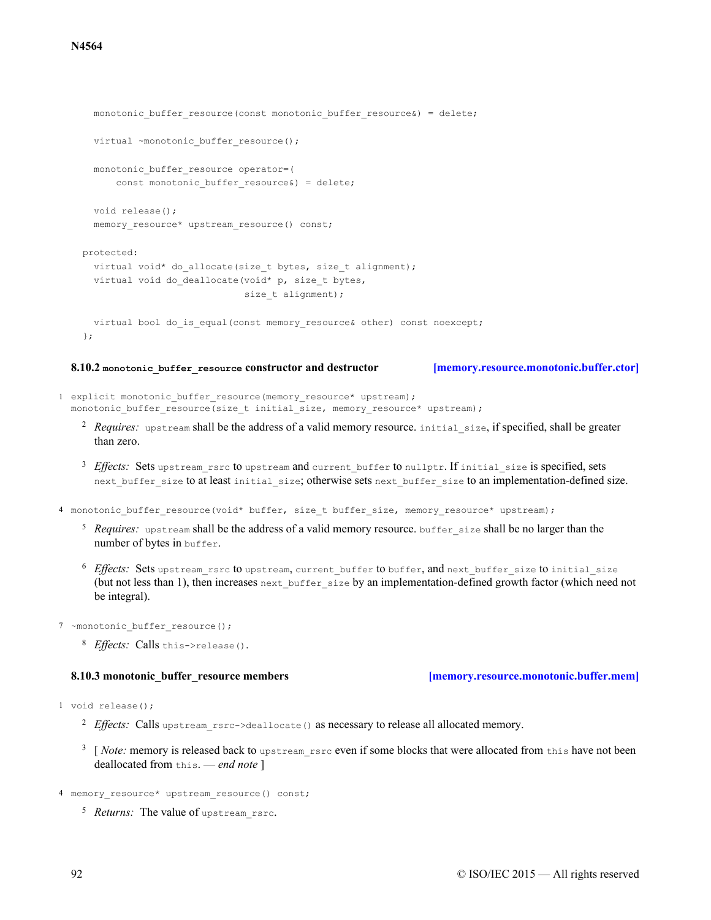```
    monotonic_buffer_resource(const monotonic_buffer_resource&) = delete;

    virtual ~monotonic_buffer_resource();

    monotonic_buffer_resource operator=(
        const monotonic_buffer_resource&) = delete;

    void release();
    memory_resource* upstream_resource() const;

  protected:
    virtual void* do_allocate(size_t bytes, size_t alignment);
    virtual void do_deallocate(void* p, size_t bytes,
                               size_t alignment);

    virtual bool do_is_equal(const memory_resource& other) const noexcept;
  };
```

### 8.10.2 `monotonic_buffer_resource` constructor and destructor [memory.resource.monotonic.buffer.ctor]

1
```
explicit monotonic_buffer_resource(memory_resource* upstream);
monotonic_buffer_resource(size_t initial_size, memory_resource* upstream);
```

2 *Requires:* `upstream` shall be the address of a valid memory resource. `initial_size`, if specified, shall be greater than zero.

3 *Effects:* Sets `upstream_rsrc` to `upstream` and `current_buffer` to `nullptr`. If `initial_size` is specified, sets `next_buffer_size` to at least `initial_size`; otherwise sets `next_buffer_size` to an implementation-defined size.

4
```
monotonic_buffer_resource(void* buffer, size_t buffer_size, memory_resource* upstream);
```

5 *Requires:* `upstream` shall be the address of a valid memory resource. `buffer_size` shall be no larger than the number of bytes in `buffer`.

6 *Effects:* Sets `upstream_rsrc` to `upstream`, `current_buffer` to `buffer`, and `next_buffer_size` to `initial_size` (but not less than 1), then increases `next_buffer_size` by an implementation-defined growth factor (which need not be integral).

7
```
~monotonic_buffer_resource();
```

8 *Effects:* Calls `this->release()`.

### 8.10.3 monotonic_buffer_resource members [memory.resource.monotonic.buffer.mem]

1
```
void release();
```

2 *Effects:* Calls `upstream_rsrc->deallocate()` as necessary to release all allocated memory.

3 [ *Note:* memory is released back to `upstream_rsrc` even if some blocks that were allocated from `this` have not been deallocated from `this`. — *end note* ]

4
```
memory_resource* upstream_resource() const;
```

5 *Returns:* The value of `upstream_rsrc`.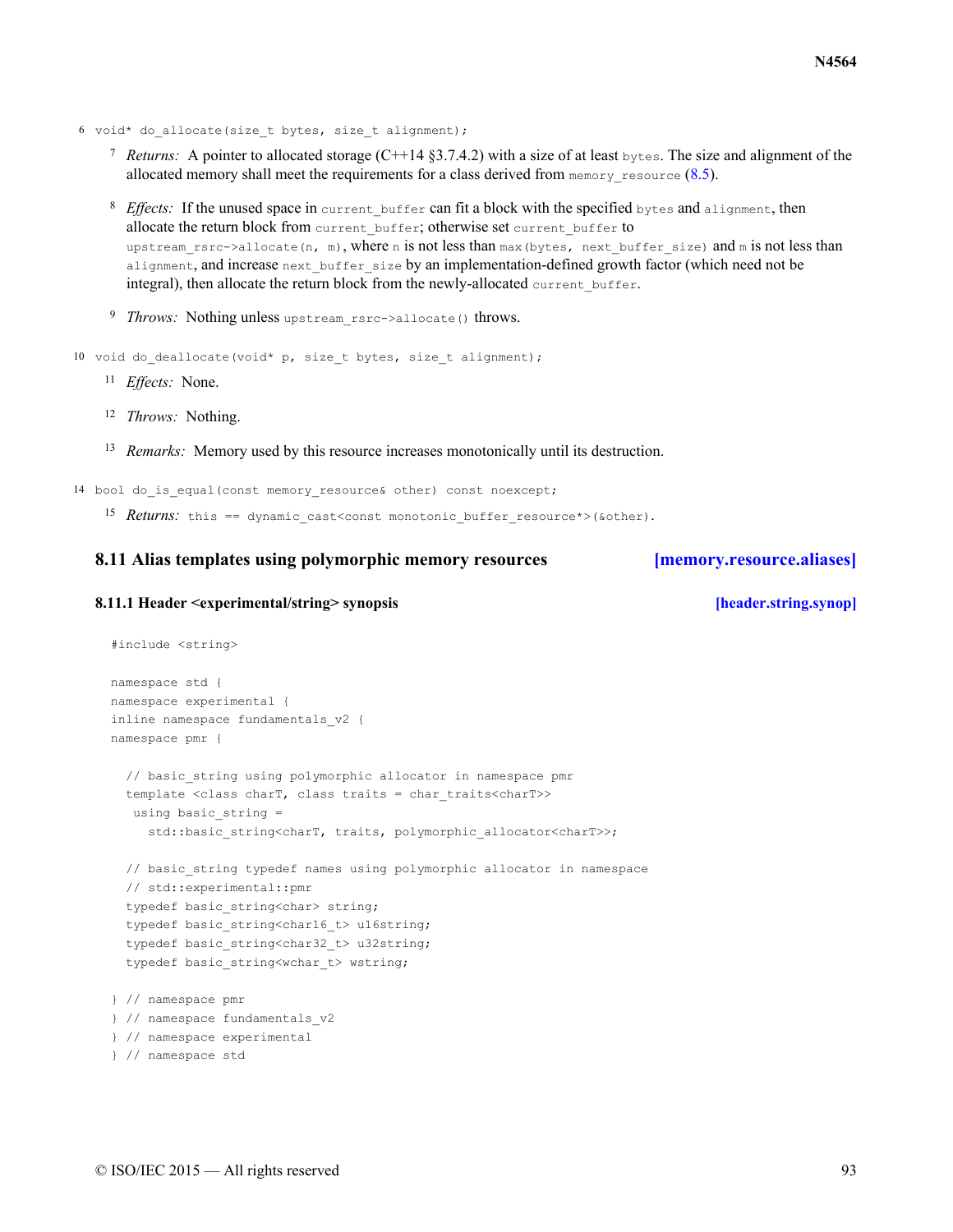6 `void* do_allocate(size_t bytes, size_t alignment);`

7 *Returns:* A pointer to allocated storage (C++14 §3.7.4.2) with a size of at least `bytes`. The size and alignment of the allocated memory shall meet the requirements for a class derived from `memory_resource` (8.5).

8 *Effects:* If the unused space in `current_buffer` can fit a block with the specified `bytes` and `alignment`, then allocate the return block from `current_buffer`; otherwise set `current_buffer` to `upstream_rsrc->allocate(n, m)`, where `n` is not less than `max(bytes, next_buffer_size)` and `m` is not less than `alignment`, and increase `next_buffer_size` by an implementation-defined growth factor (which need not be integral), then allocate the return block from the newly-allocated `current_buffer`.

9 *Throws:* Nothing unless `upstream_rsrc->allocate()` throws.

10 `void do_deallocate(void* p, size_t bytes, size_t alignment);`

11 *Effects:* None.

12 *Throws:* Nothing.

13 *Remarks:* Memory used by this resource increases monotonically until its destruction.

14 `bool do_is_equal(const memory_resource& other) const noexcept;`

15 *Returns:* `this == dynamic_cast<const monotonic_buffer_resource*>(&other)`.

## 8.11 Alias templates using polymorphic memory resources [memory.resource.aliases]

### 8.11.1 Header <experimental/string> synopsis [header.string.synop]

```
#include <string>

namespace std {
namespace experimental {
inline namespace fundamentals_v2 {
namespace pmr {

  // basic_string using polymorphic allocator in namespace pmr
  template <class charT, class traits = char_traits<charT>>
   using basic_string =
     std::basic_string<charT, traits, polymorphic_allocator<charT>>;

  // basic_string typedef names using polymorphic allocator in namespace
  // std::experimental::pmr
  typedef basic_string<char> string;
  typedef basic_string<char16_t> u16string;
  typedef basic_string<char32_t> u32string;
  typedef basic_string<wchar_t> wstring;

} // namespace pmr
} // namespace fundamentals_v2
} // namespace experimental
} // namespace std
```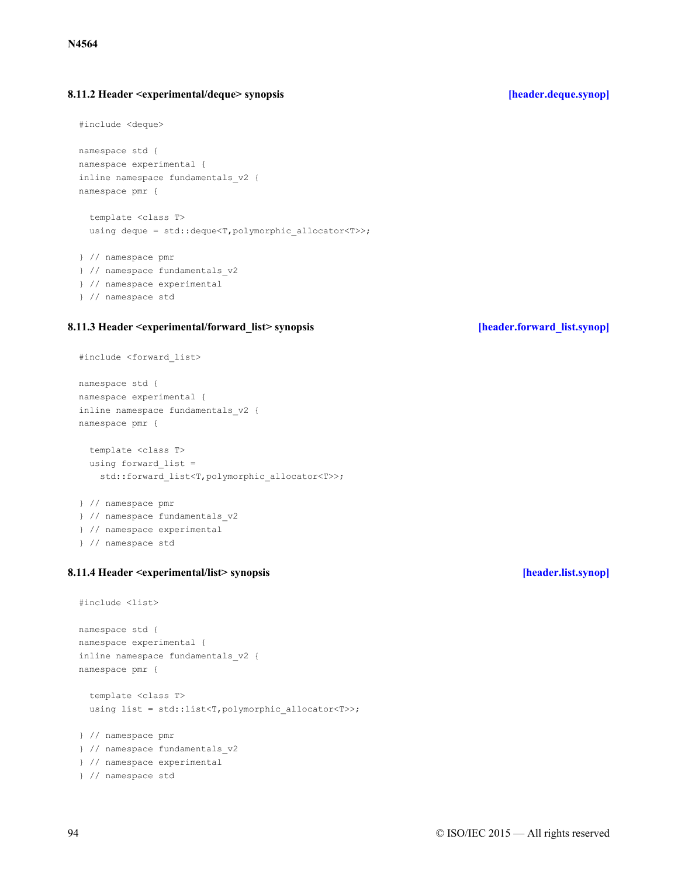### 8.11.2 Header <experimental/deque> synopsis [header.deque.synop]

```
#include <deque>

namespace std {
namespace experimental {
inline namespace fundamentals_v2 {
namespace pmr {

  template <class T>
  using deque = std::deque<T,polymorphic_allocator<T>>;

} // namespace pmr
} // namespace fundamentals_v2
} // namespace experimental
} // namespace std
```

### 8.11.3 Header <experimental/forward_list> synopsis [header.forward_list.synop]

```
#include <forward_list>

namespace std {
namespace experimental {
inline namespace fundamentals_v2 {
namespace pmr {

  template <class T>
  using forward_list =
    std::forward_list<T,polymorphic_allocator<T>>;

} // namespace pmr
} // namespace fundamentals_v2
} // namespace experimental
} // namespace std
```

### 8.11.4 Header <experimental/list> synopsis [header.list.synop]

```
#include <list>

namespace std {
namespace experimental {
inline namespace fundamentals_v2 {
namespace pmr {

  template <class T>
  using list = std::list<T,polymorphic_allocator<T>>;

} // namespace pmr
} // namespace fundamentals_v2
} // namespace experimental
} // namespace std
```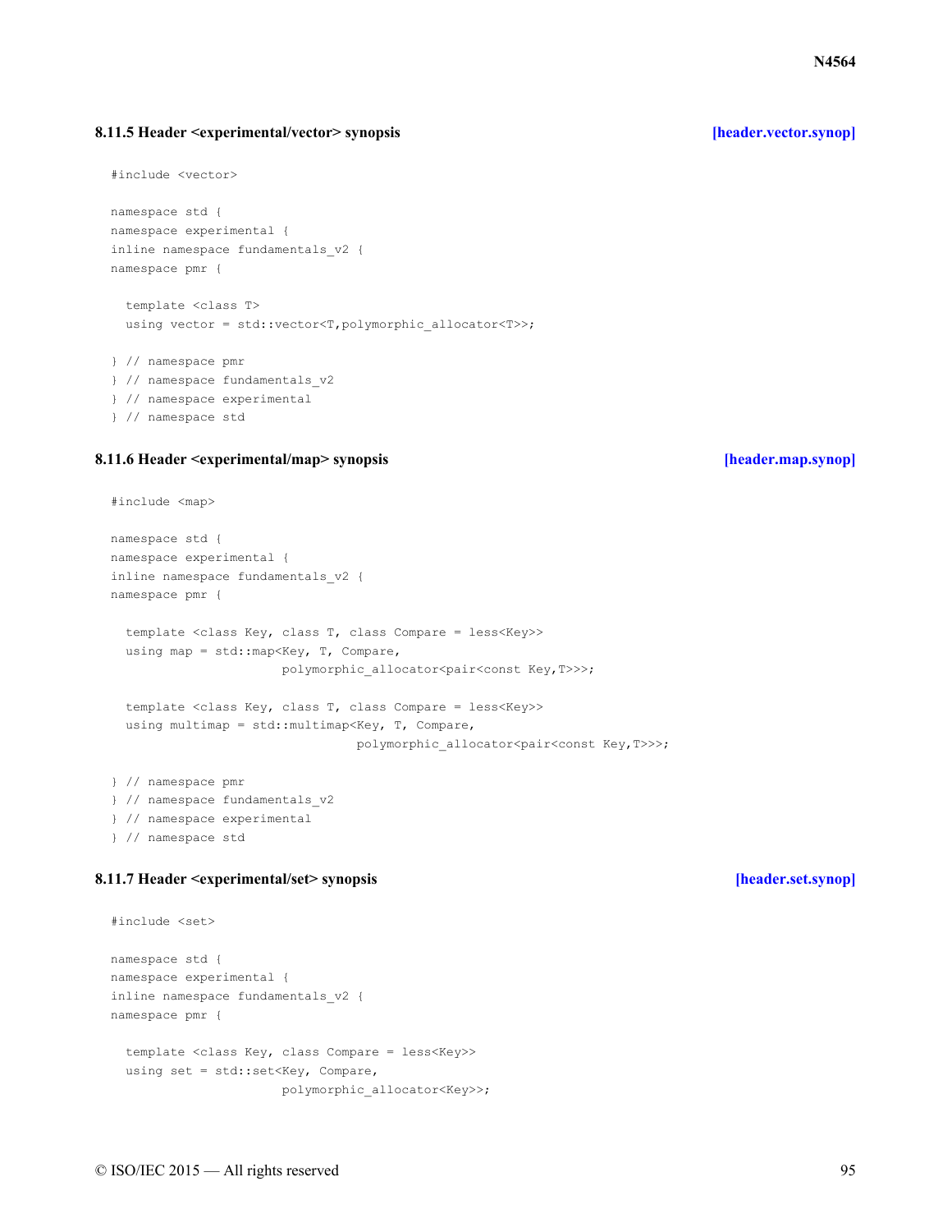### 8.11.5 Header <experimental/vector> synopsis [header.vector.synop]

```
#include <vector>

namespace std {
namespace experimental {
inline namespace fundamentals_v2 {
namespace pmr {

  template <class T>
  using vector = std::vector<T,polymorphic_allocator<T>>;

} // namespace pmr
} // namespace fundamentals_v2
} // namespace experimental
} // namespace std
```

### 8.11.6 Header <experimental/map> synopsis [header.map.synop]

```
#include <map>

namespace std {
namespace experimental {
inline namespace fundamentals_v2 {
namespace pmr {

  template <class Key, class T, class Compare = less<Key>>
  using map = std::map<Key, T, Compare,
                       polymorphic_allocator<pair<const Key,T>>>;

  template <class Key, class T, class Compare = less<Key>>
  using multimap = std::multimap<Key, T, Compare,
                                 polymorphic_allocator<pair<const Key,T>>>;

} // namespace pmr
} // namespace fundamentals_v2
} // namespace experimental
} // namespace std
```

### 8.11.7 Header <experimental/set> synopsis [header.set.synop]

```
#include <set>

namespace std {
namespace experimental {
inline namespace fundamentals_v2 {
namespace pmr {

  template <class Key, class Compare = less<Key>>
  using set = std::set<Key, Compare,
                       polymorphic_allocator<Key>>;
```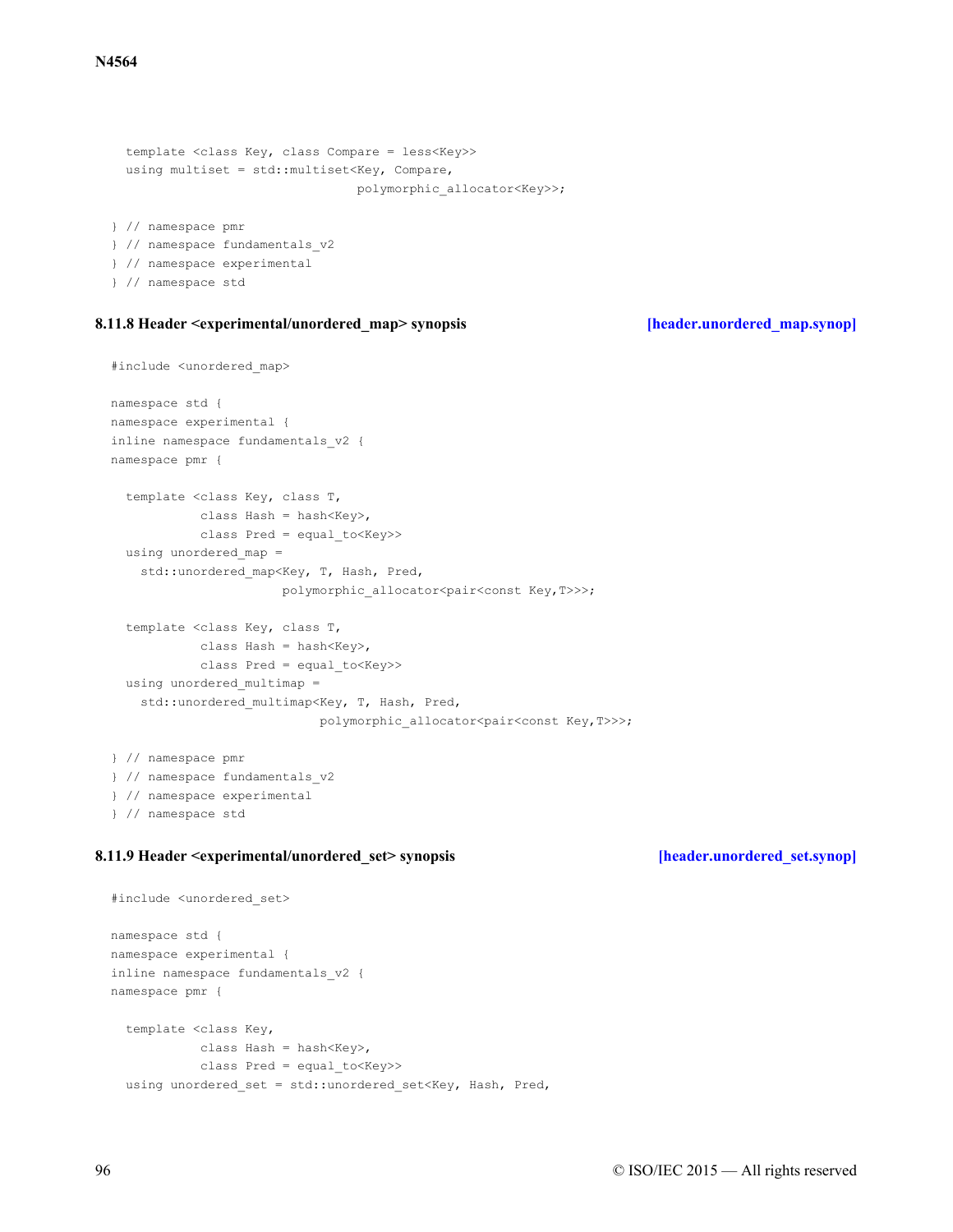```
  template <class Key, class Compare = less<Key>>
  using multiset = std::multiset<Key, Compare,
                               polymorphic_allocator<Key>>;

} // namespace pmr
} // namespace fundamentals_v2
} // namespace experimental
} // namespace std
```

### 8.11.8 Header <experimental/unordered_map> synopsis [header.unordered_map.synop]

```
#include <unordered_map>

namespace std {
namespace experimental {
inline namespace fundamentals_v2 {
namespace pmr {

  template <class Key, class T,
            class Hash = hash<Key>,
            class Pred = equal_to<Key>>
  using unordered_map =
    std::unordered_map<Key, T, Hash, Pred,
                       polymorphic_allocator<pair<const Key,T>>>;

  template <class Key, class T,
            class Hash = hash<Key>,
            class Pred = equal_to<Key>>
  using unordered_multimap =
    std::unordered_multimap<Key, T, Hash, Pred,
                            polymorphic_allocator<pair<const Key,T>>>;

} // namespace pmr
} // namespace fundamentals_v2
} // namespace experimental
} // namespace std
```

### 8.11.9 Header <experimental/unordered_set> synopsis [header.unordered_set.synop]

```
#include <unordered_set>

namespace std {
namespace experimental {
inline namespace fundamentals_v2 {
namespace pmr {

  template <class Key,
            class Hash = hash<Key>,
            class Pred = equal_to<Key>>
  using unordered_set = std::unordered_set<Key, Hash, Pred,
```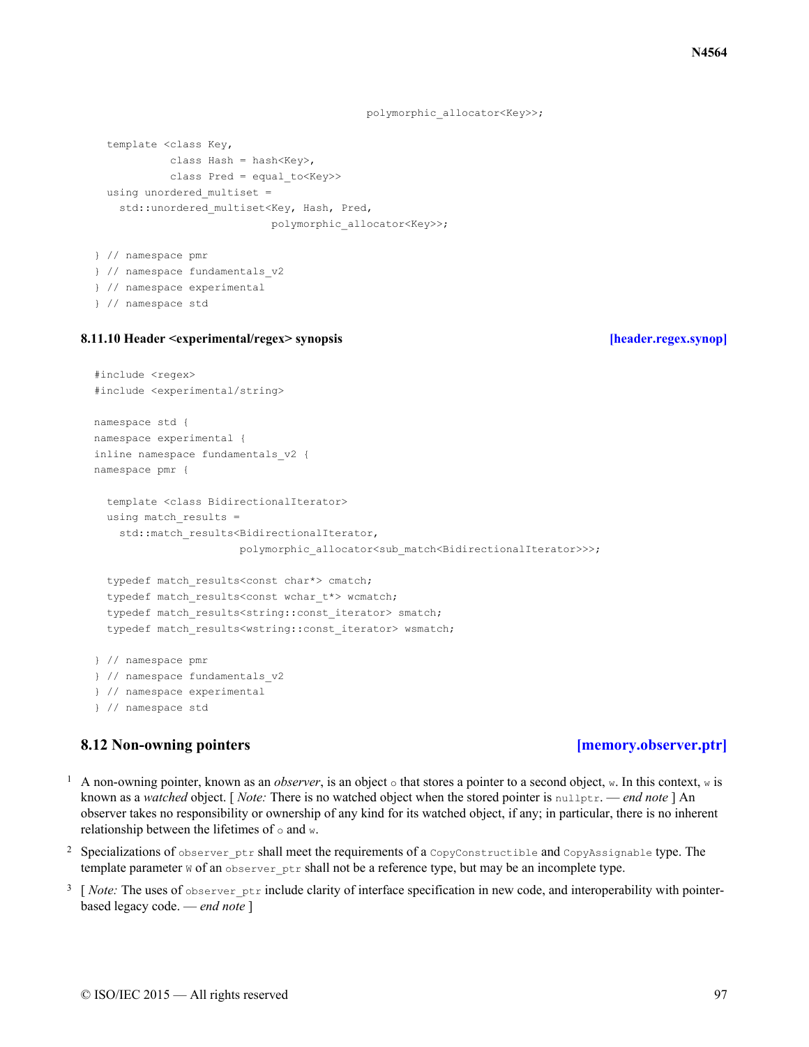```
                                              polymorphic_allocator<Key>>;

  template <class Key,
            class Hash = hash<Key>,
            class Pred = equal_to<Key>>
  using unordered_multiset =
    std::unordered_multiset<Key, Hash, Pred,
                            polymorphic_allocator<Key>>;

} // namespace pmr
} // namespace fundamentals_v2
} // namespace experimental
} // namespace std
```

### 8.11.10 Header <experimental/regex> synopsis [header.regex.synop]

```
#include <regex>
#include <experimental/string>

namespace std {
namespace experimental {
inline namespace fundamentals_v2 {
namespace pmr {

  template <class BidirectionalIterator>
  using match_results =
    std::match_results<BidirectionalIterator,
                       polymorphic_allocator<sub_match<BidirectionalIterator>>>;

  typedef match_results<const char*> cmatch;
  typedef match_results<const wchar_t*> wcmatch;
  typedef match_results<string::const_iterator> smatch;
  typedef match_results<wstring::const_iterator> wsmatch;

} // namespace pmr
} // namespace fundamentals_v2
} // namespace experimental
} // namespace std
```

## 8.12 Non-owning pointers [memory.observer.ptr]

1 A non-owning pointer, known as an *observer*, is an object `o` that stores a pointer to a second object, `w`. In this context, `w` is known as a *watched* object. [ *Note:* There is no watched object when the stored pointer is `nullptr`. — *end note* ] An observer takes no responsibility or ownership of any kind for its watched object, if any; in particular, there is no inherent relationship between the lifetimes of `o` and `w`.

2 Specializations of `observer_ptr` shall meet the requirements of a `CopyConstructible` and `CopyAssignable` type. The template parameter `W` of an `observer_ptr` shall not be a reference type, but may be an incomplete type.

3 [ *Note:* The uses of `observer_ptr` include clarity of interface specification in new code, and interoperability with pointer-based legacy code. — *end note* ]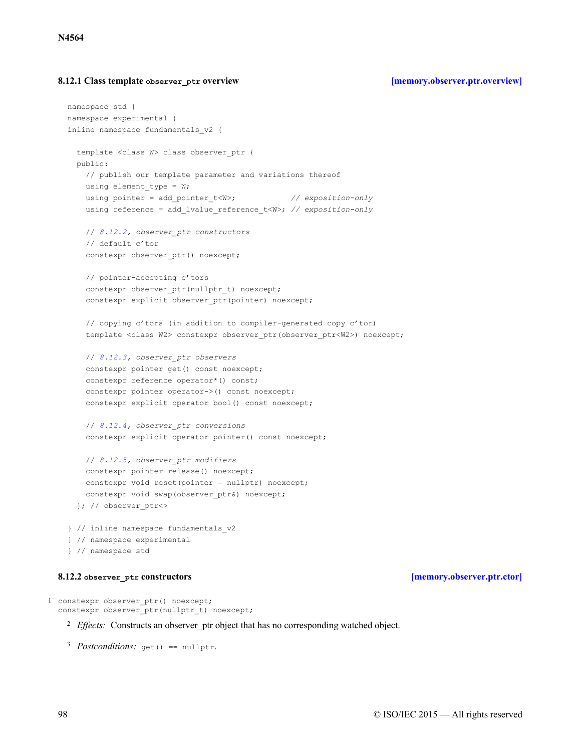### 8.12.1 Class template `observer_ptr` overview [memory.observer.ptr.overview]

```
namespace std {
namespace experimental {
inline namespace fundamentals_v2 {

  template <class W> class observer_ptr {
  public:
    // publish our template parameter and variations thereof
    using element_type = W;
    using pointer = add_pointer_t<W>;            // exposition-only
    using reference = add_lvalue_reference_t<W>; // exposition-only

    // 8.12.2, observer_ptr constructors
    // default c'tor
    constexpr observer_ptr() noexcept;

    // pointer-accepting c'tors
    constexpr observer_ptr(nullptr_t) noexcept;
    constexpr explicit observer_ptr(pointer) noexcept;

    // copying c'tors (in addition to compiler-generated copy c'tor)
    template <class W2> constexpr observer_ptr(observer_ptr<W2>) noexcept;

    // 8.12.3, observer_ptr observers
    constexpr pointer get() const noexcept;
    constexpr reference operator*() const;
    constexpr pointer operator->() const noexcept;
    constexpr explicit operator bool() const noexcept;

    // 8.12.4, observer_ptr conversions
    constexpr explicit operator pointer() const noexcept;

    // 8.12.5, observer_ptr modifiers
    constexpr pointer release() noexcept;
    constexpr void reset(pointer = nullptr) noexcept;
    constexpr void swap(observer_ptr&) noexcept;
  }; // observer_ptr<>

} // inline namespace fundamentals_v2
} // namespace experimental
} // namespace std
```

### 8.12.2 `observer_ptr` constructors [memory.observer.ptr.ctor]

1
```
constexpr observer_ptr() noexcept;
constexpr observer_ptr(nullptr_t) noexcept;
```

2 *Effects:* Constructs an observer_ptr object that has no corresponding watched object.

3 *Postconditions:* `get() == nullptr`.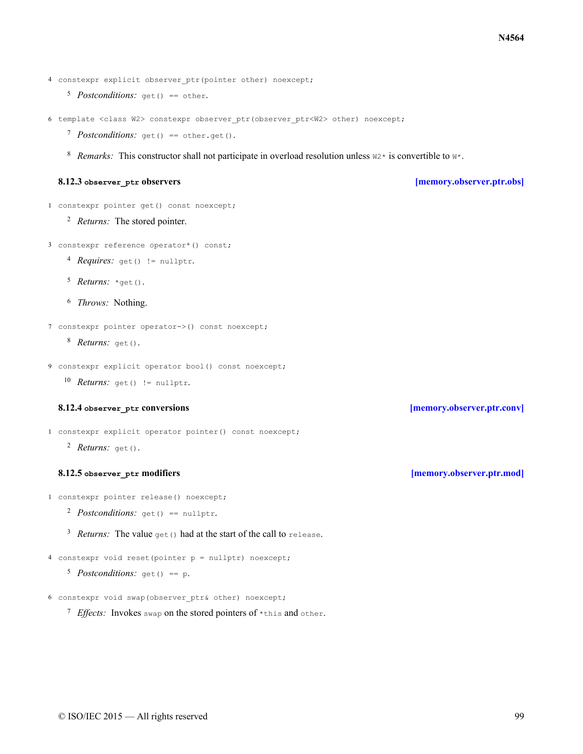4 `constexpr explicit observer_ptr(pointer other) noexcept;`

5 *Postconditions:* `get() == other`.

6 `template <class W2> constexpr observer_ptr(observer_ptr<W2> other) noexcept;`

7 *Postconditions:* `get() == other.get()`.

8 *Remarks:* This constructor shall not participate in overload resolution unless `W2*` is convertible to `W*`.

### 8.12.3 `observer_ptr` observers [memory.observer.ptr.obs]

1 `constexpr pointer get() const noexcept;`

2 *Returns:* The stored pointer.

3 `constexpr reference operator*() const;`

4 *Requires:* `get() != nullptr`.

5 *Returns:* `*get()`.

6 *Throws:* Nothing.

7 `constexpr pointer operator->() const noexcept;`

8 *Returns:* `get()`.

9 `constexpr explicit operator bool() const noexcept;`

10 *Returns:* `get() != nullptr`.

### 8.12.4 `observer_ptr` conversions [memory.observer.ptr.conv]

1 `constexpr explicit operator pointer() const noexcept;`

2 *Returns:* `get()`.

### 8.12.5 `observer_ptr` modifiers [memory.observer.ptr.mod]

1 `constexpr pointer release() noexcept;`

2 *Postconditions:* `get() == nullptr`.

3 *Returns:* The value `get()` had at the start of the call to `release`.

4 `constexpr void reset(pointer p = nullptr) noexcept;`

5 *Postconditions:* `get() == p`.

6 `constexpr void swap(observer_ptr& other) noexcept;`

7 *Effects:* Invokes `swap` on the stored pointers of `*this` and `other`.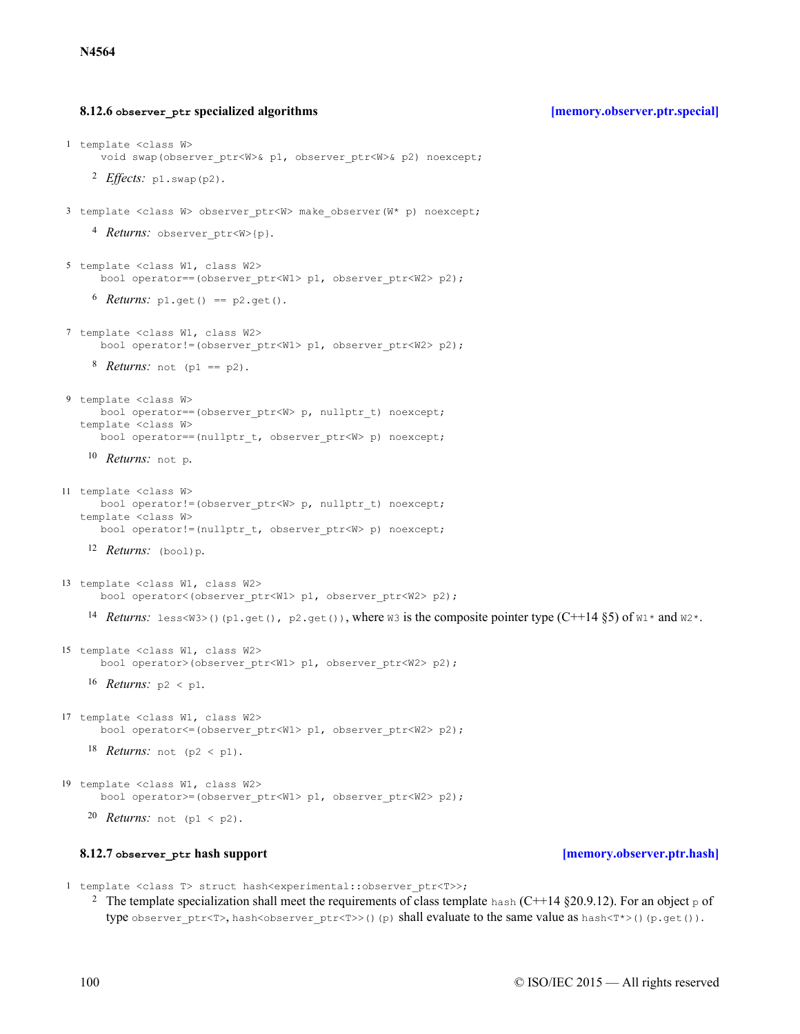### 8.12.6 `observer_ptr` specialized algorithms [memory.observer.ptr.special]

1
```
template <class W>
    void swap(observer_ptr<W>& p1, observer_ptr<W>& p2) noexcept;
```

2 *Effects:* `p1.swap(p2)`.

3
```
template <class W> observer_ptr<W> make_observer(W* p) noexcept;
```

4 *Returns:* `observer_ptr<W>{p}`.

5
```
template <class W1, class W2>
    bool operator==(observer_ptr<W1> p1, observer_ptr<W2> p2);
```

6 *Returns:* `p1.get() == p2.get()`.

7
```
template <class W1, class W2>
    bool operator!=(observer_ptr<W1> p1, observer_ptr<W2> p2);
```

8 *Returns:* `not (p1 == p2)`.

9
```
template <class W>
    bool operator==(observer_ptr<W> p, nullptr_t) noexcept;
template <class W>
    bool operator==(nullptr_t, observer_ptr<W> p) noexcept;
```

10 *Returns:* `not p`.

11
```
template <class W>
    bool operator!=(observer_ptr<W> p, nullptr_t) noexcept;
template <class W>
    bool operator!=(nullptr_t, observer_ptr<W> p) noexcept;
```

12 *Returns:* `(bool)p`.

13
```
template <class W1, class W2>
    bool operator<(observer_ptr<W1> p1, observer_ptr<W2> p2);
```

14 *Returns:* `less<W3>()(p1.get(), p2.get())`, where `W3` is the composite pointer type (C++14 §5) of `W1*` and `W2*`.

15
```
template <class W1, class W2>
    bool operator>(observer_ptr<W1> p1, observer_ptr<W2> p2);
```

16 *Returns:* `p2 < p1`.

17
```
template <class W1, class W2>
    bool operator<=(observer_ptr<W1> p1, observer_ptr<W2> p2);
```

18 *Returns:* `not (p2 < p1)`.

19
```
template <class W1, class W2>
    bool operator>=(observer_ptr<W1> p1, observer_ptr<W2> p2);
```

20 *Returns:* `not (p1 < p2)`.

### 8.12.7 `observer_ptr` hash support [memory.observer.ptr.hash]

1
```
template <class T> struct hash<experimental::observer_ptr<T>>;
```

2 The template specialization shall meet the requirements of class template `hash` (C++14 §20.9.12). For an object `p` of type `observer_ptr<T>`, `hash<observer_ptr<T>>()(p)` shall evaluate to the same value as `hash<T*>()(p.get())`.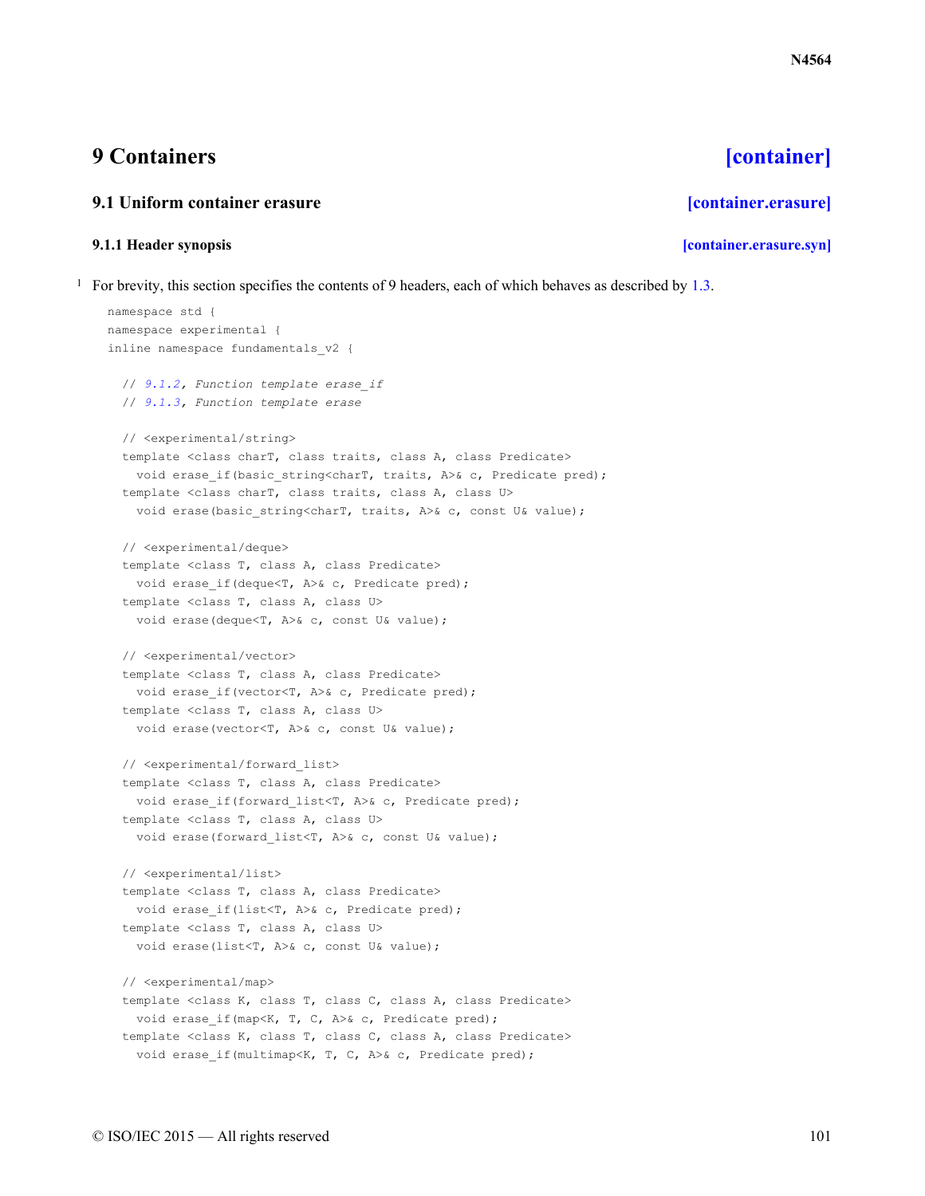# 9 Containers [container]

## 9.1 Uniform container erasure [container.erasure]

### 9.1.1 Header synopsis [container.erasure.syn]

1 For brevity, this section specifies the contents of 9 headers, each of which behaves as described by 1.3.

```
namespace std {
namespace experimental {
inline namespace fundamentals_v2 {

  // 9.1.2, Function template erase_if
  // 9.1.3, Function template erase

  // <experimental/string>
  template <class charT, class traits, class A, class Predicate>
    void erase_if(basic_string<charT, traits, A>& c, Predicate pred);
  template <class charT, class traits, class A, class U>
    void erase(basic_string<charT, traits, A>& c, const U& value);

  // <experimental/deque>
  template <class T, class A, class Predicate>
    void erase_if(deque<T, A>& c, Predicate pred);
  template <class T, class A, class U>
    void erase(deque<T, A>& c, const U& value);

  // <experimental/vector>
  template <class T, class A, class Predicate>
    void erase_if(vector<T, A>& c, Predicate pred);
  template <class T, class A, class U>
    void erase(vector<T, A>& c, const U& value);

  // <experimental/forward_list>
  template <class T, class A, class Predicate>
    void erase_if(forward_list<T, A>& c, Predicate pred);
  template <class T, class A, class U>
    void erase(forward_list<T, A>& c, const U& value);

  // <experimental/list>
  template <class T, class A, class Predicate>
    void erase_if(list<T, A>& c, Predicate pred);
  template <class T, class A, class U>
    void erase(list<T, A>& c, const U& value);

  // <experimental/map>
  template <class K, class T, class C, class A, class Predicate>
    void erase_if(map<K, T, C, A>& c, Predicate pred);
  template <class K, class T, class C, class A, class Predicate>
    void erase_if(multimap<K, T, C, A>& c, Predicate pred);
```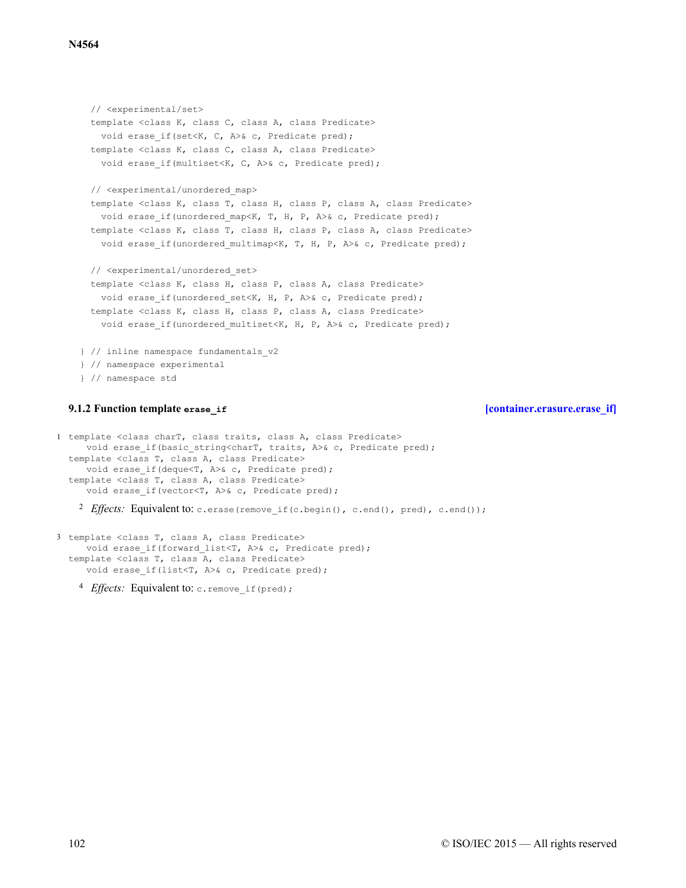```
// <experimental/set>
template <class K, class C, class A, class Predicate>
  void erase_if(set<K, C, A>& c, Predicate pred);
template <class K, class C, class A, class Predicate>
  void erase_if(multiset<K, C, A>& c, Predicate pred);

// <experimental/unordered_map>
template <class K, class T, class H, class P, class A, class Predicate>
  void erase_if(unordered_map<K, T, H, P, A>& c, Predicate pred);
template <class K, class T, class H, class P, class A, class Predicate>
  void erase_if(unordered_multimap<K, T, H, P, A>& c, Predicate pred);

// <experimental/unordered_set>
template <class K, class H, class P, class A, class Predicate>
  void erase_if(unordered_set<K, H, P, A>& c, Predicate pred);
template <class K, class H, class P, class A, class Predicate>
  void erase_if(unordered_multiset<K, H, P, A>& c, Predicate pred);

} // inline namespace fundamentals_v2
} // namespace experimental
} // namespace std
```

### 9.1.2 Function template `erase_if` [container.erasure.erase_if]

1
```
template <class charT, class traits, class A, class Predicate>
  void erase_if(basic_string<charT, traits, A>& c, Predicate pred);
template <class T, class A, class Predicate>
  void erase_if(deque<T, A>& c, Predicate pred);
template <class T, class A, class Predicate>
  void erase_if(vector<T, A>& c, Predicate pred);
```

2 *Effects:* Equivalent to: `c.erase(remove_if(c.begin(), c.end(), pred), c.end());`

3
```
template <class T, class A, class Predicate>
  void erase_if(forward_list<T, A>& c, Predicate pred);
template <class T, class A, class Predicate>
  void erase_if(list<T, A>& c, Predicate pred);
```

4 *Effects:* Equivalent to: `c.remove_if(pred);`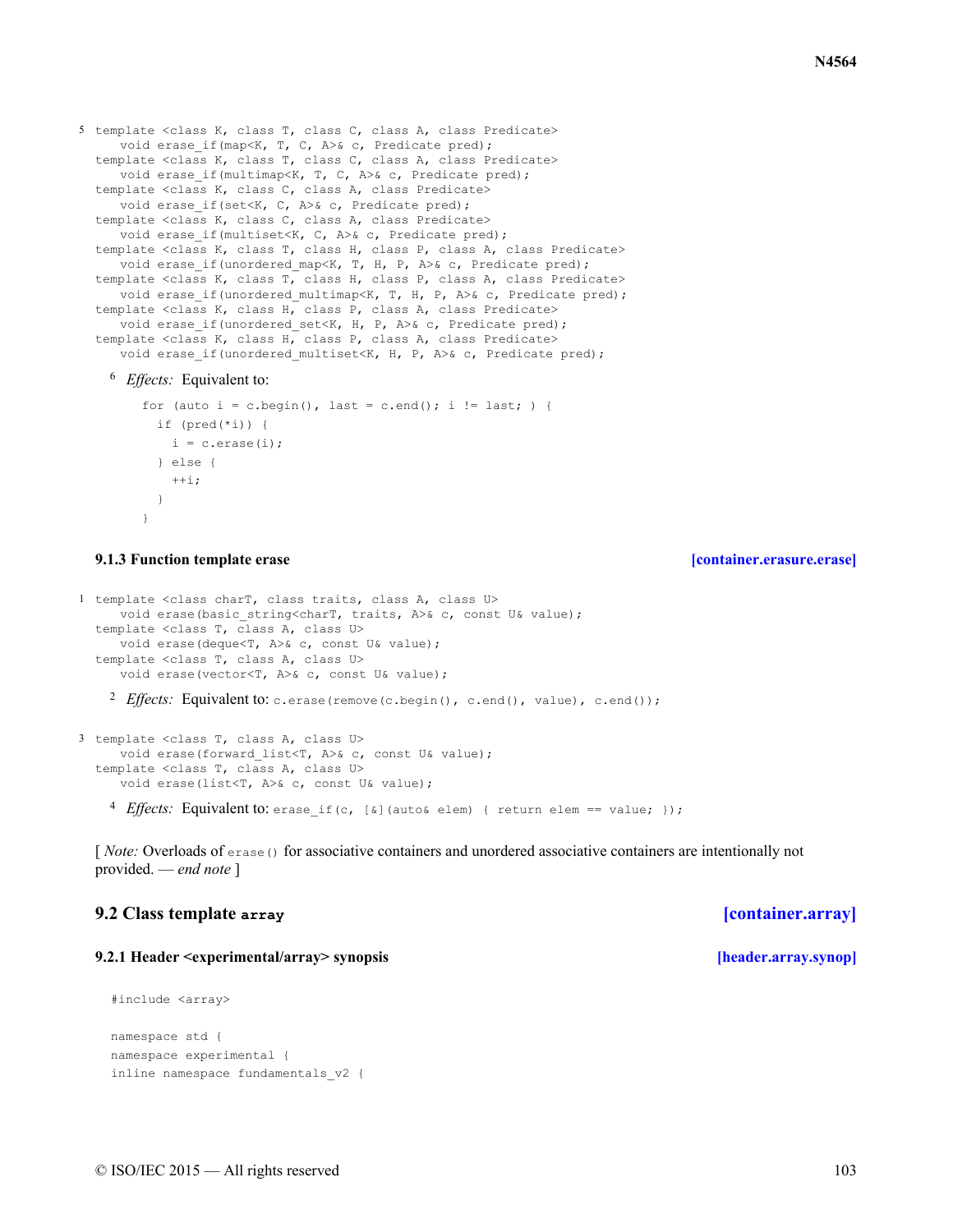5
```
template <class K, class T, class C, class A, class Predicate>
   void erase_if(map<K, T, C, A>& c, Predicate pred);
template <class K, class T, class C, class A, class Predicate>
   void erase_if(multimap<K, T, C, A>& c, Predicate pred);
template <class K, class C, class A, class Predicate>
   void erase_if(set<K, C, A>& c, Predicate pred);
template <class K, class C, class A, class Predicate>
   void erase_if(multiset<K, C, A>& c, Predicate pred);
template <class K, class T, class H, class P, class A, class Predicate>
   void erase_if(unordered_map<K, T, H, P, A>& c, Predicate pred);
template <class K, class T, class H, class P, class A, class Predicate>
   void erase_if(unordered_multimap<K, T, H, P, A>& c, Predicate pred);
template <class K, class H, class P, class A, class Predicate>
   void erase_if(unordered_set<K, H, P, A>& c, Predicate pred);
template <class K, class H, class P, class A, class Predicate>
   void erase_if(unordered_multiset<K, H, P, A>& c, Predicate pred);
```

6 *Effects:* Equivalent to:

```
for (auto i = c.begin(), last = c.end(); i != last; ) {
  if (pred(*i)) {
    i = c.erase(i);
  } else {
    ++i;
  }
}
```

### 9.1.3 Function template erase [container.erasure.erase]

1
```
template <class charT, class traits, class A, class U>
   void erase(basic_string<charT, traits, A>& c, const U& value);
template <class T, class A, class U>
   void erase(deque<T, A>& c, const U& value);
template <class T, class A, class U>
   void erase(vector<T, A>& c, const U& value);
```

2 *Effects:* Equivalent to: `c.erase(remove(c.begin(), c.end(), value), c.end());`

3
```
template <class T, class A, class U>
   void erase(forward_list<T, A>& c, const U& value);
template <class T, class A, class U>
   void erase(list<T, A>& c, const U& value);
```

4 *Effects:* Equivalent to: `erase_if(c, [&](auto& elem) { return elem == value; });`

[ *Note:* Overloads of `erase()` for associative containers and unordered associative containers are intentionally not provided. — *end note* ]

## 9.2 Class template `array` [container.array]

### 9.2.1 Header <experimental/array> synopsis [header.array.synop]

```
#include <array>

namespace std {
namespace experimental {
inline namespace fundamentals_v2 {
```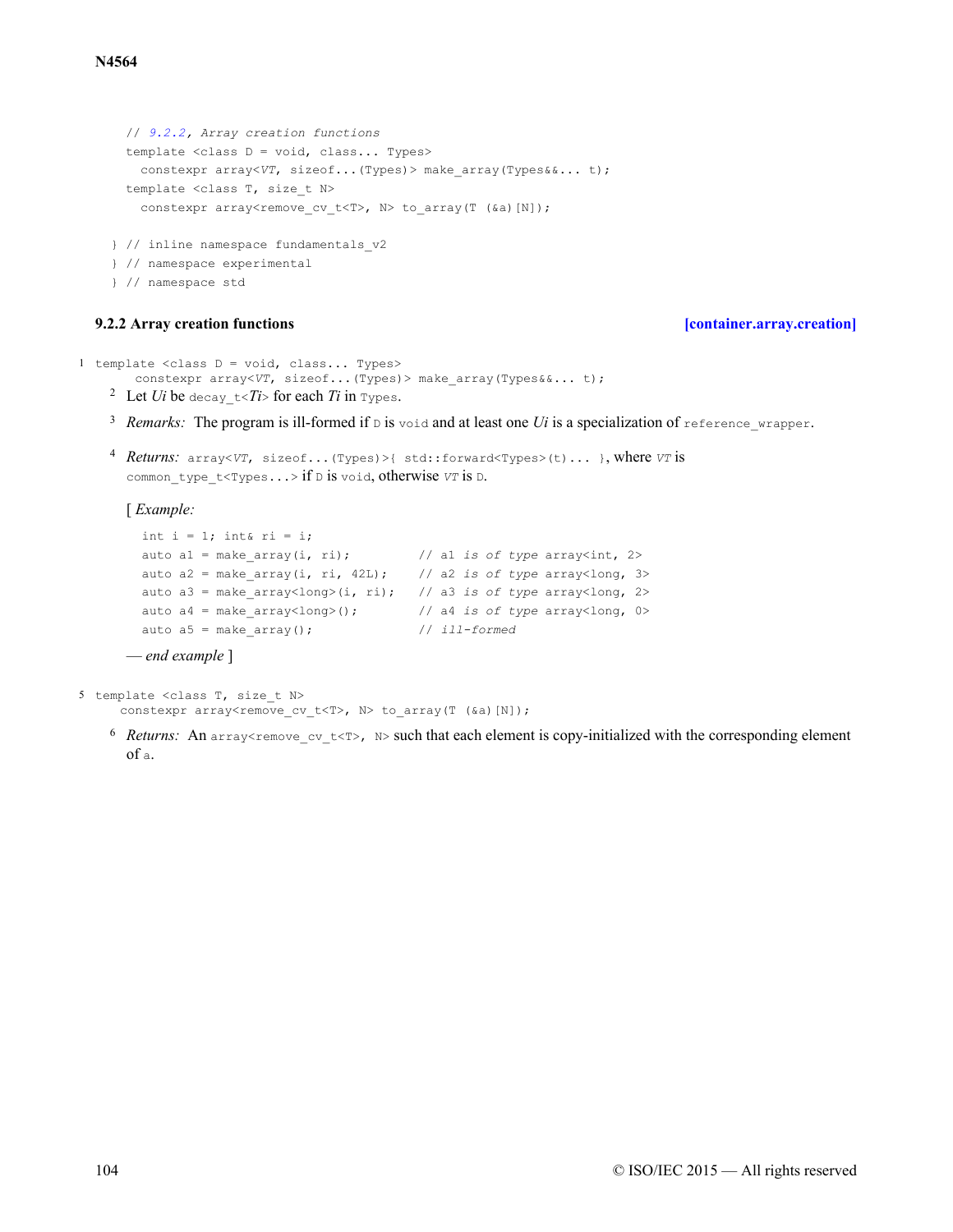```
  // 9.2.2, Array creation functions
  template <class D = void, class... Types>
    constexpr array<VT, sizeof...(Types)> make_array(Types&&... t);
  template <class T, size_t N>
    constexpr array<remove_cv_t<T>, N> to_array(T (&a)[N]);

} // inline namespace fundamentals_v2
} // namespace experimental
} // namespace std
```

### 9.2.2 Array creation functions [container.array.creation]

```
template <class D = void, class... Types>
  constexpr array<VT, sizeof...(Types)> make_array(Types&&... t);
```

2 Let *Ui* be `decay_t<`*Ti*`>` for each *Ti* in `Types`.

3 *Remarks:* The program is ill-formed if `D` is `void` and at least one *Ui* is a specialization of `reference_wrapper`.

4 *Returns:* `array<`*VT*`, sizeof...(Types)>{ std::forward<Types>(t)... }`, where *VT* is `common_type_t<Types...>` if `D` is `void`, otherwise *VT* is `D`.

[ *Example:*

```
int i = 1; int& ri = i;
auto a1 = make_array(i, ri);         // a1 is of type array<int, 2>
auto a2 = make_array(i, ri, 42L);    // a2 is of type array<long, 3>
auto a3 = make_array<long>(i, ri);   // a3 is of type array<long, 2>
auto a4 = make_array<long>();        // a4 is of type array<long, 0>
auto a5 = make_array();              // ill-formed
```

*— end example* ]

```
template <class T, size_t N>
  constexpr array<remove_cv_t<T>, N> to_array(T (&a)[N]);
```

6 *Returns:* An `array<remove_cv_t<T>, N>` such that each element is copy-initialized with the corresponding element of `a`.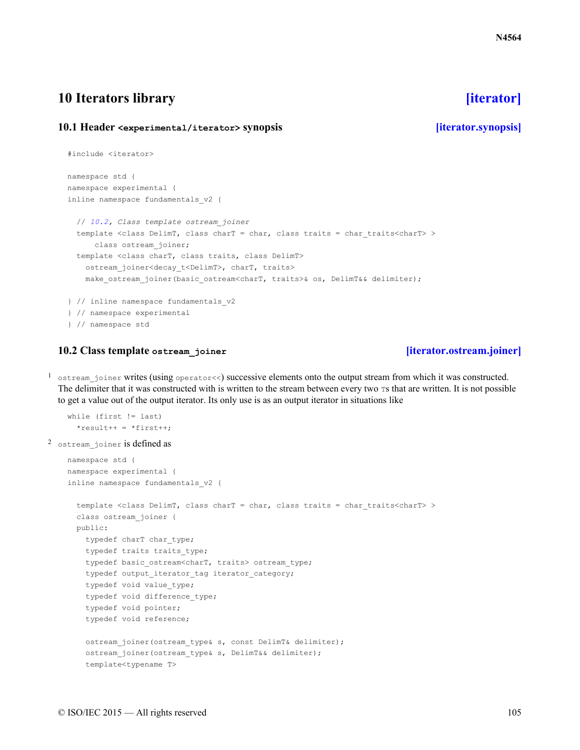# 10 Iterators library [iterator]

## 10.1 Header `<experimental/iterator>` synopsis [iterator.synopsis]

```
#include <iterator>

namespace std {
namespace experimental {
inline namespace fundamentals_v2 {

  // 10.2, Class template ostream_joiner
  template <class DelimT, class charT = char, class traits = char_traits<charT> >
      class ostream_joiner;
  template <class charT, class traits, class DelimT>
    ostream_joiner<decay_t<DelimT>, charT, traits>
    make_ostream_joiner(basic_ostream<charT, traits>& os, DelimT&& delimiter);

} // inline namespace fundamentals_v2
} // namespace experimental
} // namespace std
```

## 10.2 Class template `ostream_joiner` [iterator.ostream.joiner]

1 `ostream_joiner` writes (using `operator<<`) successive elements onto the output stream from which it was constructed. The delimiter that it was constructed with is written to the stream between every two `T`s that are written. It is not possible to get a value out of the output iterator. Its only use is as an output iterator in situations like

```
while (first != last)
  *result++ = *first++;
```

2 `ostream_joiner` is defined as

```
namespace std {
namespace experimental {
inline namespace fundamentals_v2 {

  template <class DelimT, class charT = char, class traits = char_traits<charT> >
  class ostream_joiner {
  public:
    typedef charT char_type;
    typedef traits traits_type;
    typedef basic_ostream<charT, traits> ostream_type;
    typedef output_iterator_tag iterator_category;
    typedef void value_type;
    typedef void difference_type;
    typedef void pointer;
    typedef void reference;

    ostream_joiner(ostream_type& s, const DelimT& delimiter);
    ostream_joiner(ostream_type& s, DelimT&& delimiter);
    template<typename T>
```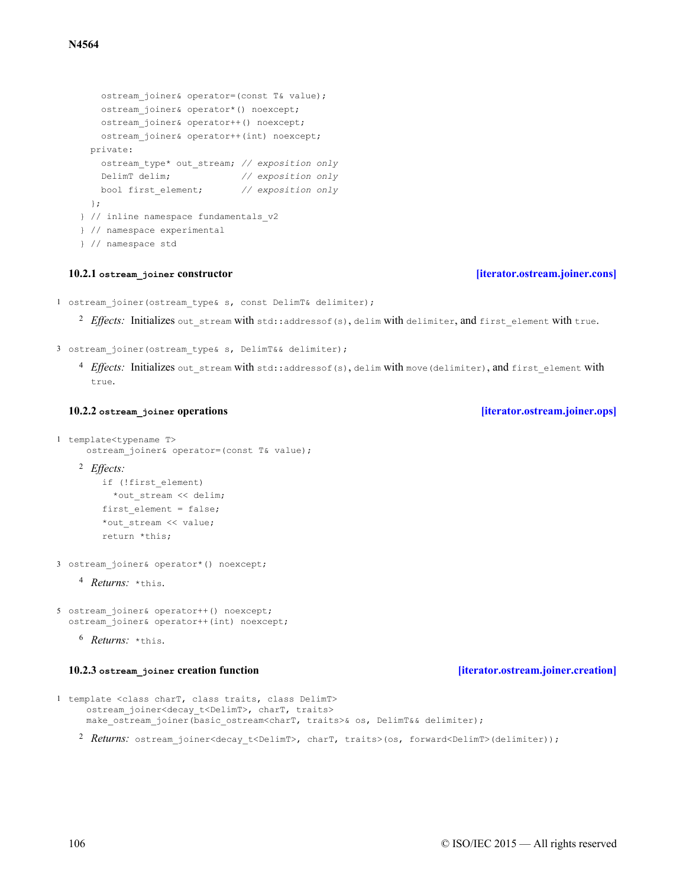```
    ostream_joiner& operator=(const T& value);
    ostream_joiner& operator*() noexcept;
    ostream_joiner& operator++() noexcept;
    ostream_joiner& operator++(int) noexcept;
  private:
    ostream_type* out_stream; // exposition only
    DelimT delim;             // exposition only
    bool first_element;       // exposition only
  };
} // inline namespace fundamentals_v2
} // namespace experimental
} // namespace std
```

### 10.2.1 `ostream_joiner` constructor [iterator.ostream.joiner.cons]

1 `ostream_joiner(ostream_type& s, const DelimT& delimiter);`

2 *Effects:* Initializes `out_stream` with `std::addressof(s)`, `delim` with `delimiter`, and `first_element` with `true`.

3 `ostream_joiner(ostream_type& s, DelimT&& delimiter);`

4 *Effects:* Initializes `out_stream` with `std::addressof(s)`, `delim` with `move(delimiter)`, and `first_element` with `true`.

### 10.2.2 `ostream_joiner` operations [iterator.ostream.joiner.ops]

1
```
template<typename T>
  ostream_joiner& operator=(const T& value);
```

2 *Effects:*

```
if (!first_element)
  *out_stream << delim;
first_element = false;
*out_stream << value;
return *this;
```

3 `ostream_joiner& operator*() noexcept;`

4 *Returns:* `*this`.

5
```
ostream_joiner& operator++() noexcept;
ostream_joiner& operator++(int) noexcept;
```

6 *Returns:* `*this`.

### 10.2.3 `ostream_joiner` creation function [iterator.ostream.joiner.creation]

1
```
template <class charT, class traits, class DelimT>
  ostream_joiner<decay_t<DelimT>, charT, traits>
  make_ostream_joiner(basic_ostream<charT, traits>& os, DelimT&& delimiter);
```

2 *Returns:* `ostream_joiner<decay_t<DelimT>, charT, traits>(os, forward<DelimT>(delimiter));`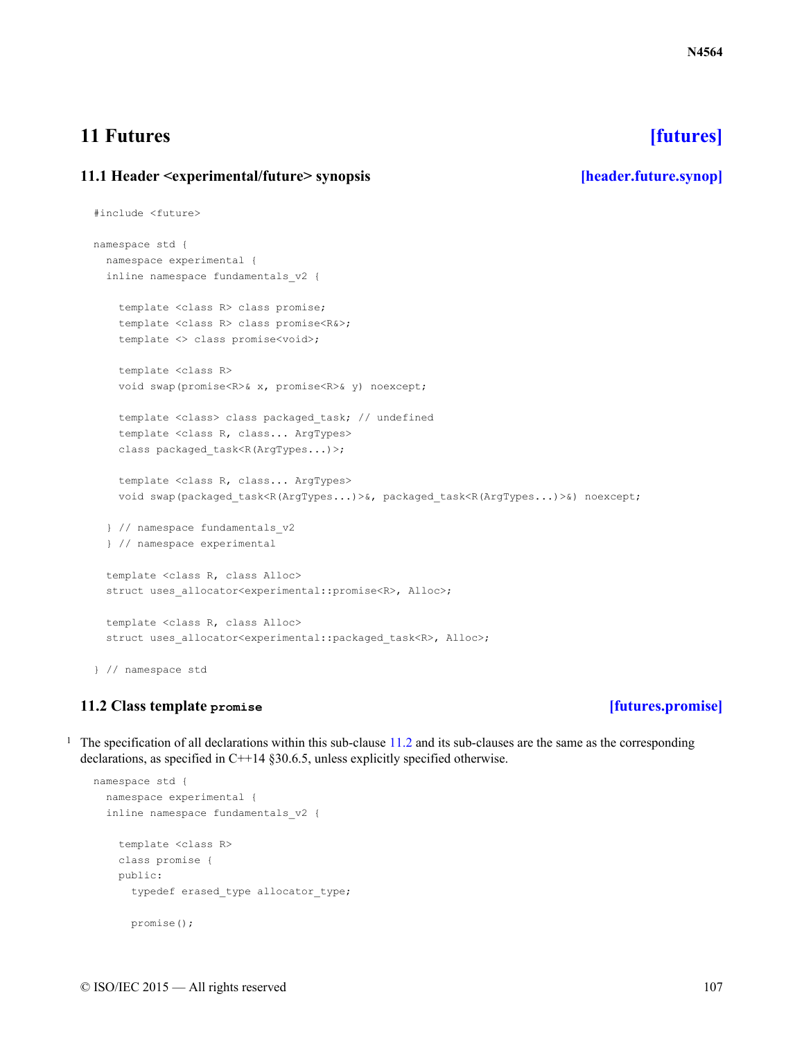# 11 Futures [futures]

## 11.1 Header <experimental/future> synopsis [header.future.synop]

```
#include <future>

namespace std {
  namespace experimental {
  inline namespace fundamentals_v2 {

    template <class R> class promise;
    template <class R> class promise<R&>;
    template <> class promise<void>;

    template <class R>
    void swap(promise<R>& x, promise<R>& y) noexcept;

    template <class> class packaged_task; // undefined
    template <class R, class... ArgTypes>
    class packaged_task<R(ArgTypes...)>;

    template <class R, class... ArgTypes>
    void swap(packaged_task<R(ArgTypes...)>&, packaged_task<R(ArgTypes...)>&) noexcept;

  } // namespace fundamentals_v2
  } // namespace experimental

  template <class R, class Alloc>
  struct uses_allocator<experimental::promise<R>, Alloc>;

  template <class R, class Alloc>
  struct uses_allocator<experimental::packaged_task<R>, Alloc>;

} // namespace std
```

## 11.2 Class template `promise` [futures.promise]

1 The specification of all declarations within this sub-clause 11.2 and its sub-clauses are the same as the corresponding declarations, as specified in C++14 §30.6.5, unless explicitly specified otherwise.

```
namespace std {
  namespace experimental {
  inline namespace fundamentals_v2 {

    template <class R>
    class promise {
    public:
      typedef erased_type allocator_type;

      promise();
```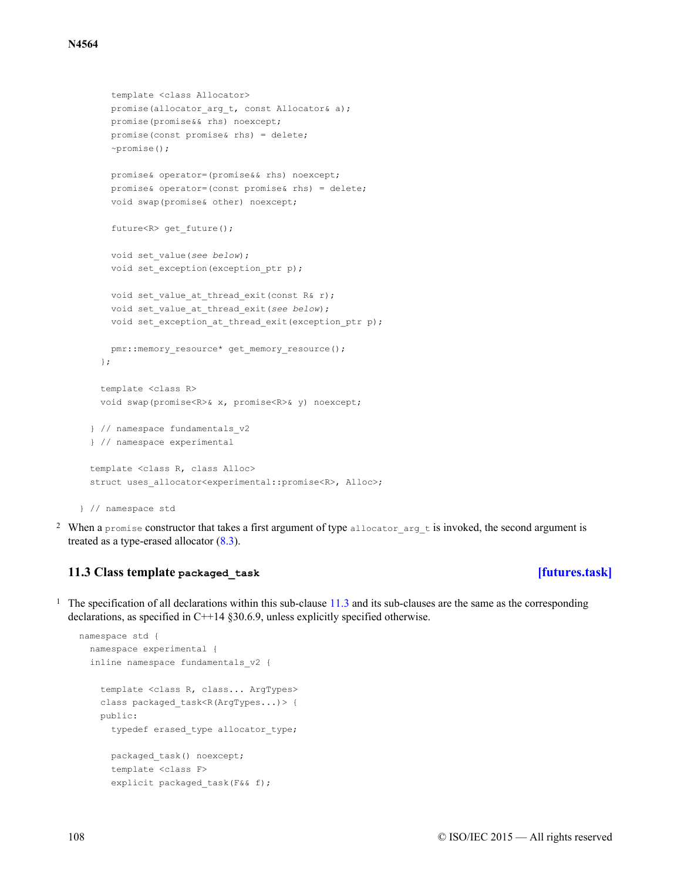```
    template <class Allocator>
    promise(allocator_arg_t, const Allocator& a);
    promise(promise&& rhs) noexcept;
    promise(const promise& rhs) = delete;
    ~promise();

    promise& operator=(promise&& rhs) noexcept;
    promise& operator=(const promise& rhs) = delete;
    void swap(promise& other) noexcept;

    future<R> get_future();

    void set_value(see below);
    void set_exception(exception_ptr p);

    void set_value_at_thread_exit(const R& r);
    void set_value_at_thread_exit(see below);
    void set_exception_at_thread_exit(exception_ptr p);

    pmr::memory_resource* get_memory_resource();
  };

  template <class R>
  void swap(promise<R>& x, promise<R>& y) noexcept;

} // namespace fundamentals_v2
} // namespace experimental

template <class R, class Alloc>
struct uses_allocator<experimental::promise<R>, Alloc>;

} // namespace std
```

2 When a `promise` constructor that takes a first argument of type `allocator_arg_t` is invoked, the second argument is treated as a type-erased allocator (8.3).

### 11.3 Class template `packaged_task` [futures.task]

1 The specification of all declarations within this sub-clause 11.3 and its sub-clauses are the same as the corresponding declarations, as specified in C++14 §30.6.9, unless explicitly specified otherwise.

```
namespace std {
  namespace experimental {
  inline namespace fundamentals_v2 {

    template <class R, class... ArgTypes>
    class packaged_task<R(ArgTypes...)> {
    public:
      typedef erased_type allocator_type;

      packaged_task() noexcept;
      template <class F>
      explicit packaged_task(F&& f);
```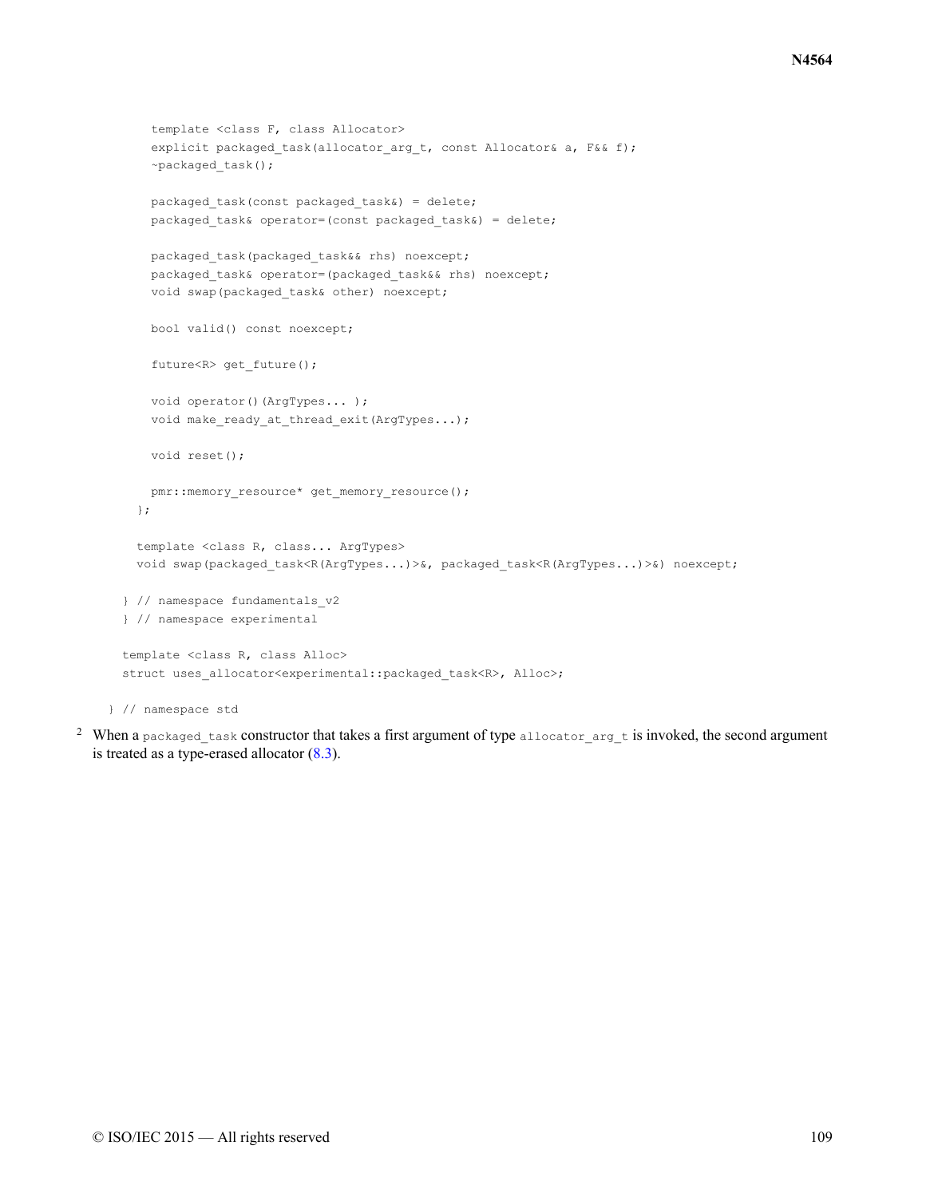```
    template <class F, class Allocator>
    explicit packaged_task(allocator_arg_t, const Allocator& a, F&& f);
    ~packaged_task();

    packaged_task(const packaged_task&) = delete;
    packaged_task& operator=(const packaged_task&) = delete;

    packaged_task(packaged_task&& rhs) noexcept;
    packaged_task& operator=(packaged_task&& rhs) noexcept;
    void swap(packaged_task& other) noexcept;

    bool valid() const noexcept;

    future<R> get_future();

    void operator()(ArgTypes... );
    void make_ready_at_thread_exit(ArgTypes...);

    void reset();

    pmr::memory_resource* get_memory_resource();
  };

  template <class R, class... ArgTypes>
  void swap(packaged_task<R(ArgTypes...)>&, packaged_task<R(ArgTypes...)>&) noexcept;

} // namespace fundamentals_v2
} // namespace experimental

template <class R, class Alloc>
struct uses_allocator<experimental::packaged_task<R>, Alloc>;

} // namespace std
```

2 When a `packaged_task` constructor that takes a first argument of type `allocator_arg_t` is invoked, the second argument is treated as a type-erased allocator (8.3).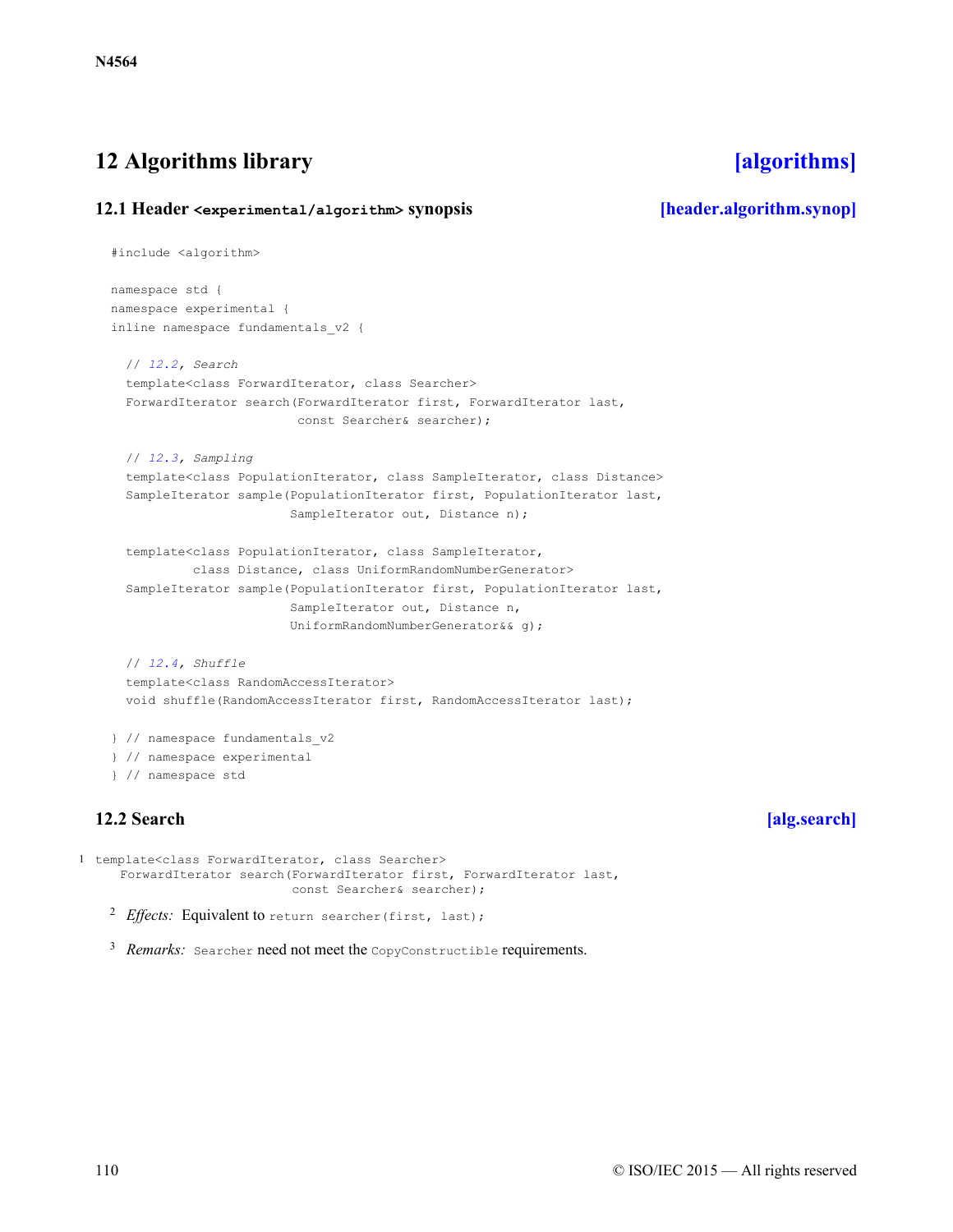# 12 Algorithms library [algorithms]

## 12.1 Header `<experimental/algorithm>` synopsis [header.algorithm.synop]

```
#include <algorithm>

namespace std {
namespace experimental {
inline namespace fundamentals_v2 {

  // 12.2, Search
  template<class ForwardIterator, class Searcher>
  ForwardIterator search(ForwardIterator first, ForwardIterator last,
                         const Searcher& searcher);

  // 12.3, Sampling
  template<class PopulationIterator, class SampleIterator, class Distance>
  SampleIterator sample(PopulationIterator first, PopulationIterator last,
                        SampleIterator out, Distance n);

  template<class PopulationIterator, class SampleIterator,
           class Distance, class UniformRandomNumberGenerator>
  SampleIterator sample(PopulationIterator first, PopulationIterator last,
                        SampleIterator out, Distance n,
                        UniformRandomNumberGenerator&& g);

  // 12.4, Shuffle
  template<class RandomAccessIterator>
  void shuffle(RandomAccessIterator first, RandomAccessIterator last);

} // namespace fundamentals_v2
} // namespace experimental
} // namespace std
```

## 12.2 Search [alg.search]

1
```
template<class ForwardIterator, class Searcher>
  ForwardIterator search(ForwardIterator first, ForwardIterator last,
                         const Searcher& searcher);
```

2 *Effects:* Equivalent to `return searcher(first, last);`

3 *Remarks:* `Searcher` need not meet the `CopyConstructible` requirements.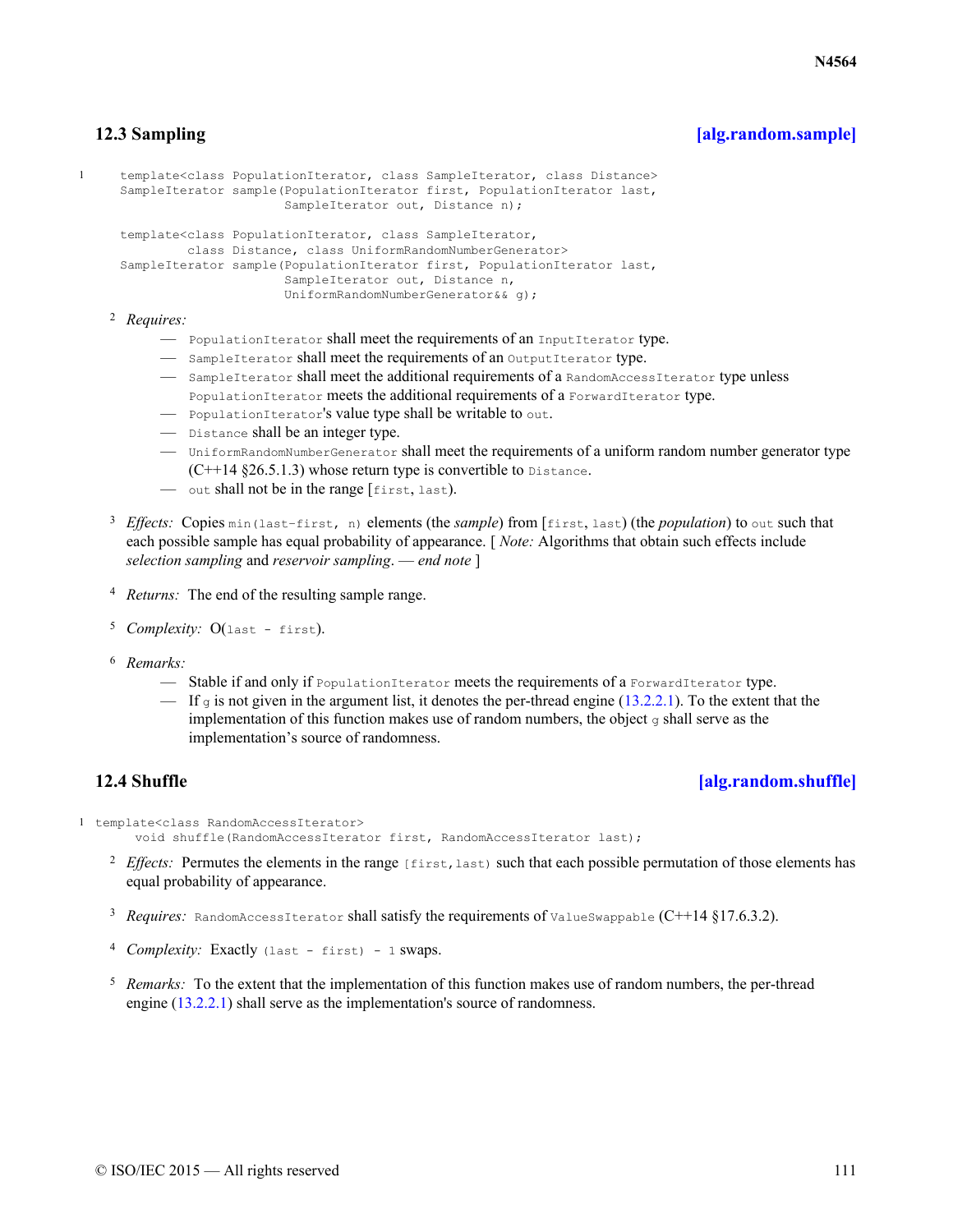## 12.3 Sampling [alg.random.sample]

1

```
template<class PopulationIterator, class SampleIterator, class Distance>
SampleIterator sample(PopulationIterator first, PopulationIterator last,
                      SampleIterator out, Distance n);

template<class PopulationIterator, class SampleIterator,
         class Distance, class UniformRandomNumberGenerator>
SampleIterator sample(PopulationIterator first, PopulationIterator last,
                      SampleIterator out, Distance n,
                      UniformRandomNumberGenerator&& g);
```

2 *Requires:*

- `PopulationIterator` shall meet the requirements of an `InputIterator` type.
- `SampleIterator` shall meet the requirements of an `OutputIterator` type.
- `SampleIterator` shall meet the additional requirements of a `RandomAccessIterator` type unless `PopulationIterator` meets the additional requirements of a `ForwardIterator` type.
- `PopulationIterator`'s value type shall be writable to `out`.
- `Distance` shall be an integer type.
- `UniformRandomNumberGenerator` shall meet the requirements of a uniform random number generator type (C++14 §26.5.1.3) whose return type is convertible to `Distance`.
- `out` shall not be in the range [`first`, `last`).

3 *Effects:* Copies `min(last-first, n)` elements (the *sample*) from [`first`, `last`) (the *population*) to `out` such that each possible sample has equal probability of appearance. [ *Note:* Algorithms that obtain such effects include *selection sampling* and *reservoir sampling*. — *end note* ]

4 *Returns:* The end of the resulting sample range.

5 *Complexity:* O(`last - first`).

6 *Remarks:*

- Stable if and only if `PopulationIterator` meets the requirements of a `ForwardIterator` type.
- If `g` is not given in the argument list, it denotes the per-thread engine (13.2.2.1). To the extent that the implementation of this function makes use of random numbers, the object `g` shall serve as the implementation's source of randomness.

## 12.4 Shuffle [alg.random.shuffle]

1

```
template<class RandomAccessIterator>
  void shuffle(RandomAccessIterator first, RandomAccessIterator last);
```

2 *Effects:* Permutes the elements in the range `[first,last)` such that each possible permutation of those elements has equal probability of appearance.

3 *Requires:* `RandomAccessIterator` shall satisfy the requirements of `ValueSwappable` (C++14 §17.6.3.2).

4 *Complexity:* Exactly `(last - first) - 1` swaps.

5 *Remarks:* To the extent that the implementation of this function makes use of random numbers, the per-thread engine (13.2.2.1) shall serve as the implementation's source of randomness.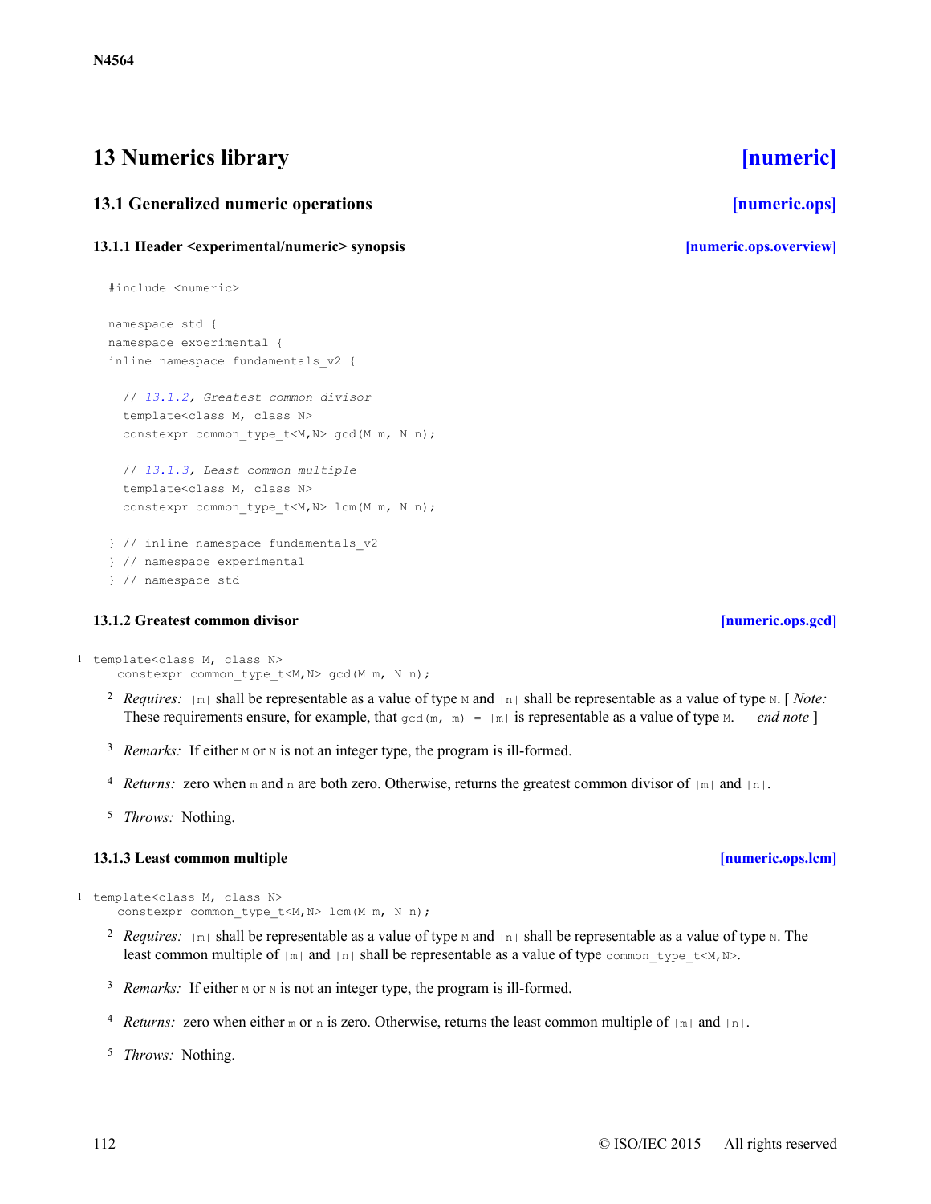# 13 Numerics library [numeric]

## 13.1 Generalized numeric operations [numeric.ops]

### 13.1.1 Header <experimental/numeric> synopsis [numeric.ops.overview]

```
#include <numeric>

namespace std {
namespace experimental {
inline namespace fundamentals_v2 {

  // 13.1.2, Greatest common divisor
  template<class M, class N>
  constexpr common_type_t<M,N> gcd(M m, N n);

  // 13.1.3, Least common multiple
  template<class M, class N>
  constexpr common_type_t<M,N> lcm(M m, N n);

} // inline namespace fundamentals_v2
} // namespace experimental
} // namespace std
```

### 13.1.2 Greatest common divisor [numeric.ops.gcd]

1
```
template<class M, class N>
  constexpr common_type_t<M,N> gcd(M m, N n);
```

2 *Requires:* `|m|` shall be representable as a value of type `M` and `|n|` shall be representable as a value of type `N`. [ *Note:* These requirements ensure, for example, that `gcd(m, m) = |m|` is representable as a value of type `M`. — *end note* ]

3 *Remarks:* If either `M` or `N` is not an integer type, the program is ill-formed.

4 *Returns:* zero when `m` and `n` are both zero. Otherwise, returns the greatest common divisor of `|m|` and `|n|`.

5 *Throws:* Nothing.

### 13.1.3 Least common multiple [numeric.ops.lcm]

1
```
template<class M, class N>
  constexpr common_type_t<M,N> lcm(M m, N n);
```

2 *Requires:* `|m|` shall be representable as a value of type `M` and `|n|` shall be representable as a value of type `N`. The least common multiple of `|m|` and `|n|` shall be representable as a value of type `common_type_t<M,N>`.

3 *Remarks:* If either `M` or `N` is not an integer type, the program is ill-formed.

4 *Returns:* zero when either `m` or `n` is zero. Otherwise, returns the least common multiple of `|m|` and `|n|`.

5 *Throws:* Nothing.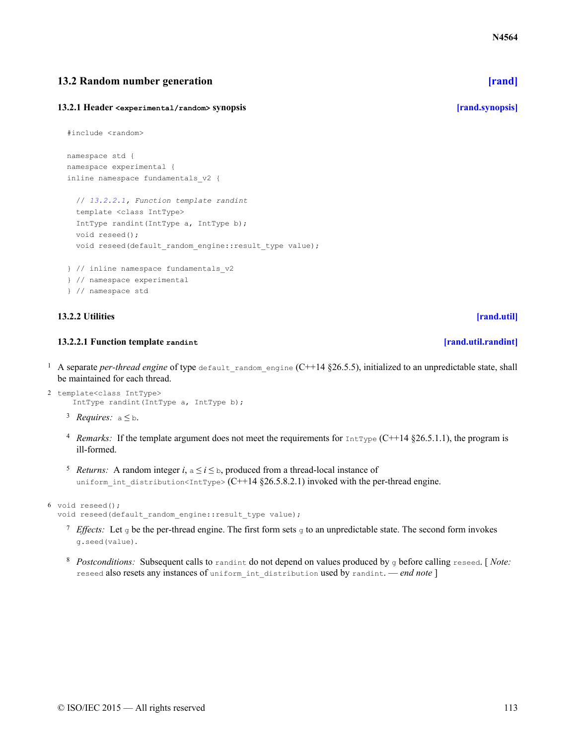## 13.2 Random number generation [rand]

### 13.2.1 Header `<experimental/random>` synopsis [rand.synopsis]

```
#include <random>

namespace std {
namespace experimental {
inline namespace fundamentals_v2 {

  // 13.2.2.1, Function template randint
  template <class IntType>
  IntType randint(IntType a, IntType b);
  void reseed();
  void reseed(default_random_engine::result_type value);

} // inline namespace fundamentals_v2
} // namespace experimental
} // namespace std
```

### 13.2.2 Utilities [rand.util]

#### 13.2.2.1 Function template `randint` [rand.util.randint]

1 A separate *per-thread engine* of type `default_random_engine` (C++14 §26.5.5), initialized to an unpredictable state, shall be maintained for each thread.

```
template<class IntType>
  IntType randint(IntType a, IntType b);
```

2

3 *Requires:* `a` ≤ `b`.

4 *Remarks:* If the template argument does not meet the requirements for `IntType` (C++14 §26.5.1.1), the program is ill-formed.

5 *Returns:* A random integer *i*, `a` ≤ *i* ≤ `b`, produced from a thread-local instance of `uniform_int_distribution<IntType>` (C++14 §26.5.8.2.1) invoked with the per-thread engine.

```
void reseed();
void reseed(default_random_engine::result_type value);
```

6

7 *Effects:* Let `g` be the per-thread engine. The first form sets `g` to an unpredictable state. The second form invokes `g.seed(value)`.

8 *Postconditions:* Subsequent calls to `randint` do not depend on values produced by `g` before calling `reseed`. [ *Note:* `reseed` also resets any instances of `uniform_int_distribution` used by `randint`. — *end note* ]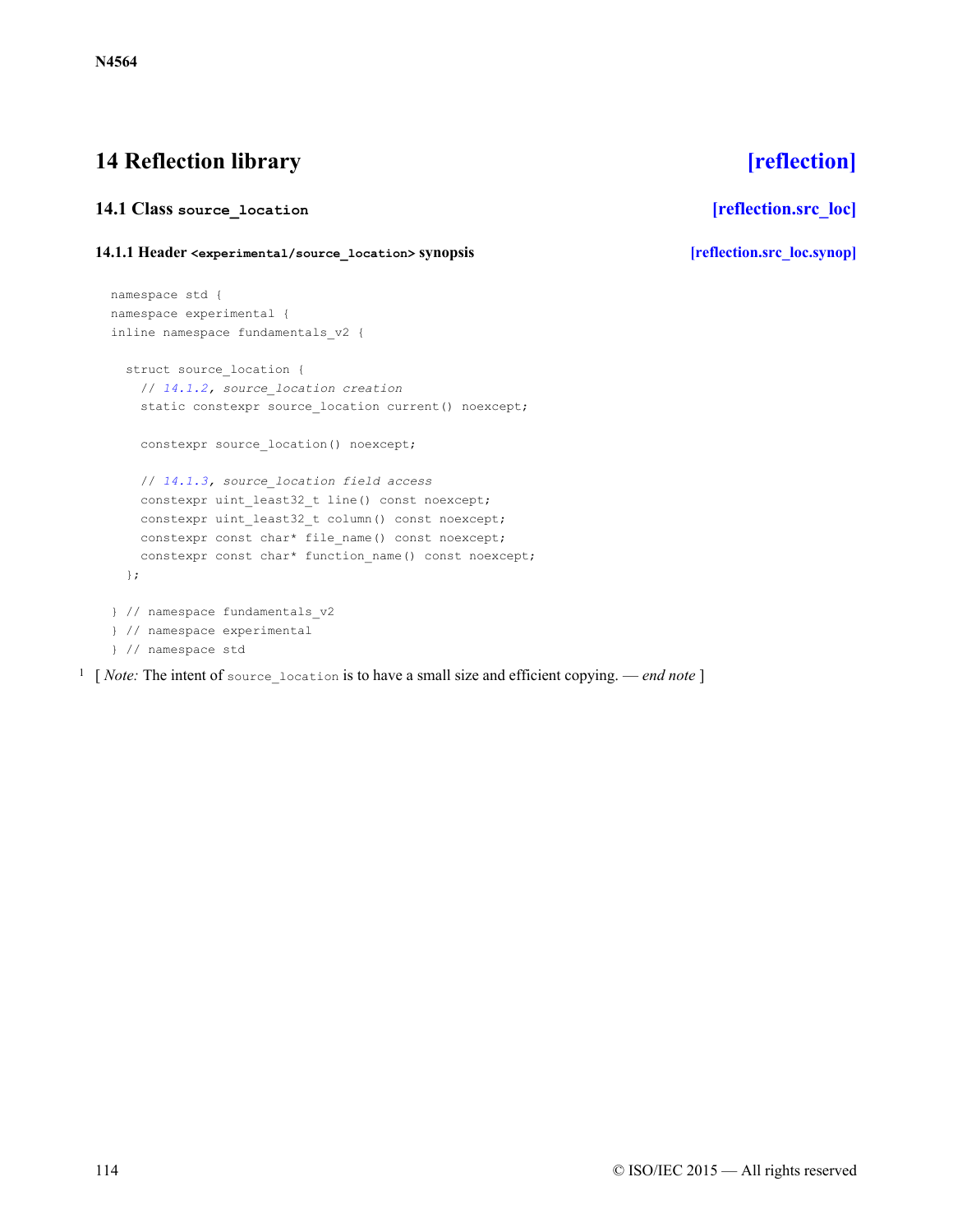# 14 Reflection library [reflection]

## 14.1 Class `source_location` [reflection.src_loc]

### 14.1.1 Header `<experimental/source_location>` synopsis [reflection.src_loc.synop]

```
namespace std {
namespace experimental {
inline namespace fundamentals_v2 {

  struct source_location {
    // 14.1.2, source_location creation
    static constexpr source_location current() noexcept;

    constexpr source_location() noexcept;

    // 14.1.3, source_location field access
    constexpr uint_least32_t line() const noexcept;
    constexpr uint_least32_t column() const noexcept;
    constexpr const char* file_name() const noexcept;
    constexpr const char* function_name() const noexcept;
  };

} // namespace fundamentals_v2
} // namespace experimental
} // namespace std
```

1 [ *Note:* The intent of `source_location` is to have a small size and efficient copying. — *end note* ]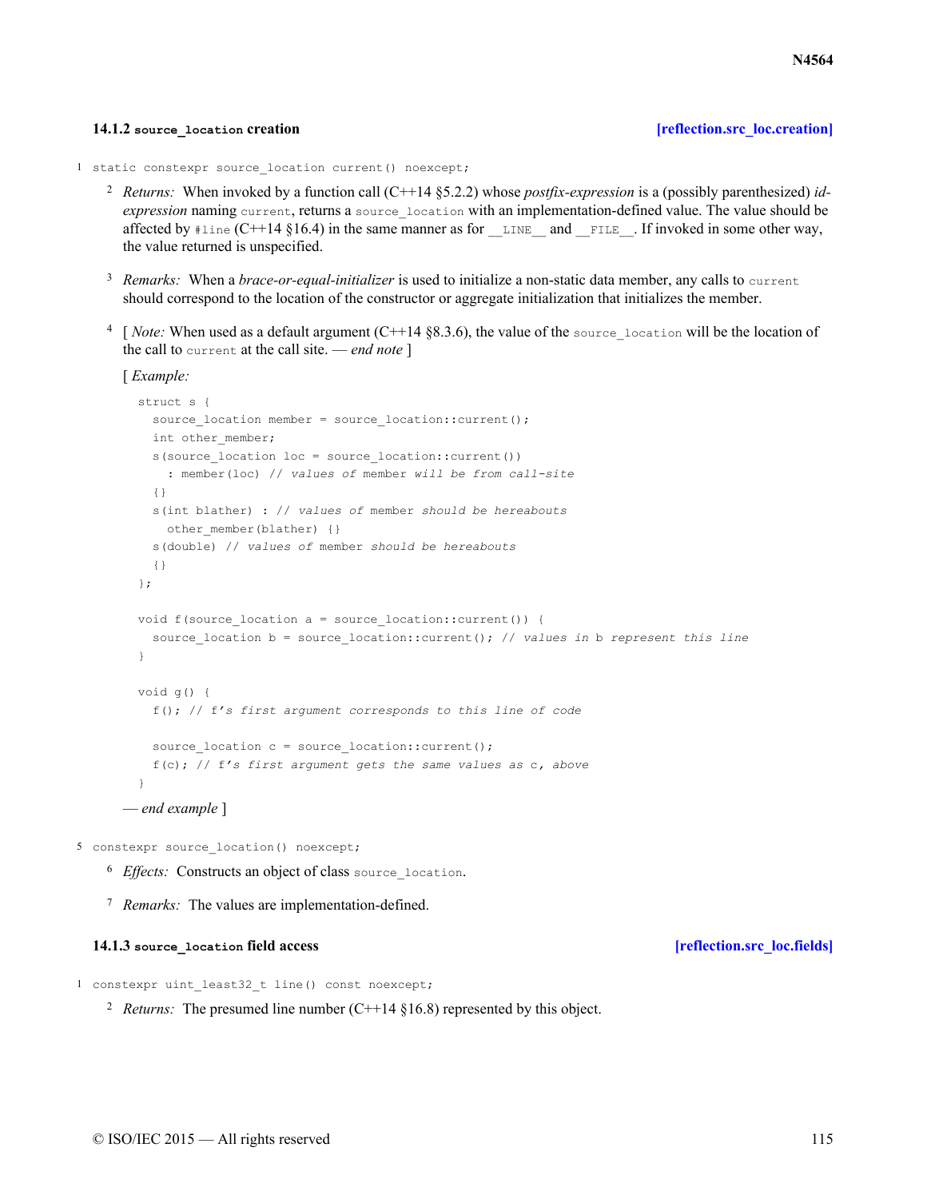### 14.1.2 `source_location` creation **[reflection.src_loc.creation]**

1 `static constexpr source_location current() noexcept;`

2 *Returns:* When invoked by a function call (C++14 §5.2.2) whose *postfix-expression* is a (possibly parenthesized) *id-expression* naming `current`, returns a `source_location` with an implementation-defined value. The value should be affected by `#line` (C++14 §16.4) in the same manner as for `__LINE__` and `__FILE__`. If invoked in some other way, the value returned is unspecified.

3 *Remarks:* When a *brace-or-equal-initializer* is used to initialize a non-static data member, any calls to `current` should correspond to the location of the constructor or aggregate initialization that initializes the member.

4 [ *Note:* When used as a default argument (C++14 §8.3.6), the value of the `source_location` will be the location of the call to `current` at the call site. — *end note* ]

[ *Example:*

```
struct s {
  source_location member = source_location::current();
  int other_member;
  s(source_location loc = source_location::current())
    : member(loc) // values of member will be from call-site
  {}
  s(int blather) : // values of member should be hereabouts
    other_member(blather) {}
  s(double) // values of member should be hereabouts
  {}
};

void f(source_location a = source_location::current()) {
  source_location b = source_location::current(); // values in b represent this line
}

void g() {
  f(); // f's first argument corresponds to this line of code

  source_location c = source_location::current();
  f(c); // f's first argument gets the same values as c, above
}
```

— *end example* ]

5 `constexpr source_location() noexcept;`

6 *Effects:* Constructs an object of class `source_location`.

7 *Remarks:* The values are implementation-defined.

### 14.1.3 `source_location` field access **[reflection.src_loc.fields]**

1 `constexpr uint_least32_t line() const noexcept;`

2 *Returns:* The presumed line number (C++14 §16.8) represented by this object.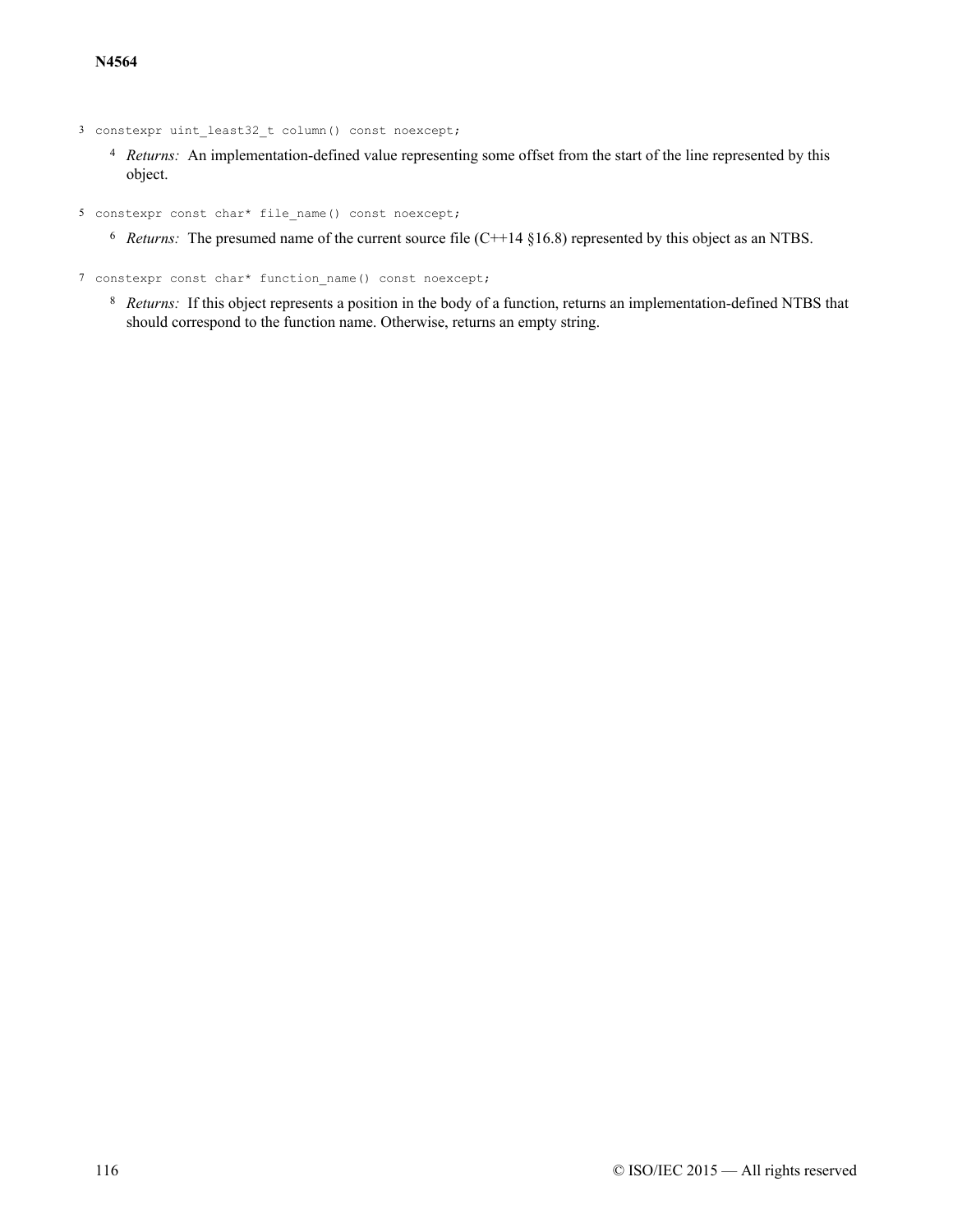3 `constexpr uint_least32_t column() const noexcept;`

> 4 *Returns:* An implementation-defined value representing some offset from the start of the line represented by this object.

5 `constexpr const char* file_name() const noexcept;`

> 6 *Returns:* The presumed name of the current source file (C++14 §16.8) represented by this object as an NTBS.

7 `constexpr const char* function_name() const noexcept;`

> 8 *Returns:* If this object represents a position in the body of a function, returns an implementation-defined NTBS that should correspond to the function name. Otherwise, returns an empty string.